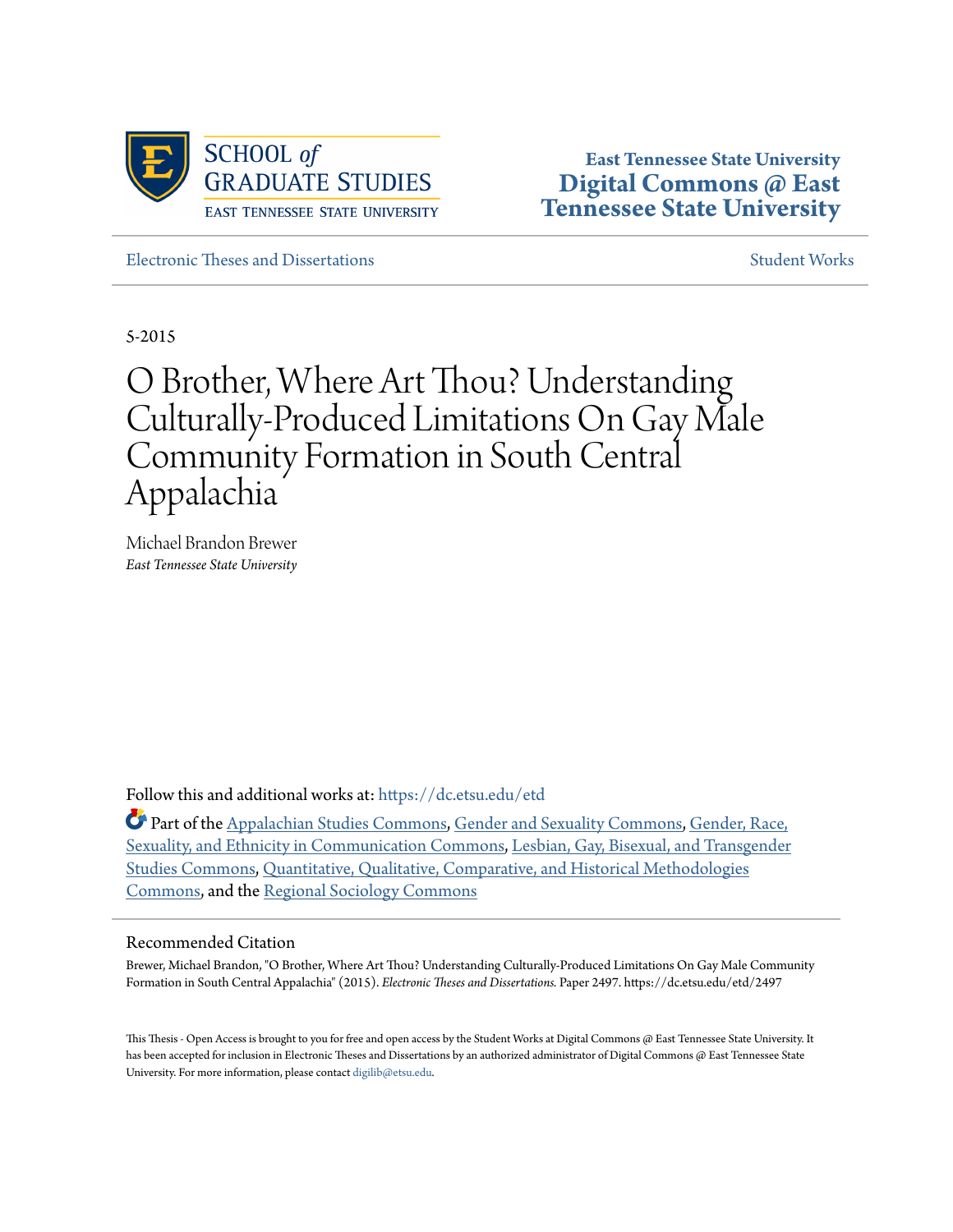SCHOOL *of* GRADUATE STUDIES
EAST TENNESSEE STATE UNIVERSITY

**East Tennessee State University**
**Digital Commons @ East Tennessee State University**

Electronic Theses and Dissertations

Student Works

5-2015

# O Brother, Where Art Thou? Understanding Culturally-Produced Limitations On Gay Male Community Formation in South Central Appalachia

Michael Brandon Brewer
*East Tennessee State University*

Follow this and additional works at: https://dc.etsu.edu/etd

Part of the Appalachian Studies Commons, Gender and Sexuality Commons, Gender, Race, Sexuality, and Ethnicity in Communication Commons, Lesbian, Gay, Bisexual, and Transgender Studies Commons, Quantitative, Qualitative, Comparative, and Historical Methodologies Commons, and the Regional Sociology Commons

## Recommended Citation

Brewer, Michael Brandon, "O Brother, Where Art Thou? Understanding Culturally-Produced Limitations On Gay Male Community Formation in South Central Appalachia" (2015). *Electronic Theses and Dissertations.* Paper 2497. https://dc.etsu.edu/etd/2497

This Thesis - Open Access is brought to you for free and open access by the Student Works at Digital Commons @ East Tennessee State University. It has been accepted for inclusion in Electronic Theses and Dissertations by an authorized administrator of Digital Commons @ East Tennessee State University. For more information, please contact digilib@etsu.edu.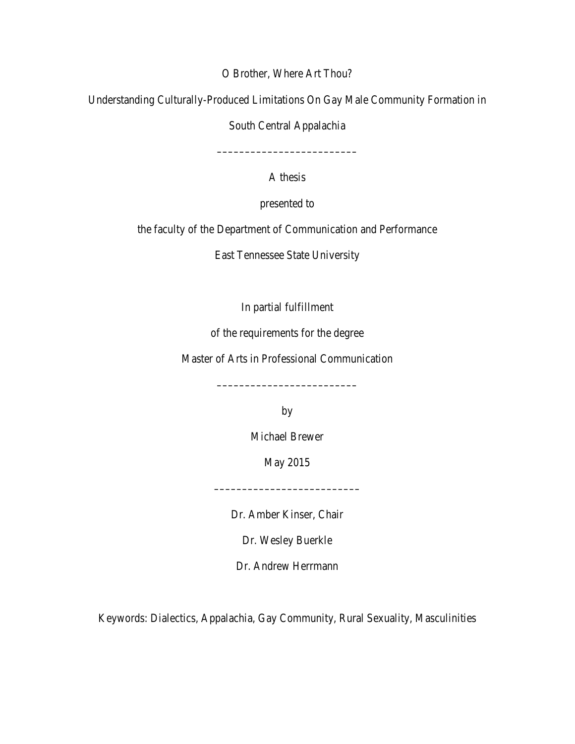O Brother, Where Art Thou?

Understanding Culturally-Produced Limitations On Gay Male Community Formation in South Central Appalachia

_________________________

A thesis

presented to

the faculty of the Department of Communication and Performance

East Tennessee State University

In partial fulfillment

of the requirements for the degree

Master of Arts in Professional Communication

_________________________

by

Michael Brewer

May 2015

_________________________

Dr. Amber Kinser, Chair

Dr. Wesley Buerkle

Dr. Andrew Herrmann

Keywords: Dialectics, Appalachia, Gay Community, Rural Sexuality, Masculinities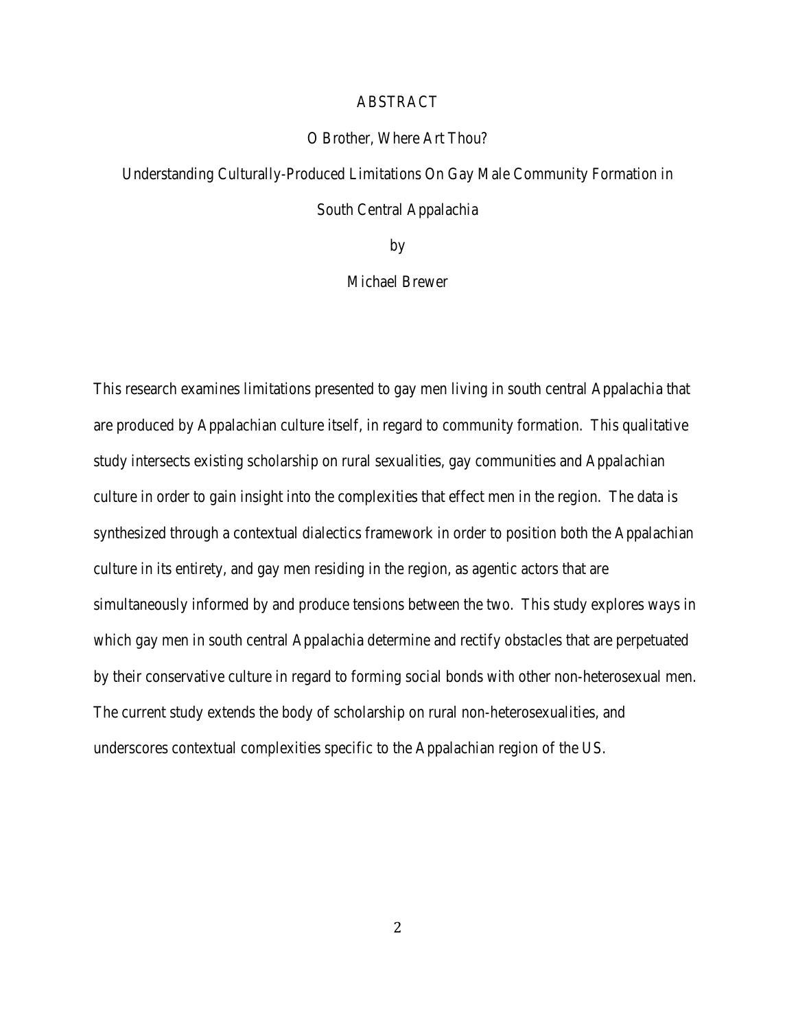# ABSTRACT

## O Brother, Where Art Thou?

## Understanding Culturally-Produced Limitations On Gay Male Community Formation in South Central Appalachia

by

Michael Brewer

This research examines limitations presented to gay men living in south central Appalachia that are produced by Appalachian culture itself, in regard to community formation. This qualitative study intersects existing scholarship on rural sexualities, gay communities and Appalachian culture in order to gain insight into the complexities that effect men in the region. The data is synthesized through a contextual dialectics framework in order to position both the Appalachian culture in its entirety, and gay men residing in the region, as agentic actors that are simultaneously informed by and produce tensions between the two. This study explores ways in which gay men in south central Appalachia determine and rectify obstacles that are perpetuated by their conservative culture in regard to forming social bonds with other non-heterosexual men. The current study extends the body of scholarship on rural non-heterosexualities, and underscores contextual complexities specific to the Appalachian region of the US.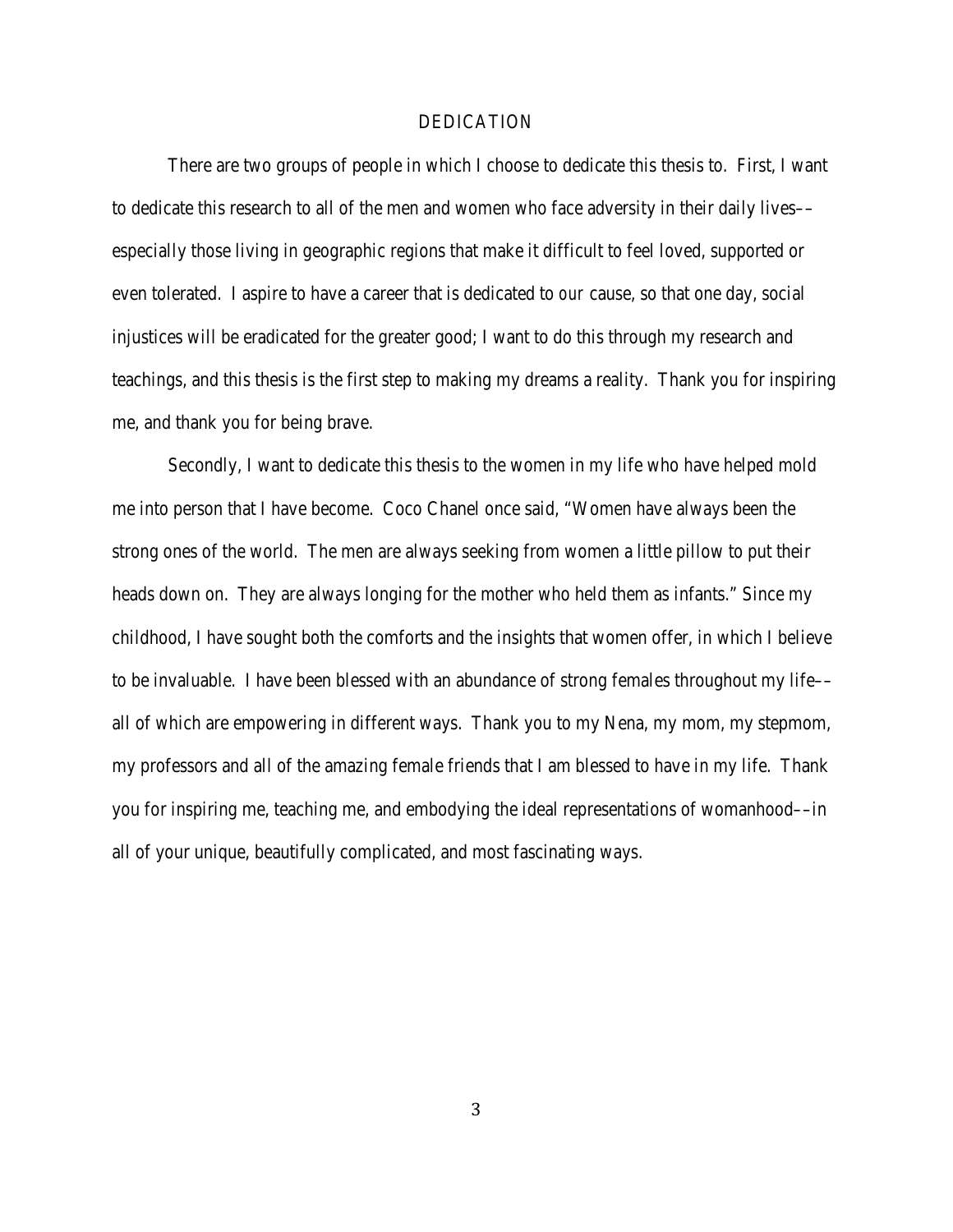# DEDICATION

There are two groups of people in which I choose to dedicate this thesis to. First, I want to dedicate this research to all of the men and women who face adversity in their daily lives––especially those living in geographic regions that make it difficult to feel loved, supported or even tolerated. I aspire to have a career that is dedicated to our cause, so that one day, social injustices will be eradicated for the greater good; I want to do this through my research and teachings, and this thesis is the first step to making my dreams a reality. Thank you for inspiring me, and thank you for being brave.

Secondly, I want to dedicate this thesis to the women in my life who have helped mold me into person that I have become. Coco Chanel once said, "Women have always been the strong ones of the world. The men are always seeking from women a little pillow to put their heads down on. They are always longing for the mother who held them as infants." Since my childhood, I have sought both the comforts and the insights that women offer, in which I believe to be invaluable. I have been blessed with an abundance of strong females throughout my life––all of which are empowering in different ways. Thank you to my Nena, my mom, my stepmom, my professors and all of the amazing female friends that I am blessed to have in my life. Thank you for inspiring me, teaching me, and embodying the ideal representations of womanhood––in all of your unique, beautifully complicated, and most fascinating ways.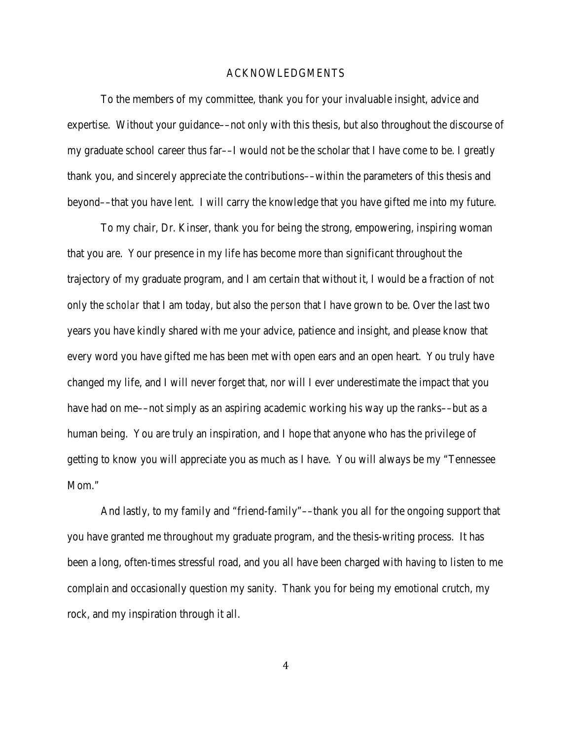# ACKNOWLEDGMENTS

To the members of my committee, thank you for your invaluable insight, advice and expertise. Without your guidance––not only with this thesis, but also throughout the discourse of my graduate school career thus far––I would not be the scholar that I have come to be. I greatly thank you, and sincerely appreciate the contributions––within the parameters of this thesis and beyond––that you have lent. I will carry the knowledge that you have gifted me into my future.

To my chair, Dr. Kinser, thank you for being the strong, empowering, inspiring woman that you are. Your presence in my life has become more than significant throughout the trajectory of my graduate program, and I am certain that without it, I would be a fraction of not only the *scholar* that I am today, but also the *person* that I have grown to be. Over the last two years you have kindly shared with me your advice, patience and insight, and please know that every word you have gifted me has been met with open ears and an open heart. You truly have changed my life, and I will never forget that, nor will I ever underestimate the impact that you have had on me––not simply as an aspiring academic working his way up the ranks––but as a human being. You are truly an inspiration, and I hope that anyone who has the privilege of getting to know you will appreciate you as much as I have. You will always be my "Tennessee Mom."

And lastly, to my family and "friend-family"––thank you all for the ongoing support that you have granted me throughout my graduate program, and the thesis-writing process. It has been a long, often-times stressful road, and you all have been charged with having to listen to me complain and occasionally question my sanity. Thank you for being my emotional crutch, my rock, and my inspiration through it all.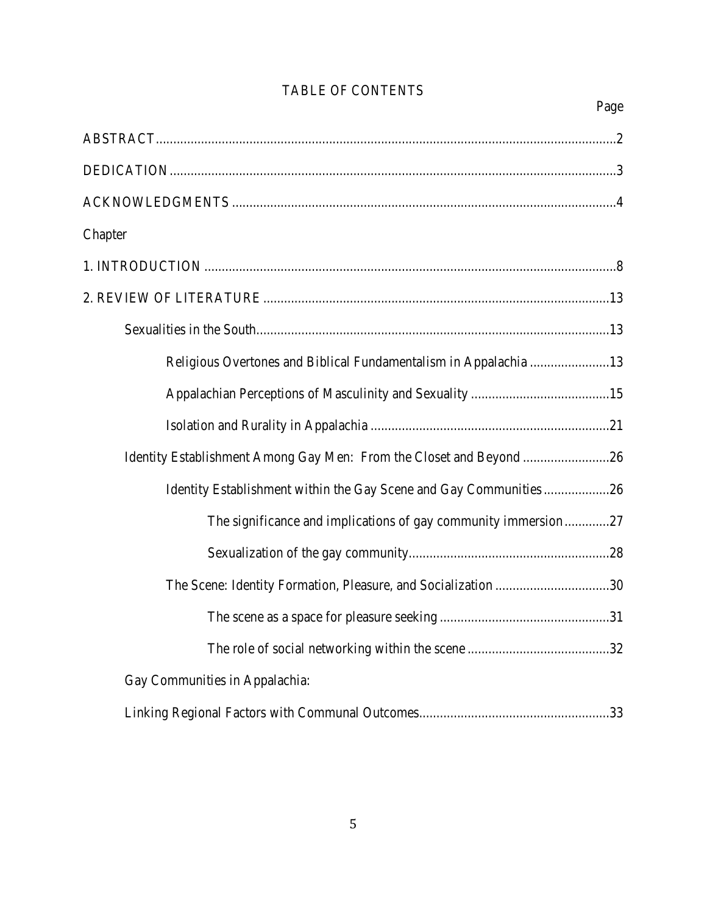# TABLE OF CONTENTS

Page

ABSTRACT....................................................................................................................2

DEDICATION................................................................................................................3

ACKNOWLEDGMENTS ..............................................................................................4

Chapter

1. INTRODUCTION ......................................................................................................8

2. REVIEW OF LITERATURE ...................................................................................13

Sexualities in the South.....................................................................................13

Religious Overtones and Biblical Fundamentalism in Appalachia .......................13

Appalachian Perceptions of Masculinity and Sexuality ........................................15

Isolation and Rurality in Appalachia ....................................................................21

Identity Establishment Among Gay Men: From the Closet and Beyond .........................26

Identity Establishment within the Gay Scene and Gay Communities...................26

The significance and implications of gay community immersion.............27

Sexualization of the gay community..........................................................28

The Scene: Identity Formation, Pleasure, and Socialization .................................30

The scene as a space for pleasure seeking .................................................31

The role of social networking within the scene .........................................32

Gay Communities in Appalachia:

Linking Regional Factors with Communal Outcomes.......................................................33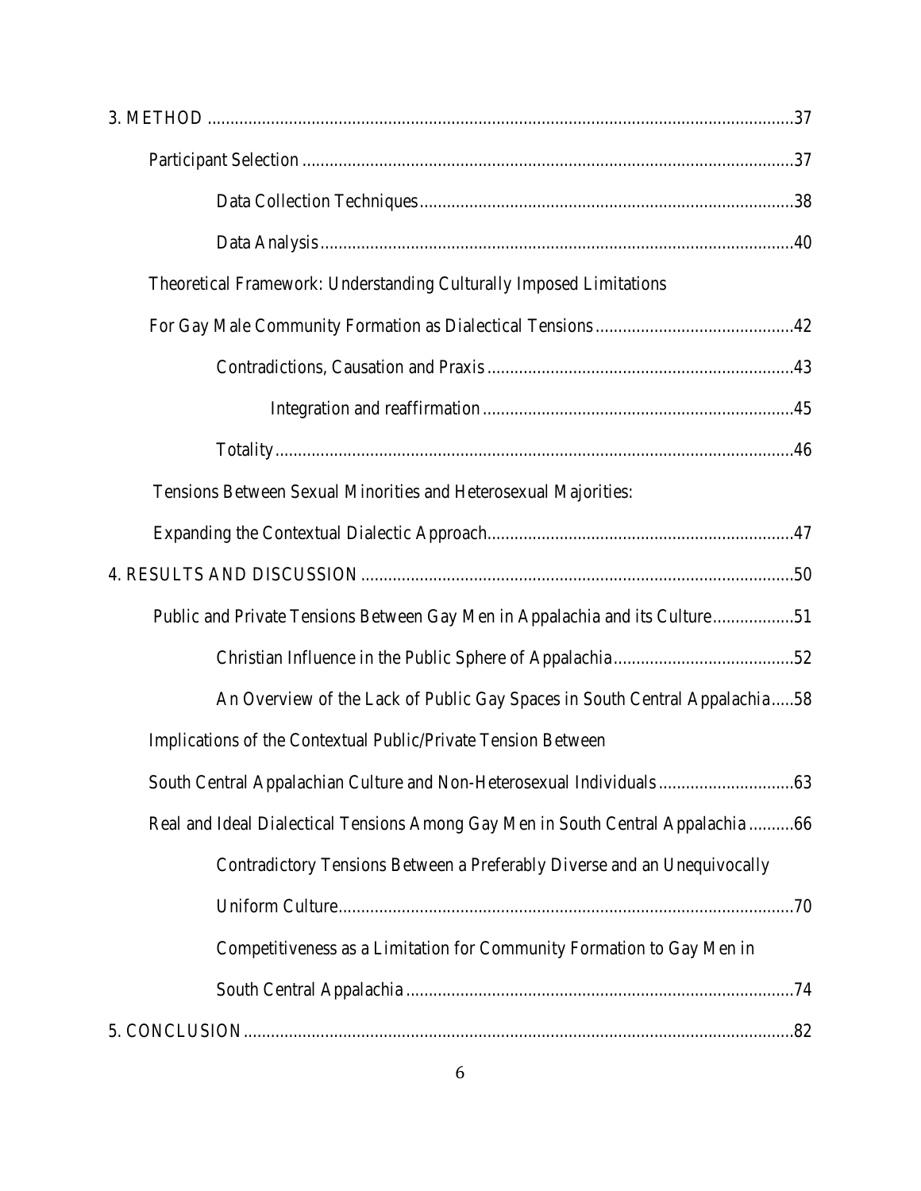3. METHOD ....................................................................................................................37

Participant Selection ..........................................................................................................37

Data Collection Techniques..................................................................................38

Data Analysis.......................................................................................................40

Theoretical Framework: Understanding Culturally Imposed Limitations

For Gay Male Community Formation as Dialectical Tensions...........................................42

Contradictions, Causation and Praxis...................................................................43

Integration and reaffirmation....................................................................45

Totality..................................................................................................................46

Tensions Between Sexual Minorities and Heterosexual Majorities:

Expanding the Contextual Dialectic Approach...................................................................47

4. RESULTS AND DISCUSSION ...............................................................................................50

Public and Private Tensions Between Gay Men in Appalachia and its Culture..................51

Christian Influence in the Public Sphere of Appalachia........................................52

An Overview of the Lack of Public Gay Spaces in South Central Appalachia.....58

Implications of the Contextual Public/Private Tension Between

South Central Appalachian Culture and Non-Heterosexual Individuals.............................63

Real and Ideal Dialectical Tensions Among Gay Men in South Central Appalachia ..........66

Contradictory Tensions Between a Preferably Diverse and an Unequivocally

Uniform Culture....................................................................................................70

Competitiveness as a Limitation for Community Formation to Gay Men in

South Central Appalachia .....................................................................................74

5. CONCLUSION.........................................................................................................................82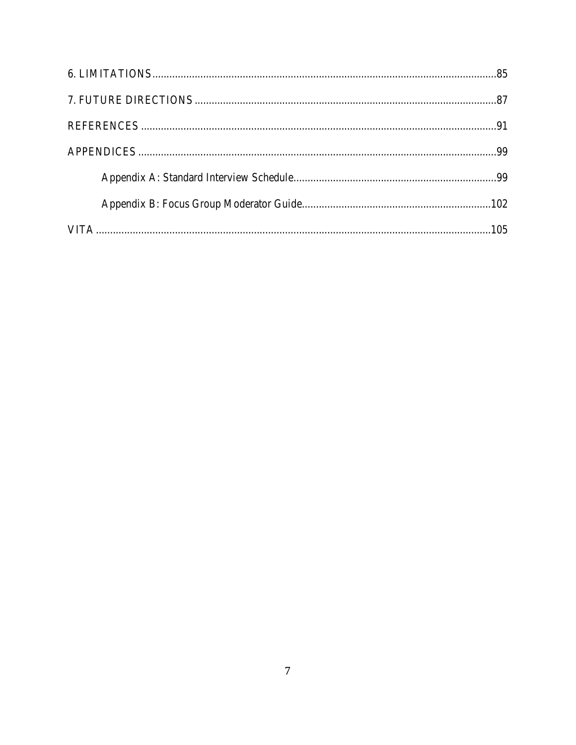6. LIMITATIONS........................................................................................................................85

7. FUTURE DIRECTIONS.........................................................................................................87

REFERENCES...........................................................................................................................91

APPENDICES............................................................................................................................99

Appendix A: Standard Interview Schedule.......................................................................99

Appendix B: Focus Group Moderator Guide..................................................................102

VITA........................................................................................................................................105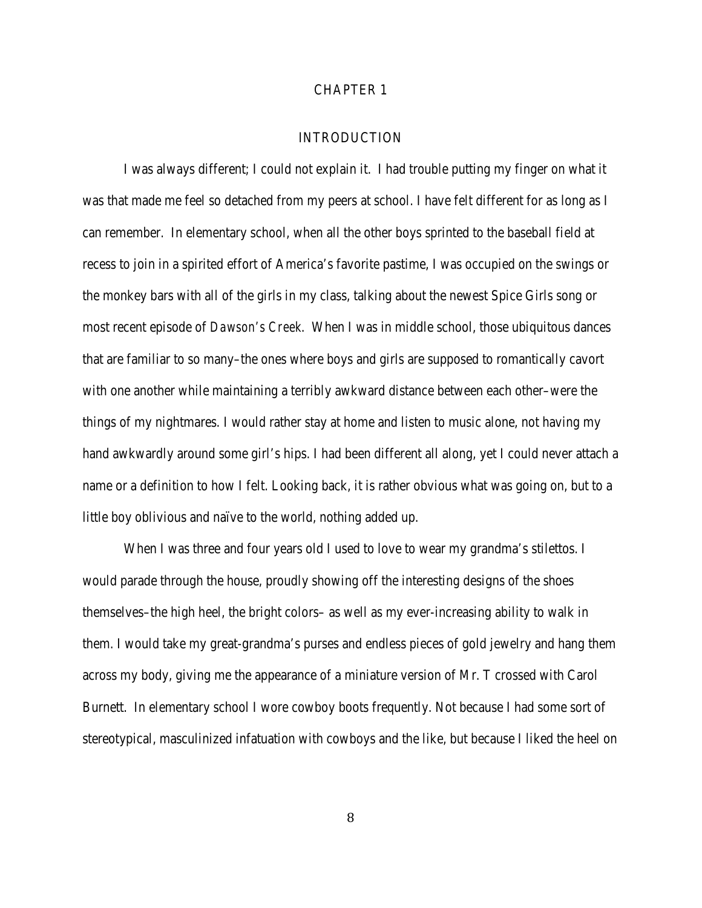# CHAPTER 1

## INTRODUCTION

I was always different; I could not explain it. I had trouble putting my finger on what it was that made me feel so detached from my peers at school. I have felt different for as long as I can remember. In elementary school, when all the other boys sprinted to the baseball field at recess to join in a spirited effort of America's favorite pastime, I was occupied on the swings or the monkey bars with all of the girls in my class, talking about the newest Spice Girls song or most recent episode of *Dawson's Creek.* When I was in middle school, those ubiquitous dances that are familiar to so many–the ones where boys and girls are supposed to romantically cavort with one another while maintaining a terribly awkward distance between each other–were the things of my nightmares. I would rather stay at home and listen to music alone, not having my hand awkwardly around some girl's hips. I had been different all along, yet I could never attach a name or a definition to how I felt. Looking back, it is rather obvious what was going on, but to a little boy oblivious and naïve to the world, nothing added up.

When I was three and four years old I used to love to wear my grandma's stilettos. I would parade through the house, proudly showing off the interesting designs of the shoes themselves–the high heel, the bright colors– as well as my ever-increasing ability to walk in them. I would take my great-grandma's purses and endless pieces of gold jewelry and hang them across my body, giving me the appearance of a miniature version of Mr. T crossed with Carol Burnett. In elementary school I wore cowboy boots frequently. Not because I had some sort of stereotypical, masculinized infatuation with cowboys and the like, but because I liked the heel on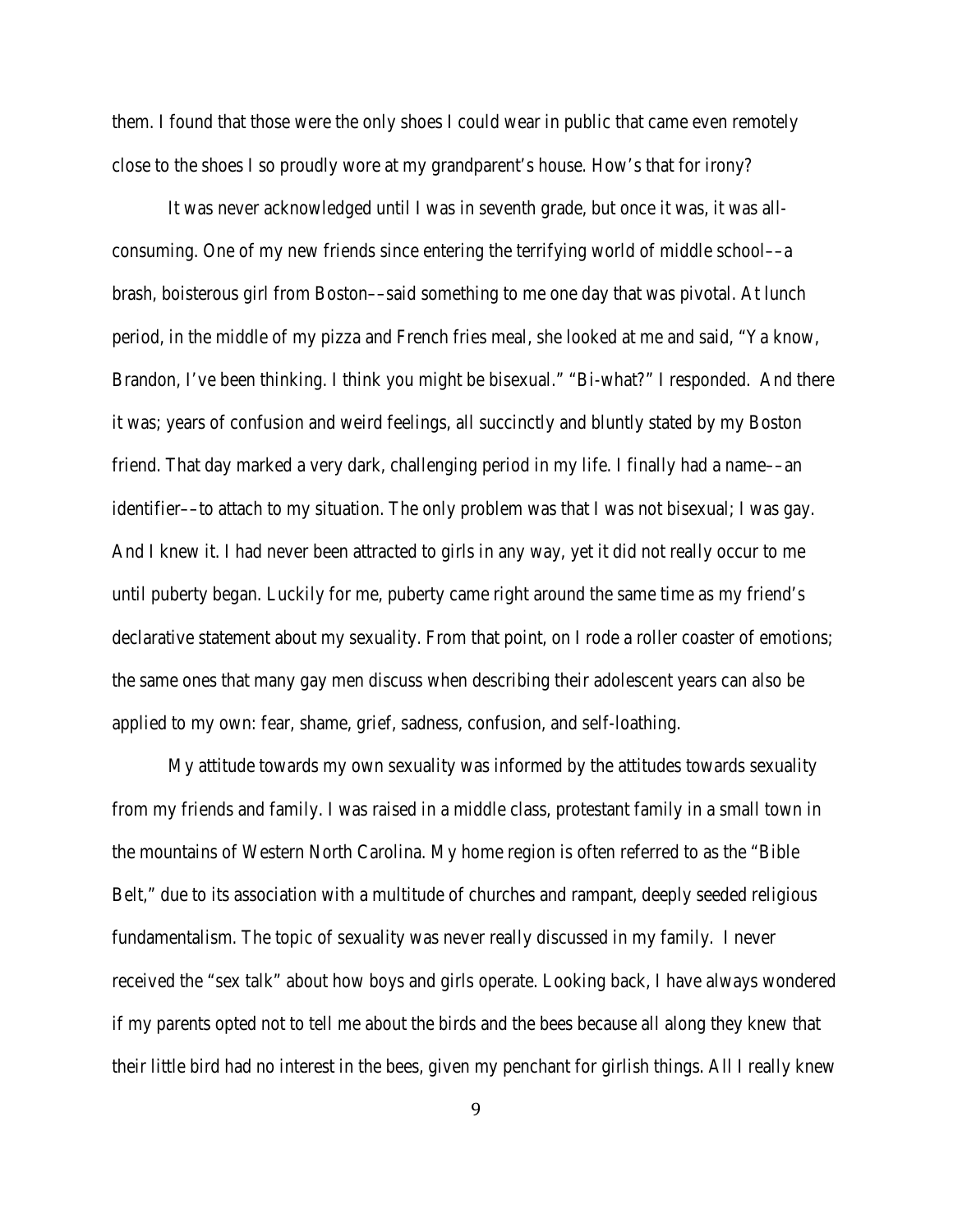them. I found that those were the only shoes I could wear in public that came even remotely close to the shoes I so proudly wore at my grandparent's house. How's that for irony?

It was never acknowledged until I was in seventh grade, but once it was, it was all-consuming. One of my new friends since entering the terrifying world of middle school––a brash, boisterous girl from Boston––said something to me one day that was pivotal. At lunch period, in the middle of my pizza and French fries meal, she looked at me and said, "Ya know, Brandon, I've been thinking. I think you might be bisexual." "Bi-what?" I responded. And there it was; years of confusion and weird feelings, all succinctly and bluntly stated by my Boston friend. That day marked a very dark, challenging period in my life. I finally had a name––an identifier––to attach to my situation. The only problem was that I was not bisexual; I was gay. And I knew it. I had never been attracted to girls in any way, yet it did not really occur to me until puberty began. Luckily for me, puberty came right around the same time as my friend's declarative statement about my sexuality. From that point, on I rode a roller coaster of emotions; the same ones that many gay men discuss when describing their adolescent years can also be applied to my own: fear, shame, grief, sadness, confusion, and self-loathing.

My attitude towards my own sexuality was informed by the attitudes towards sexuality from my friends and family. I was raised in a middle class, protestant family in a small town in the mountains of Western North Carolina. My home region is often referred to as the "Bible Belt," due to its association with a multitude of churches and rampant, deeply seeded religious fundamentalism. The topic of sexuality was never really discussed in my family. I never received the "sex talk" about how boys and girls operate. Looking back, I have always wondered if my parents opted not to tell me about the birds and the bees because all along they knew that their little bird had no interest in the bees, given my penchant for girlish things. All I really knew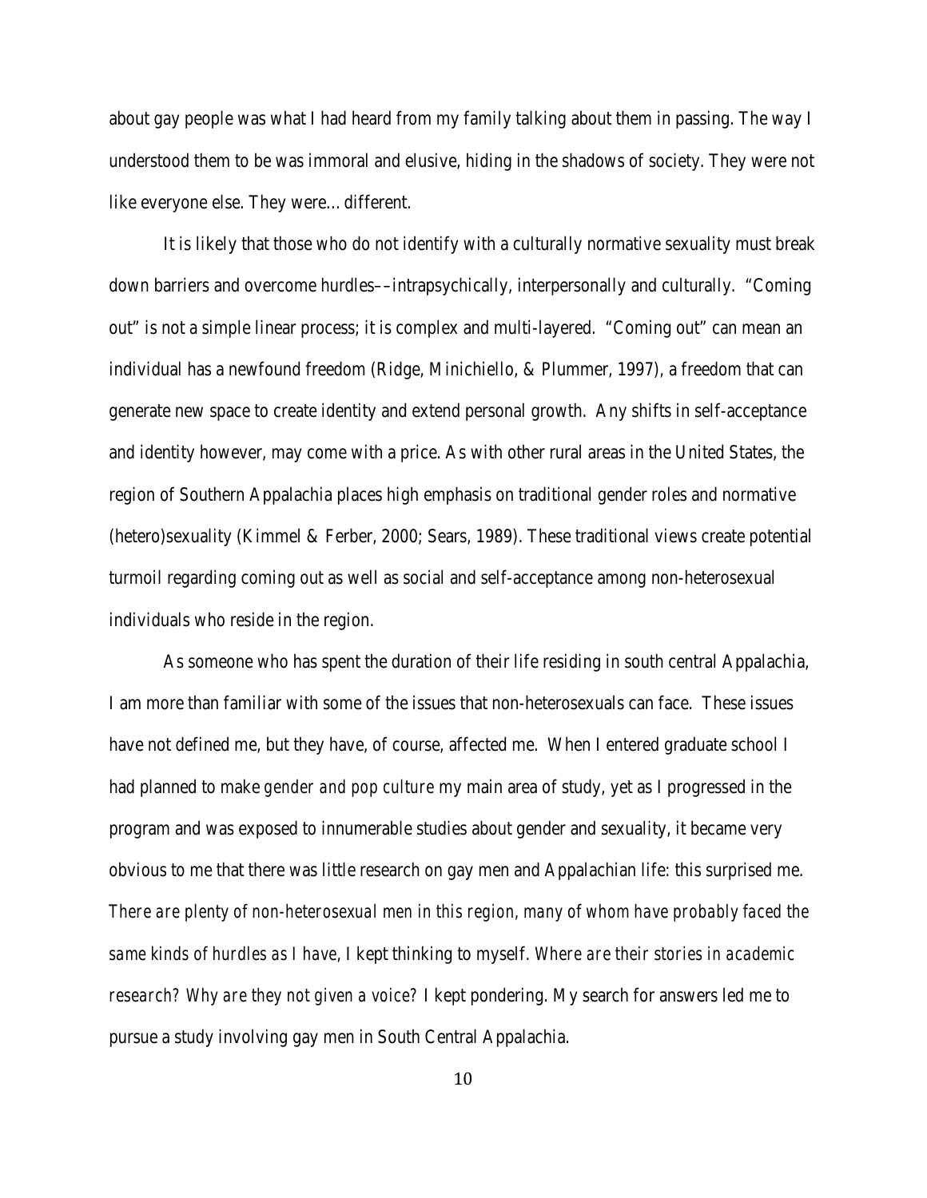about gay people was what I had heard from my family talking about them in passing. The way I understood them to be was immoral and elusive, hiding in the shadows of society. They were not like everyone else. They were… different.

It is likely that those who do not identify with a culturally normative sexuality must break down barriers and overcome hurdles––intrapsychically, interpersonally and culturally. "Coming out" is not a simple linear process; it is complex and multi-layered. "Coming out" can mean an individual has a newfound freedom (Ridge, Minichiello, & Plummer, 1997), a freedom that can generate new space to create identity and extend personal growth. Any shifts in self-acceptance and identity however, may come with a price. As with other rural areas in the United States, the region of Southern Appalachia places high emphasis on traditional gender roles and normative (hetero)sexuality (Kimmel & Ferber, 2000; Sears, 1989). These traditional views create potential turmoil regarding coming out as well as social and self-acceptance among non-heterosexual individuals who reside in the region.

As someone who has spent the duration of their life residing in south central Appalachia, I am more than familiar with some of the issues that non-heterosexuals can face. These issues have not defined me, but they have, of course, affected me. When I entered graduate school I had planned to make *gender and pop culture* my main area of study, yet as I progressed in the program and was exposed to innumerable studies about gender and sexuality, it became very obvious to me that there was little research on gay men and Appalachian life: this surprised me. *There are plenty of non-heterosexual men in this region, many of whom have probably faced the same kinds of hurdles as I have*, I kept thinking to myself. *Where are their stories in academic research? Why are they not given a voice?* I kept pondering. My search for answers led me to pursue a study involving gay men in South Central Appalachia.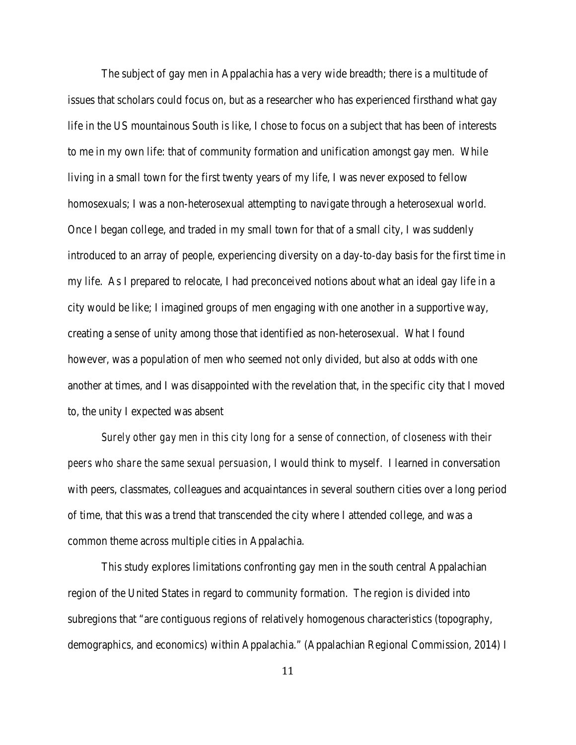The subject of gay men in Appalachia has a very wide breadth; there is a multitude of issues that scholars could focus on, but as a researcher who has experienced firsthand what gay life in the US mountainous South is like, I chose to focus on a subject that has been of interests to me in my own life: that of community formation and unification amongst gay men. While living in a small town for the first twenty years of my life, I was never exposed to fellow homosexuals; I was a non-heterosexual attempting to navigate through a heterosexual world. Once I began college, and traded in my small town for that of a small city, I was suddenly introduced to an array of people, experiencing diversity on a day-to-day basis for the first time in my life. As I prepared to relocate, I had preconceived notions about what an ideal gay life in a city would be like; I imagined groups of men engaging with one another in a supportive way, creating a sense of unity among those that identified as non-heterosexual. What I found however, was a population of men who seemed not only divided, but also at odds with one another at times, and I was disappointed with the revelation that, in the specific city that I moved to, the unity I expected was absent

*Surely other gay men in this city long for a sense of connection, of closeness with their peers who share the same sexual persuasion*, I would think to myself. I learned in conversation with peers, classmates, colleagues and acquaintances in several southern cities over a long period of time, that this was a trend that transcended the city where I attended college, and was a common theme across multiple cities in Appalachia.

This study explores limitations confronting gay men in the south central Appalachian region of the United States in regard to community formation. The region is divided into subregions that "are contiguous regions of relatively homogenous characteristics (topography, demographics, and economics) within Appalachia." (Appalachian Regional Commission, 2014) I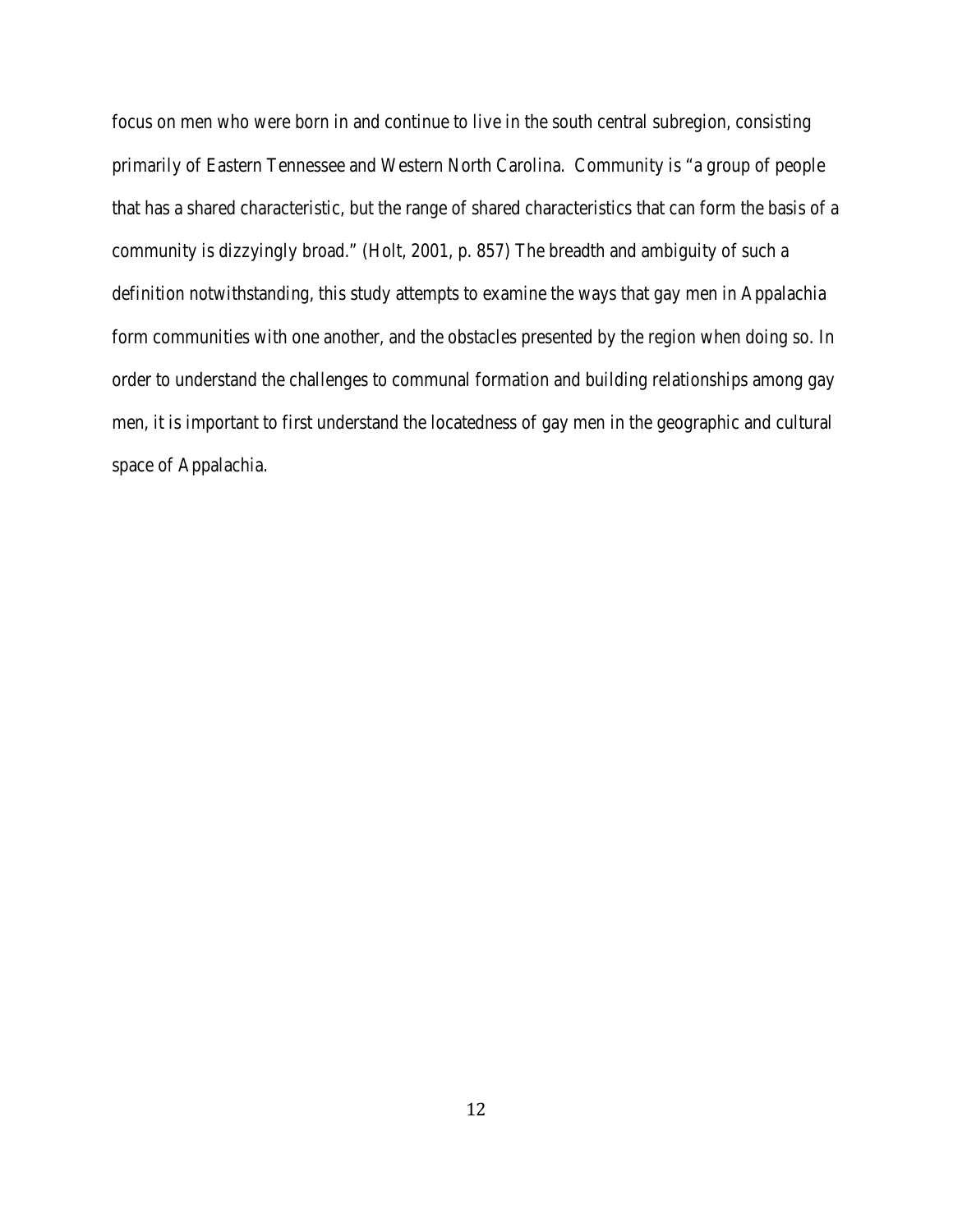focus on men who were born in and continue to live in the south central subregion, consisting primarily of Eastern Tennessee and Western North Carolina. Community is "a group of people that has a shared characteristic, but the range of shared characteristics that can form the basis of a community is dizzyingly broad." (Holt, 2001, p. 857) The breadth and ambiguity of such a definition notwithstanding, this study attempts to examine the ways that gay men in Appalachia form communities with one another, and the obstacles presented by the region when doing so. In order to understand the challenges to communal formation and building relationships among gay men, it is important to first understand the locatedness of gay men in the geographic and cultural space of Appalachia.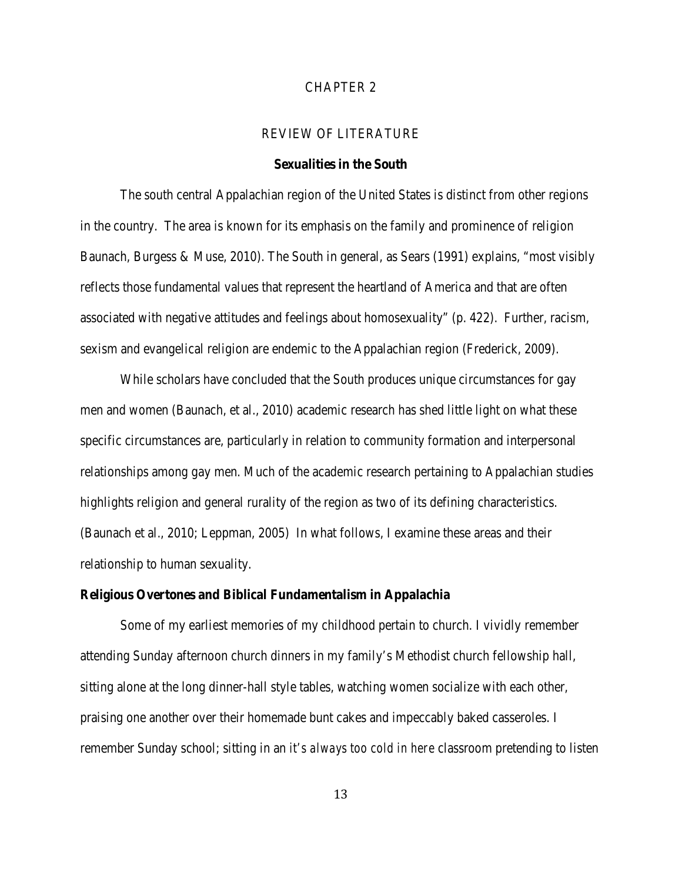# CHAPTER 2

# REVIEW OF LITERATURE

## Sexualities in the South

The south central Appalachian region of the United States is distinct from other regions in the country. The area is known for its emphasis on the family and prominence of religion Baunach, Burgess & Muse, 2010). The South in general, as Sears (1991) explains, "most visibly reflects those fundamental values that represent the heartland of America and that are often associated with negative attitudes and feelings about homosexuality" (p. 422). Further, racism, sexism and evangelical religion are endemic to the Appalachian region (Frederick, 2009).

While scholars have concluded that the South produces unique circumstances for gay men and women (Baunach, et al., 2010) academic research has shed little light on what these specific circumstances are, particularly in relation to community formation and interpersonal relationships among gay men. Much of the academic research pertaining to Appalachian studies highlights religion and general rurality of the region as two of its defining characteristics. (Baunach et al., 2010; Leppman, 2005) In what follows, I examine these areas and their relationship to human sexuality.

### Religious Overtones and Biblical Fundamentalism in Appalachia

Some of my earliest memories of my childhood pertain to church. I vividly remember attending Sunday afternoon church dinners in my family's Methodist church fellowship hall, sitting alone at the long dinner-hall style tables, watching women socialize with each other, praising one another over their homemade bunt cakes and impeccably baked casseroles. I remember Sunday school; sitting in an *it's always too cold in here* classroom pretending to listen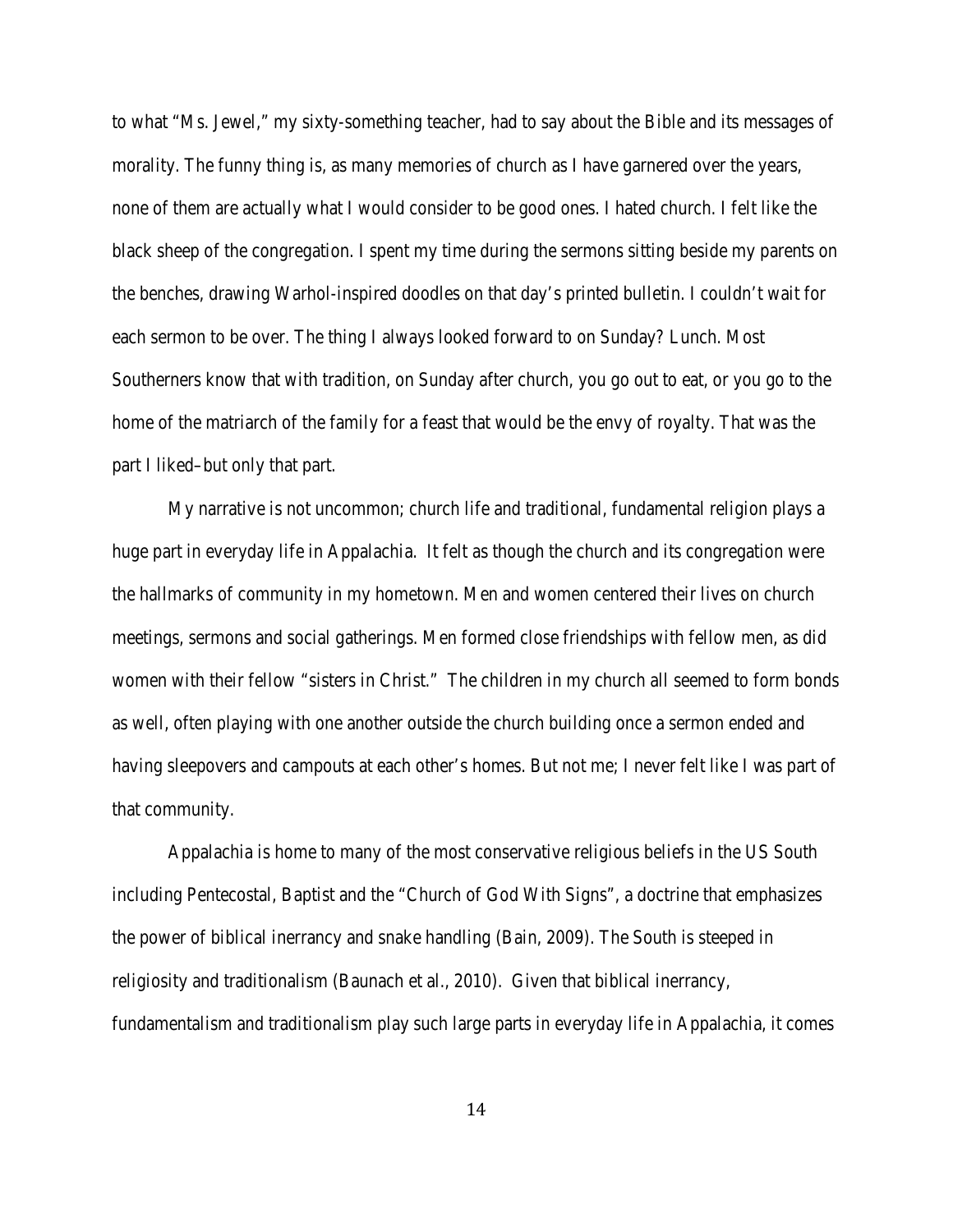to what "Ms. Jewel," my sixty-something teacher, had to say about the Bible and its messages of morality. The funny thing is, as many memories of church as I have garnered over the years, none of them are actually what I would consider to be good ones. I hated church. I felt like the black sheep of the congregation. I spent my time during the sermons sitting beside my parents on the benches, drawing Warhol-inspired doodles on that day's printed bulletin. I couldn't wait for each sermon to be over. The thing I always looked forward to on Sunday? Lunch. Most Southerners know that with tradition, on Sunday after church, you go out to eat, or you go to the home of the matriarch of the family for a feast that would be the envy of royalty. That was the part I liked–but only that part.

My narrative is not uncommon; church life and traditional, fundamental religion plays a huge part in everyday life in Appalachia. It felt as though the church and its congregation were the hallmarks of community in my hometown. Men and women centered their lives on church meetings, sermons and social gatherings. Men formed close friendships with fellow men, as did women with their fellow "sisters in Christ." The children in my church all seemed to form bonds as well, often playing with one another outside the church building once a sermon ended and having sleepovers and campouts at each other's homes. But not me; I never felt like I was part of that community.

Appalachia is home to many of the most conservative religious beliefs in the US South including Pentecostal, Baptist and the "Church of God With Signs", a doctrine that emphasizes the power of biblical inerrancy and snake handling (Bain, 2009). The South is steeped in religiosity and traditionalism (Baunach et al., 2010). Given that biblical inerrancy, fundamentalism and traditionalism play such large parts in everyday life in Appalachia, it comes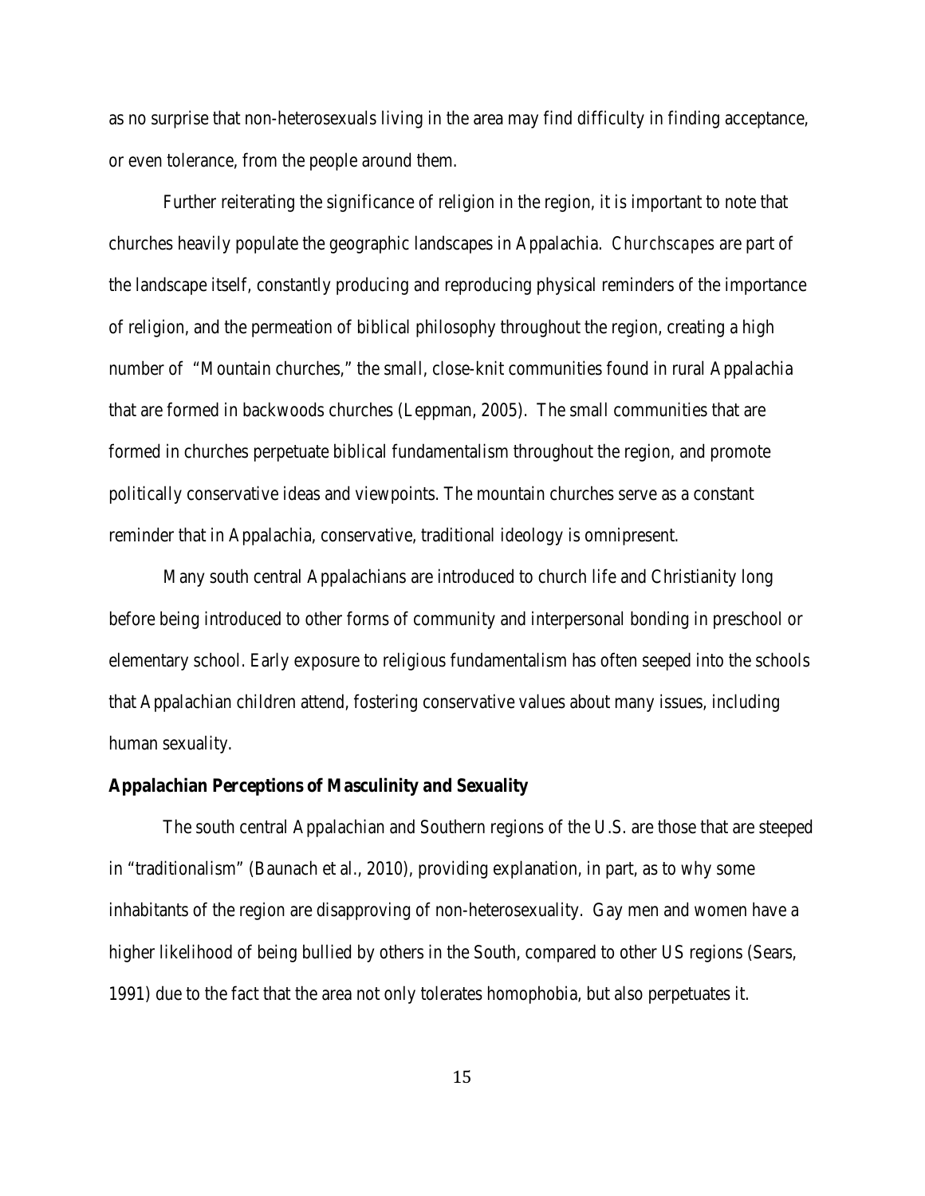as no surprise that non-heterosexuals living in the area may find difficulty in finding acceptance, or even tolerance, from the people around them.

Further reiterating the significance of religion in the region, it is important to note that churches heavily populate the geographic landscapes in Appalachia. *Churchscapes* are part of the landscape itself, constantly producing and reproducing physical reminders of the importance of religion, and the permeation of biblical philosophy throughout the region, creating a high number of "Mountain churches," the small, close-knit communities found in rural Appalachia that are formed in backwoods churches (Leppman, 2005). The small communities that are formed in churches perpetuate biblical fundamentalism throughout the region, and promote politically conservative ideas and viewpoints. The mountain churches serve as a constant reminder that in Appalachia, conservative, traditional ideology is omnipresent.

Many south central Appalachians are introduced to church life and Christianity long before being introduced to other forms of community and interpersonal bonding in preschool or elementary school. Early exposure to religious fundamentalism has often seeped into the schools that Appalachian children attend, fostering conservative values about many issues, including human sexuality.

**Appalachian Perceptions of Masculinity and Sexuality**

The south central Appalachian and Southern regions of the U.S. are those that are steeped in "traditionalism" (Baunach et al., 2010), providing explanation, in part, as to why some inhabitants of the region are disapproving of non-heterosexuality. Gay men and women have a higher likelihood of being bullied by others in the South, compared to other US regions (Sears, 1991) due to the fact that the area not only tolerates homophobia, but also perpetuates it.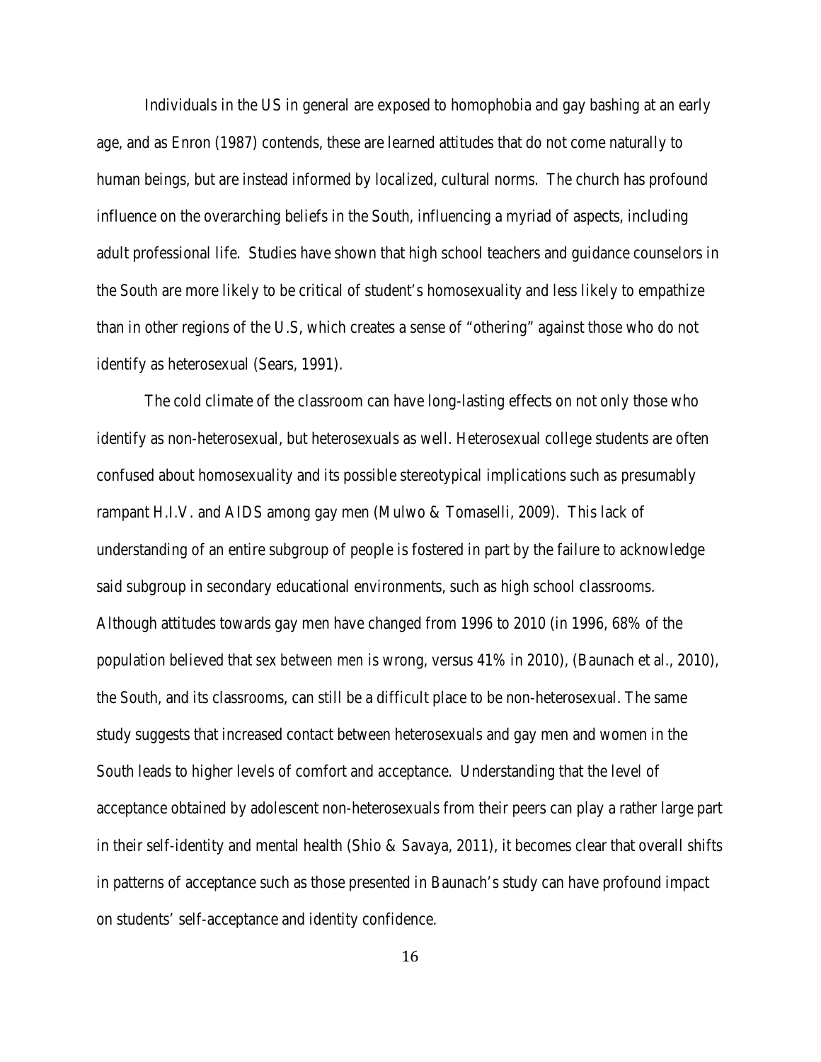Individuals in the US in general are exposed to homophobia and gay bashing at an early age, and as Enron (1987) contends, these are learned attitudes that do not come naturally to human beings, but are instead informed by localized, cultural norms. The church has profound influence on the overarching beliefs in the South, influencing a myriad of aspects, including adult professional life. Studies have shown that high school teachers and guidance counselors in the South are more likely to be critical of student's homosexuality and less likely to empathize than in other regions of the U.S, which creates a sense of "othering" against those who do not identify as heterosexual (Sears, 1991).

The cold climate of the classroom can have long-lasting effects on not only those who identify as non-heterosexual, but heterosexuals as well. Heterosexual college students are often confused about homosexuality and its possible stereotypical implications such as presumably rampant H.I.V. and AIDS among gay men (Mulwo & Tomaselli, 2009). This lack of understanding of an entire subgroup of people is fostered in part by the failure to acknowledge said subgroup in secondary educational environments, such as high school classrooms. Although attitudes towards gay men have changed from 1996 to 2010 (in 1996, 68% of the population believed that sex between men is wrong, versus 41% in 2010), (Baunach et al., 2010), the South, and its classrooms, can still be a difficult place to be non-heterosexual. The same study suggests that increased contact between heterosexuals and gay men and women in the South leads to higher levels of comfort and acceptance. Understanding that the level of acceptance obtained by adolescent non-heterosexuals from their peers can play a rather large part in their self-identity and mental health (Shio & Savaya, 2011), it becomes clear that overall shifts in patterns of acceptance such as those presented in Baunach's study can have profound impact on students' self-acceptance and identity confidence.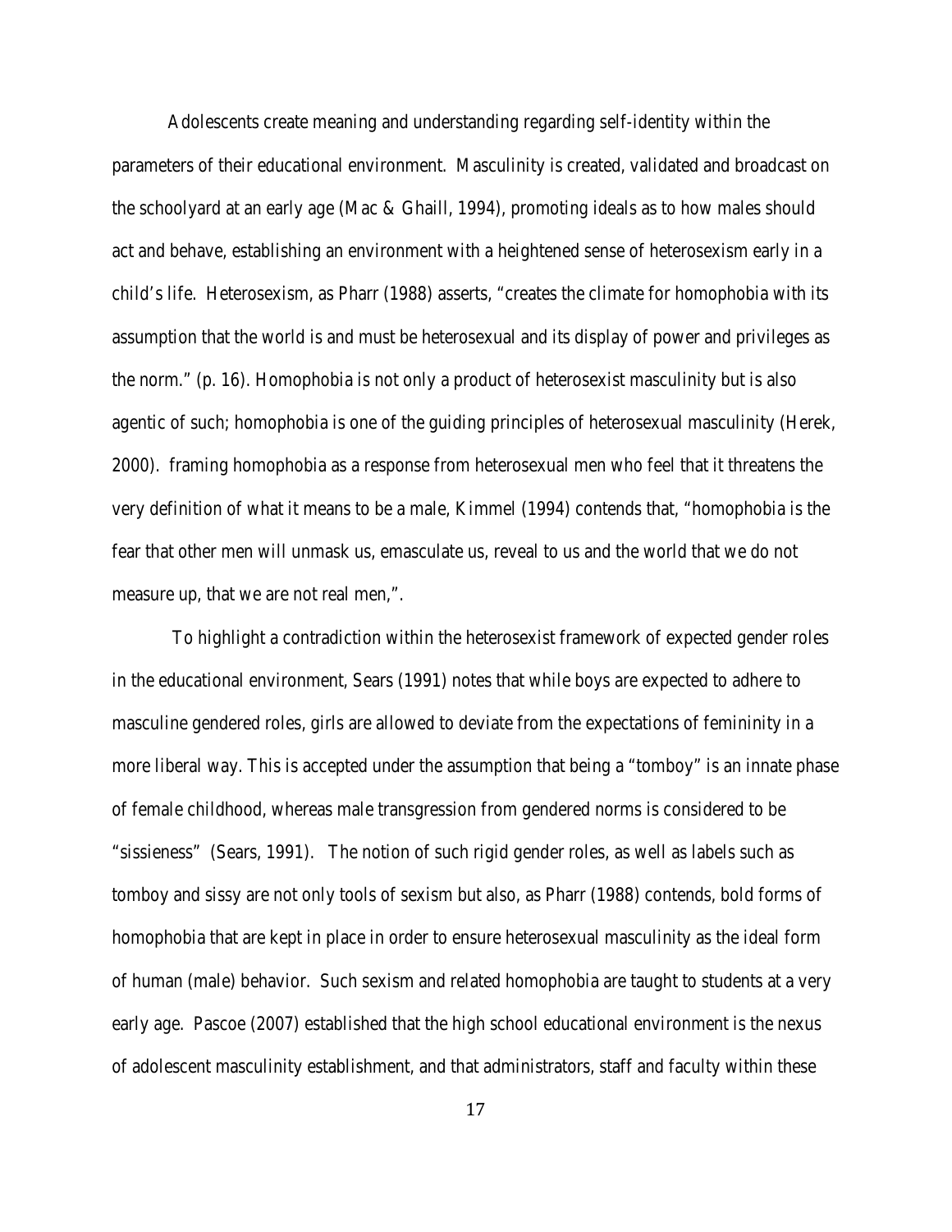Adolescents create meaning and understanding regarding self-identity within the parameters of their educational environment. Masculinity is created, validated and broadcast on the schoolyard at an early age (Mac & Ghaill, 1994), promoting ideals as to how males should act and behave, establishing an environment with a heightened sense of heterosexism early in a child's life. Heterosexism, as Pharr (1988) asserts, "creates the climate for homophobia with its assumption that the world is and must be heterosexual and its display of power and privileges as the norm." (p. 16). Homophobia is not only a product of heterosexist masculinity but is also agentic of such; homophobia is one of the guiding principles of heterosexual masculinity (Herek, 2000). framing homophobia as a response from heterosexual men who feel that it threatens the very definition of what it means to be a male, Kimmel (1994) contends that, "homophobia is the fear that other men will unmask us, emasculate us, reveal to us and the world that we do not measure up, that we are not real men,".

To highlight a contradiction within the heterosexist framework of expected gender roles in the educational environment, Sears (1991) notes that while boys are expected to adhere to masculine gendered roles, girls are allowed to deviate from the expectations of femininity in a more liberal way. This is accepted under the assumption that being a "tomboy" is an innate phase of female childhood, whereas male transgression from gendered norms is considered to be "sissieness" (Sears, 1991). The notion of such rigid gender roles, as well as labels such as tomboy and sissy are not only tools of sexism but also, as Pharr (1988) contends, bold forms of homophobia that are kept in place in order to ensure heterosexual masculinity as the ideal form of human (male) behavior. Such sexism and related homophobia are taught to students at a very early age. Pascoe (2007) established that the high school educational environment is the nexus of adolescent masculinity establishment, and that administrators, staff and faculty within these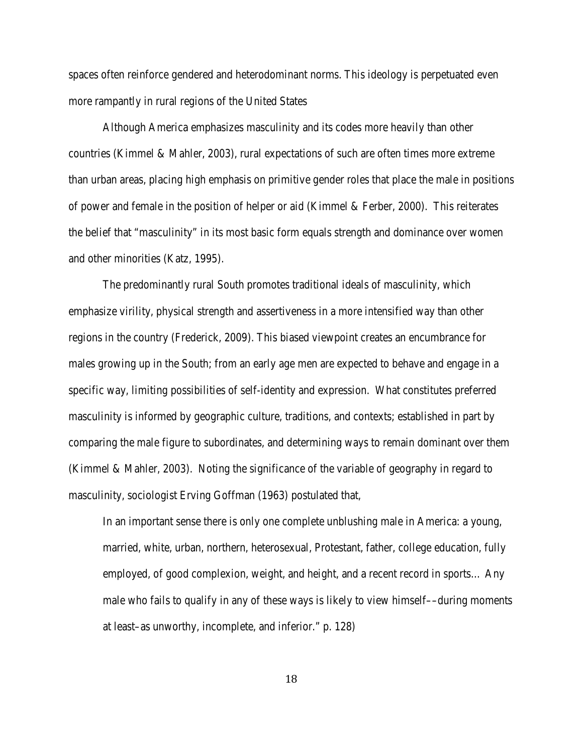spaces often reinforce gendered and heterodominant norms. This ideology is perpetuated even more rampantly in rural regions of the United States

Although America emphasizes masculinity and its codes more heavily than other countries (Kimmel & Mahler, 2003), rural expectations of such are often times more extreme than urban areas, placing high emphasis on primitive gender roles that place the male in positions of power and female in the position of helper or aid (Kimmel & Ferber, 2000). This reiterates the belief that "masculinity" in its most basic form equals strength and dominance over women and other minorities (Katz, 1995).

The predominantly rural South promotes traditional ideals of masculinity, which emphasize virility, physical strength and assertiveness in a more intensified way than other regions in the country (Frederick, 2009). This biased viewpoint creates an encumbrance for males growing up in the South; from an early age men are expected to behave and engage in a specific way, limiting possibilities of self-identity and expression. What constitutes preferred masculinity is informed by geographic culture, traditions, and contexts; established in part by comparing the male figure to subordinates, and determining ways to remain dominant over them (Kimmel & Mahler, 2003). Noting the significance of the variable of geography in regard to masculinity, sociologist Erving Goffman (1963) postulated that,

> In an important sense there is only one complete unblushing male in America: a young, married, white, urban, northern, heterosexual, Protestant, father, college education, fully employed, of good complexion, weight, and height, and a recent record in sports… Any male who fails to qualify in any of these ways is likely to view himself––during moments at least–as unworthy, incomplete, and inferior." p. 128)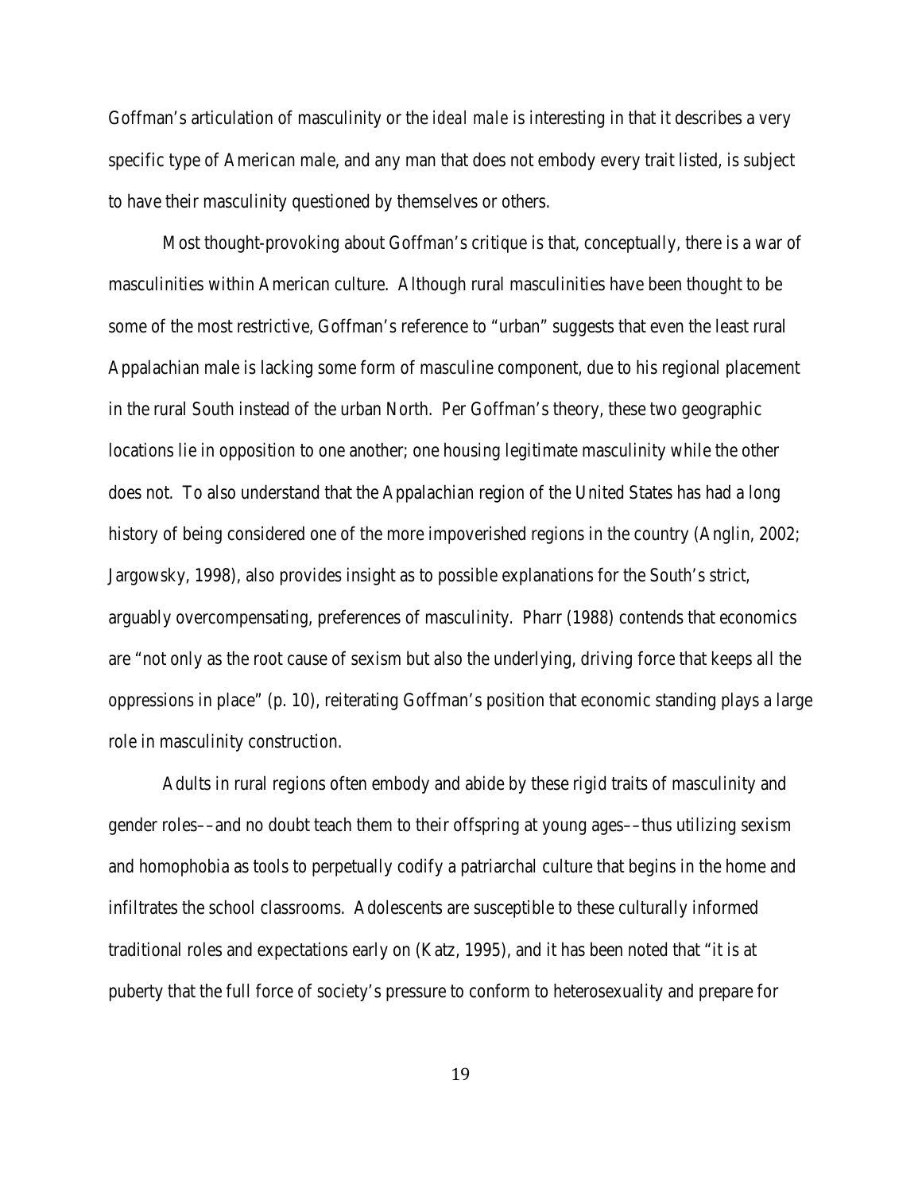Goffman's articulation of masculinity or the *ideal male* is interesting in that it describes a very specific type of American male, and any man that does not embody every trait listed, is subject to have their masculinity questioned by themselves or others.

Most thought-provoking about Goffman's critique is that, conceptually, there is a war of masculinities within American culture. Although rural masculinities have been thought to be some of the most restrictive, Goffman's reference to "urban" suggests that even the least rural Appalachian male is lacking some form of masculine component, due to his regional placement in the rural South instead of the urban North. Per Goffman's theory, these two geographic locations lie in opposition to one another; one housing legitimate masculinity while the other does not. To also understand that the Appalachian region of the United States has had a long history of being considered one of the more impoverished regions in the country (Anglin, 2002; Jargowsky, 1998), also provides insight as to possible explanations for the South's strict, arguably overcompensating, preferences of masculinity. Pharr (1988) contends that economics are "not only as the root cause of sexism but also the underlying, driving force that keeps all the oppressions in place" (p. 10), reiterating Goffman's position that economic standing plays a large role in masculinity construction.

Adults in rural regions often embody and abide by these rigid traits of masculinity and gender roles––and no doubt teach them to their offspring at young ages––thus utilizing sexism and homophobia as tools to perpetually codify a patriarchal culture that begins in the home and infiltrates the school classrooms. Adolescents are susceptible to these culturally informed traditional roles and expectations early on (Katz, 1995), and it has been noted that "it is at puberty that the full force of society's pressure to conform to heterosexuality and prepare for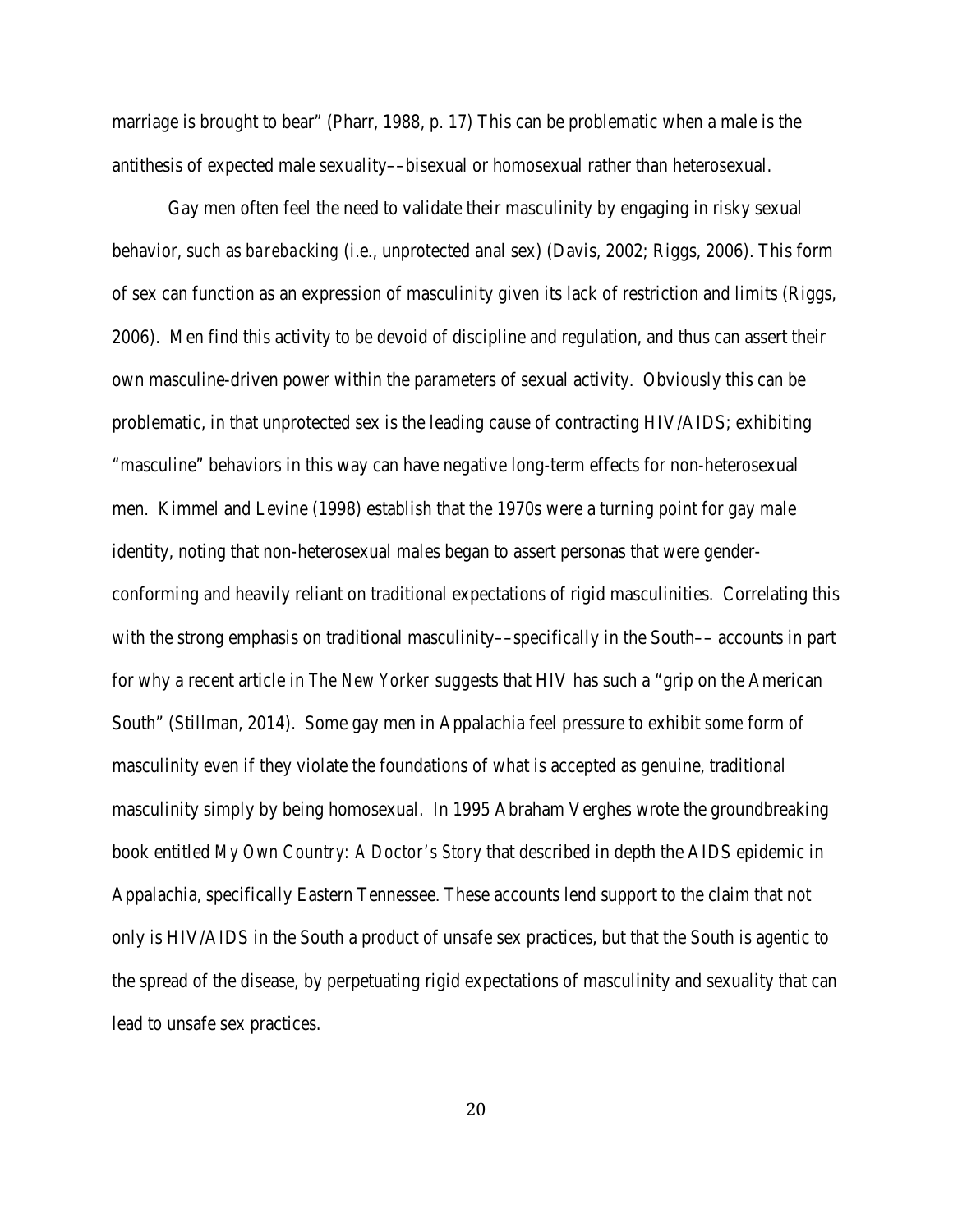marriage is brought to bear" (Pharr, 1988, p. 17) This can be problematic when a male is the antithesis of expected male sexuality––bisexual or homosexual rather than heterosexual.

Gay men often feel the need to validate their masculinity by engaging in risky sexual behavior, such as *barebacking* (i.e., unprotected anal sex) (Davis, 2002; Riggs, 2006). This form of sex can function as an expression of masculinity given its lack of restriction and limits (Riggs, 2006). Men find this activity to be devoid of discipline and regulation, and thus can assert their own masculine-driven power within the parameters of sexual activity. Obviously this can be problematic, in that unprotected sex is the leading cause of contracting HIV/AIDS; exhibiting "masculine" behaviors in this way can have negative long-term effects for non-heterosexual men. Kimmel and Levine (1998) establish that the 1970s were a turning point for gay male identity, noting that non-heterosexual males began to assert personas that were gender-conforming and heavily reliant on traditional expectations of rigid masculinities. Correlating this with the strong emphasis on traditional masculinity––specifically in the South–– accounts in part for why a recent article in *The New Yorker* suggests that HIV has such a "grip on the American South" (Stillman, 2014). Some gay men in Appalachia feel pressure to exhibit *some* form of masculinity even if they violate the foundations of what is accepted as genuine, traditional masculinity simply by being homosexual. In 1995 Abraham Verghes wrote the groundbreaking book entitled *My Own Country: A Doctor's Story* that described in depth the AIDS epidemic in Appalachia, specifically Eastern Tennessee. These accounts lend support to the claim that not only is HIV/AIDS in the South a product of unsafe sex practices, but that the South is agentic to the spread of the disease, by perpetuating rigid expectations of masculinity and sexuality that can lead to unsafe sex practices.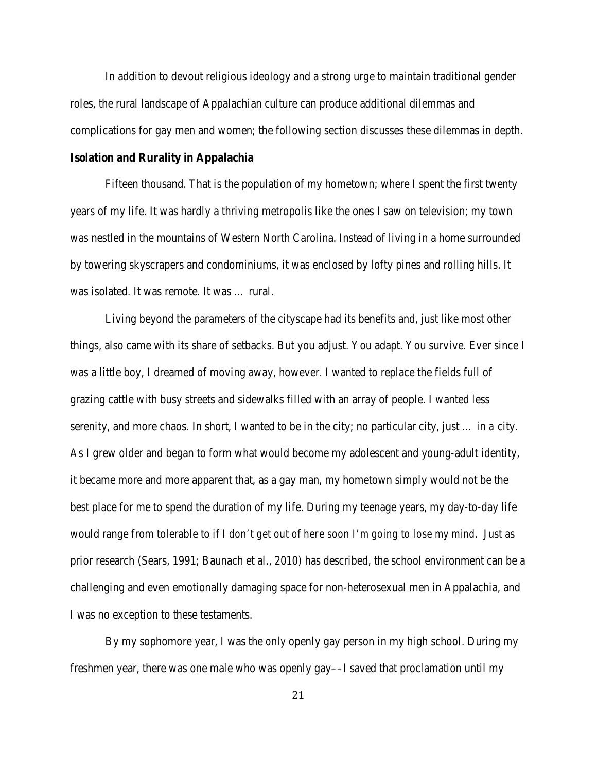In addition to devout religious ideology and a strong urge to maintain traditional gender roles, the rural landscape of Appalachian culture can produce additional dilemmas and complications for gay men and women; the following section discusses these dilemmas in depth.

**Isolation and Rurality in Appalachia**

Fifteen thousand. That is the population of my hometown; where I spent the first twenty years of my life. It was hardly a thriving metropolis like the ones I saw on television; my town was nestled in the mountains of Western North Carolina. Instead of living in a home surrounded by towering skyscrapers and condominiums, it was enclosed by lofty pines and rolling hills. It was isolated. It was remote. It was … rural.

Living beyond the parameters of the cityscape had its benefits and, just like most other things, also came with its share of setbacks. But you adjust. You adapt. You survive. Ever since I was a little boy, I dreamed of moving away, however. I wanted to replace the fields full of grazing cattle with busy streets and sidewalks filled with an array of people. I wanted less serenity, and more chaos. In short, I wanted to be in the city; no particular city, just … in *a* city. As I grew older and began to form what would become my adolescent and young-adult identity, it became more and more apparent that, as a gay man, my hometown simply would not be the best place for me to spend the duration of my life. During my teenage years, my day-to-day life would range from tolerable to *if I don't get out of here soon I'm going to lose my mind*. Just as prior research (Sears, 1991; Baunach et al., 2010) has described, the school environment can be a challenging and even emotionally damaging space for non-heterosexual men in Appalachia, and I was no exception to these testaments.

By my sophomore year, I was the *only* openly gay person in my high school. During my freshmen year, there was one male who was openly gay––I saved that proclamation until my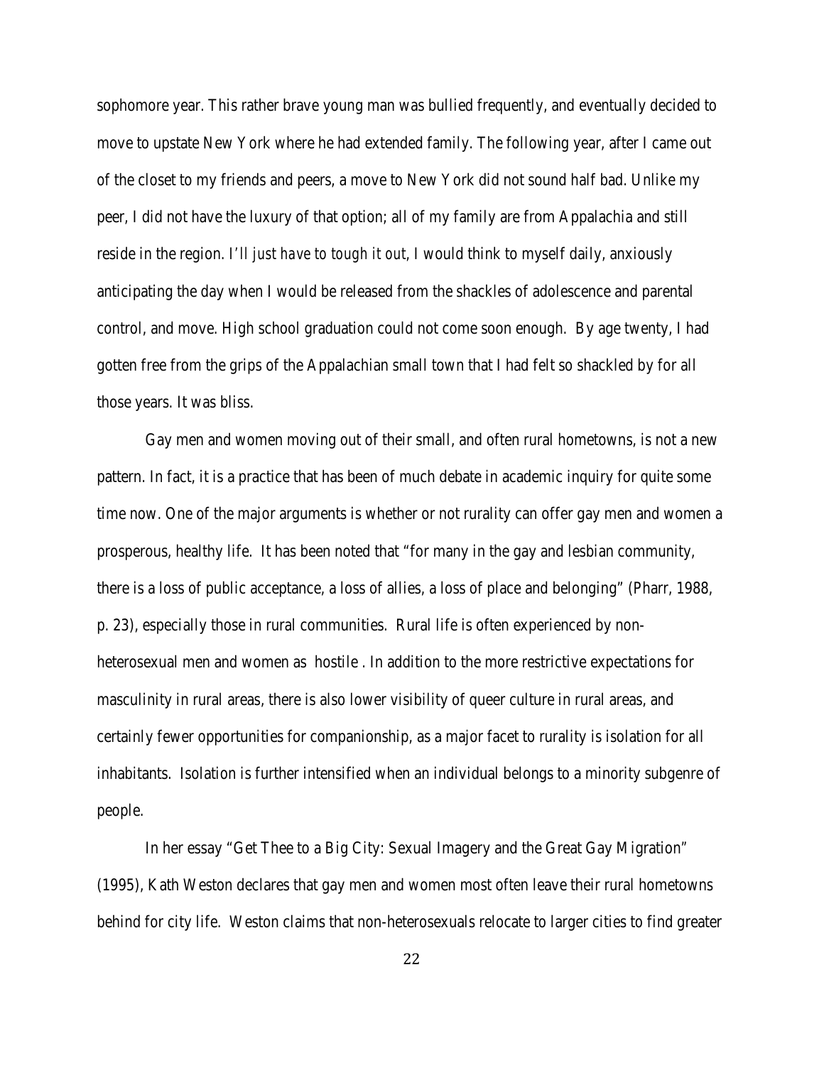sophomore year. This rather brave young man was bullied frequently, and eventually decided to move to upstate New York where he had extended family. The following year, after I came out of the closet to my friends and peers, a move to New York did not sound half bad. Unlike my peer, I did not have the luxury of that option; all of my family are from Appalachia and still reside in the region. *I'll just have to tough it out*, I would think to myself daily, anxiously anticipating the day when I would be released from the shackles of adolescence and parental control, and move. High school graduation could not come soon enough. By age twenty, I had gotten free from the grips of the Appalachian small town that I had felt so shackled by for all those years. It was bliss.

Gay men and women moving out of their small, and often rural hometowns, is not a new pattern. In fact, it is a practice that has been of much debate in academic inquiry for quite some time now. One of the major arguments is whether or not rurality can offer gay men and women a prosperous, healthy life. It has been noted that "for many in the gay and lesbian community, there is a loss of public acceptance, a loss of allies, a loss of place and belonging" (Pharr, 1988, p. 23), especially those in rural communities. Rural life is often experienced by non-heterosexual men and women as hostile . In addition to the more restrictive expectations for masculinity in rural areas, there is also lower visibility of queer culture in rural areas, and certainly fewer opportunities for companionship, as a major facet to rurality is isolation for all inhabitants. Isolation is further intensified when an individual belongs to a minority subgenre of people.

In her essay "Get Thee to a Big City: Sexual Imagery and the Great Gay Migration" (1995), Kath Weston declares that gay men and women most often leave their rural hometowns behind for city life. Weston claims that non-heterosexuals relocate to larger cities to find greater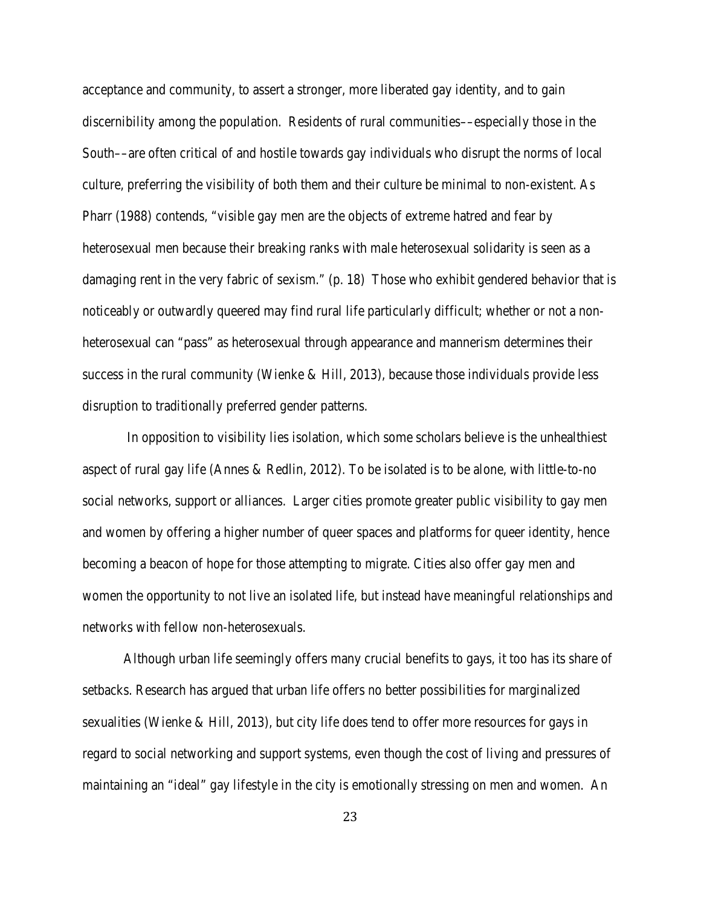acceptance and community, to assert a stronger, more liberated gay identity, and to gain discernibility among the population. Residents of rural communities––especially those in the South––are often critical of and hostile towards gay individuals who disrupt the norms of local culture, preferring the visibility of both them and their culture be minimal to non-existent. As Pharr (1988) contends, "visible gay men are the objects of extreme hatred and fear by heterosexual men because their breaking ranks with male heterosexual solidarity is seen as a damaging rent in the very fabric of sexism." (p. 18) Those who exhibit gendered behavior that is noticeably or outwardly queered may find rural life particularly difficult; whether or not a non-heterosexual can "pass" as heterosexual through appearance and mannerism determines their success in the rural community (Wienke & Hill, 2013), because those individuals provide less disruption to traditionally preferred gender patterns.

In opposition to visibility lies isolation, which some scholars believe is the unhealthiest aspect of rural gay life (Annes & Redlin, 2012). To be isolated is to be alone, with little-to-no social networks, support or alliances. Larger cities promote greater public visibility to gay men and women by offering a higher number of queer spaces and platforms for queer identity, hence becoming a beacon of hope for those attempting to migrate. Cities also offer gay men and women the opportunity to not live an isolated life, but instead have meaningful relationships and networks with fellow non-heterosexuals.

Although urban life seemingly offers many crucial benefits to gays, it too has its share of setbacks. Research has argued that urban life offers no better possibilities for marginalized sexualities (Wienke & Hill, 2013), but city life does tend to offer more resources for gays in regard to social networking and support systems, even though the cost of living and pressures of maintaining an "ideal" gay lifestyle in the city is emotionally stressing on men and women. An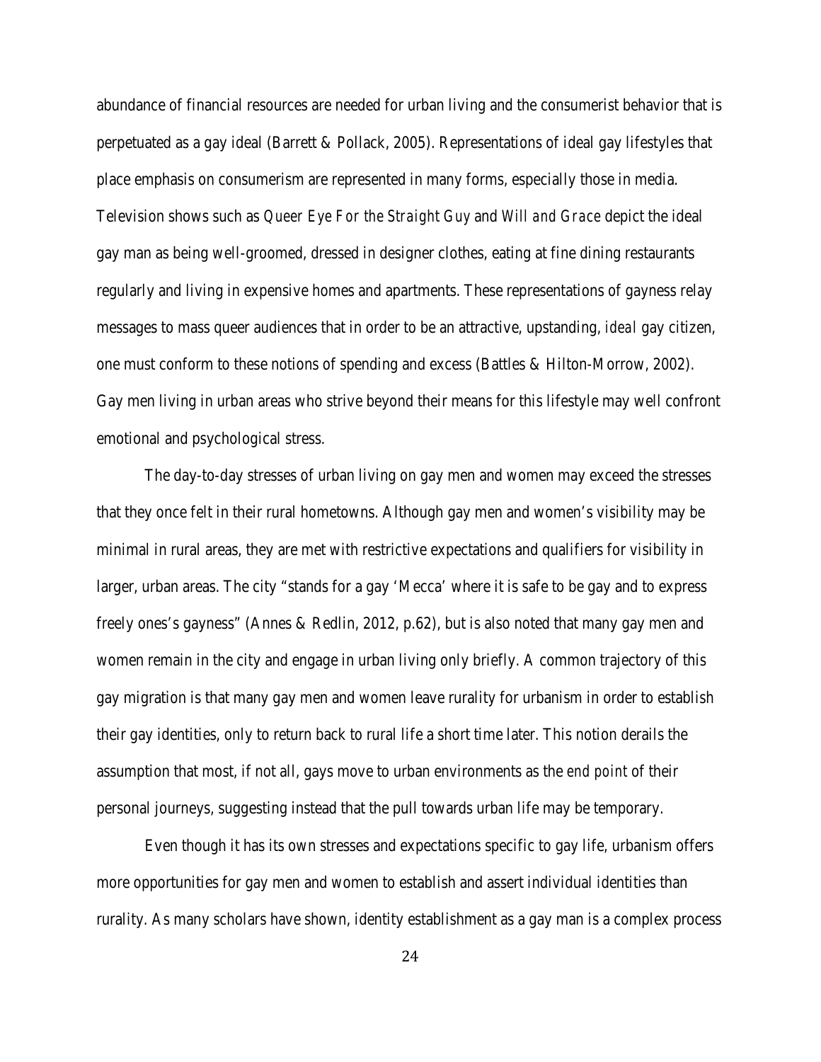abundance of financial resources are needed for urban living and the consumerist behavior that is perpetuated as a gay ideal (Barrett & Pollack, 2005). Representations of ideal gay lifestyles that place emphasis on consumerism are represented in many forms, especially those in media. Television shows such as *Queer Eye For the Straight Guy* and *Will and Grace* depict the ideal gay man as being well-groomed, dressed in designer clothes, eating at fine dining restaurants regularly and living in expensive homes and apartments. These representations of gayness relay messages to mass queer audiences that in order to be an attractive, upstanding, *ideal* gay citizen, one must conform to these notions of spending and excess (Battles & Hilton-Morrow, 2002). Gay men living in urban areas who strive beyond their means for this lifestyle may well confront emotional and psychological stress.

The day-to-day stresses of urban living on gay men and women may exceed the stresses that they once felt in their rural hometowns. Although gay men and women's visibility may be minimal in rural areas, they are met with restrictive expectations and qualifiers for visibility in larger, urban areas. The city "stands for a gay 'Mecca' where it is safe to be gay and to express freely ones's gayness" (Annes & Redlin, 2012, p.62), but is also noted that many gay men and women remain in the city and engage in urban living only briefly. A common trajectory of this gay migration is that many gay men and women leave rurality for urbanism in order to establish their gay identities, only to return back to rural life a short time later. This notion derails the assumption that most, if not all, gays move to urban environments as the *end point* of their personal journeys, suggesting instead that the pull towards urban life may be temporary.

Even though it has its own stresses and expectations specific to gay life, urbanism offers more opportunities for gay men and women to establish and assert individual identities than rurality. As many scholars have shown, identity establishment as a gay man is a complex process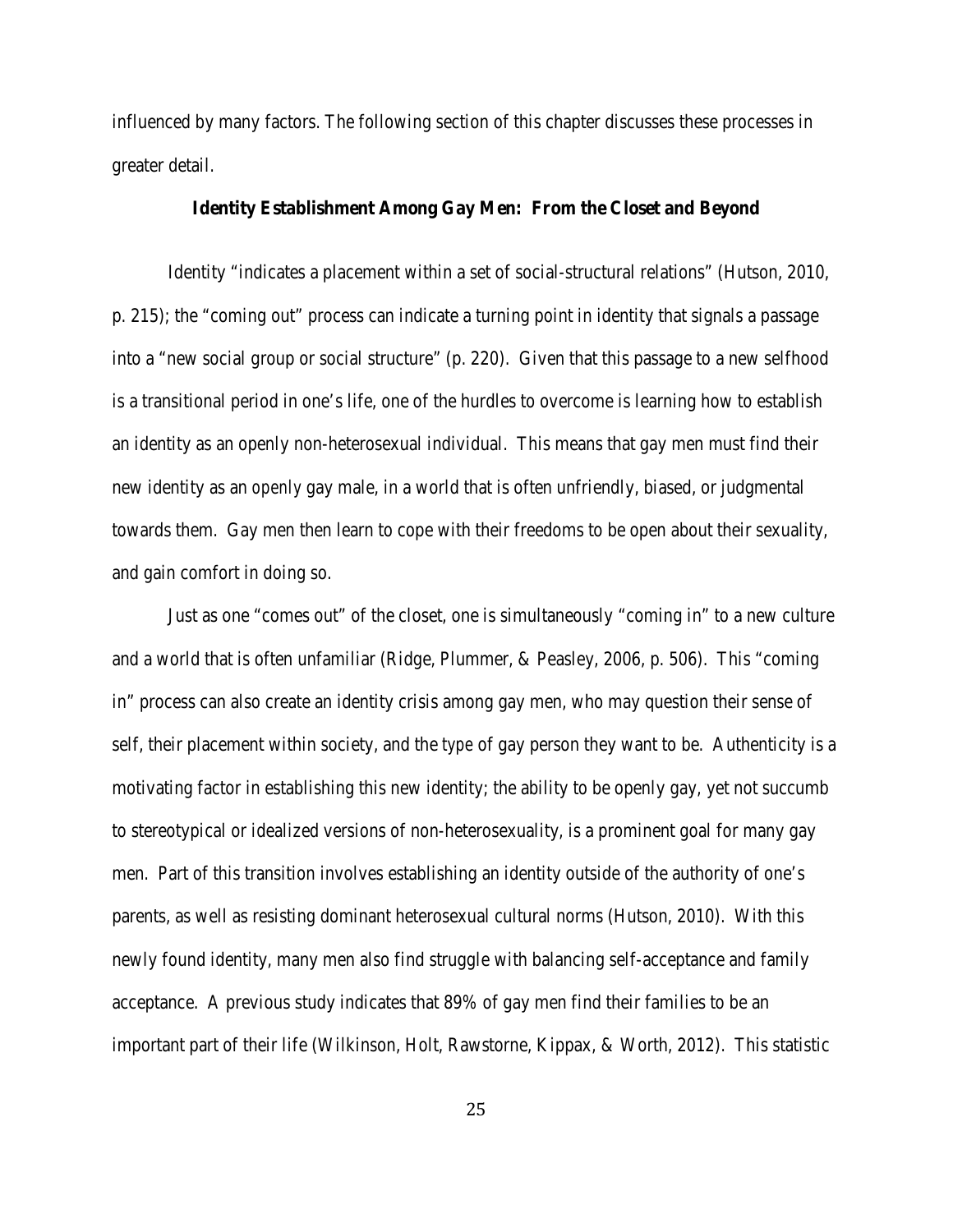influenced by many factors. The following section of this chapter discusses these processes in greater detail.

## Identity Establishment Among Gay Men: From the Closet and Beyond

Identity "indicates a placement within a set of social-structural relations" (Hutson, 2010, p. 215); the "coming out" process can indicate a turning point in identity that signals a passage into a "new social group or social structure" (p. 220). Given that this passage to a new selfhood is a transitional period in one's life, one of the hurdles to overcome is learning how to establish an identity as an openly non-heterosexual individual. This means that gay men must find their new identity as an *openly* gay male, in a world that is often unfriendly, biased, or judgmental towards them. Gay men then learn to cope with their freedoms to be open about their sexuality, and gain comfort in doing so.

Just as one "comes out" of the closet, one is simultaneously "coming in" to a new culture and a world that is often unfamiliar (Ridge, Plummer, & Peasley, 2006, p. 506). This "coming in" process can also create an identity crisis among gay men, who may question their sense of self, their placement within society, and the *type* of gay person they want to be. Authenticity is a motivating factor in establishing this new identity; the ability to be openly gay, yet not succumb to stereotypical or idealized versions of non-heterosexuality, is a prominent goal for many gay men. Part of this transition involves establishing an identity outside of the authority of one's parents, as well as resisting dominant heterosexual cultural norms (Hutson, 2010). With this newly found identity, many men also find struggle with balancing self-acceptance and family acceptance. A previous study indicates that 89% of gay men find their families to be an important part of their life (Wilkinson, Holt, Rawstorne, Kippax, & Worth, 2012). This statistic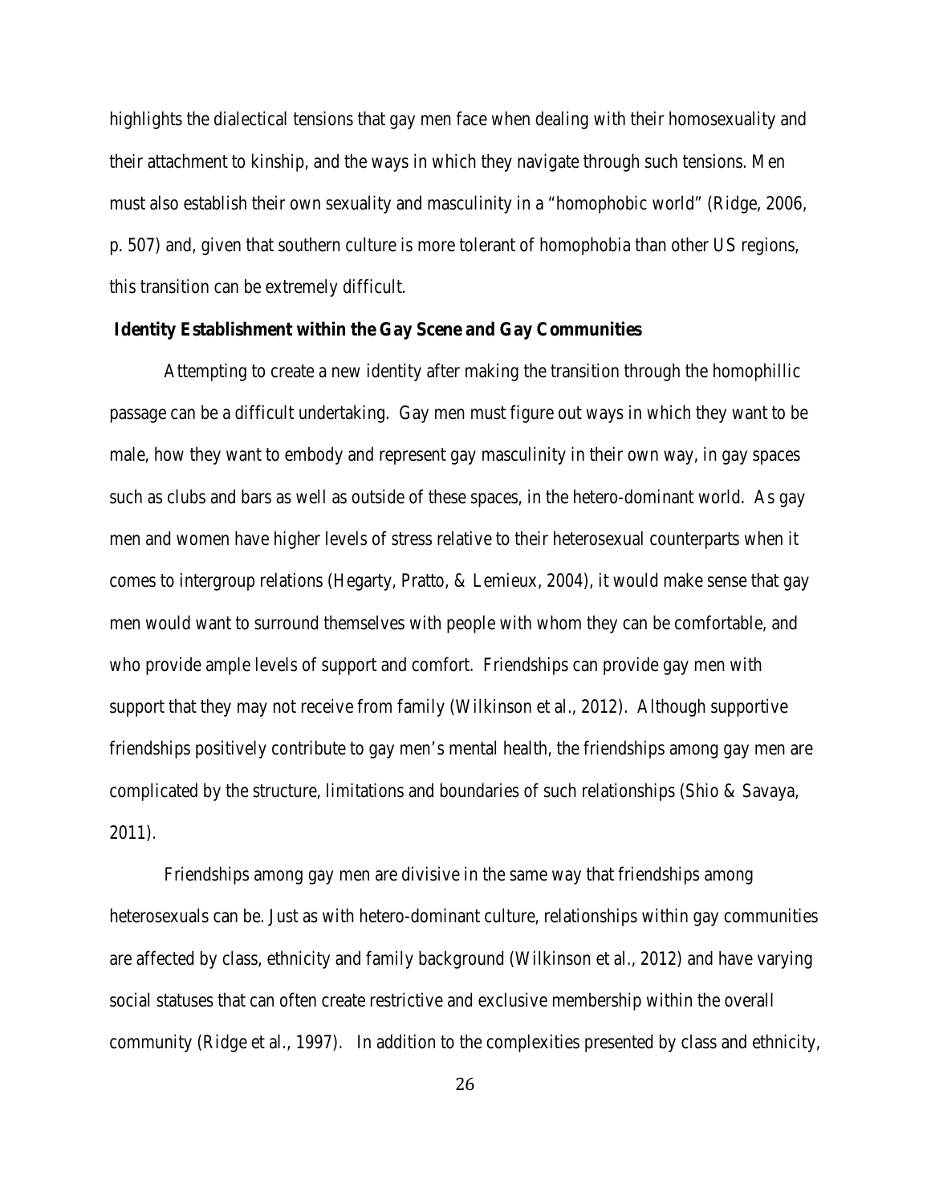highlights the dialectical tensions that gay men face when dealing with their homosexuality and their attachment to kinship, and the ways in which they navigate through such tensions. Men must also establish their own sexuality and masculinity in a "homophobic world" (Ridge, 2006, p. 507) and, given that southern culture is more tolerant of homophobia than other US regions, this transition can be extremely difficult.

**Identity Establishment within the Gay Scene and Gay Communities**

Attempting to create a new identity after making the transition through the homophillic passage can be a difficult undertaking. Gay men must figure out ways in which they want to be male, how they want to embody and represent gay masculinity in their own way, in gay spaces such as clubs and bars as well as outside of these spaces, in the hetero-dominant world. As gay men and women have higher levels of stress relative to their heterosexual counterparts when it comes to intergroup relations (Hegarty, Pratto, & Lemieux, 2004), it would make sense that gay men would want to surround themselves with people with whom they can be comfortable, and who provide ample levels of support and comfort. Friendships can provide gay men with support that they may not receive from family (Wilkinson et al., 2012). Although supportive friendships positively contribute to gay men's mental health, the friendships among gay men are complicated by the structure, limitations and boundaries of such relationships (Shio & Savaya, 2011).

Friendships among gay men are divisive in the same way that friendships among heterosexuals can be. Just as with hetero-dominant culture, relationships within gay communities are affected by class, ethnicity and family background (Wilkinson et al., 2012) and have varying social statuses that can often create restrictive and exclusive membership within the overall community (Ridge et al., 1997). In addition to the complexities presented by class and ethnicity,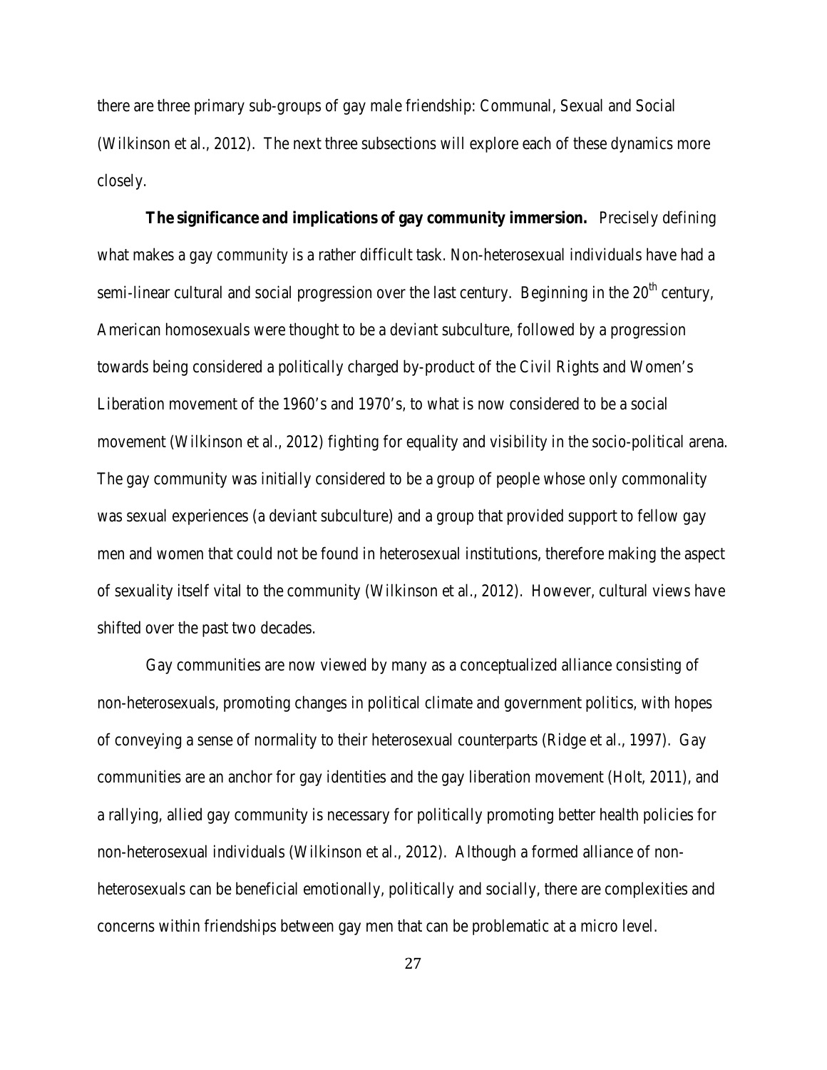there are three primary sub-groups of gay male friendship: Communal, Sexual and Social (Wilkinson et al., 2012). The next three subsections will explore each of these dynamics more closely.

**The significance and implications of gay community immersion.** Precisely defining what makes a gay community is a rather difficult task. Non-heterosexual individuals have had a semi-linear cultural and social progression over the last century. Beginning in the 20th century, American homosexuals were thought to be a deviant subculture, followed by a progression towards being considered a politically charged by-product of the Civil Rights and Women's Liberation movement of the 1960's and 1970's, to what is now considered to be a social movement (Wilkinson et al., 2012) fighting for equality and visibility in the socio-political arena. The gay community was initially considered to be a group of people whose only commonality was sexual experiences (a deviant subculture) and a group that provided support to fellow gay men and women that could not be found in heterosexual institutions, therefore making the aspect of sexuality itself vital to the community (Wilkinson et al., 2012). However, cultural views have shifted over the past two decades.

Gay communities are now viewed by many as a conceptualized alliance consisting of non-heterosexuals, promoting changes in political climate and government politics, with hopes of conveying a sense of normality to their heterosexual counterparts (Ridge et al., 1997). Gay communities are an anchor for gay identities and the gay liberation movement (Holt, 2011), and a rallying, allied gay community is necessary for politically promoting better health policies for non-heterosexual individuals (Wilkinson et al., 2012). Although a formed alliance of non-heterosexuals can be beneficial emotionally, politically and socially, there are complexities and concerns within friendships between gay men that can be problematic at a micro level.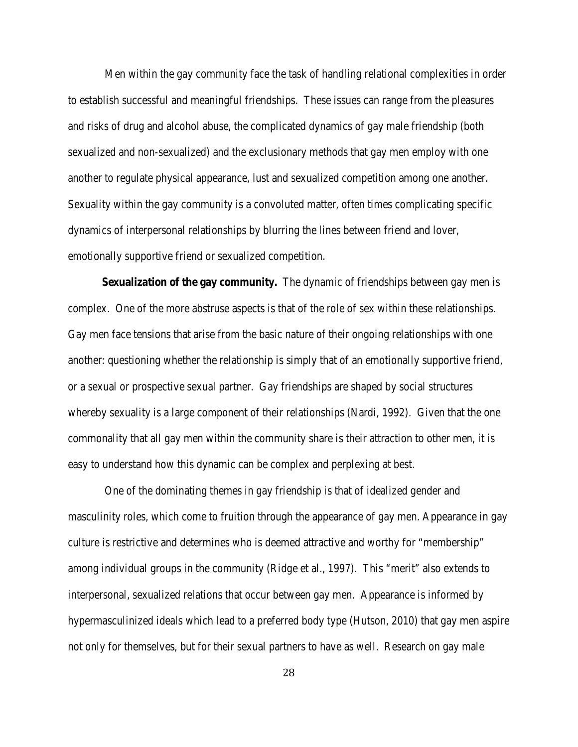Men within the gay community face the task of handling relational complexities in order to establish successful and meaningful friendships. These issues can range from the pleasures and risks of drug and alcohol abuse, the complicated dynamics of gay male friendship (both sexualized and non-sexualized) and the exclusionary methods that gay men employ with one another to regulate physical appearance, lust and sexualized competition among one another. Sexuality within the gay community is a convoluted matter, often times complicating specific dynamics of interpersonal relationships by blurring the lines between friend and lover, emotionally supportive friend or sexualized competition.

**Sexualization of the gay community.** The dynamic of friendships between gay men is complex. One of the more abstruse aspects is that of the role of sex within these relationships. Gay men face tensions that arise from the basic nature of their ongoing relationships with one another: questioning whether the relationship is simply that of an emotionally supportive friend, or a sexual or prospective sexual partner. Gay friendships are shaped by social structures whereby sexuality is a large component of their relationships (Nardi, 1992). Given that the one commonality that all gay men within the community share is their attraction to other men, it is easy to understand how this dynamic can be complex and perplexing at best.

One of the dominating themes in gay friendship is that of idealized gender and masculinity roles, which come to fruition through the appearance of gay men. Appearance in gay culture is restrictive and determines who is deemed attractive and worthy for "membership" among individual groups in the community (Ridge et al., 1997). This "merit" also extends to interpersonal, sexualized relations that occur between gay men. Appearance is informed by hypermasculinized ideals which lead to a preferred body type (Hutson, 2010) that gay men aspire not only for themselves, but for their sexual partners to have as well. Research on gay male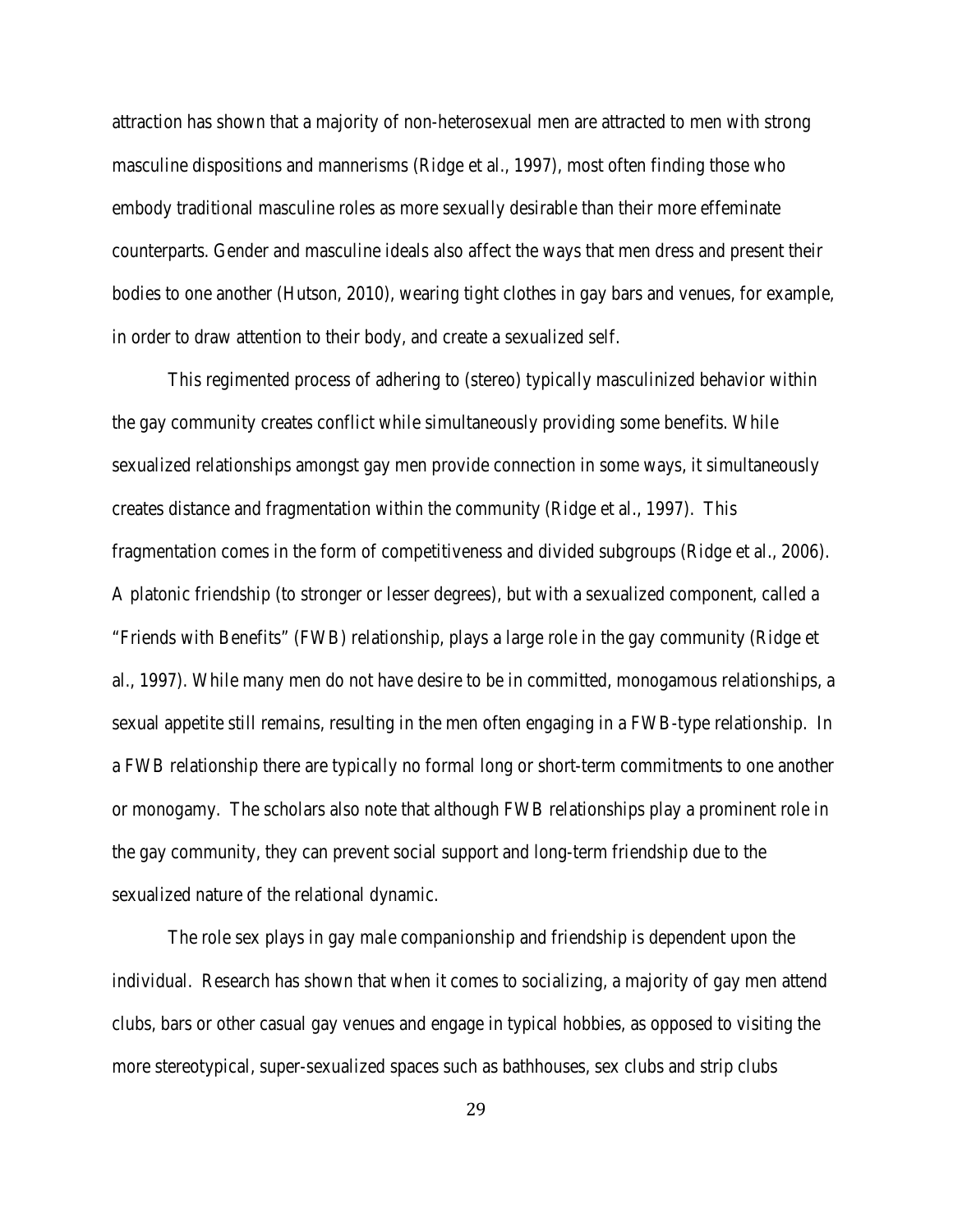attraction has shown that a majority of non-heterosexual men are attracted to men with strong masculine dispositions and mannerisms (Ridge et al., 1997), most often finding those who embody traditional masculine roles as more sexually desirable than their more effeminate counterparts. Gender and masculine ideals also affect the ways that men dress and present their bodies to one another (Hutson, 2010), wearing tight clothes in gay bars and venues, for example, in order to draw attention to their body, and create a sexualized self.

This regimented process of adhering to (stereo) typically masculinized behavior within the gay community creates conflict while simultaneously providing some benefits. While sexualized relationships amongst gay men provide connection in some ways, it simultaneously creates distance and fragmentation within the community (Ridge et al., 1997). This fragmentation comes in the form of competitiveness and divided subgroups (Ridge et al., 2006). A platonic friendship (to stronger or lesser degrees), but with a sexualized component, called a "Friends with Benefits" (FWB) relationship, plays a large role in the gay community (Ridge et al., 1997). While many men do not have desire to be in committed, monogamous relationships, a sexual appetite still remains, resulting in the men often engaging in a FWB-type relationship. In a FWB relationship there are typically no formal long or short-term commitments to one another or monogamy. The scholars also note that although FWB relationships play a prominent role in the gay community, they can prevent social support and long-term friendship due to the sexualized nature of the relational dynamic.

The role sex plays in gay male companionship and friendship is dependent upon the individual. Research has shown that when it comes to socializing, a majority of gay men attend clubs, bars or other casual gay venues and engage in typical hobbies, as opposed to visiting the more stereotypical, super-sexualized spaces such as bathhouses, sex clubs and strip clubs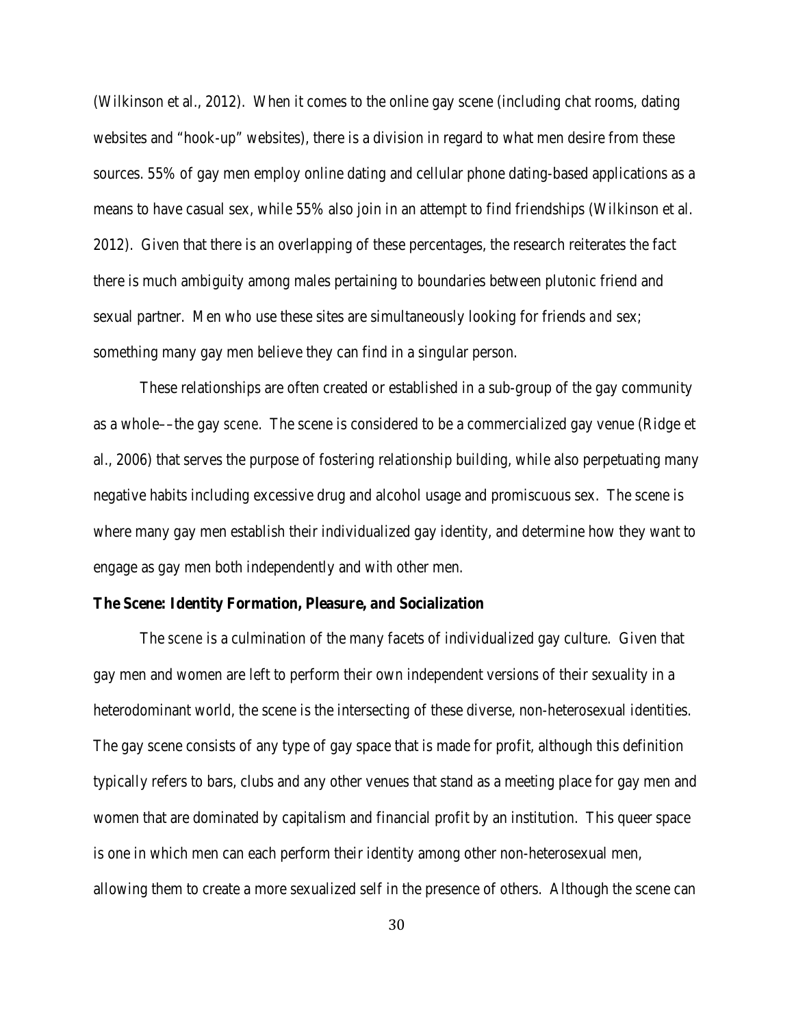(Wilkinson et al., 2012). When it comes to the online gay scene (including chat rooms, dating websites and "hook-up" websites), there is a division in regard to what men desire from these sources. 55% of gay men employ online dating and cellular phone dating-based applications as a means to have casual sex, while 55% also join in an attempt to find friendships (Wilkinson et al. 2012). Given that there is an overlapping of these percentages, the research reiterates the fact there is much ambiguity among males pertaining to boundaries between plutonic friend and sexual partner. Men who use these sites are simultaneously looking for friends *and* sex; something many gay men believe they can find in a singular person.

These relationships are often created or established in a sub-group of the gay community as a whole––the gay *scene*. The scene is considered to be a commercialized gay venue (Ridge et al., 2006) that serves the purpose of fostering relationship building, while also perpetuating many negative habits including excessive drug and alcohol usage and promiscuous sex. The scene is where many gay men establish their individualized gay identity, and determine how they want to engage as gay men both independently and with other men.

**The Scene: Identity Formation, Pleasure, and Socialization**

The *scene* is a culmination of the many facets of individualized gay culture. Given that gay men and women are left to perform their own independent versions of their sexuality in a heterodominant world, the scene is the intersecting of these diverse, non-heterosexual identities. The gay scene consists of any type of gay space that is made for profit, although this definition typically refers to bars, clubs and any other venues that stand as a meeting place for gay men and women that are dominated by capitalism and financial profit by an institution. This queer space is one in which men can each perform their identity among other non-heterosexual men, allowing them to create a more sexualized self in the presence of others. Although the scene can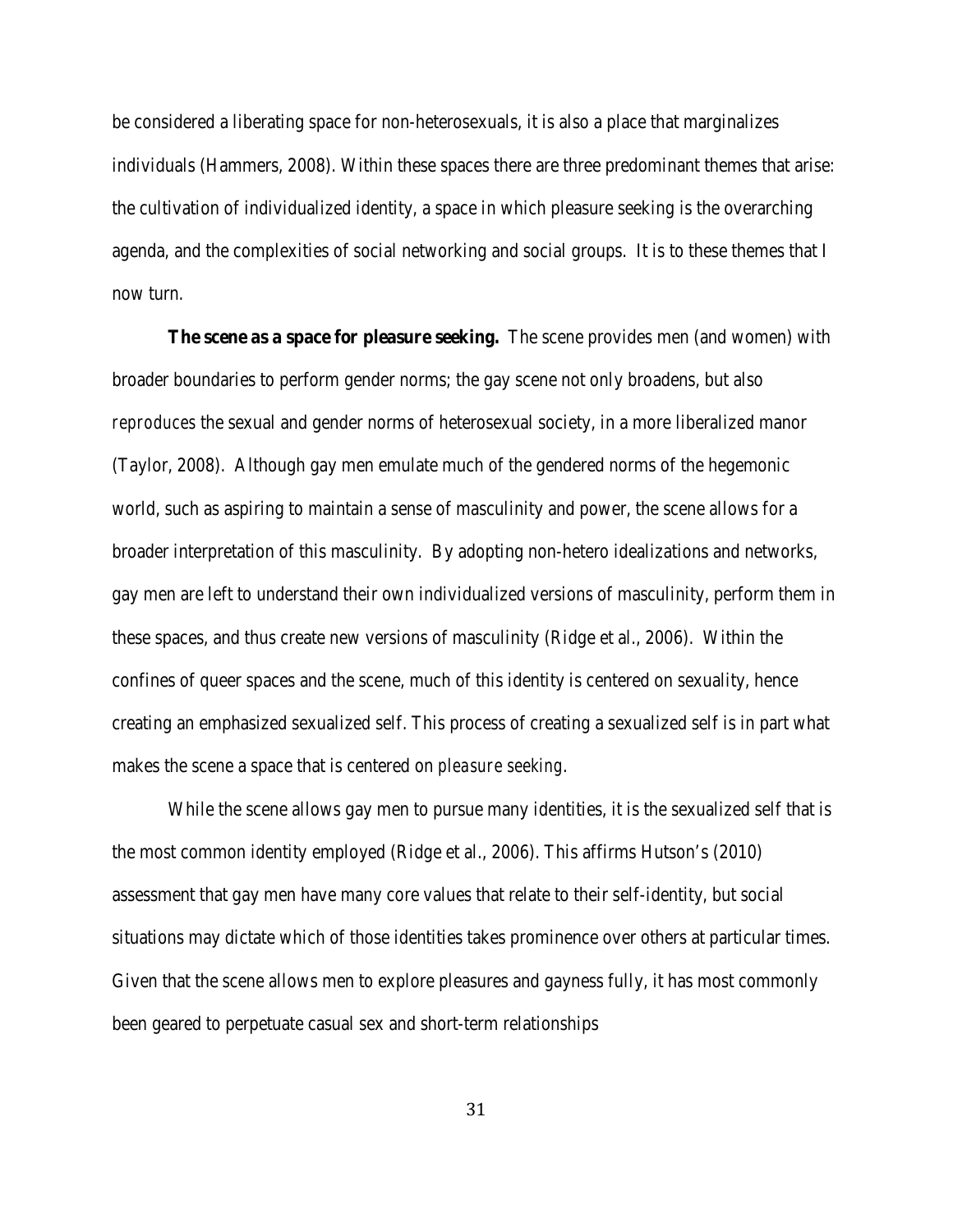be considered a liberating space for non-heterosexuals, it is also a place that marginalizes individuals (Hammers, 2008). Within these spaces there are three predominant themes that arise: the cultivation of individualized identity, a space in which pleasure seeking is the overarching agenda, and the complexities of social networking and social groups. It is to these themes that I now turn.

**The scene as a space for pleasure seeking.** The scene provides men (and women) with broader boundaries to perform gender norms; the gay scene not only broadens, but also *reproduces* the sexual and gender norms of heterosexual society, in a more liberalized manor (Taylor, 2008). Although gay men emulate much of the gendered norms of the hegemonic world, such as aspiring to maintain a sense of masculinity and power, the scene allows for a broader interpretation of this masculinity. By adopting non-hetero idealizations and networks, gay men are left to understand their own individualized versions of masculinity, perform them in these spaces, and thus create new versions of masculinity (Ridge et al., 2006). Within the confines of queer spaces and the scene, much of this identity is centered on sexuality, hence creating an emphasized sexualized self. This process of creating a sexualized self is in part what makes the scene a space that is centered on *pleasure seeking*.

While the scene allows gay men to pursue many identities, it is the sexualized self that is the most common identity employed (Ridge et al., 2006). This affirms Hutson's (2010) assessment that gay men have many core values that relate to their self-identity, but social situations may dictate which of those identities takes prominence over others at particular times. Given that the scene allows men to explore pleasures and gayness fully, it has most commonly been geared to perpetuate casual sex and short-term relationships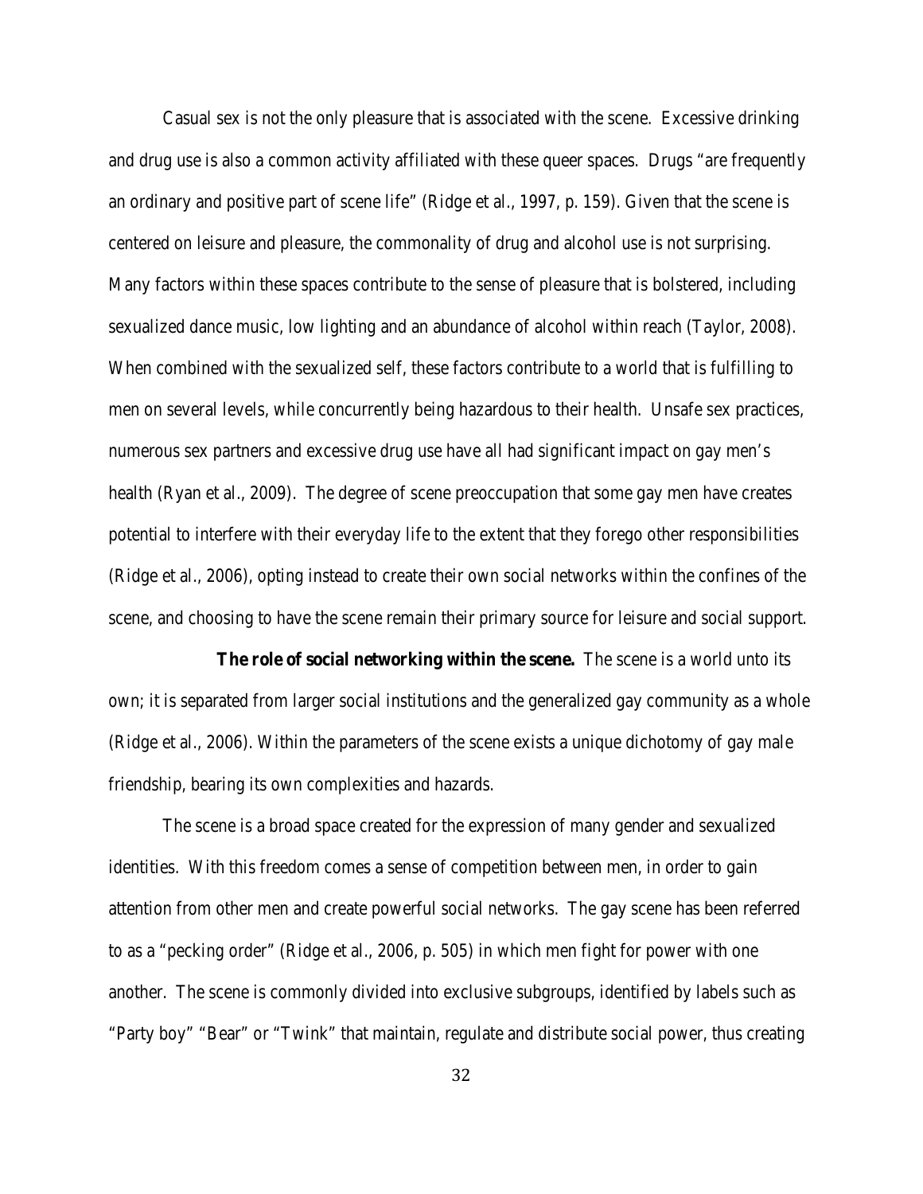Casual sex is not the only pleasure that is associated with the scene. Excessive drinking and drug use is also a common activity affiliated with these queer spaces. Drugs "are frequently an ordinary and positive part of scene life" (Ridge et al., 1997, p. 159). Given that the scene is centered on leisure and pleasure, the commonality of drug and alcohol use is not surprising. Many factors within these spaces contribute to the sense of pleasure that is bolstered, including sexualized dance music, low lighting and an abundance of alcohol within reach (Taylor, 2008). When combined with the sexualized self, these factors contribute to a world that is fulfilling to men on several levels, while concurrently being hazardous to their health. Unsafe sex practices, numerous sex partners and excessive drug use have all had significant impact on gay men's health (Ryan et al., 2009). The degree of scene preoccupation that some gay men have creates potential to interfere with their everyday life to the extent that they forego other responsibilities (Ridge et al., 2006), opting instead to create their own social networks within the confines of the scene, and choosing to have the scene remain their primary source for leisure and social support.

**The role of social networking within the scene.** The scene is a world unto its own; it is separated from larger social institutions and the generalized gay community as a whole (Ridge et al., 2006). Within the parameters of the scene exists a unique dichotomy of gay male friendship, bearing its own complexities and hazards.

The scene is a broad space created for the expression of many gender and sexualized identities. With this freedom comes a sense of competition between men, in order to gain attention from other men and create powerful social networks. The gay scene has been referred to as a "pecking order" (Ridge et al., 2006, p. 505) in which men fight for power with one another. The scene is commonly divided into exclusive subgroups, identified by labels such as "Party boy" "Bear" or "Twink" that maintain, regulate and distribute social power, thus creating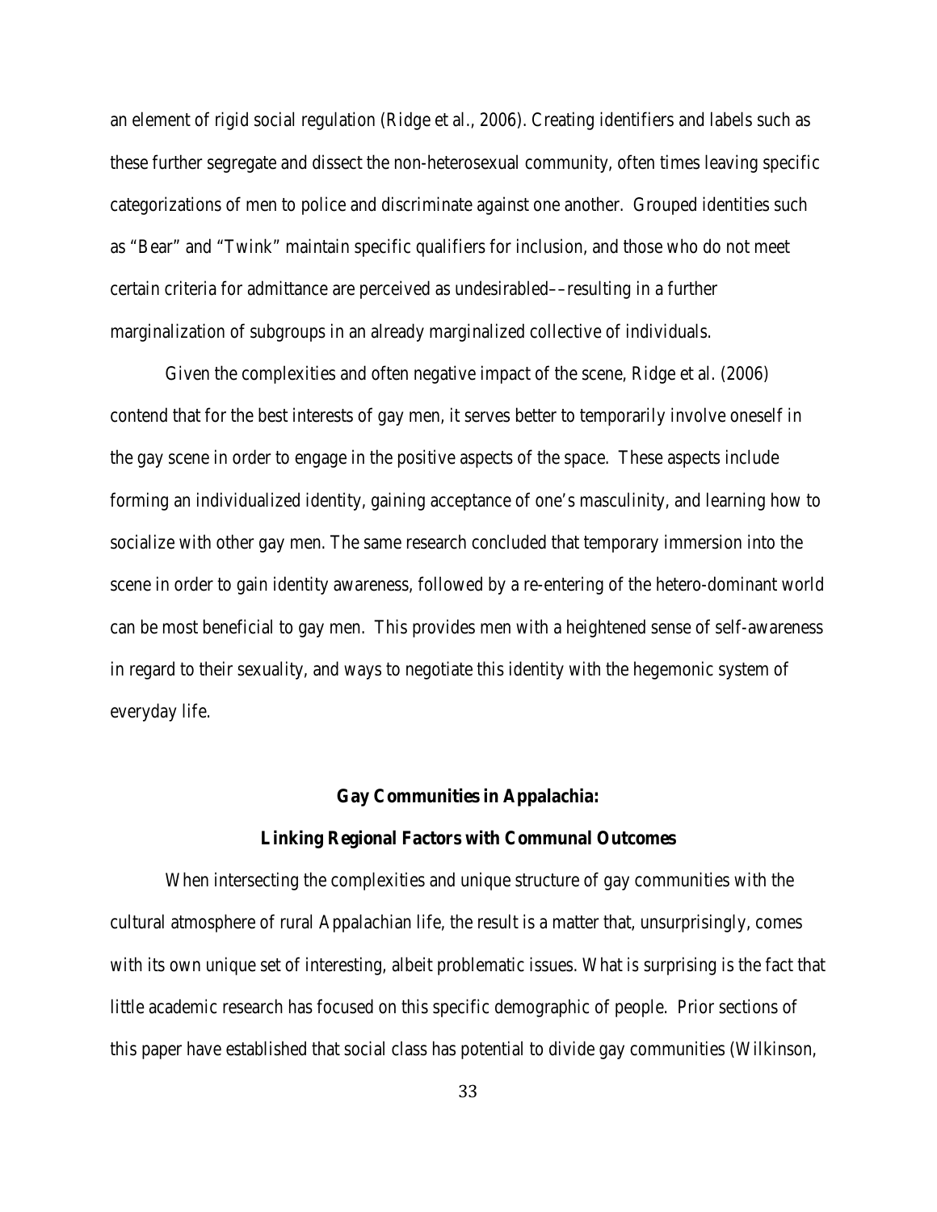an element of rigid social regulation (Ridge et al., 2006). Creating identifiers and labels such as these further segregate and dissect the non-heterosexual community, often times leaving specific categorizations of men to police and discriminate against one another. Grouped identities such as "Bear" and "Twink" maintain specific qualifiers for inclusion, and those who do not meet certain criteria for admittance are perceived as undesirabled––resulting in a further marginalization of subgroups in an already marginalized collective of individuals.

Given the complexities and often negative impact of the scene, Ridge et al. (2006) contend that for the best interests of gay men, it serves better to temporarily involve oneself in the gay scene in order to engage in the positive aspects of the space. These aspects include forming an individualized identity, gaining acceptance of one's masculinity, and learning how to socialize with other gay men. The same research concluded that temporary immersion into the scene in order to gain identity awareness, followed by a re-entering of the hetero-dominant world can be most beneficial to gay men. This provides men with a heightened sense of self-awareness in regard to their sexuality, and ways to negotiate this identity with the hegemonic system of everyday life.

## Gay Communities in Appalachia:

## Linking Regional Factors with Communal Outcomes

When intersecting the complexities and unique structure of gay communities with the cultural atmosphere of rural Appalachian life, the result is a matter that, unsurprisingly, comes with its own unique set of interesting, albeit problematic issues. What is surprising is the fact that little academic research has focused on this specific demographic of people. Prior sections of this paper have established that social class has potential to divide gay communities (Wilkinson,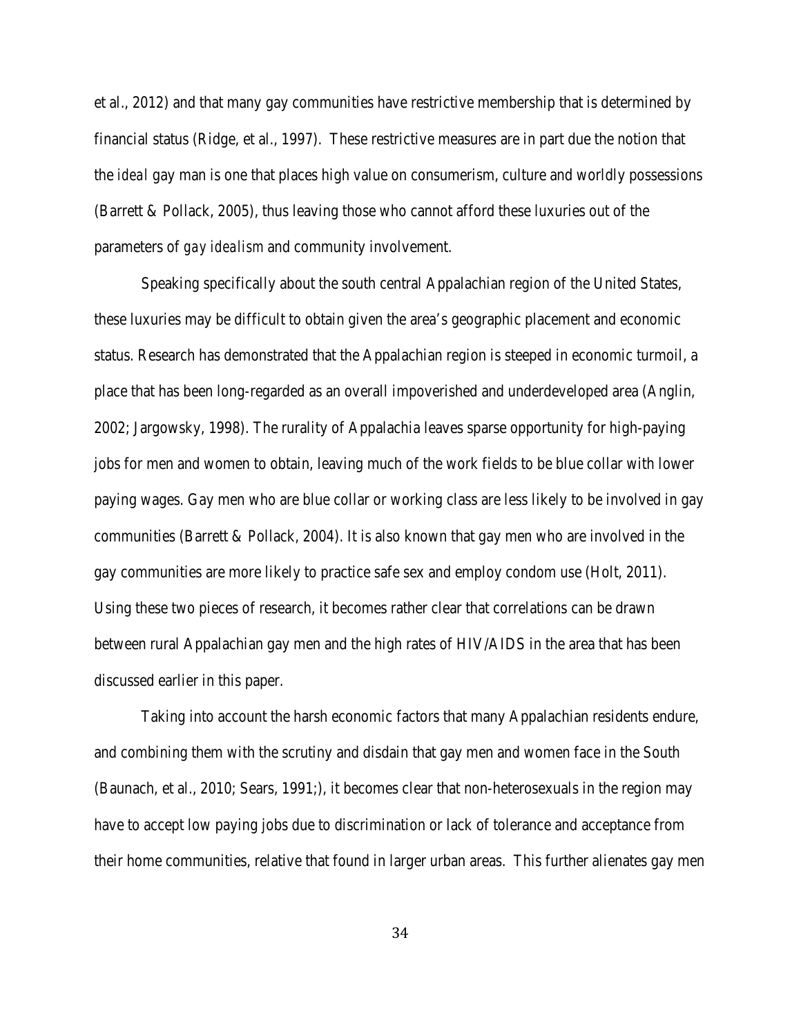et al., 2012) and that many gay communities have restrictive membership that is determined by financial status (Ridge, et al., 1997). These restrictive measures are in part due the notion that the *ideal* gay man is one that places high value on consumerism, culture and worldly possessions (Barrett & Pollack, 2005), thus leaving those who cannot afford these luxuries out of the parameters of *gay idealism* and community involvement.

Speaking specifically about the south central Appalachian region of the United States, these luxuries may be difficult to obtain given the area's geographic placement and economic status. Research has demonstrated that the Appalachian region is steeped in economic turmoil, a place that has been long-regarded as an overall impoverished and underdeveloped area (Anglin, 2002; Jargowsky, 1998). The rurality of Appalachia leaves sparse opportunity for high-paying jobs for men and women to obtain, leaving much of the work fields to be blue collar with lower paying wages. Gay men who are blue collar or working class are less likely to be involved in gay communities (Barrett & Pollack, 2004). It is also known that gay men who are involved in the gay communities are more likely to practice safe sex and employ condom use (Holt, 2011). Using these two pieces of research, it becomes rather clear that correlations can be drawn between rural Appalachian gay men and the high rates of HIV/AIDS in the area that has been discussed earlier in this paper.

Taking into account the harsh economic factors that many Appalachian residents endure, and combining them with the scrutiny and disdain that gay men and women face in the South (Baunach, et al., 2010; Sears, 1991;), it becomes clear that non-heterosexuals in the region may have to accept low paying jobs due to discrimination or lack of tolerance and acceptance from their home communities, relative that found in larger urban areas. This further alienates gay men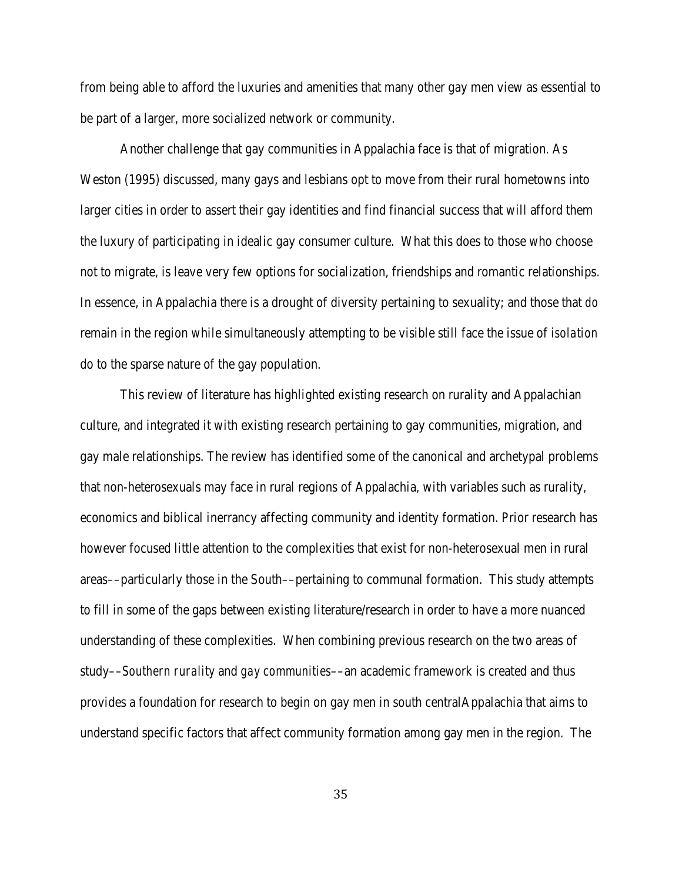from being able to afford the luxuries and amenities that many other gay men view as essential to be part of a larger, more socialized network or community.

Another challenge that gay communities in Appalachia face is that of migration. As Weston (1995) discussed, many gays and lesbians opt to move from their rural hometowns into larger cities in order to assert their gay identities and find financial success that will afford them the luxury of participating in idealic gay consumer culture. What this does to those who choose not to migrate, is leave very few options for socialization, friendships and romantic relationships. In essence, in Appalachia there is a drought of diversity pertaining to sexuality; and those that *do* remain in the region while simultaneously attempting to be visible still face the issue of *isolation* do to the sparse nature of the gay population.

This review of literature has highlighted existing research on rurality and Appalachian culture, and integrated it with existing research pertaining to gay communities, migration, and gay male relationships. The review has identified some of the canonical and archetypal problems that non-heterosexuals may face in rural regions of Appalachia, with variables such as rurality, economics and biblical inerrancy affecting community and identity formation. Prior research has however focused little attention to the complexities that exist for non-heterosexual men in rural areas––particularly those in the South––pertaining to communal formation. This study attempts to fill in some of the gaps between existing literature/research in order to have a more nuanced understanding of these complexities. When combining previous research on the two areas of study––*Southern rurality* and *gay communities*––an academic framework is created and thus provides a foundation for research to begin on gay men in south centralAppalachia that aims to understand specific factors that affect community formation among gay men in the region. The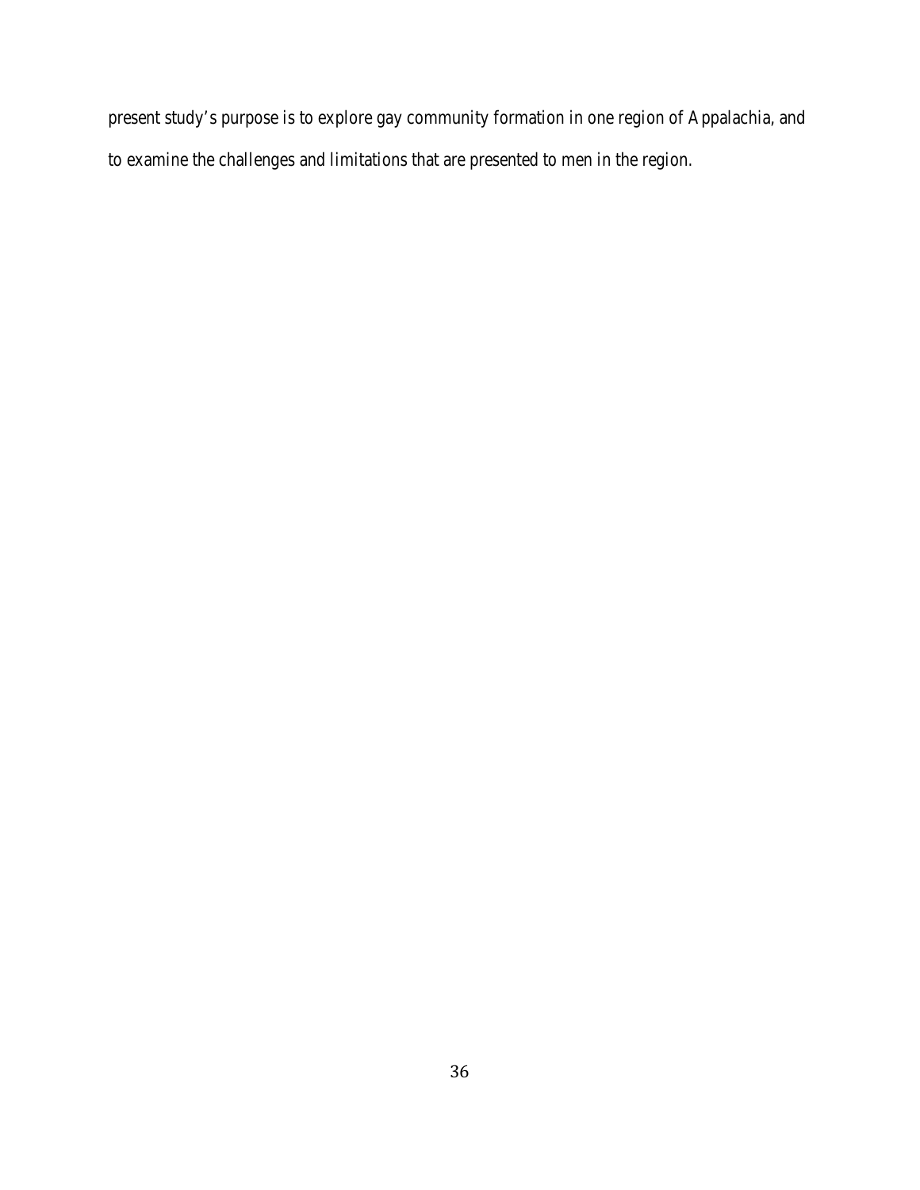present study's purpose is to explore gay community formation in one region of Appalachia, and to examine the challenges and limitations that are presented to men in the region.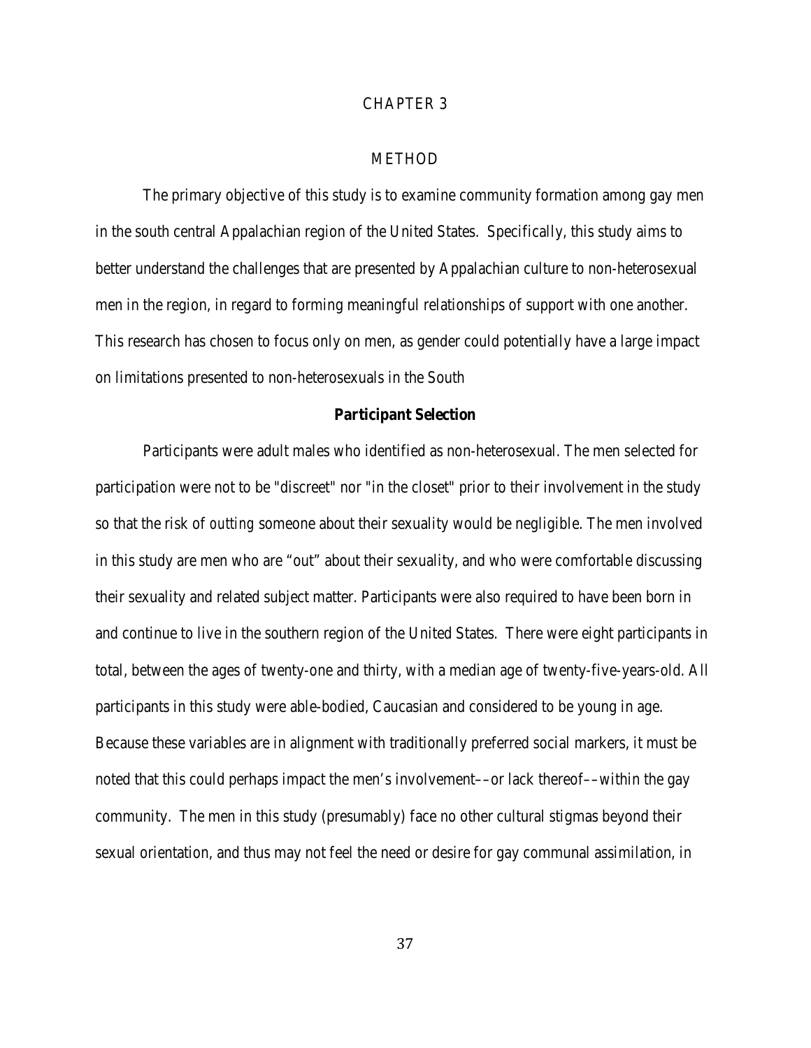# CHAPTER 3

## METHOD

The primary objective of this study is to examine community formation among gay men in the south central Appalachian region of the United States. Specifically, this study aims to better understand the challenges that are presented by Appalachian culture to non-heterosexual men in the region, in regard to forming meaningful relationships of support with one another. This research has chosen to focus only on men, as gender could potentially have a large impact on limitations presented to non-heterosexuals in the South

### Participant Selection

Participants were adult males who identified as non-heterosexual. The men selected for participation were not to be "discreet" nor "in the closet" prior to their involvement in the study so that the risk of *outting* someone about their sexuality would be negligible. The men involved in this study are men who are "out" about their sexuality, and who were comfortable discussing their sexuality and related subject matter. Participants were also required to have been born in and continue to live in the southern region of the United States. There were eight participants in total, between the ages of twenty-one and thirty, with a median age of twenty-five-years-old. All participants in this study were able-bodied, Caucasian and considered to be young in age. Because these variables are in alignment with traditionally preferred social markers, it must be noted that this could perhaps impact the men's involvement––or lack thereof––within the gay community. The men in this study (presumably) face no other cultural stigmas beyond their sexual orientation, and thus may not feel the need or desire for gay communal assimilation, in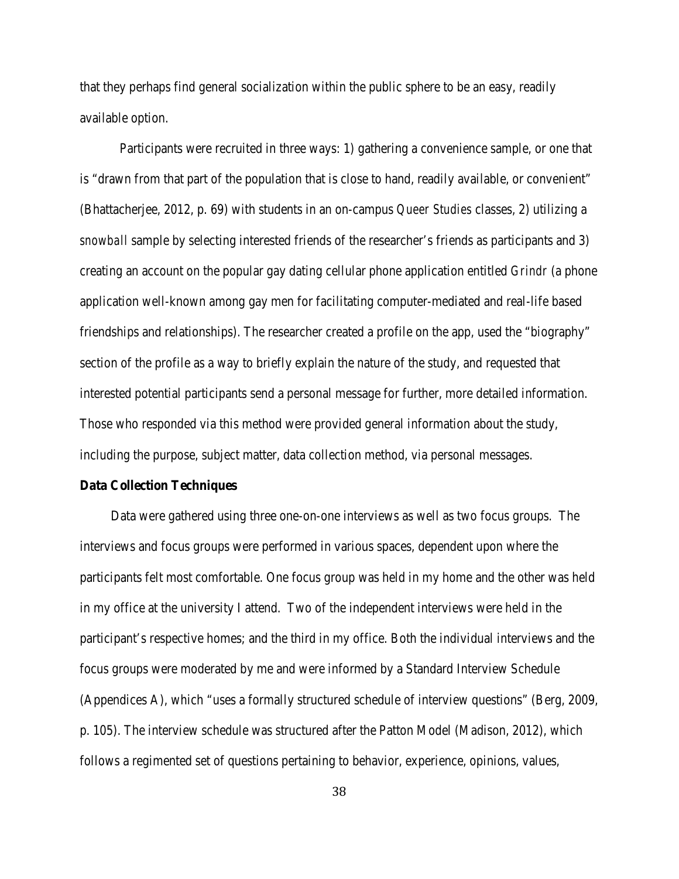that they perhaps find general socialization within the public sphere to be an easy, readily available option.

Participants were recruited in three ways: 1) gathering a convenience sample, or one that is "drawn from that part of the population that is close to hand, readily available, or convenient" (Bhattacherjee, 2012, p. 69) with students in an on-campus *Queer Studies* classes, 2) utilizing a *snowball* sample by selecting interested friends of the researcher's friends as participants and 3) creating an account on the popular gay dating cellular phone application entitled *Grindr* (a phone application well-known among gay men for facilitating computer-mediated and real-life based friendships and relationships). The researcher created a profile on the app, used the "biography" section of the profile as a way to briefly explain the nature of the study, and requested that interested potential participants send a personal message for further, more detailed information. Those who responded via this method were provided general information about the study, including the purpose, subject matter, data collection method, via personal messages.

**Data Collection Techniques**

Data were gathered using three one-on-one interviews as well as two focus groups. The interviews and focus groups were performed in various spaces, dependent upon where the participants felt most comfortable. One focus group was held in my home and the other was held in my office at the university I attend. Two of the independent interviews were held in the participant's respective homes; and the third in my office. Both the individual interviews and the focus groups were moderated by me and were informed by a Standard Interview Schedule (Appendices A), which "uses a formally structured schedule of interview questions" (Berg, 2009, p. 105). The interview schedule was structured after the Patton Model (Madison, 2012), which follows a regimented set of questions pertaining to behavior, experience, opinions, values,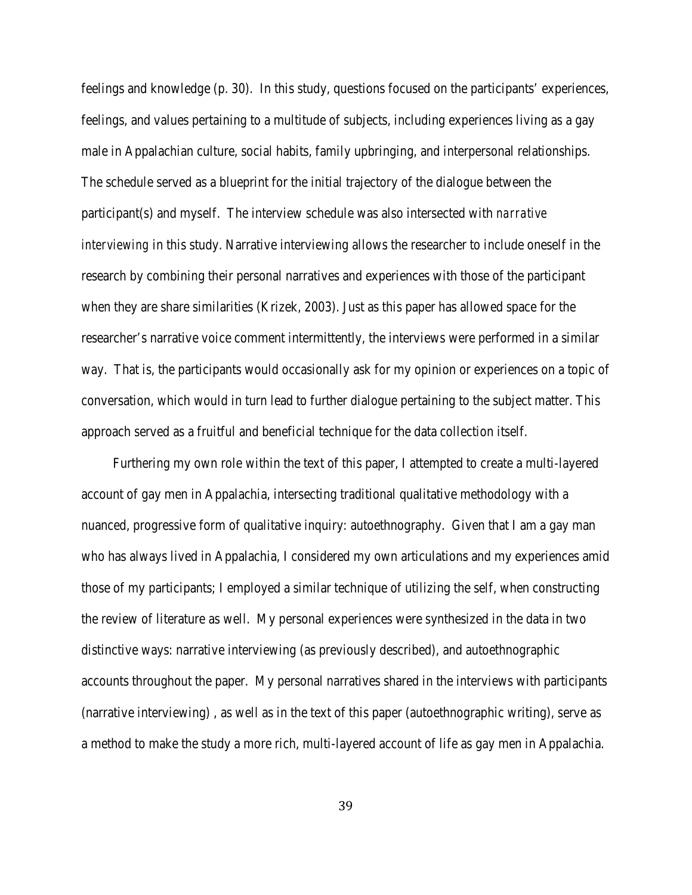feelings and knowledge (p. 30). In this study, questions focused on the participants' experiences, feelings, and values pertaining to a multitude of subjects, including experiences living as a gay male in Appalachian culture, social habits, family upbringing, and interpersonal relationships. The schedule served as a blueprint for the initial trajectory of the dialogue between the participant(s) and myself. The interview schedule was also intersected with *narrative interviewing* in this study. Narrative interviewing allows the researcher to include oneself in the research by combining their personal narratives and experiences with those of the participant when they are share similarities (Krizek, 2003). Just as this paper has allowed space for the researcher's narrative voice comment intermittently, the interviews were performed in a similar way. That is, the participants would occasionally ask for my opinion or experiences on a topic of conversation, which would in turn lead to further dialogue pertaining to the subject matter. This approach served as a fruitful and beneficial technique for the data collection itself.

Furthering my own role within the text of this paper, I attempted to create a multi-layered account of gay men in Appalachia, intersecting traditional qualitative methodology with a nuanced, progressive form of qualitative inquiry: autoethnography. Given that I am a gay man who has always lived in Appalachia, I considered my own articulations and my experiences amid those of my participants; I employed a similar technique of utilizing the self, when constructing the review of literature as well. My personal experiences were synthesized in the data in two distinctive ways: narrative interviewing (as previously described), and autoethnographic accounts throughout the paper. My personal narratives shared in the interviews with participants (narrative interviewing) , as well as in the text of this paper (autoethnographic writing), serve as a method to make the study a more rich, multi-layered account of life as gay men in Appalachia.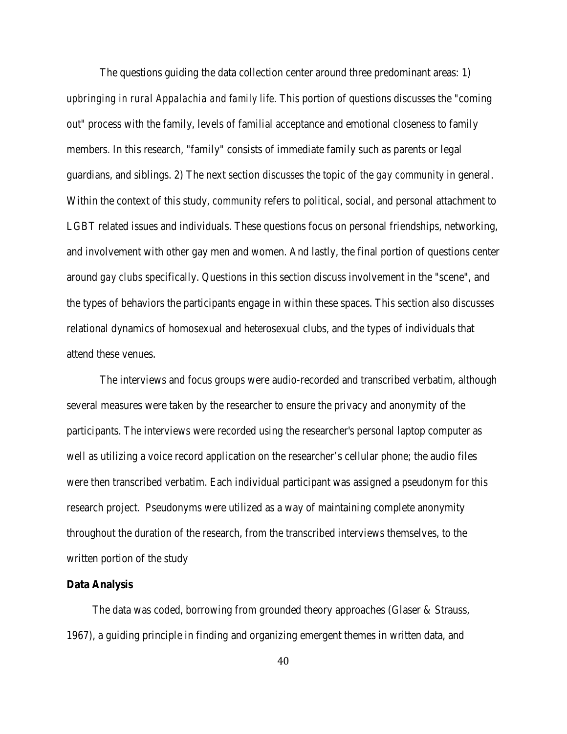The questions guiding the data collection center around three predominant areas: 1) *upbringing in rural Appalachia and family life*. This portion of questions discusses the "coming out" process with the family, levels of familial acceptance and emotional closeness to family members. In this research, "family" consists of immediate family such as parents or legal guardians, and siblings. 2) The next section discusses the topic of the *gay community* in general. Within the context of this study, *community* refers to political, social, and personal attachment to LGBT related issues and individuals. These questions focus on personal friendships, networking, and involvement with other gay men and women. And lastly, the final portion of questions center around *gay clubs* specifically. Questions in this section discuss involvement in the "scene", and the types of behaviors the participants engage in within these spaces. This section also discusses relational dynamics of homosexual and heterosexual clubs, and the types of individuals that attend these venues.

The interviews and focus groups were audio-recorded and transcribed verbatim, although several measures were taken by the researcher to ensure the privacy and anonymity of the participants. The interviews were recorded using the researcher's personal laptop computer as well as utilizing a voice record application on the researcher's cellular phone; the audio files were then transcribed verbatim. Each individual participant was assigned a pseudonym for this research project. Pseudonyms were utilized as a way of maintaining complete anonymity throughout the duration of the research, from the transcribed interviews themselves, to the written portion of the study

**Data Analysis**

The data was coded, borrowing from grounded theory approaches (Glaser & Strauss, 1967), a guiding principle in finding and organizing emergent themes in written data, and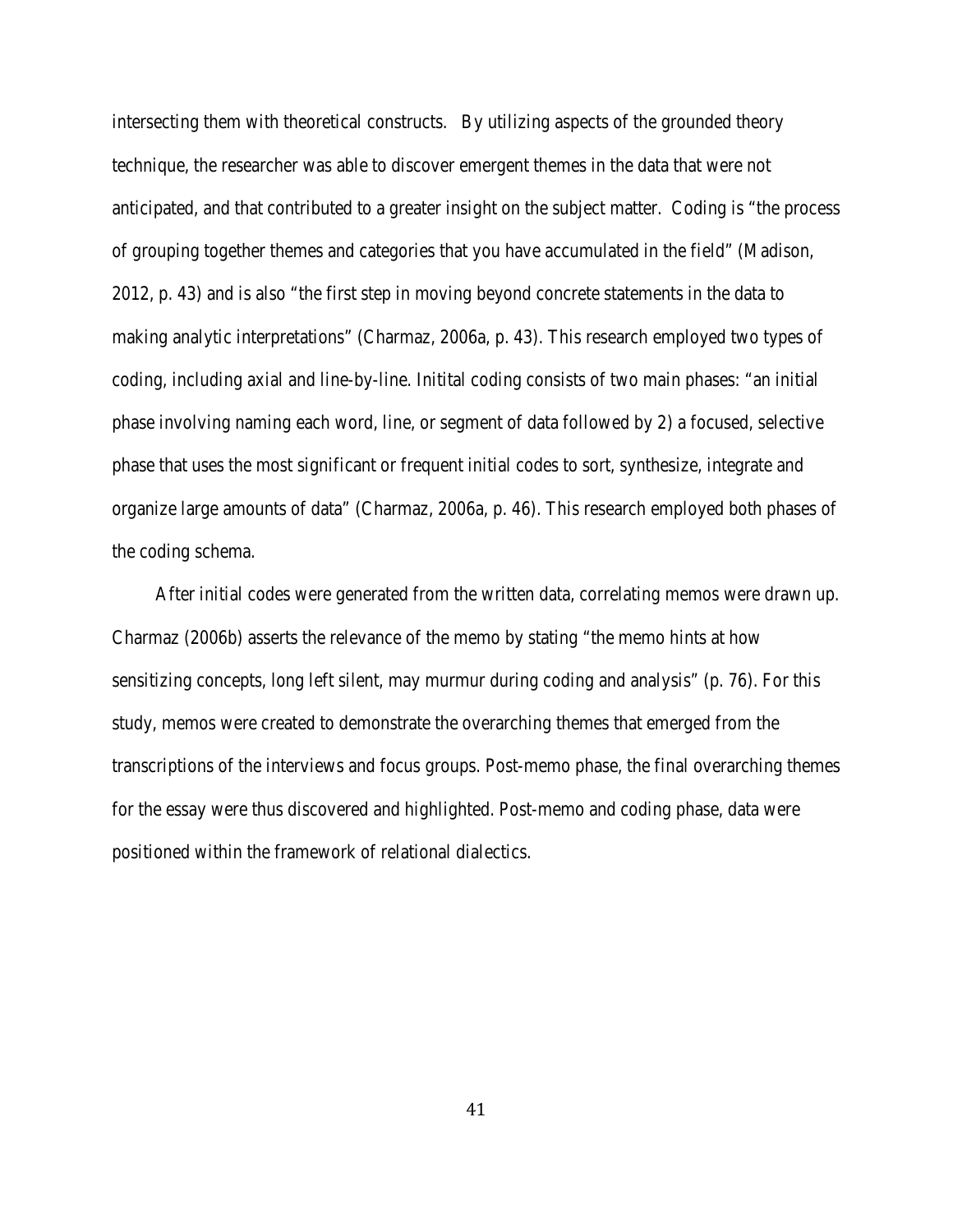intersecting them with theoretical constructs.  By utilizing aspects of the grounded theory technique, the researcher was able to discover emergent themes in the data that were not anticipated, and that contributed to a greater insight on the subject matter.  Coding is "the process of grouping together themes and categories that you have accumulated in the field" (Madison, 2012, p. 43) and is also "the first step in moving beyond concrete statements in the data to making analytic interpretations" (Charmaz, 2006a, p. 43). This research employed two types of coding, including axial and line-by-line. Initital coding consists of two main phases: "an initial phase involving naming each word, line, or segment of data followed by 2) a focused, selective phase that uses the most significant or frequent initial codes to sort, synthesize, integrate and organize large amounts of data" (Charmaz, 2006a, p. 46). This research employed both phases of the coding schema.

After initial codes were generated from the written data, correlating memos were drawn up. Charmaz (2006b) asserts the relevance of the memo by stating "the memo hints at how sensitizing concepts, long left silent, may murmur during coding and analysis" (p. 76). For this study, memos were created to demonstrate the overarching themes that emerged from the transcriptions of the interviews and focus groups. Post-memo phase, the final overarching themes for the essay were thus discovered and highlighted. Post-memo and coding phase, data were positioned within the framework of relational dialectics.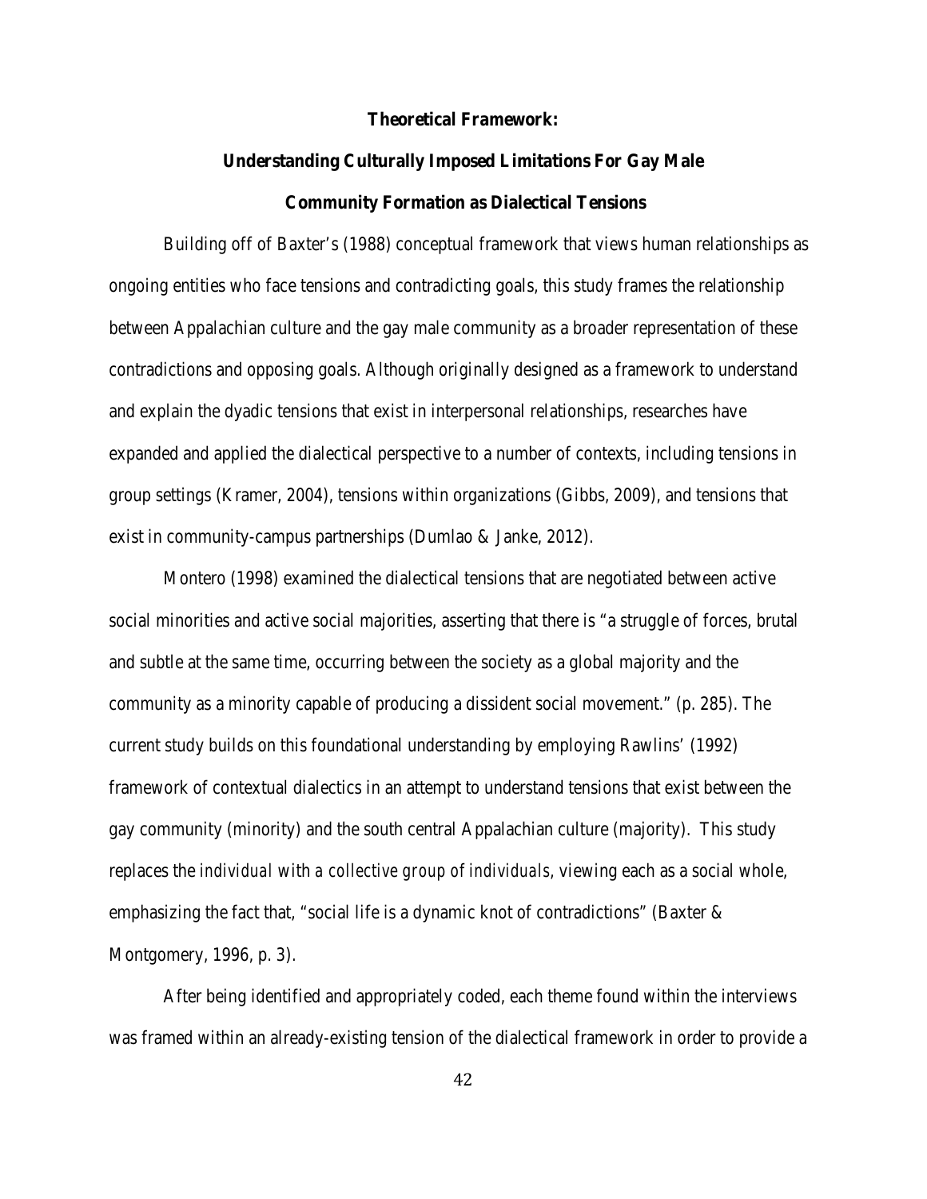**Theoretical Framework:**

**Understanding Culturally Imposed Limitations For Gay Male**

**Community Formation as Dialectical Tensions**

Building off of Baxter's (1988) conceptual framework that views human relationships as ongoing entities who face tensions and contradicting goals, this study frames the relationship between Appalachian culture and the gay male community as a broader representation of these contradictions and opposing goals. Although originally designed as a framework to understand and explain the dyadic tensions that exist in interpersonal relationships, researches have expanded and applied the dialectical perspective to a number of contexts, including tensions in group settings (Kramer, 2004), tensions within organizations (Gibbs, 2009), and tensions that exist in community-campus partnerships (Dumlao & Janke, 2012).

Montero (1998) examined the dialectical tensions that are negotiated between active social minorities and active social majorities, asserting that there is "a struggle of forces, brutal and subtle at the same time, occurring between the society as a global majority and the community as a minority capable of producing a dissident social movement." (p. 285). The current study builds on this foundational understanding by employing Rawlins' (1992) framework of contextual dialectics in an attempt to understand tensions that exist between the gay community (minority) and the south central Appalachian culture (majority). This study replaces the *individual* with a *collective group of individuals*, viewing each as a social whole, emphasizing the fact that, "social life is a dynamic knot of contradictions" (Baxter & Montgomery, 1996, p. 3).

After being identified and appropriately coded, each theme found within the interviews was framed within an already-existing tension of the dialectical framework in order to provide a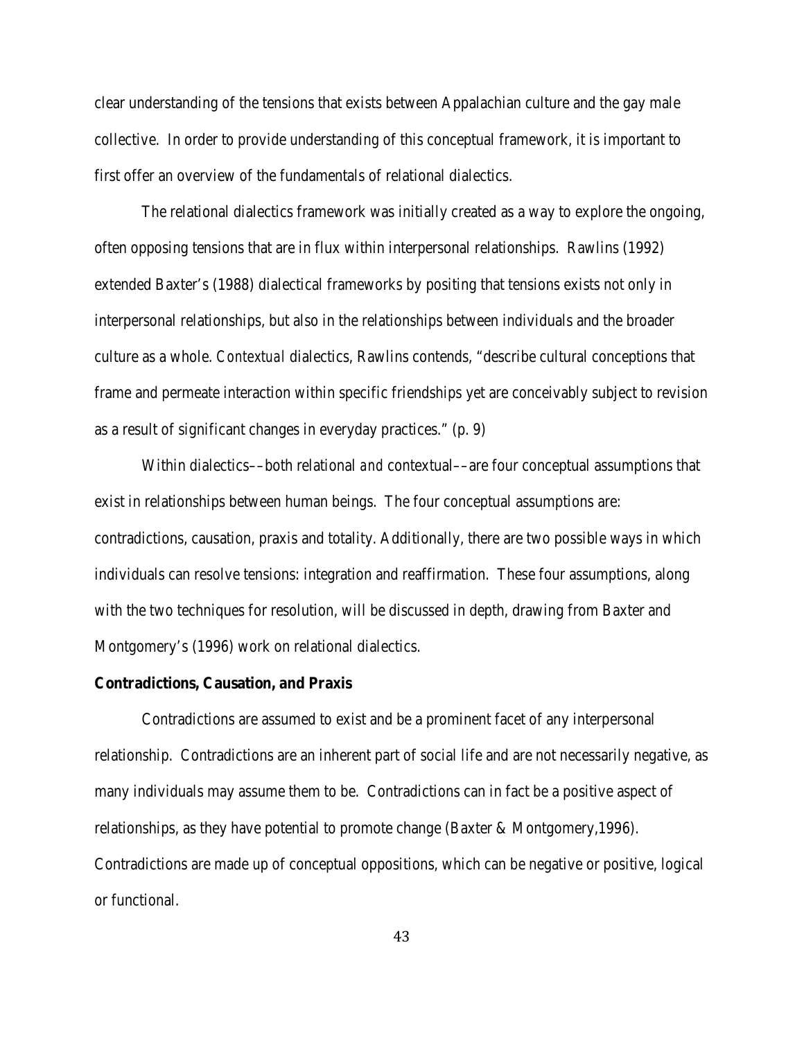clear understanding of the tensions that exists between Appalachian culture and the gay male collective. In order to provide understanding of this conceptual framework, it is important to first offer an overview of the fundamentals of relational dialectics.

The relational dialectics framework was initially created as a way to explore the ongoing, often opposing tensions that are in flux within interpersonal relationships. Rawlins (1992) extended Baxter's (1988) dialectical frameworks by positing that tensions exists not only in interpersonal relationships, but also in the relationships between individuals and the broader culture as a whole. *Contextual* dialectics, Rawlins contends, "describe cultural conceptions that frame and permeate interaction within specific friendships yet are conceivably subject to revision as a result of significant changes in everyday practices." (p. 9)

Within dialectics––both relational *and* contextual––are four conceptual assumptions that exist in relationships between human beings. The four conceptual assumptions are: contradictions, causation, praxis and totality. Additionally, there are two possible ways in which individuals can resolve tensions: integration and reaffirmation. These four assumptions, along with the two techniques for resolution, will be discussed in depth, drawing from Baxter and Montgomery's (1996) work on relational dialectics.

**Contradictions, Causation, and Praxis**

Contradictions are assumed to exist and be a prominent facet of any interpersonal relationship. Contradictions are an inherent part of social life and are not necessarily negative, as many individuals may assume them to be. Contradictions can in fact be a positive aspect of relationships, as they have potential to promote change (Baxter & Montgomery,1996). Contradictions are made up of conceptual oppositions, which can be negative or positive, logical or functional.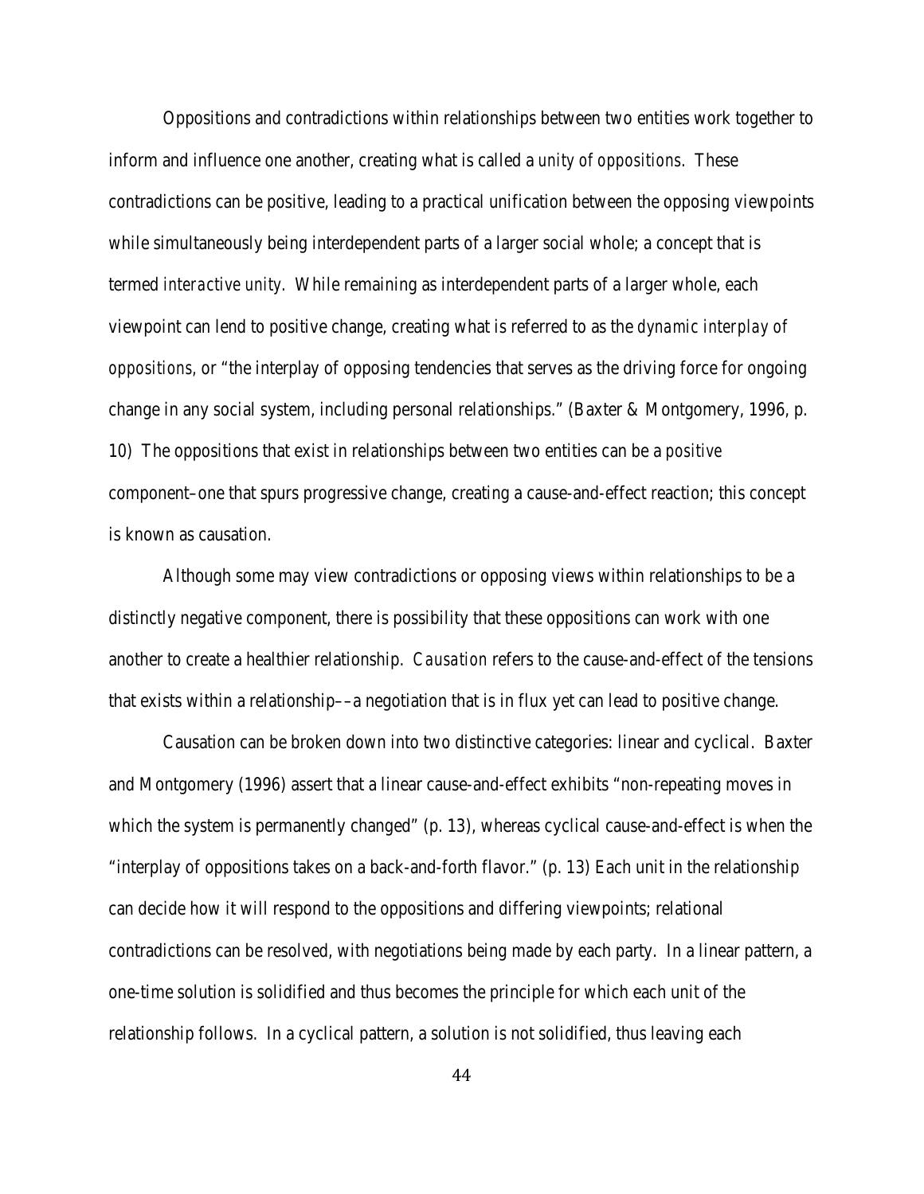Oppositions and contradictions within relationships between two entities work together to inform and influence one another, creating what is called a *unity of oppositions*. These contradictions can be positive, leading to a practical unification between the opposing viewpoints while simultaneously being interdependent parts of a larger social whole; a concept that is termed *interactive unity*. While remaining as interdependent parts of a larger whole, each viewpoint can lend to positive change, creating what is referred to as the *dynamic interplay of oppositions*, or "the interplay of opposing tendencies that serves as the driving force for ongoing change in any social system, including personal relationships." (Baxter & Montgomery, 1996, p. 10) The oppositions that exist in relationships between two entities can be a *positive* component–one that spurs progressive change, creating a cause-and-effect reaction; this concept is known as causation.

Although some may view contradictions or opposing views within relationships to be a distinctly negative component, there is possibility that these oppositions can work with one another to create a healthier relationship. *Causation* refers to the cause-and-effect of the tensions that exists within a relationship––a negotiation that is in flux yet can lead to positive change.

Causation can be broken down into two distinctive categories: linear and cyclical. Baxter and Montgomery (1996) assert that a linear cause-and-effect exhibits "non-repeating moves in which the system is permanently changed" (p. 13), whereas cyclical cause-and-effect is when the "interplay of oppositions takes on a back-and-forth flavor." (p. 13) Each unit in the relationship can decide how it will respond to the oppositions and differing viewpoints; relational contradictions can be resolved, with negotiations being made by each party. In a linear pattern, a one-time solution is solidified and thus becomes the principle for which each unit of the relationship follows. In a cyclical pattern, a solution is not solidified, thus leaving each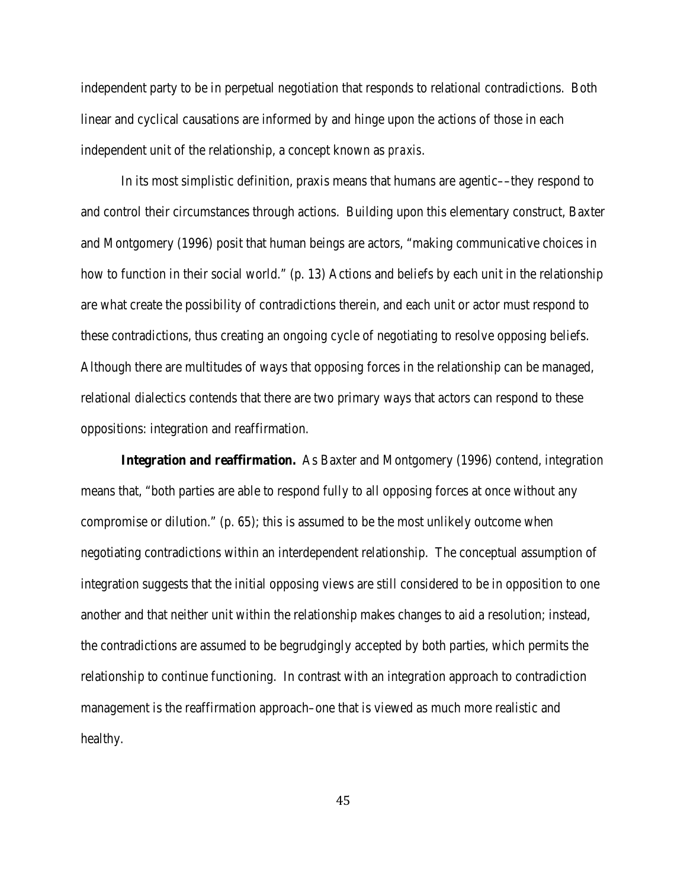independent party to be in perpetual negotiation that responds to relational contradictions. Both linear and cyclical causations are informed by and hinge upon the actions of those in each independent unit of the relationship, a concept known as *praxis*.

In its most simplistic definition, praxis means that humans are agentic––they respond to and control their circumstances through actions. Building upon this elementary construct, Baxter and Montgomery (1996) posit that human beings are actors, "making communicative choices in how to function in their social world." (p. 13) Actions and beliefs by each unit in the relationship are what create the possibility of contradictions therein, and each unit or actor must respond to these contradictions, thus creating an ongoing cycle of negotiating to resolve opposing beliefs. Although there are multitudes of ways that opposing forces in the relationship can be managed, relational dialectics contends that there are two primary ways that actors can respond to these oppositions: integration and reaffirmation.

**Integration and reaffirmation.** As Baxter and Montgomery (1996) contend, integration means that, "both parties are able to respond fully to all opposing forces at once without any compromise or dilution." (p. 65); this is assumed to be the most unlikely outcome when negotiating contradictions within an interdependent relationship. The conceptual assumption of integration suggests that the initial opposing views are still considered to be in opposition to one another and that neither unit within the relationship makes changes to aid a resolution; instead, the contradictions are assumed to be begrudgingly accepted by both parties, which permits the relationship to continue functioning. In contrast with an integration approach to contradiction management is the reaffirmation approach–one that is viewed as much more realistic and healthy.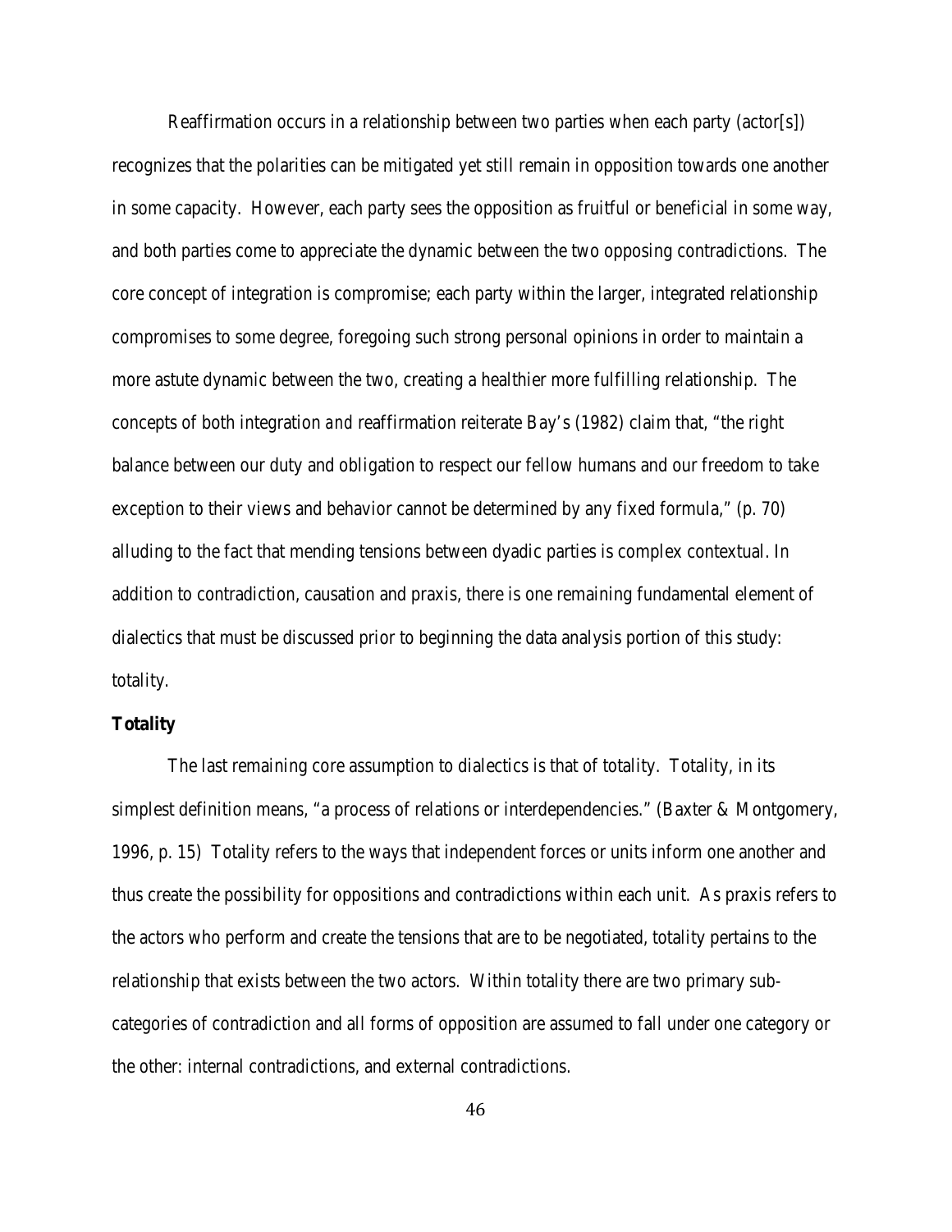Reaffirmation occurs in a relationship between two parties when each party (actor[s]) recognizes that the polarities can be mitigated yet still remain in opposition towards one another in some capacity. However, each party sees the opposition as fruitful or beneficial in some way, and both parties come to appreciate the dynamic between the two opposing contradictions. The core concept of integration is compromise; each party within the larger, integrated relationship compromises to some degree, foregoing such strong personal opinions in order to maintain a more astute dynamic between the two, creating a healthier more fulfilling relationship. The concepts of both integration *and* reaffirmation reiterate Bay's (1982) claim that, "the right balance between our duty and obligation to respect our fellow humans and our freedom to take exception to their views and behavior cannot be determined by any fixed formula," (p. 70) alluding to the fact that mending tensions between dyadic parties is complex contextual. In addition to contradiction, causation and praxis, there is one remaining fundamental element of dialectics that must be discussed prior to beginning the data analysis portion of this study: totality.

**Totality**

The last remaining core assumption to dialectics is that of totality. Totality, in its simplest definition means, "a process of relations or interdependencies." (Baxter & Montgomery, 1996, p. 15) Totality refers to the ways that independent forces or units inform one another and thus create the possibility for oppositions and contradictions within each unit. As praxis refers to the actors who perform and create the tensions that are to be negotiated, totality pertains to the relationship that exists between the two actors. Within totality there are two primary sub-categories of contradiction and all forms of opposition are assumed to fall under one category or the other: internal contradictions, and external contradictions.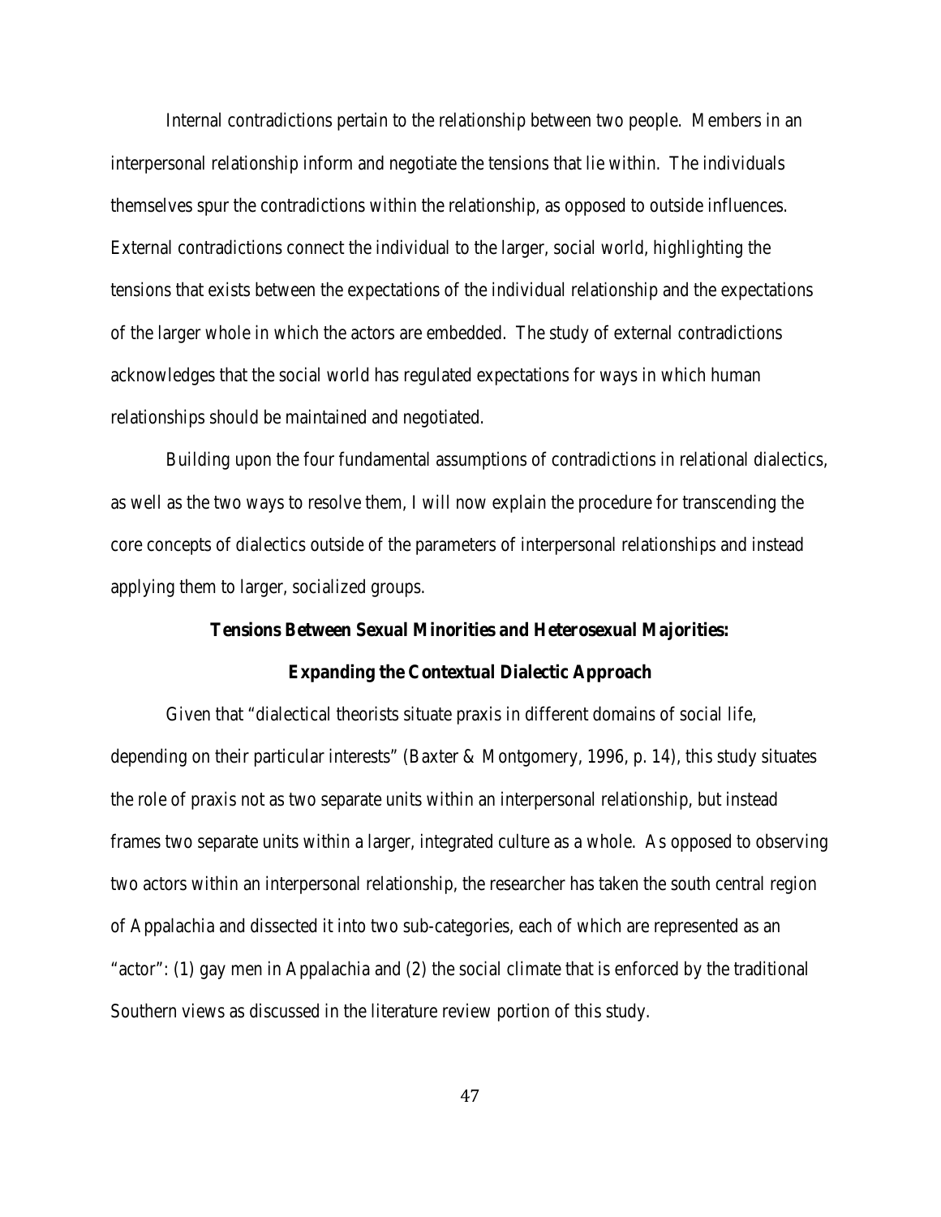Internal contradictions pertain to the relationship between two people. Members in an interpersonal relationship inform and negotiate the tensions that lie within. The individuals themselves spur the contradictions within the relationship, as opposed to outside influences. External contradictions connect the individual to the larger, social world, highlighting the tensions that exists between the expectations of the individual relationship and the expectations of the larger whole in which the actors are embedded. The study of external contradictions acknowledges that the social world has regulated expectations for ways in which human relationships should be maintained and negotiated.

Building upon the four fundamental assumptions of contradictions in relational dialectics, as well as the two ways to resolve them, I will now explain the procedure for transcending the core concepts of dialectics outside of the parameters of interpersonal relationships and instead applying them to larger, socialized groups.

## Tensions Between Sexual Minorities and Heterosexual Majorities: Expanding the Contextual Dialectic Approach

Given that "dialectical theorists situate praxis in different domains of social life, depending on their particular interests" (Baxter & Montgomery, 1996, p. 14), this study situates the role of praxis not as two separate units within an interpersonal relationship, but instead frames two separate units within a larger, integrated culture as a whole. As opposed to observing two actors within an interpersonal relationship, the researcher has taken the south central region of Appalachia and dissected it into two sub-categories, each of which are represented as an "actor": (1) gay men in Appalachia and (2) the social climate that is enforced by the traditional Southern views as discussed in the literature review portion of this study.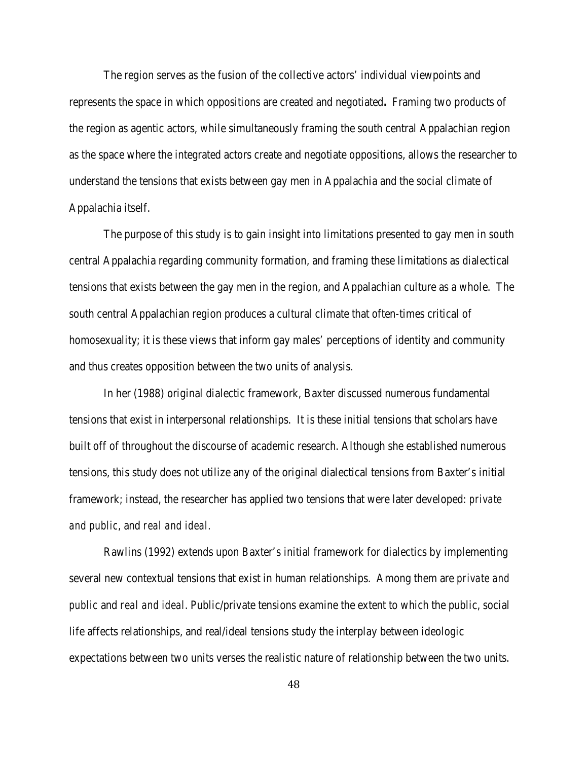The region serves as the fusion of the collective actors' individual viewpoints and represents the space in which oppositions are created and negotiated**.** Framing two products of the region as agentic actors, while simultaneously framing the south central Appalachian region as the space where the integrated actors create and negotiate oppositions, allows the researcher to understand the tensions that exists between gay men in Appalachia and the social climate of Appalachia itself.

The purpose of this study is to gain insight into limitations presented to gay men in south central Appalachia regarding community formation, and framing these limitations as dialectical tensions that exists between the gay men in the region, and Appalachian culture as a whole. The south central Appalachian region produces a cultural climate that often-times critical of homosexuality; it is these views that inform gay males' perceptions of identity and community and thus creates opposition between the two units of analysis.

In her (1988) original dialectic framework, Baxter discussed numerous fundamental tensions that exist in interpersonal relationships. It is these initial tensions that scholars have built off of throughout the discourse of academic research. Although she established numerous tensions, this study does not utilize any of the original dialectical tensions from Baxter's initial framework; instead, the researcher has applied two tensions that were later developed: *private and public*, and *real and ideal*.

Rawlins (1992) extends upon Baxter's initial framework for dialectics by implementing several new contextual tensions that exist in human relationships. Among them are *private and public* and *real and ideal*. Public/private tensions examine the extent to which the public, social life affects relationships, and real/ideal tensions study the interplay between ideologic expectations between two units verses the realistic nature of relationship between the two units.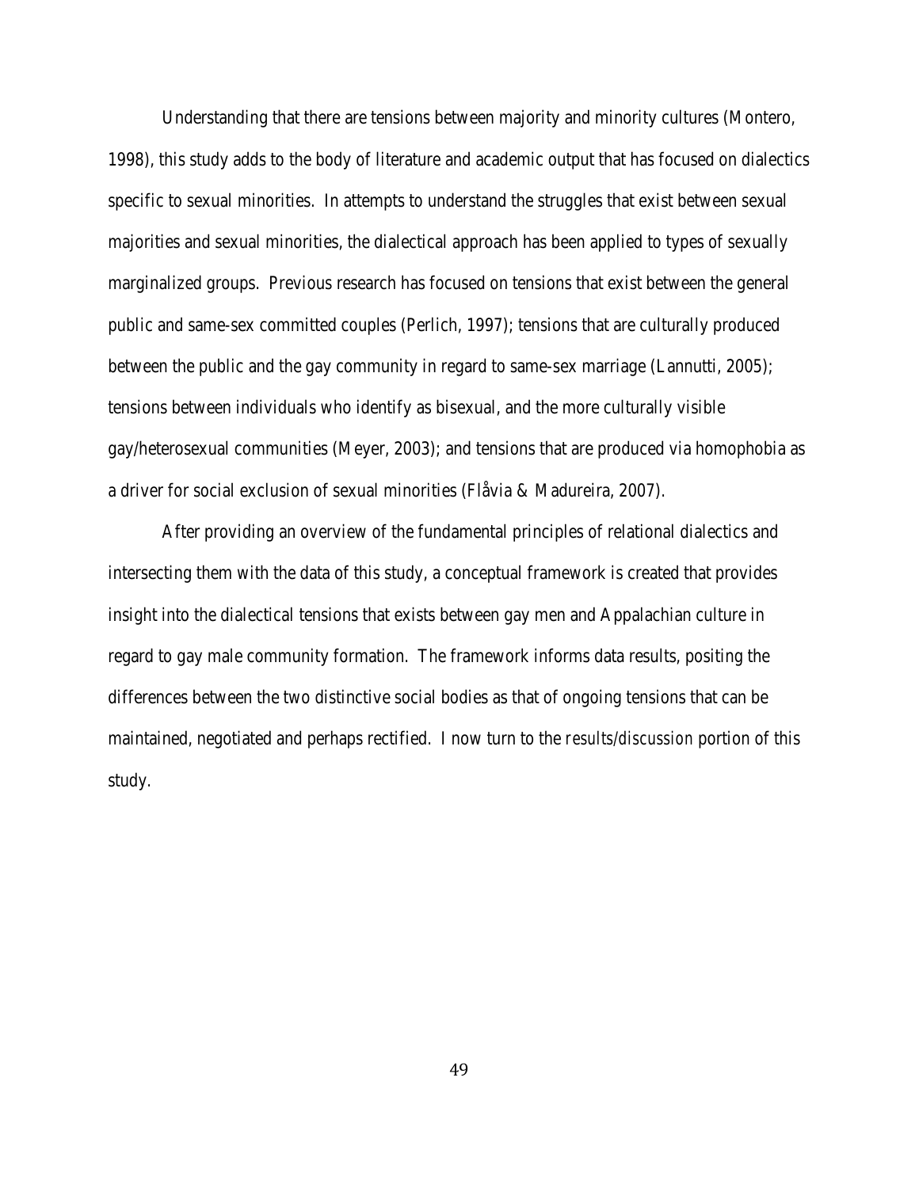Understanding that there are tensions between majority and minority cultures (Montero, 1998), this study adds to the body of literature and academic output that has focused on dialectics specific to sexual minorities. In attempts to understand the struggles that exist between sexual majorities and sexual minorities, the dialectical approach has been applied to types of sexually marginalized groups. Previous research has focused on tensions that exist between the general public and same-sex committed couples (Perlich, 1997); tensions that are culturally produced between the public and the gay community in regard to same-sex marriage (Lannutti, 2005); tensions between individuals who identify as bisexual, and the more culturally visible gay/heterosexual communities (Meyer, 2003); and tensions that are produced via homophobia as a driver for social exclusion of sexual minorities (Flåvia & Madureira, 2007).

After providing an overview of the fundamental principles of relational dialectics and intersecting them with the data of this study, a conceptual framework is created that provides insight into the dialectical tensions that exists between gay men and Appalachian culture in regard to gay male community formation. The framework informs data results, positing the differences between the two distinctive social bodies as that of ongoing tensions that can be maintained, negotiated and perhaps rectified. I now turn to the *results/discussion* portion of this study.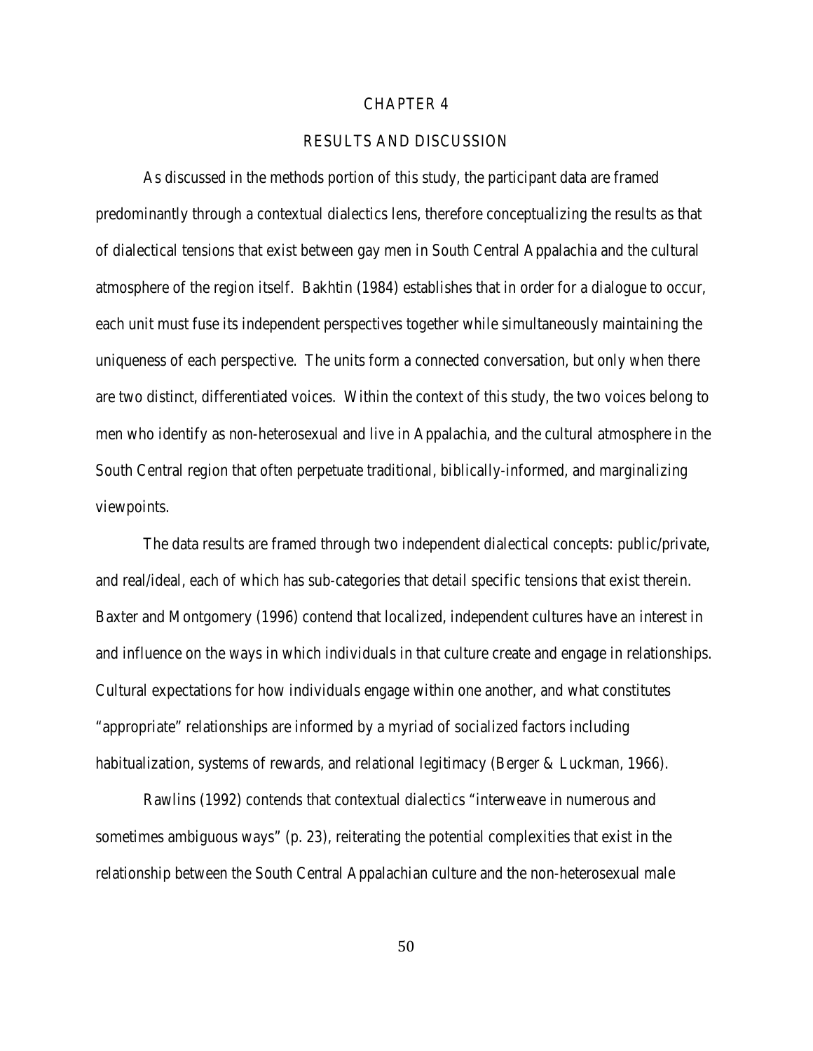# CHAPTER 4

## RESULTS AND DISCUSSION

As discussed in the methods portion of this study, the participant data are framed predominantly through a contextual dialectics lens, therefore conceptualizing the results as that of dialectical tensions that exist between gay men in South Central Appalachia and the cultural atmosphere of the region itself. Bakhtin (1984) establishes that in order for a dialogue to occur, each unit must fuse its independent perspectives together while simultaneously maintaining the uniqueness of each perspective. The units form a connected conversation, but only when there are two distinct, differentiated voices. Within the context of this study, the two voices belong to men who identify as non-heterosexual and live in Appalachia, and the cultural atmosphere in the South Central region that often perpetuate traditional, biblically-informed, and marginalizing viewpoints.

The data results are framed through two independent dialectical concepts: public/private, and real/ideal, each of which has sub-categories that detail specific tensions that exist therein. Baxter and Montgomery (1996) contend that localized, independent cultures have an interest in and influence on the ways in which individuals in that culture create and engage in relationships. Cultural expectations for how individuals engage within one another, and what constitutes "appropriate" relationships are informed by a myriad of socialized factors including habitualization, systems of rewards, and relational legitimacy (Berger & Luckman, 1966).

Rawlins (1992) contends that contextual dialectics "interweave in numerous and sometimes ambiguous ways" (p. 23), reiterating the potential complexities that exist in the relationship between the South Central Appalachian culture and the non-heterosexual male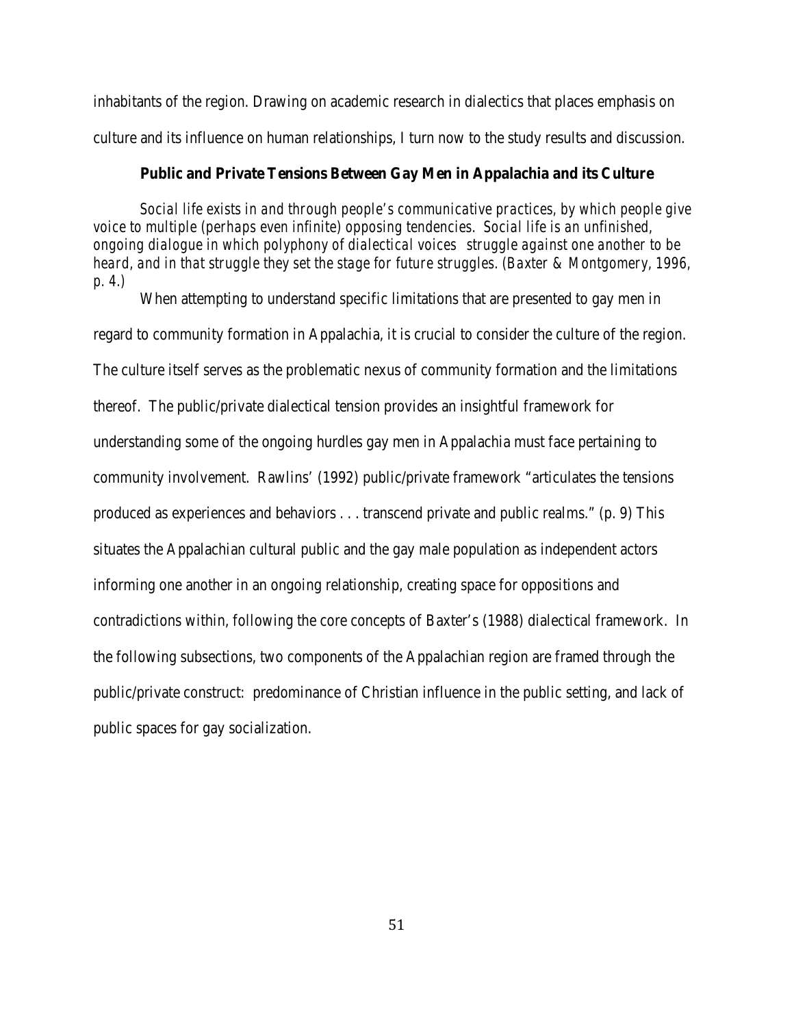inhabitants of the region. Drawing on academic research in dialectics that places emphasis on culture and its influence on human relationships, I turn now to the study results and discussion.

## Public and Private Tensions Between Gay Men in Appalachia and its Culture

> *Social life exists in and through people's communicative practices, by which people give voice to multiple (perhaps even infinite) opposing tendencies. Social life is an unfinished, ongoing dialogue in which polyphony of dialectical voices struggle against one another to be heard, and in that struggle they set the stage for future struggles. (Baxter & Montgomery, 1996, p. 4.)*

When attempting to understand specific limitations that are presented to gay men in regard to community formation in Appalachia, it is crucial to consider the culture of the region. The culture itself serves as the problematic nexus of community formation and the limitations thereof. The public/private dialectical tension provides an insightful framework for understanding some of the ongoing hurdles gay men in Appalachia must face pertaining to community involvement. Rawlins' (1992) public/private framework "articulates the tensions produced as experiences and behaviors . . . transcend private and public realms." (p. 9) This situates the Appalachian cultural public and the gay male population as independent actors informing one another in an ongoing relationship, creating space for oppositions and contradictions within, following the core concepts of Baxter's (1988) dialectical framework. In the following subsections, two components of the Appalachian region are framed through the public/private construct: predominance of Christian influence in the public setting, and lack of public spaces for gay socialization.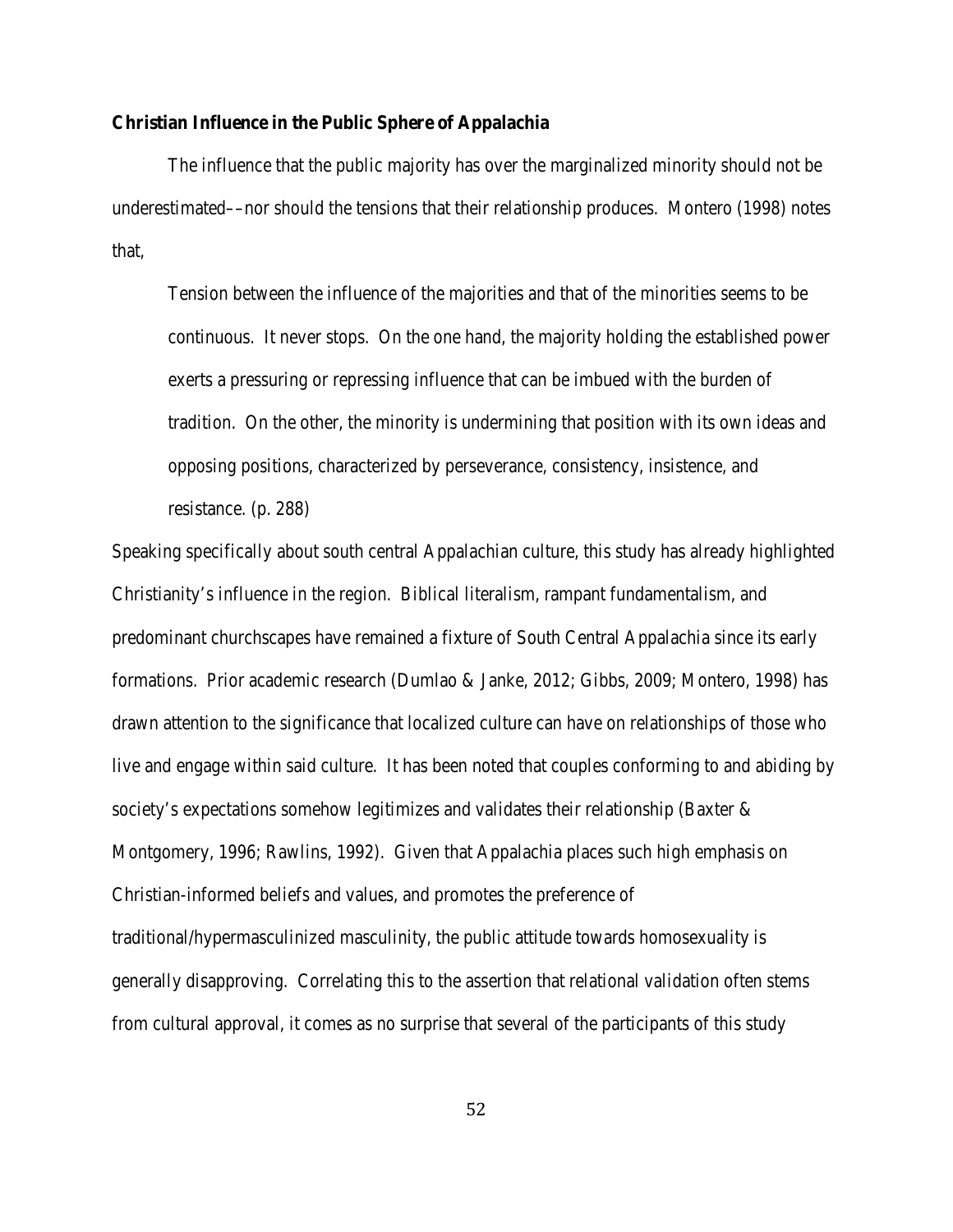**Christian Influence in the Public Sphere of Appalachia**

The influence that the public majority has over the marginalized minority should not be underestimated––nor should the tensions that their relationship produces. Montero (1998) notes that,

> Tension between the influence of the majorities and that of the minorities seems to be continuous. It never stops. On the one hand, the majority holding the established power exerts a pressuring or repressing influence that can be imbued with the burden of tradition. On the other, the minority is undermining that position with its own ideas and opposing positions, characterized by perseverance, consistency, insistence, and resistance. (p. 288)

Speaking specifically about south central Appalachian culture, this study has already highlighted Christianity's influence in the region. Biblical literalism, rampant fundamentalism, and predominant churchscapes have remained a fixture of South Central Appalachia since its early formations. Prior academic research (Dumlao & Janke, 2012; Gibbs, 2009; Montero, 1998) has drawn attention to the significance that localized culture can have on relationships of those who live and engage within said culture. It has been noted that couples conforming to and abiding by society's expectations somehow legitimizes and validates their relationship (Baxter & Montgomery, 1996; Rawlins, 1992). Given that Appalachia places such high emphasis on Christian-informed beliefs and values, and promotes the preference of traditional/hypermasculinized masculinity, the public attitude towards homosexuality is generally disapproving. Correlating this to the assertion that relational validation often stems from cultural approval, it comes as no surprise that several of the participants of this study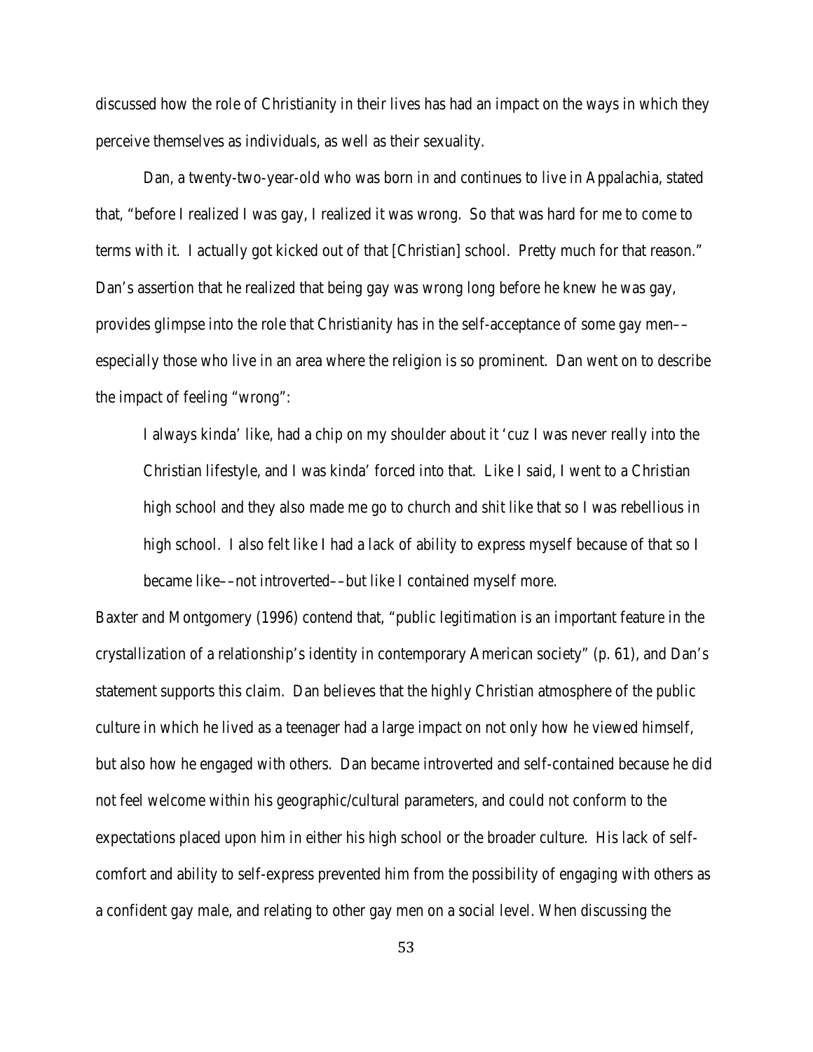discussed how the role of Christianity in their lives has had an impact on the ways in which they perceive themselves as individuals, as well as their sexuality.

Dan, a twenty-two-year-old who was born in and continues to live in Appalachia, stated that, "before I realized I was gay, I realized it was wrong. So that was hard for me to come to terms with it. I actually got kicked out of that [Christian] school. Pretty much for that reason." Dan's assertion that he realized that being gay was wrong long before he knew he was gay, provides glimpse into the role that Christianity has in the self-acceptance of some gay men––especially those who live in an area where the religion is so prominent. Dan went on to describe the impact of feeling "wrong":

> I always kinda' like, had a chip on my shoulder about it 'cuz I was never really into the Christian lifestyle, and I was kinda' forced into that. Like I said, I went to a Christian high school and they also made me go to church and shit like that so I was rebellious in high school. I also felt like I had a lack of ability to express myself because of that so I became like––not introverted––but like I contained myself more.

Baxter and Montgomery (1996) contend that, "public legitimation is an important feature in the crystallization of a relationship's identity in contemporary American society" (p. 61), and Dan's statement supports this claim. Dan believes that the highly Christian atmosphere of the public culture in which he lived as a teenager had a large impact on not only how he viewed himself, but also how he engaged with others. Dan became introverted and self-contained because he did not feel welcome within his geographic/cultural parameters, and could not conform to the expectations placed upon him in either his high school or the broader culture. His lack of self-comfort and ability to self-express prevented him from the possibility of engaging with others as a confident gay male, and relating to other gay men on a social level. When discussing the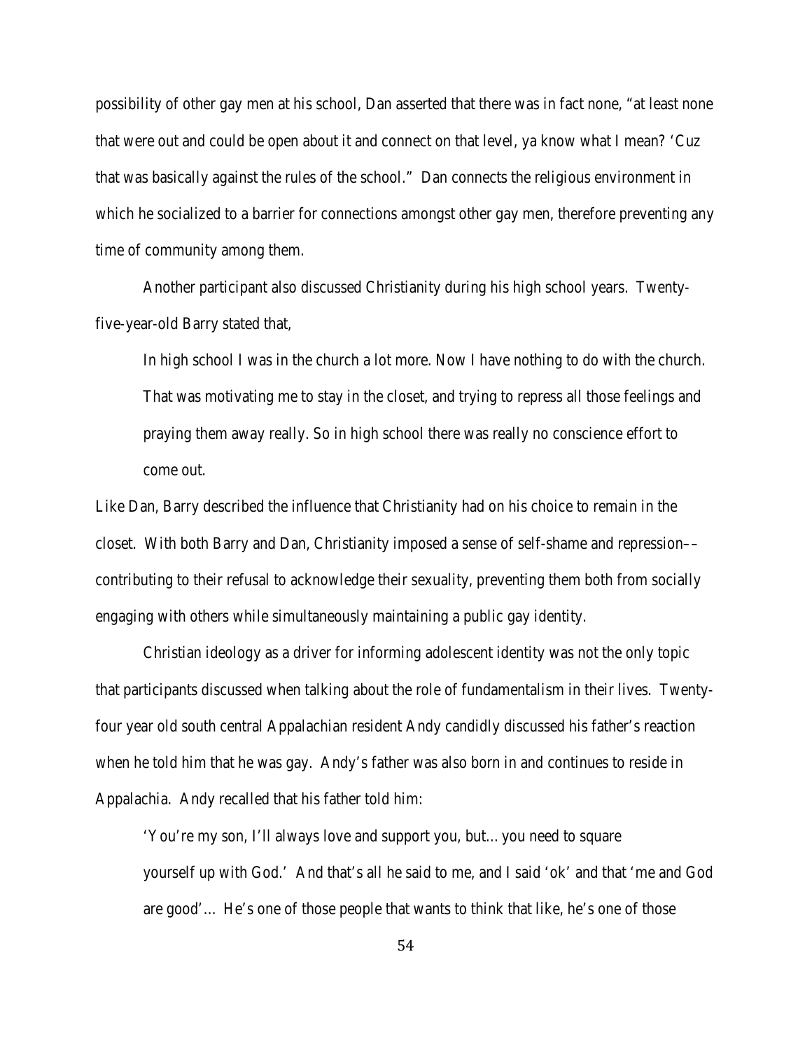possibility of other gay men at his school, Dan asserted that there was in fact none, "at least none that were out and could be open about it and connect on that level, ya know what I mean? 'Cuz that was basically against the rules of the school." Dan connects the religious environment in which he socialized to a barrier for connections amongst other gay men, therefore preventing any time of community among them.

Another participant also discussed Christianity during his high school years. Twenty-five-year-old Barry stated that,

> In high school I was in the church a lot more. Now I have nothing to do with the church. That was motivating me to stay in the closet, and trying to repress all those feelings and praying them away really. So in high school there was really no conscience effort to come out.

Like Dan, Barry described the influence that Christianity had on his choice to remain in the closet. With both Barry and Dan, Christianity imposed a sense of self-shame and repression––contributing to their refusal to acknowledge their sexuality, preventing them both from socially engaging with others while simultaneously maintaining a public gay identity.

Christian ideology as a driver for informing adolescent identity was not the only topic that participants discussed when talking about the role of fundamentalism in their lives. Twenty-four year old south central Appalachian resident Andy candidly discussed his father's reaction when he told him that he was gay. Andy's father was also born in and continues to reside in Appalachia. Andy recalled that his father told him:

> 'You're my son, I'll always love and support you, but… you need to square yourself up with God.' And that's all he said to me, and I said 'ok' and that 'me and God are good'… He's one of those people that wants to think that like, he's one of those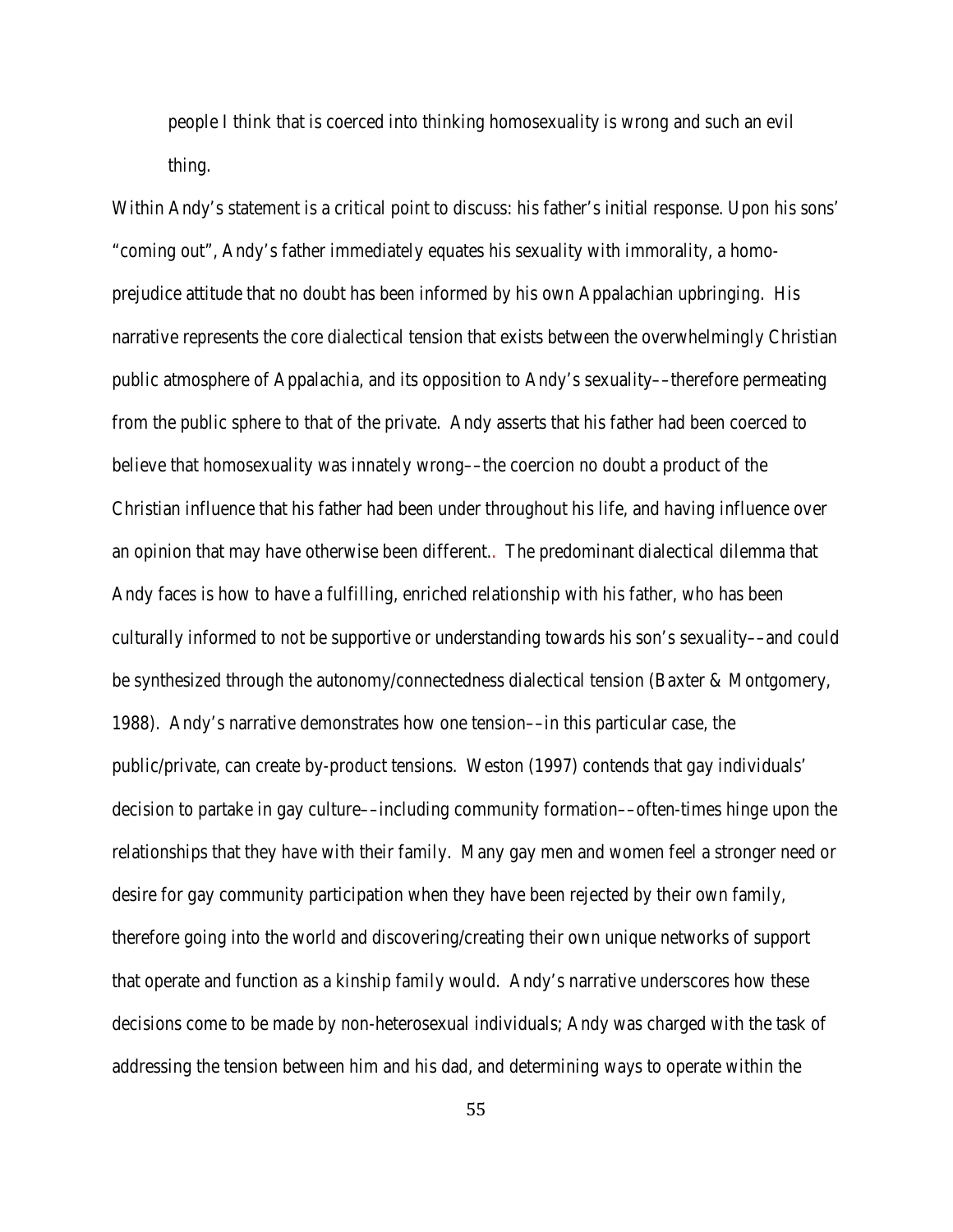people I think that is coerced into thinking homosexuality is wrong and such an evil thing.

Within Andy's statement is a critical point to discuss: his father's initial response. Upon his sons' "coming out", Andy's father immediately equates his sexuality with immorality, a homo-prejudice attitude that no doubt has been informed by his own Appalachian upbringing. His narrative represents the core dialectical tension that exists between the overwhelmingly Christian public atmosphere of Appalachia, and its opposition to Andy's sexuality––therefore permeating from the public sphere to that of the private. Andy asserts that his father had been coerced to believe that homosexuality was innately wrong––the coercion no doubt a product of the Christian influence that his father had been under throughout his life, and having influence over an opinion that may have otherwise been different.. The predominant dialectical dilemma that Andy faces is how to have a fulfilling, enriched relationship with his father, who has been culturally informed to not be supportive or understanding towards his son's sexuality––and could be synthesized through the autonomy/connectedness dialectical tension (Baxter & Montgomery, 1988). Andy's narrative demonstrates how one tension––in this particular case, the public/private, can create by-product tensions. Weston (1997) contends that gay individuals' decision to partake in gay culture––including community formation––often-times hinge upon the relationships that they have with their family. Many gay men and women feel a stronger need or desire for gay community participation when they have been rejected by their own family, therefore going into the world and discovering/creating their own unique networks of support that operate and function as a kinship family would. Andy's narrative underscores how these decisions come to be made by non-heterosexual individuals; Andy was charged with the task of addressing the tension between him and his dad, and determining ways to operate within the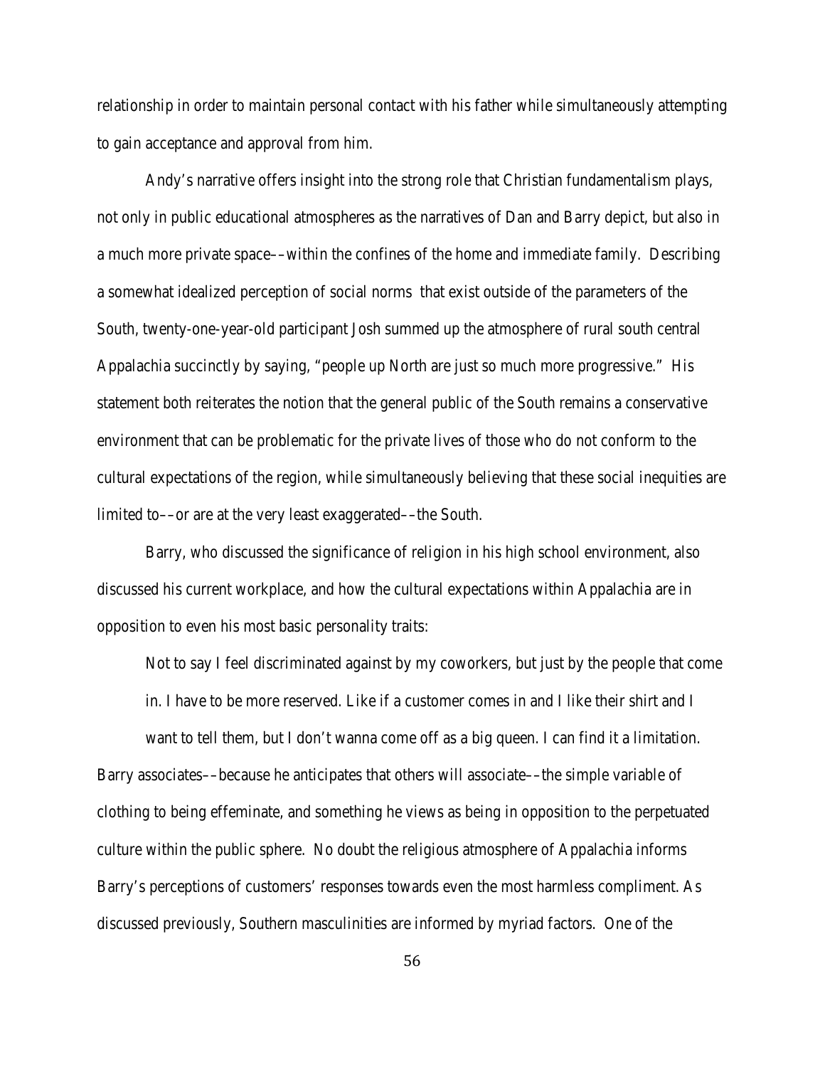relationship in order to maintain personal contact with his father while simultaneously attempting to gain acceptance and approval from him.

Andy's narrative offers insight into the strong role that Christian fundamentalism plays, not only in public educational atmospheres as the narratives of Dan and Barry depict, but also in a much more private space––within the confines of the home and immediate family. Describing a somewhat idealized perception of social norms that exist outside of the parameters of the South, twenty-one-year-old participant Josh summed up the atmosphere of rural south central Appalachia succinctly by saying, "people up North are just so much more progressive." His statement both reiterates the notion that the general public of the South remains a conservative environment that can be problematic for the private lives of those who do not conform to the cultural expectations of the region, while simultaneously believing that these social inequities are limited to––or are at the very least exaggerated––the South.

Barry, who discussed the significance of religion in his high school environment, also discussed his current workplace, and how the cultural expectations within Appalachia are in opposition to even his most basic personality traits:

> Not to say I feel discriminated against by my coworkers, but just by the people that come in. I have to be more reserved. Like if a customer comes in and I like their shirt and I want to tell them, but I don't wanna come off as a big queen. I can find it a limitation.

Barry associates––because he anticipates that others will associate––the simple variable of clothing to being effeminate, and something he views as being in opposition to the perpetuated culture within the public sphere. No doubt the religious atmosphere of Appalachia informs Barry's perceptions of customers' responses towards even the most harmless compliment. As discussed previously, Southern masculinities are informed by myriad factors. One of the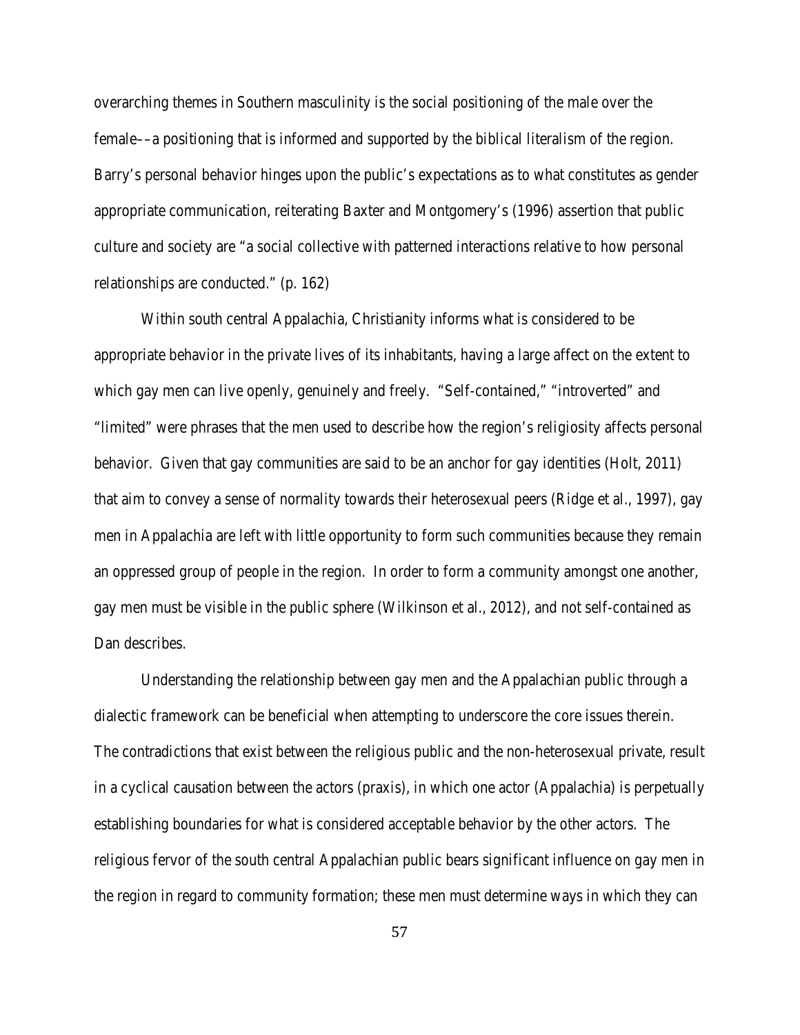overarching themes in Southern masculinity is the social positioning of the male over the female––a positioning that is informed and supported by the biblical literalism of the region. Barry's personal behavior hinges upon the public's expectations as to what constitutes as gender appropriate communication, reiterating Baxter and Montgomery's (1996) assertion that public culture and society are "a social collective with patterned interactions relative to how personal relationships are conducted." (p. 162)

Within south central Appalachia, Christianity informs what is considered to be appropriate behavior in the private lives of its inhabitants, having a large affect on the extent to which gay men can live openly, genuinely and freely. "Self-contained," "introverted" and "limited" were phrases that the men used to describe how the region's religiosity affects personal behavior. Given that gay communities are said to be an anchor for gay identities (Holt, 2011) that aim to convey a sense of normality towards their heterosexual peers (Ridge et al., 1997), gay men in Appalachia are left with little opportunity to form such communities because they remain an oppressed group of people in the region. In order to form a community amongst one another, gay men must be visible in the public sphere (Wilkinson et al., 2012), and not self-contained as Dan describes.

Understanding the relationship between gay men and the Appalachian public through a dialectic framework can be beneficial when attempting to underscore the core issues therein. The contradictions that exist between the religious public and the non-heterosexual private, result in a cyclical causation between the actors (praxis), in which one actor (Appalachia) is perpetually establishing boundaries for what is considered acceptable behavior by the other actors. The religious fervor of the south central Appalachian public bears significant influence on gay men in the region in regard to community formation; these men must determine ways in which they can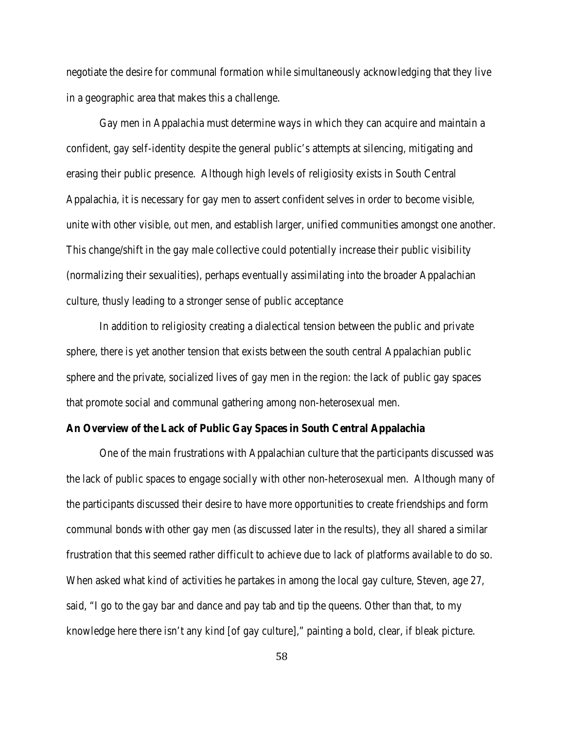negotiate the desire for communal formation while simultaneously acknowledging that they live in a geographic area that makes this a challenge.

Gay men in Appalachia must determine ways in which they can acquire and maintain a confident, gay self-identity despite the general public's attempts at silencing, mitigating and erasing their public presence. Although high levels of religiosity exists in South Central Appalachia, it is necessary for gay men to assert confident selves in order to become visible, unite with other visible, out men, and establish larger, unified communities amongst one another. This change/shift in the gay male collective could potentially increase their public visibility (normalizing their sexualities), perhaps eventually assimilating into the broader Appalachian culture, thusly leading to a stronger sense of public acceptance

In addition to religiosity creating a dialectical tension between the public and private sphere, there is yet another tension that exists between the south central Appalachian public sphere and the private, socialized lives of gay men in the region: the lack of public gay spaces that promote social and communal gathering among non-heterosexual men.

**An Overview of the Lack of Public Gay Spaces in South Central Appalachia**

One of the main frustrations with Appalachian culture that the participants discussed was the lack of public spaces to engage socially with other non-heterosexual men. Although many of the participants discussed their desire to have more opportunities to create friendships and form communal bonds with other gay men (as discussed later in the results), they all shared a similar frustration that this seemed rather difficult to achieve due to lack of platforms available to do so. When asked what kind of activities he partakes in among the local gay culture, Steven, age 27, said, "I go to the gay bar and dance and pay tab and tip the queens. Other than that, to my knowledge here there isn't any kind [of gay culture]," painting a bold, clear, if bleak picture.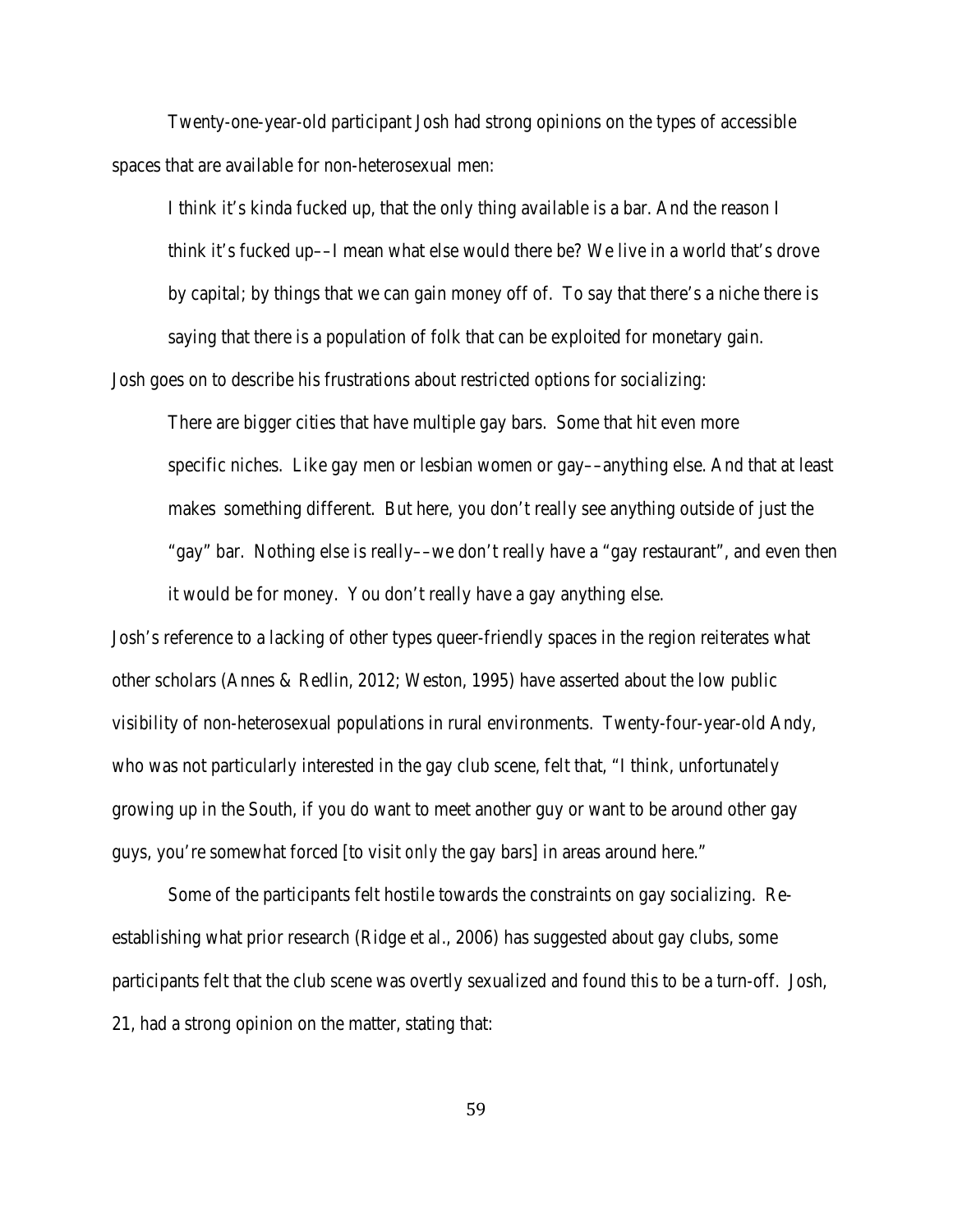Twenty-one-year-old participant Josh had strong opinions on the types of accessible spaces that are available for non-heterosexual men:

> I think it's kinda fucked up, that the only thing available is a bar. And the reason I think it's fucked up––I mean what else would there be? We live in a world that's drove by capital; by things that we can gain money off of. To say that there's a niche there is saying that there is a population of folk that can be exploited for monetary gain.

Josh goes on to describe his frustrations about restricted options for socializing:

> There are bigger cities that have multiple gay bars. Some that hit even more specific niches. Like gay men or lesbian women or gay––anything else. And that at least makes something different. But here, you don't really see anything outside of just the "gay" bar. Nothing else is really––we don't really have a "gay restaurant", and even then it would be for money. You don't really have a gay anything else.

Josh's reference to a lacking of other types queer-friendly spaces in the region reiterates what other scholars (Annes & Redlin, 2012; Weston, 1995) have asserted about the low public visibility of non-heterosexual populations in rural environments. Twenty-four-year-old Andy, who was not particularly interested in the gay club scene, felt that, "I think, unfortunately growing up in the South, if you do want to meet another guy or want to be around other gay guys, you're somewhat forced [to visit *only* the gay bars] in areas around here."

Some of the participants felt hostile towards the constraints on gay socializing. Re-establishing what prior research (Ridge et al., 2006) has suggested about gay clubs, some participants felt that the club scene was overtly sexualized and found this to be a turn-off. Josh, 21, had a strong opinion on the matter, stating that: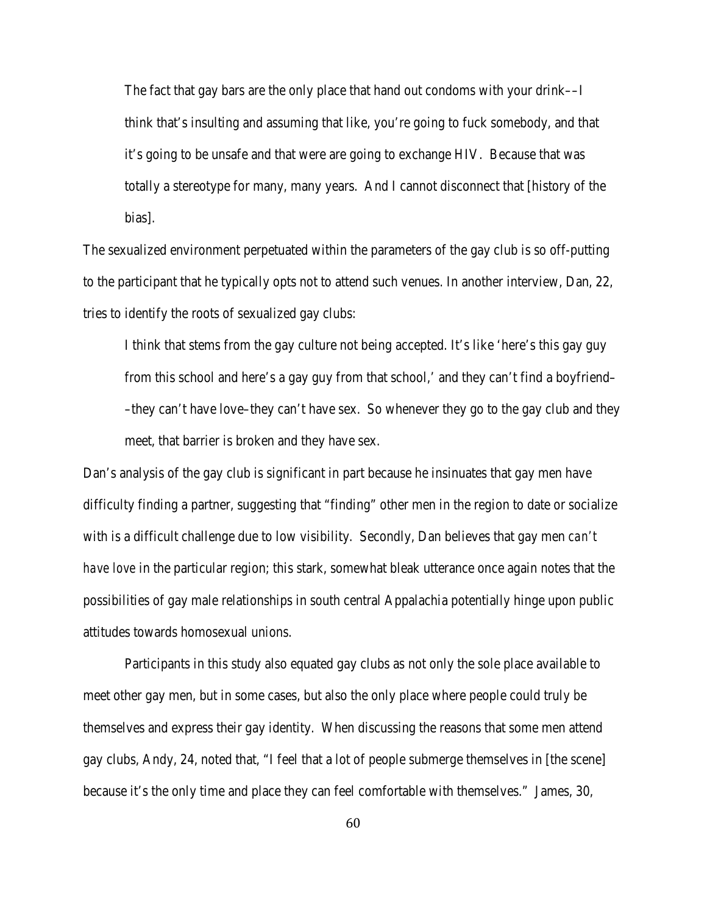> The fact that gay bars are the only place that hand out condoms with your drink––I think that's insulting and assuming that like, you're going to fuck somebody, and that it's going to be unsafe and that were are going to exchange HIV. Because that was totally a stereotype for many, many years. And I cannot disconnect that [history of the bias].

The sexualized environment perpetuated within the parameters of the gay club is so off-putting to the participant that he typically opts not to attend such venues. In another interview, Dan, 22, tries to identify the roots of sexualized gay clubs:

> I think that stems from the gay culture not being accepted. It's like 'here's this gay guy from this school and here's a gay guy from that school,' and they can't find a boyfriend––they can't have love–they can't have sex. So whenever they go to the gay club and they meet, that barrier is broken and they have sex.

Dan's analysis of the gay club is significant in part because he insinuates that gay men have difficulty finding a partner, suggesting that "finding" other men in the region to date or socialize with is a difficult challenge due to low visibility. Secondly, Dan believes that gay men *can't have love* in the particular region; this stark, somewhat bleak utterance once again notes that the possibilities of gay male relationships in south central Appalachia potentially hinge upon public attitudes towards homosexual unions.

Participants in this study also equated gay clubs as not only the sole place available to meet other gay men, but in some cases, but also the only place where people could truly be themselves and express their gay identity. When discussing the reasons that some men attend gay clubs, Andy, 24, noted that, "I feel that a lot of people submerge themselves in [the scene] because it's the only time and place they can feel comfortable with themselves." James, 30,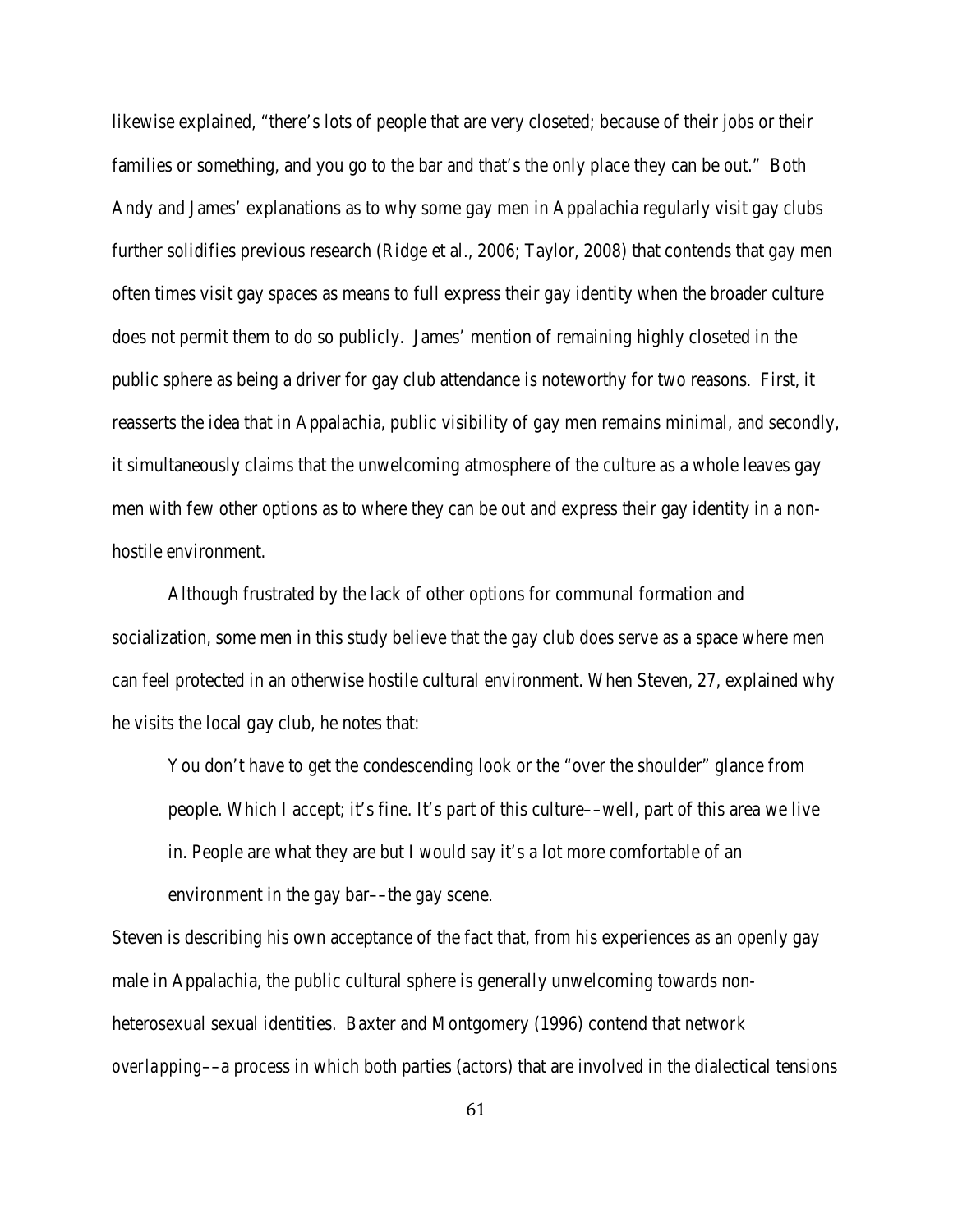likewise explained, "there's lots of people that are very closeted; because of their jobs or their families or something, and you go to the bar and that's the only place they can be out." Both Andy and James' explanations as to why some gay men in Appalachia regularly visit gay clubs further solidifies previous research (Ridge et al., 2006; Taylor, 2008) that contends that gay men often times visit gay spaces as means to full express their gay identity when the broader culture does not permit them to do so publicly. James' mention of remaining highly closeted in the public sphere as being a driver for gay club attendance is noteworthy for two reasons. First, it reasserts the idea that in Appalachia, public visibility of gay men remains minimal, and secondly, it simultaneously claims that the unwelcoming atmosphere of the culture as a whole leaves gay men with few other options as to where they can be *out* and express their gay identity in a non-hostile environment.

Although frustrated by the lack of other options for communal formation and socialization, some men in this study believe that the gay club does serve as a space where men can feel protected in an otherwise hostile cultural environment. When Steven, 27, explained why he visits the local gay club, he notes that:

> You don't have to get the condescending look or the "over the shoulder" glance from people. Which I accept; it's fine. It's part of this culture––well, part of this area we live in. People are what they are but I would say it's a lot more comfortable of an environment in the gay bar––the gay scene.

Steven is describing his own acceptance of the fact that, from his experiences as an openly gay male in Appalachia, the public cultural sphere is generally unwelcoming towards non-heterosexual sexual identities. Baxter and Montgomery (1996) contend that *network overlapping*––a process in which both parties (actors) that are involved in the dialectical tensions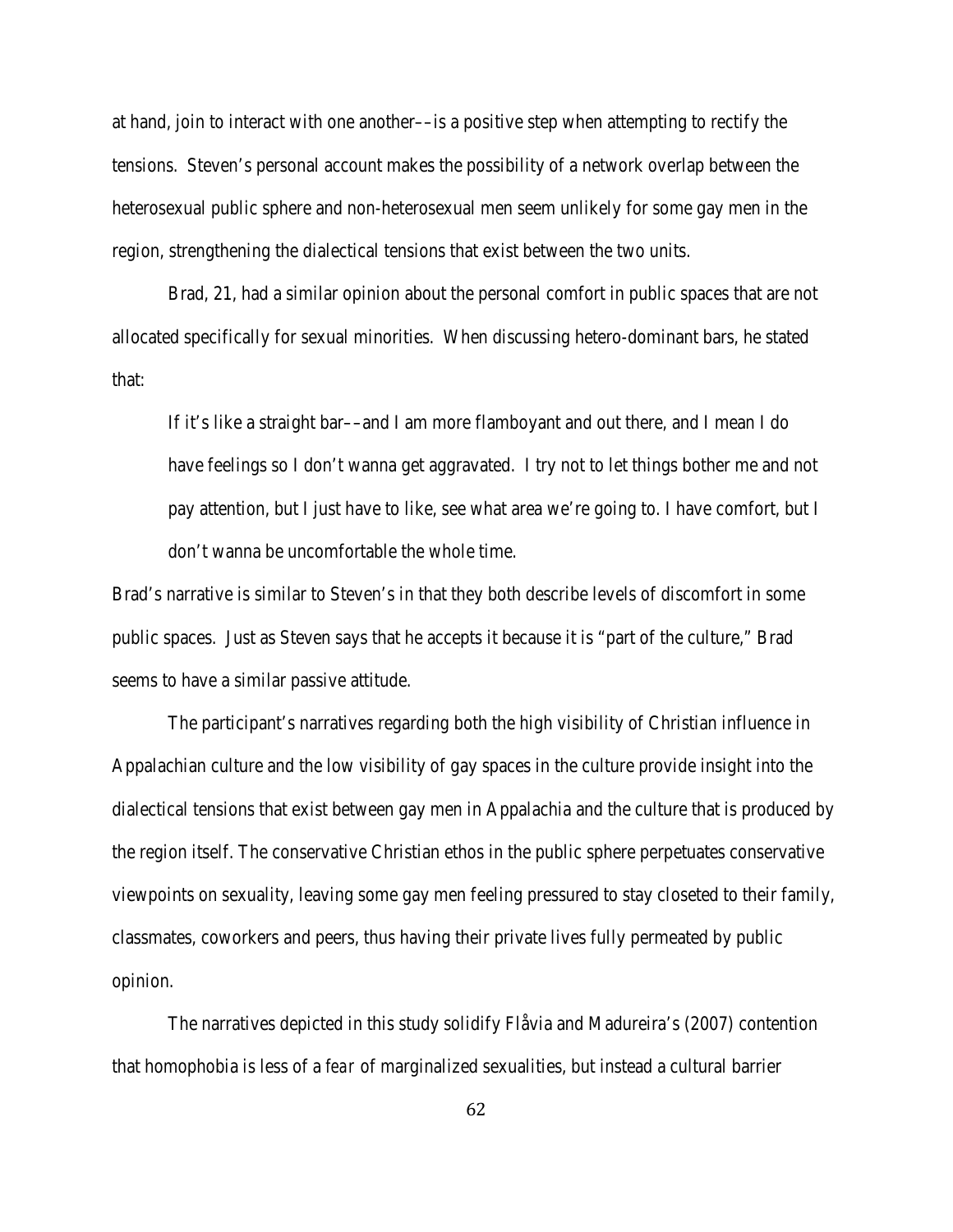at hand, join to interact with one another––is a positive step when attempting to rectify the tensions. Steven's personal account makes the possibility of a network overlap between the heterosexual public sphere and non-heterosexual men seem unlikely for some gay men in the region, strengthening the dialectical tensions that exist between the two units.

Brad, 21, had a similar opinion about the personal comfort in public spaces that are not allocated specifically for sexual minorities. When discussing hetero-dominant bars, he stated that:

> If it's like a straight bar––and I am more flamboyant and out there, and I mean I do have feelings so I don't wanna get aggravated. I try not to let things bother me and not pay attention, but I just have to like, see what area we're going to. I have comfort, but I don't wanna be uncomfortable the whole time.

Brad's narrative is similar to Steven's in that they both describe levels of discomfort in some public spaces. Just as Steven says that he accepts it because it is "part of the culture," Brad seems to have a similar passive attitude.

The participant's narratives regarding both the high visibility of Christian influence in Appalachian culture and the low visibility of gay spaces in the culture provide insight into the dialectical tensions that exist between gay men in Appalachia and the culture that is produced by the region itself. The conservative Christian ethos in the public sphere perpetuates conservative viewpoints on sexuality, leaving some gay men feeling pressured to stay closeted to their family, classmates, coworkers and peers, thus having their private lives fully permeated by public opinion.

The narratives depicted in this study solidify Flåvia and Madureira's (2007) contention that homophobia is less of a *fear* of marginalized sexualities, but instead a cultural barrier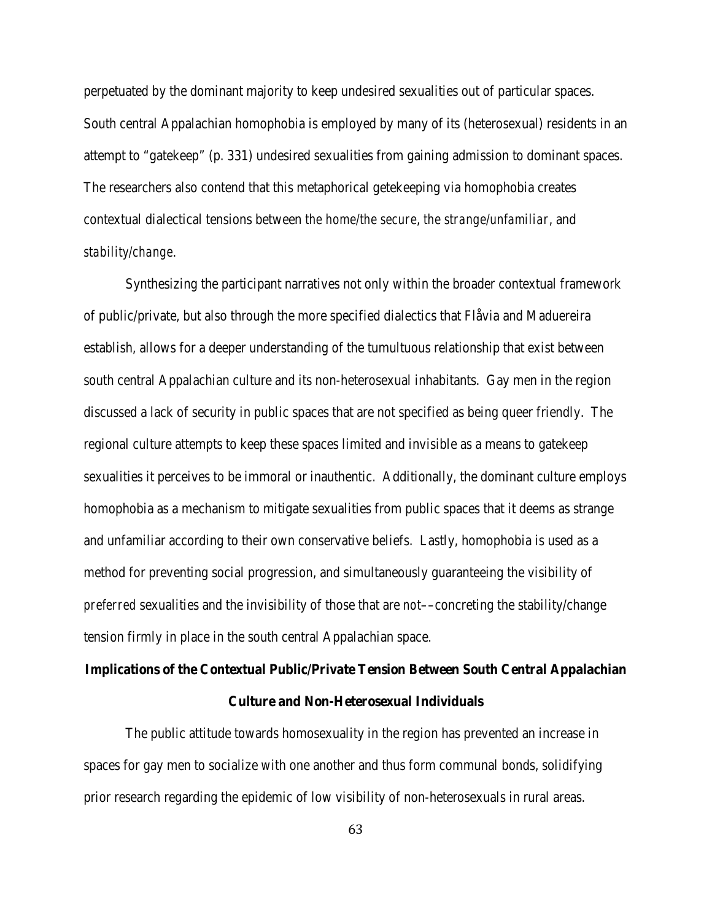perpetuated by the dominant majority to keep undesired sexualities out of particular spaces. South central Appalachian homophobia is employed by many of its (heterosexual) residents in an attempt to "gatekeep" (p. 331) undesired sexualities from gaining admission to dominant spaces. The researchers also contend that this metaphorical getekeeping via homophobia creates contextual dialectical tensions between *the home/the secure*, *the strange/unfamiliar*, and *stability/change*.

Synthesizing the participant narratives not only within the broader contextual framework of public/private, but also through the more specified dialectics that Flåvia and Maduereira establish, allows for a deeper understanding of the tumultuous relationship that exist between south central Appalachian culture and its non-heterosexual inhabitants. Gay men in the region discussed a lack of security in public spaces that are not specified as being queer friendly. The regional culture attempts to keep these spaces limited and invisible as a means to gatekeep sexualities it perceives to be immoral or inauthentic. Additionally, the dominant culture employs homophobia as a mechanism to mitigate sexualities from public spaces that it deems as strange and unfamiliar according to their own conservative beliefs. Lastly, homophobia is used as a method for preventing social progression, and simultaneously guaranteeing the visibility of *preferred* sexualities and the invisibility of those that are *not*––concreting the stability/change tension firmly in place in the south central Appalachian space.

**Implications of the Contextual Public/Private Tension Between South Central Appalachian Culture and Non-Heterosexual Individuals**

The public attitude towards homosexuality in the region has prevented an increase in spaces for gay men to socialize with one another and thus form communal bonds, solidifying prior research regarding the epidemic of low visibility of non-heterosexuals in rural areas.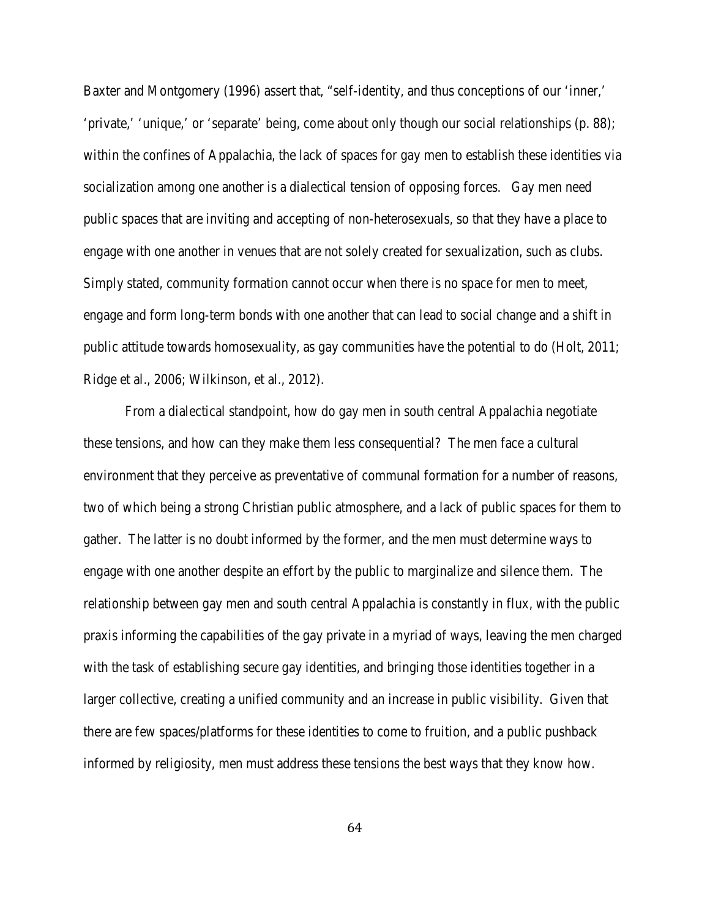Baxter and Montgomery (1996) assert that, "self-identity, and thus conceptions of our 'inner,' 'private,' 'unique,' or 'separate' being, come about only though our social relationships (p. 88); within the confines of Appalachia, the lack of spaces for gay men to establish these identities via socialization among one another is a dialectical tension of opposing forces. Gay men need public spaces that are inviting and accepting of non-heterosexuals, so that they have a place to engage with one another in venues that are not solely created for sexualization, such as clubs. Simply stated, community formation cannot occur when there is no space for men to meet, engage and form long-term bonds with one another that can lead to social change and a shift in public attitude towards homosexuality, as gay communities have the potential to do (Holt, 2011; Ridge et al., 2006; Wilkinson, et al., 2012).

From a dialectical standpoint, how do gay men in south central Appalachia negotiate these tensions, and how can they make them less consequential? The men face a cultural environment that they perceive as preventative of communal formation for a number of reasons, two of which being a strong Christian public atmosphere, and a lack of public spaces for them to gather. The latter is no doubt informed by the former, and the men must determine ways to engage with one another despite an effort by the public to marginalize and silence them. The relationship between gay men and south central Appalachia is constantly in flux, with the public praxis informing the capabilities of the gay private in a myriad of ways, leaving the men charged with the task of establishing secure gay identities, and bringing those identities together in a larger collective, creating a unified community and an increase in public visibility. Given that there are few spaces/platforms for these identities to come to fruition, and a public pushback informed by religiosity, men must address these tensions the best ways that they know how.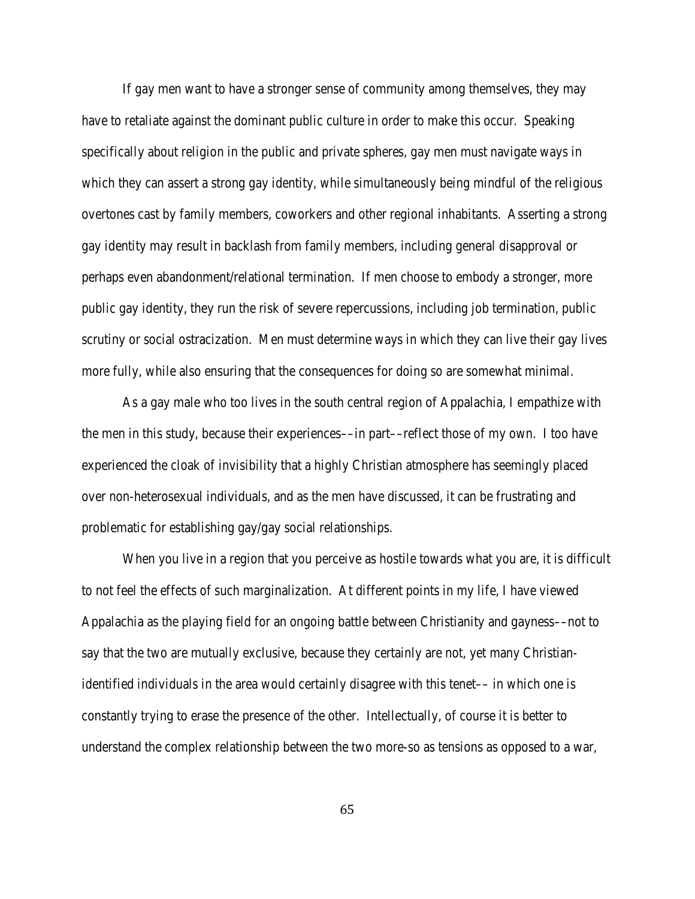If gay men want to have a stronger sense of community among themselves, they may have to retaliate against the dominant public culture in order to make this occur. Speaking specifically about religion in the public and private spheres, gay men must navigate ways in which they can assert a strong gay identity, while simultaneously being mindful of the religious overtones cast by family members, coworkers and other regional inhabitants. Asserting a strong gay identity may result in backlash from family members, including general disapproval or perhaps even abandonment/relational termination. If men choose to embody a stronger, more public gay identity, they run the risk of severe repercussions, including job termination, public scrutiny or social ostracization. Men must determine ways in which they can live their gay lives more fully, while also ensuring that the consequences for doing so are somewhat minimal.

As a gay male who too lives in the south central region of Appalachia, I empathize with the men in this study, because their experiences––in part––reflect those of my own. I too have experienced the cloak of invisibility that a highly Christian atmosphere has seemingly placed over non-heterosexual individuals, and as the men have discussed, it can be frustrating and problematic for establishing gay/gay social relationships.

When you live in a region that you perceive as hostile towards what you are, it is difficult to not feel the effects of such marginalization. At different points in my life, I have viewed Appalachia as the playing field for an ongoing battle between Christianity and gayness––not to say that the two are mutually exclusive, because they certainly are not, yet many Christian-identified individuals in the area would certainly disagree with this tenet–– in which one is constantly trying to erase the presence of the other. Intellectually, of course it is better to understand the complex relationship between the two more-so as tensions as opposed to a war,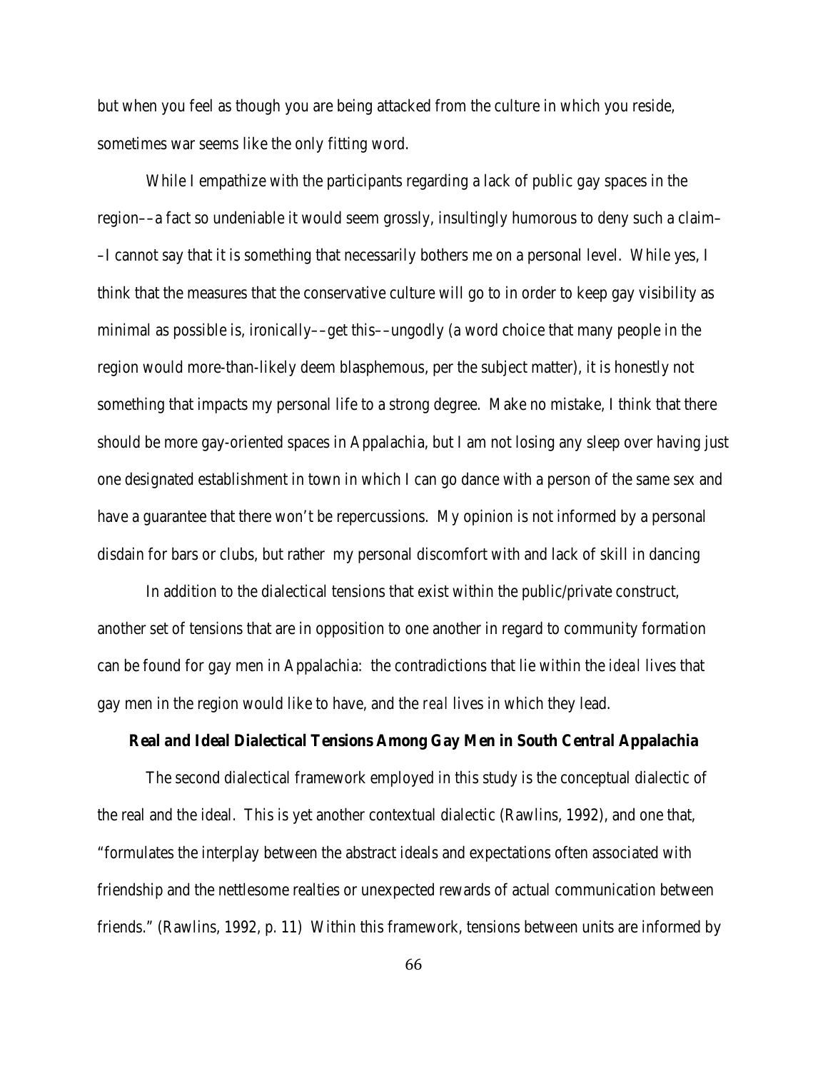but when you feel as though you are being attacked from the culture in which you reside, sometimes war seems like the only fitting word.

While I empathize with the participants regarding a lack of public gay spaces in the region––a fact so undeniable it would seem grossly, insultingly humorous to deny such a claim––I cannot say that it is something that necessarily bothers me on a personal level. While yes, I think that the measures that the conservative culture will go to in order to keep gay visibility as minimal as possible is, ironically––get this––ungodly (a word choice that many people in the region would more-than-likely deem blasphemous, per the subject matter), it is honestly not something that impacts my personal life to a strong degree. Make no mistake, I think that there should be more gay-oriented spaces in Appalachia, but I am not losing any sleep over having just one designated establishment in town in which I can go dance with a person of the same sex and have a guarantee that there won't be repercussions. My opinion is not informed by a personal disdain for bars or clubs, but rather my personal discomfort with and lack of skill in dancing

In addition to the dialectical tensions that exist within the public/private construct, another set of tensions that are in opposition to one another in regard to community formation can be found for gay men in Appalachia: the contradictions that lie within the *ideal* lives that gay men in the region would like to have, and the *real* lives in which they lead.

### Real and Ideal Dialectical Tensions Among Gay Men in South Central Appalachia

The second dialectical framework employed in this study is the conceptual dialectic of the real and the ideal. This is yet another contextual dialectic (Rawlins, 1992), and one that, "formulates the interplay between the abstract ideals and expectations often associated with friendship and the nettlesome realties or unexpected rewards of actual communication between friends." (Rawlins, 1992, p. 11) Within this framework, tensions between units are informed by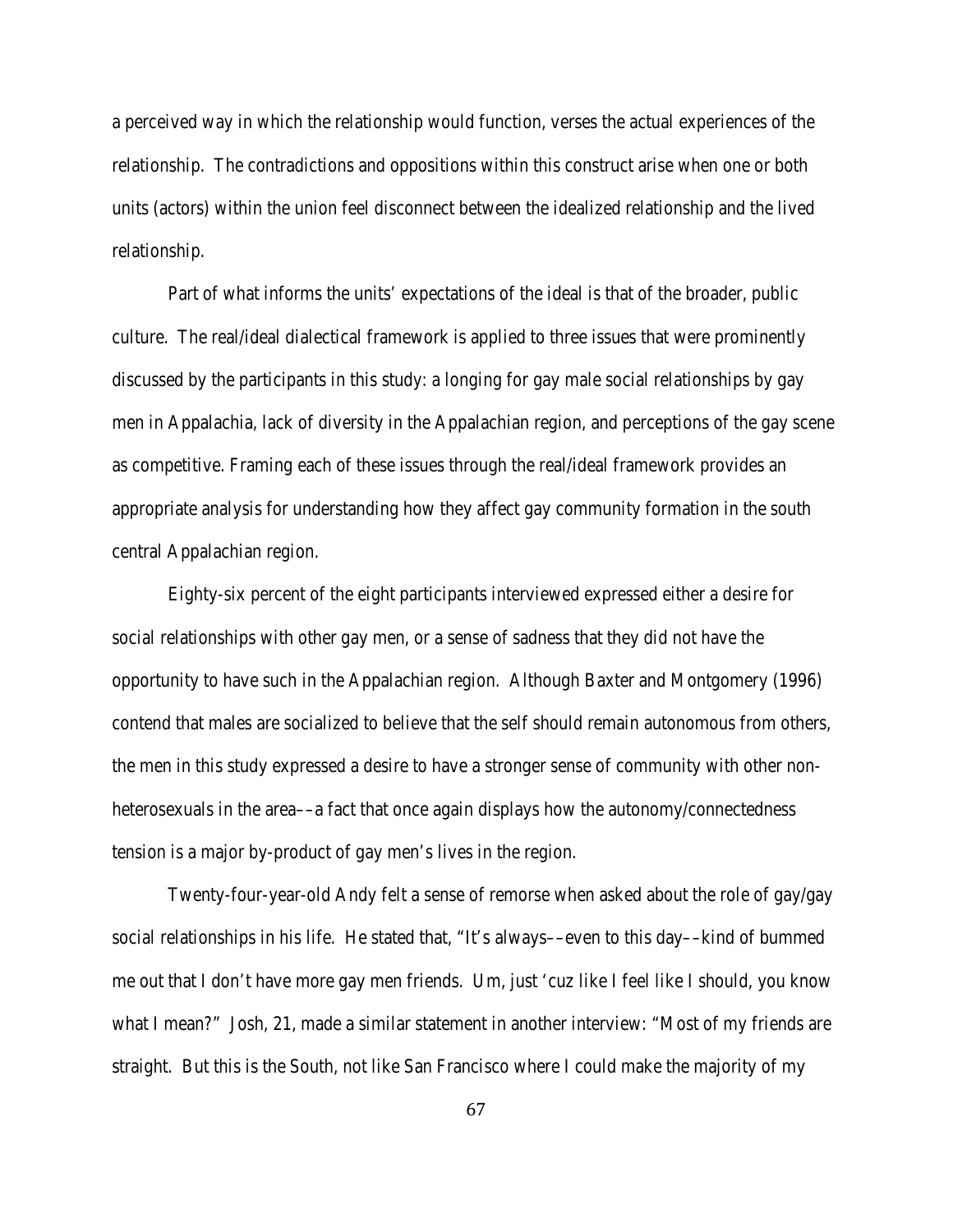a perceived way in which the relationship would function, verses the actual experiences of the relationship. The contradictions and oppositions within this construct arise when one or both units (actors) within the union feel disconnect between the idealized relationship and the lived relationship.

Part of what informs the units' expectations of the ideal is that of the broader, public culture. The real/ideal dialectical framework is applied to three issues that were prominently discussed by the participants in this study: a longing for gay male social relationships by gay men in Appalachia, lack of diversity in the Appalachian region, and perceptions of the gay scene as competitive. Framing each of these issues through the real/ideal framework provides an appropriate analysis for understanding how they affect gay community formation in the south central Appalachian region.

Eighty-six percent of the eight participants interviewed expressed either a desire for social relationships with other gay men, or a sense of sadness that they did not have the opportunity to have such in the Appalachian region. Although Baxter and Montgomery (1996) contend that males are socialized to believe that the self should remain autonomous from others, the men in this study expressed a desire to have a stronger sense of community with other non-heterosexuals in the area––a fact that once again displays how the autonomy/connectedness tension is a major by-product of gay men's lives in the region.

Twenty-four-year-old Andy felt a sense of remorse when asked about the role of gay/gay social relationships in his life. He stated that, "It's always––even to this day––kind of bummed me out that I don't have more gay men friends. Um, just 'cuz like I feel like I should, you know what I mean?" Josh, 21, made a similar statement in another interview: "Most of my friends are straight. But this is the South, not like San Francisco where I could make the majority of my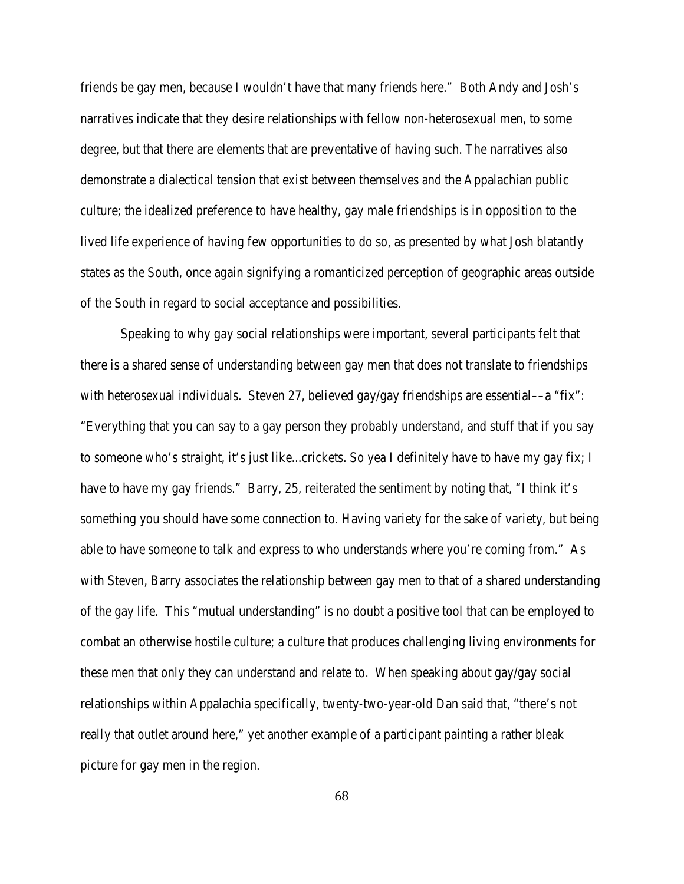friends be gay men, because I wouldn't have that many friends here." Both Andy and Josh's narratives indicate that they desire relationships with fellow non-heterosexual men, to some degree, but that there are elements that are preventative of having such. The narratives also demonstrate a dialectical tension that exist between themselves and the Appalachian public culture; the idealized preference to have healthy, gay male friendships is in opposition to the lived life experience of having few opportunities to do so, as presented by what Josh blatantly states as the South, once again signifying a romanticized perception of geographic areas outside of the South in regard to social acceptance and possibilities.

Speaking to why gay social relationships were important, several participants felt that there is a shared sense of understanding between gay men that does not translate to friendships with heterosexual individuals. Steven 27, believed gay/gay friendships are essential––a "fix": "Everything that you can say to a gay person they probably understand, and stuff that if you say to someone who's straight, it's just like...crickets. So yea I definitely have to have my gay fix; I have to have my gay friends." Barry, 25, reiterated the sentiment by noting that, "I think it's something you should have some connection to. Having variety for the sake of variety, but being able to have someone to talk and express to who understands where you're coming from." As with Steven, Barry associates the relationship between gay men to that of a shared understanding of the gay life. This "mutual understanding" is no doubt a positive tool that can be employed to combat an otherwise hostile culture; a culture that produces challenging living environments for these men that only they can understand and relate to. When speaking about gay/gay social relationships within Appalachia specifically, twenty-two-year-old Dan said that, "there's not really that outlet around here," yet another example of a participant painting a rather bleak picture for gay men in the region.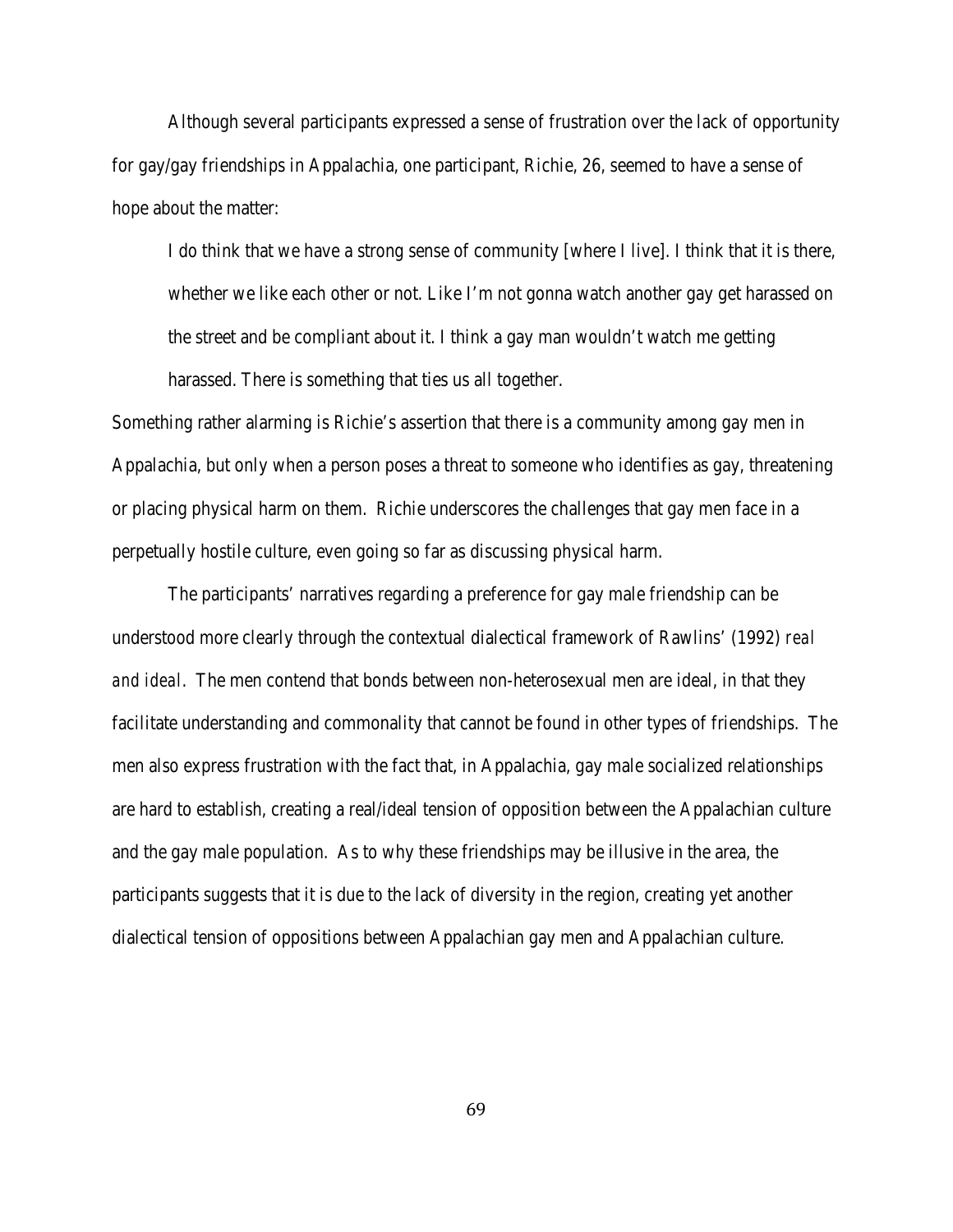Although several participants expressed a sense of frustration over the lack of opportunity for gay/gay friendships in Appalachia, one participant, Richie, 26, seemed to have a sense of hope about the matter:

> I do think that we have a strong sense of community [where I live]. I think that it is there, whether we like each other or not. Like I'm not gonna watch another gay get harassed on the street and be compliant about it. I think a gay man wouldn't watch me getting harassed. There is something that ties us all together.

Something rather alarming is Richie's assertion that there is a community among gay men in Appalachia, but only when a person poses a threat to someone who identifies as gay, threatening or placing physical harm on them. Richie underscores the challenges that gay men face in a perpetually hostile culture, even going so far as discussing physical harm.

The participants' narratives regarding a preference for gay male friendship can be understood more clearly through the contextual dialectical framework of Rawlins' (1992) *real and ideal*. The men contend that bonds between non-heterosexual men are ideal, in that they facilitate understanding and commonality that cannot be found in other types of friendships. The men also express frustration with the fact that, in Appalachia, gay male socialized relationships are hard to establish, creating a real/ideal tension of opposition between the Appalachian culture and the gay male population. As to why these friendships may be illusive in the area, the participants suggests that it is due to the lack of diversity in the region, creating yet another dialectical tension of oppositions between Appalachian gay men and Appalachian culture.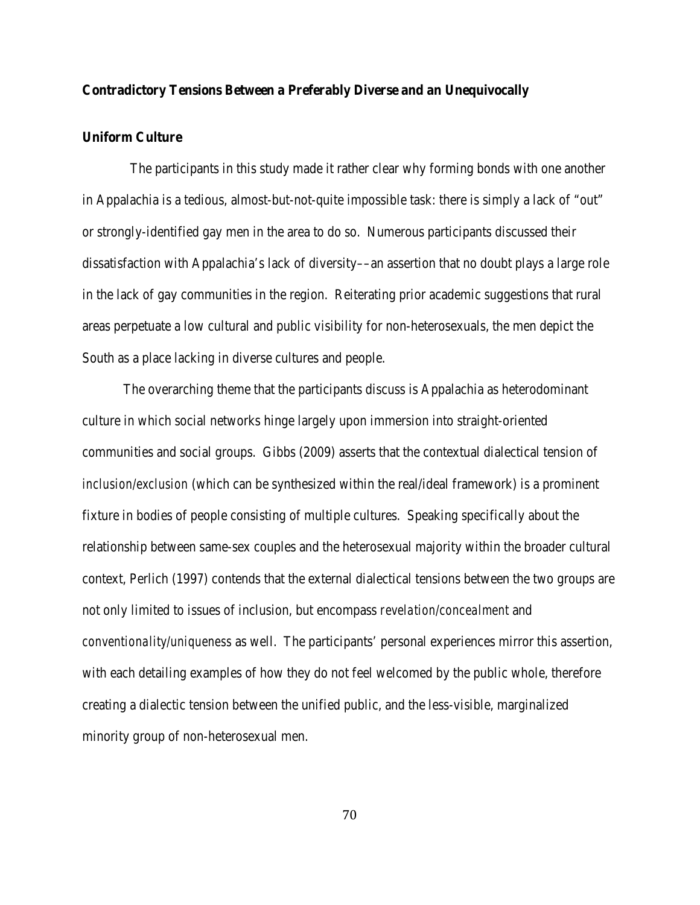## Contradictory Tensions Between a Preferably Diverse and an Unequivocally Uniform Culture

The participants in this study made it rather clear why forming bonds with one another in Appalachia is a tedious, almost-but-not-quite impossible task: there is simply a lack of "out" or strongly-identified gay men in the area to do so. Numerous participants discussed their dissatisfaction with Appalachia's lack of diversity––an assertion that no doubt plays a large role in the lack of gay communities in the region. Reiterating prior academic suggestions that rural areas perpetuate a low cultural and public visibility for non-heterosexuals, the men depict the South as a place lacking in diverse cultures and people.

The overarching theme that the participants discuss is Appalachia as heterodominant culture in which social networks hinge largely upon immersion into straight-oriented communities and social groups. Gibbs (2009) asserts that the contextual dialectical tension of *inclusion/exclusion* (which can be synthesized within the real/ideal framework) is a prominent fixture in bodies of people consisting of multiple cultures. Speaking specifically about the relationship between same-sex couples and the heterosexual majority within the broader cultural context, Perlich (1997) contends that the external dialectical tensions between the two groups are not only limited to issues of inclusion, but encompass *revelation/concealment* and *conventionality/uniqueness* as well. The participants' personal experiences mirror this assertion, with each detailing examples of how they do not feel welcomed by the public whole, therefore creating a dialectic tension between the unified public, and the less-visible, marginalized minority group of non-heterosexual men.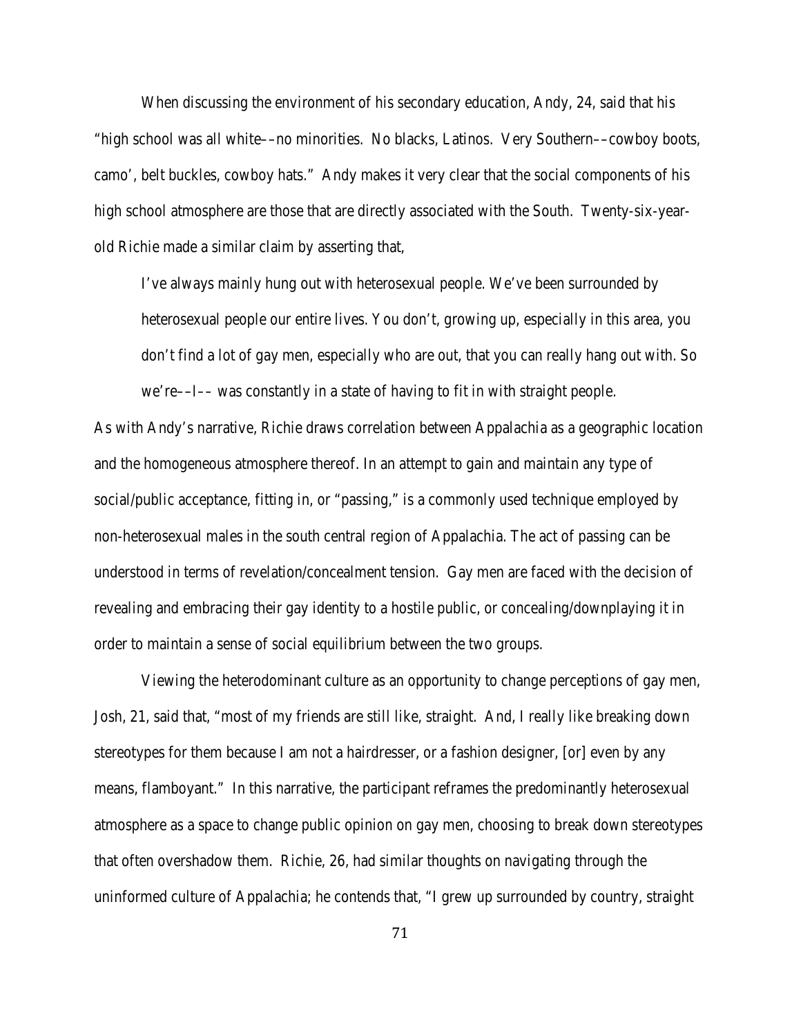When discussing the environment of his secondary education, Andy, 24, said that his "high school was all white––no minorities. No blacks, Latinos. Very Southern––cowboy boots, camo', belt buckles, cowboy hats." Andy makes it very clear that the social components of his high school atmosphere are those that are directly associated with the South. Twenty-six-year-old Richie made a similar claim by asserting that,

> I've always mainly hung out with heterosexual people. We've been surrounded by heterosexual people our entire lives. You don't, growing up, especially in this area, you don't find a lot of gay men, especially who are out, that you can really hang out with. So we're––I–– was constantly in a state of having to fit in with straight people.

As with Andy's narrative, Richie draws correlation between Appalachia as a geographic location and the homogeneous atmosphere thereof. In an attempt to gain and maintain any type of social/public acceptance, fitting in, or "passing," is a commonly used technique employed by non-heterosexual males in the south central region of Appalachia. The act of passing can be understood in terms of revelation/concealment tension. Gay men are faced with the decision of revealing and embracing their gay identity to a hostile public, or concealing/downplaying it in order to maintain a sense of social equilibrium between the two groups.

Viewing the heterodominant culture as an opportunity to change perceptions of gay men, Josh, 21, said that, "most of my friends are still like, straight. And, I really like breaking down stereotypes for them because I am not a hairdresser, or a fashion designer, [or] even by any means, flamboyant." In this narrative, the participant reframes the predominantly heterosexual atmosphere as a space to change public opinion on gay men, choosing to break down stereotypes that often overshadow them. Richie, 26, had similar thoughts on navigating through the uninformed culture of Appalachia; he contends that, "I grew up surrounded by country, straight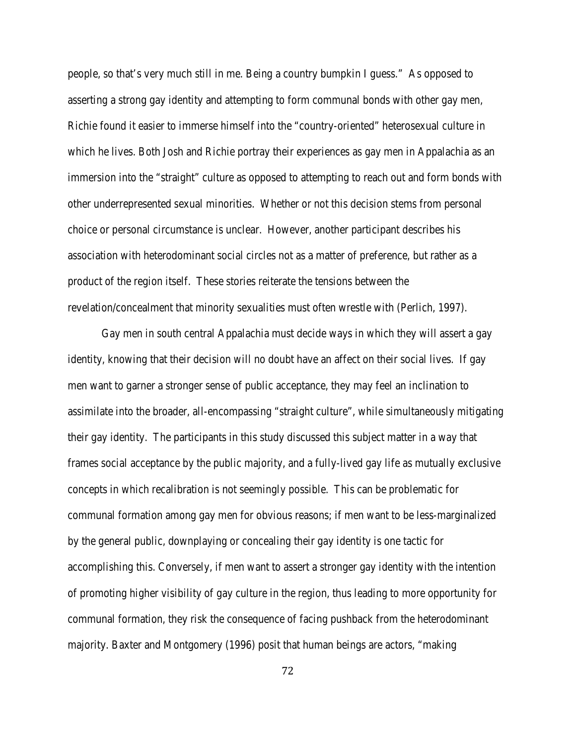people, so that's very much still in me. Being a country bumpkin I guess." As opposed to asserting a strong gay identity and attempting to form communal bonds with other gay men, Richie found it easier to immerse himself into the "country-oriented" heterosexual culture in which he lives. Both Josh and Richie portray their experiences as gay men in Appalachia as an immersion into the "straight" culture as opposed to attempting to reach out and form bonds with other underrepresented sexual minorities. Whether or not this decision stems from personal choice or personal circumstance is unclear. However, another participant describes his association with heterodominant social circles not as a matter of preference, but rather as a product of the region itself. These stories reiterate the tensions between the revelation/concealment that minority sexualities must often wrestle with (Perlich, 1997).

Gay men in south central Appalachia must decide ways in which they will assert a gay identity, knowing that their decision will no doubt have an affect on their social lives. If gay men want to garner a stronger sense of public acceptance, they may feel an inclination to assimilate into the broader, all-encompassing "straight culture", while simultaneously mitigating their gay identity. The participants in this study discussed this subject matter in a way that frames social acceptance by the public majority, and a fully-lived gay life as mutually exclusive concepts in which recalibration is not seemingly possible. This can be problematic for communal formation among gay men for obvious reasons; if men want to be less-marginalized by the general public, downplaying or concealing their gay identity is one tactic for accomplishing this. Conversely, if men want to assert a stronger gay identity with the intention of promoting higher visibility of gay culture in the region, thus leading to more opportunity for communal formation, they risk the consequence of facing pushback from the heterodominant majority. Baxter and Montgomery (1996) posit that human beings are actors, "making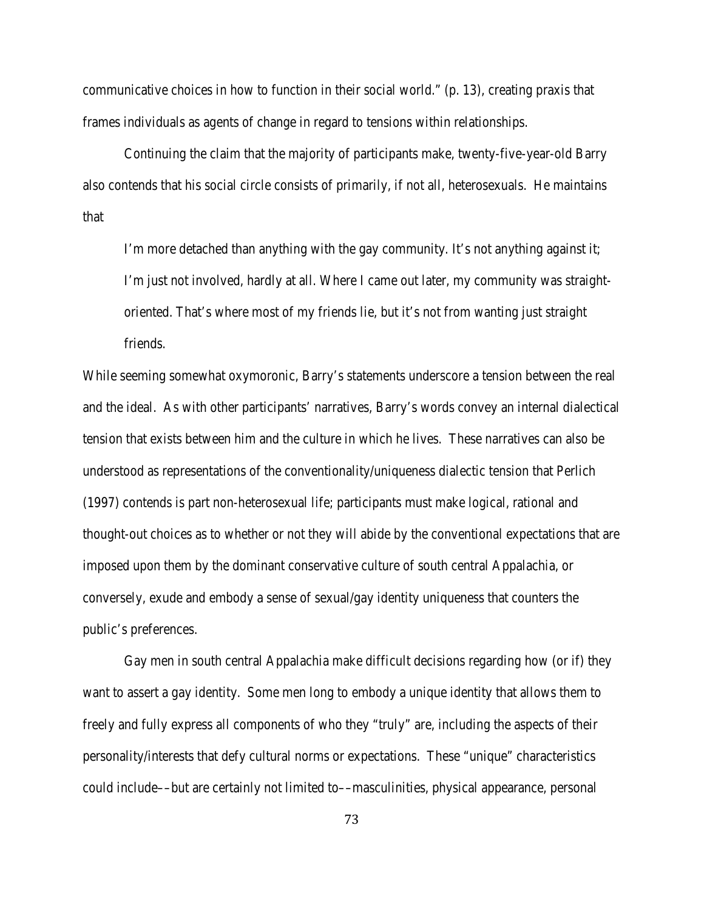communicative choices in how to function in their social world." (p. 13), creating praxis that frames individuals as agents of change in regard to tensions within relationships.

Continuing the claim that the majority of participants make, twenty-five-year-old Barry also contends that his social circle consists of primarily, if not all, heterosexuals. He maintains that

> I'm more detached than anything with the gay community. It's not anything against it; I'm just not involved, hardly at all. Where I came out later, my community was straight-oriented. That's where most of my friends lie, but it's not from wanting just straight friends.

While seeming somewhat oxymoronic, Barry's statements underscore a tension between the real and the ideal. As with other participants' narratives, Barry's words convey an internal dialectical tension that exists between him and the culture in which he lives. These narratives can also be understood as representations of the conventionality/uniqueness dialectic tension that Perlich (1997) contends is part non-heterosexual life; participants must make logical, rational and thought-out choices as to whether or not they will abide by the conventional expectations that are imposed upon them by the dominant conservative culture of south central Appalachia, or conversely, exude and embody a sense of sexual/gay identity uniqueness that counters the public's preferences.

Gay men in south central Appalachia make difficult decisions regarding how (or if) they want to assert a gay identity. Some men long to embody a unique identity that allows them to freely and fully express all components of who they "truly" are, including the aspects of their personality/interests that defy cultural norms or expectations. These "unique" characteristics could include––but are certainly not limited to––masculinities, physical appearance, personal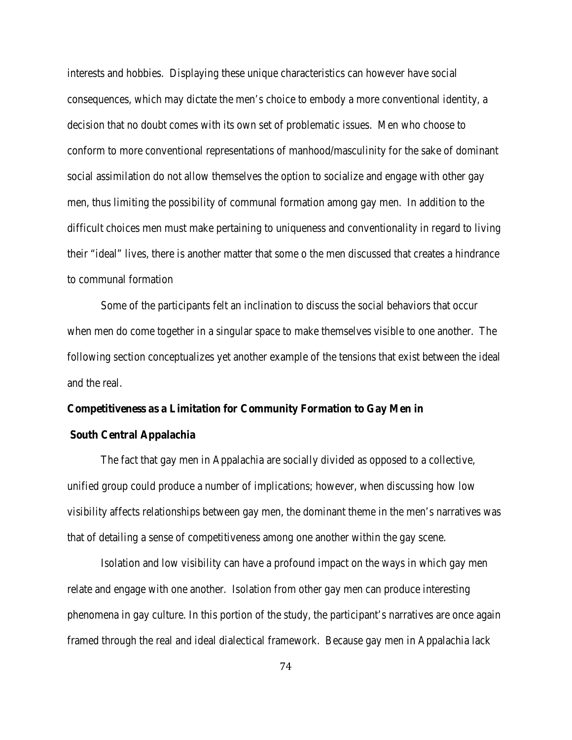interests and hobbies. Displaying these unique characteristics can however have social consequences, which may dictate the men's choice to embody a more conventional identity, a decision that no doubt comes with its own set of problematic issues. Men who choose to conform to more conventional representations of manhood/masculinity for the sake of dominant social assimilation do not allow themselves the option to socialize and engage with other gay men, thus limiting the possibility of communal formation among gay men. In addition to the difficult choices men must make pertaining to uniqueness and conventionality in regard to living their "ideal" lives, there is another matter that some o the men discussed that creates a hindrance to communal formation

Some of the participants felt an inclination to discuss the social behaviors that occur when men do come together in a singular space to make themselves visible to one another. The following section conceptualizes yet another example of the tensions that exist between the ideal and the real.

**Competitiveness as a Limitation for Community Formation to Gay Men in South Central Appalachia**

The fact that gay men in Appalachia are socially divided as opposed to a collective, unified group could produce a number of implications; however, when discussing how low visibility affects relationships between gay men, the dominant theme in the men's narratives was that of detailing a sense of competitiveness among one another within the gay scene.

Isolation and low visibility can have a profound impact on the ways in which gay men relate and engage with one another. Isolation from other gay men can produce interesting phenomena in gay culture. In this portion of the study, the participant's narratives are once again framed through the real and ideal dialectical framework. Because gay men in Appalachia lack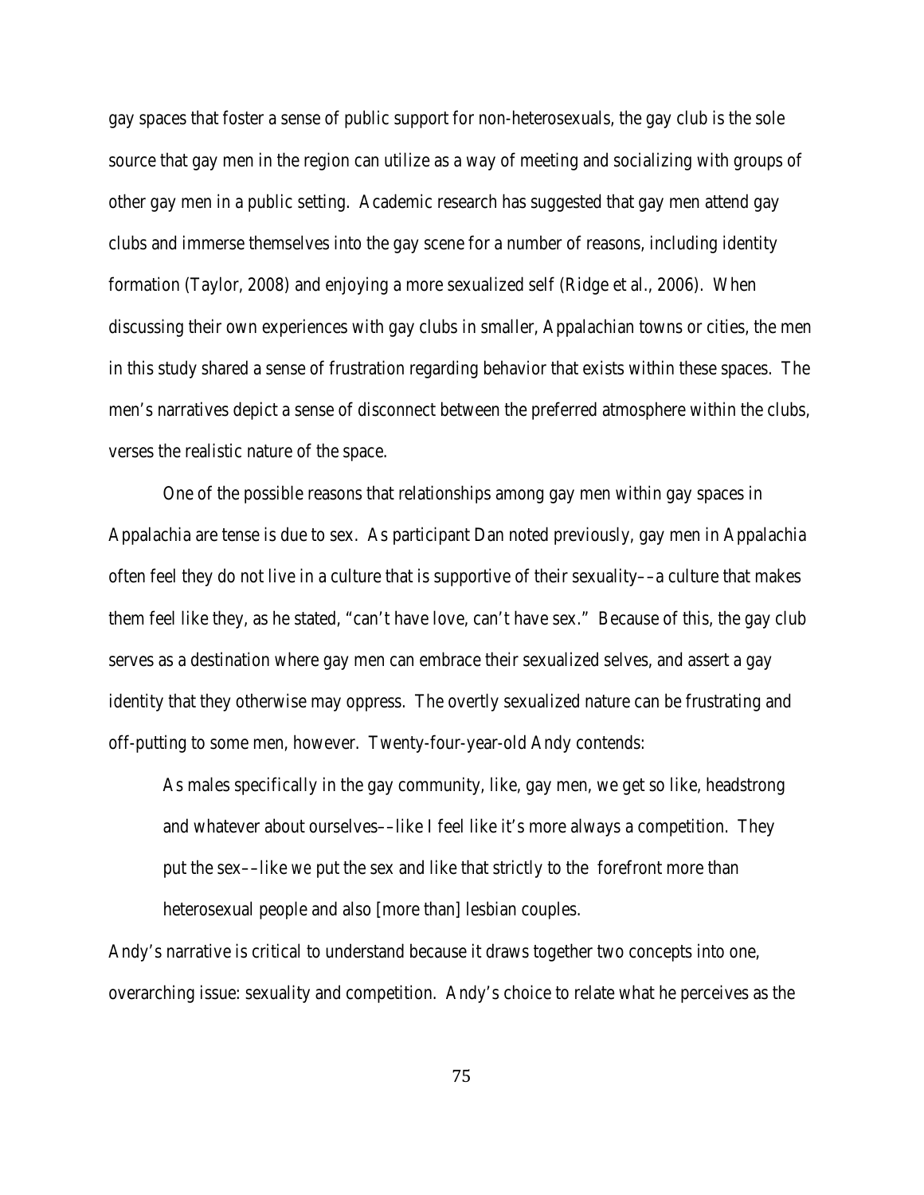gay spaces that foster a sense of public support for non-heterosexuals, the gay club is the sole source that gay men in the region can utilize as a way of meeting and socializing with groups of other gay men in a public setting. Academic research has suggested that gay men attend gay clubs and immerse themselves into the gay scene for a number of reasons, including identity formation (Taylor, 2008) and enjoying a more sexualized self (Ridge et al., 2006). When discussing their own experiences with gay clubs in smaller, Appalachian towns or cities, the men in this study shared a sense of frustration regarding behavior that exists within these spaces. The men's narratives depict a sense of disconnect between the preferred atmosphere within the clubs, verses the realistic nature of the space.

One of the possible reasons that relationships among gay men within gay spaces in Appalachia are tense is due to sex. As participant Dan noted previously, gay men in Appalachia often feel they do not live in a culture that is supportive of their sexuality––a culture that makes them feel like they, as he stated, "can't have love, can't have sex." Because of this, the gay club serves as a destination where gay men can embrace their sexualized selves, and assert a gay identity that they otherwise may oppress. The overtly sexualized nature can be frustrating and off-putting to some men, however. Twenty-four-year-old Andy contends:

> As males specifically in the gay community, like, gay men, we get so like, headstrong and whatever about ourselves––like I feel like it's more always a competition. They put the sex––like we put the sex and like that strictly to the forefront more than heterosexual people and also [more than] lesbian couples.

Andy's narrative is critical to understand because it draws together two concepts into one, overarching issue: sexuality and competition. Andy's choice to relate what he perceives as the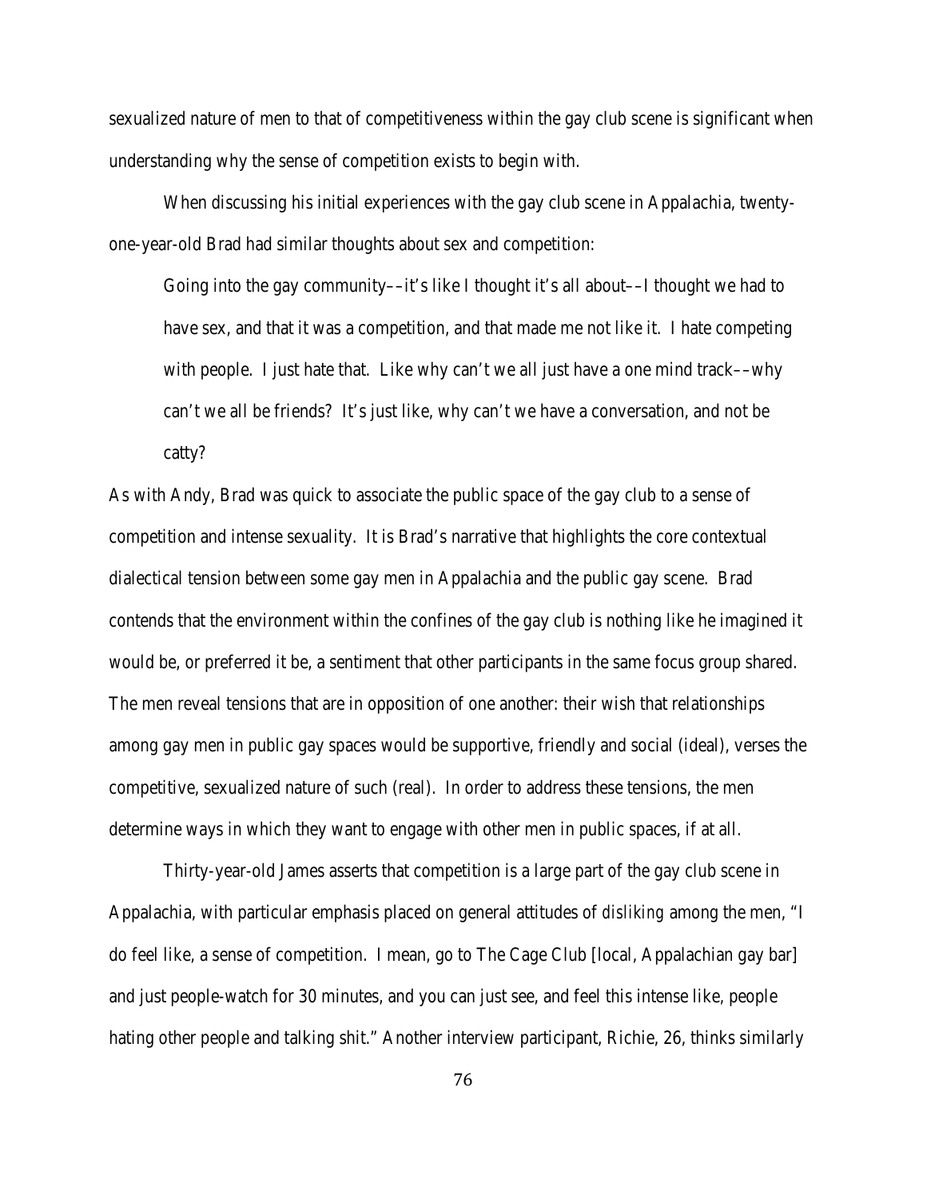sexualized nature of men to that of competitiveness within the gay club scene is significant when understanding why the sense of competition exists to begin with.

When discussing his initial experiences with the gay club scene in Appalachia, twenty-one-year-old Brad had similar thoughts about sex and competition:

> Going into the gay community––it's like I thought it's all about––I thought we had to have sex, and that it was a competition, and that made me not like it. I hate competing with people. I just hate that. Like why can't we all just have a one mind track––why can't we all be friends? It's just like, why can't we have a conversation, and not be catty?

As with Andy, Brad was quick to associate the public space of the gay club to a sense of competition and intense sexuality. It is Brad's narrative that highlights the core contextual dialectical tension between some gay men in Appalachia and the public gay scene. Brad contends that the environment within the confines of the gay club is nothing like he imagined it would be, or preferred it be, a sentiment that other participants in the same focus group shared. The men reveal tensions that are in opposition of one another: their wish that relationships among gay men in public gay spaces would be supportive, friendly and social (ideal), verses the competitive, sexualized nature of such (real). In order to address these tensions, the men determine ways in which they want to engage with other men in public spaces, if at all.

Thirty-year-old James asserts that competition is a large part of the gay club scene in Appalachia, with particular emphasis placed on general attitudes of *disliking* among the men, "I do feel like, a sense of competition. I mean, go to The Cage Club [local, Appalachian gay bar] and just people-watch for 30 minutes, and you can just see, and feel this intense like, people hating other people and talking shit." Another interview participant, Richie, 26, thinks similarly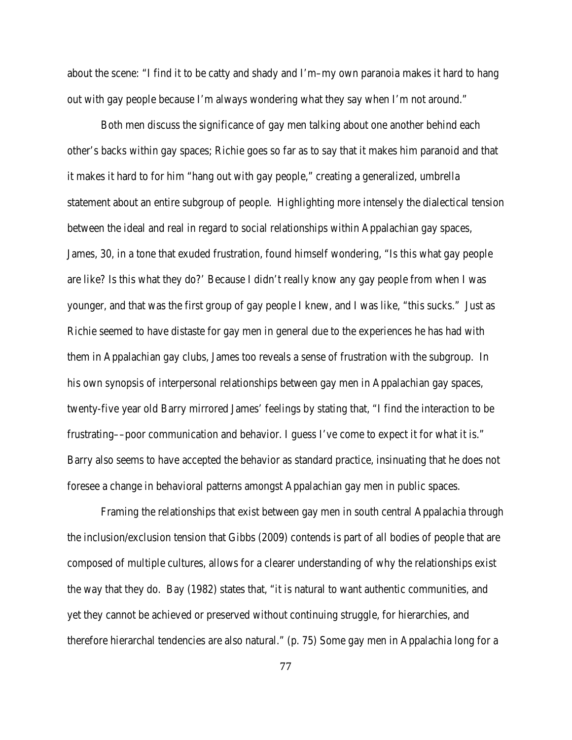about the scene: "I find it to be catty and shady and I'm–my own paranoia makes it hard to hang out with gay people because I'm always wondering what they say when I'm not around."

Both men discuss the significance of gay men talking about one another behind each other's backs within gay spaces; Richie goes so far as to say that it makes him paranoid and that it makes it hard to for him "hang out with gay people," creating a generalized, umbrella statement about an entire subgroup of people. Highlighting more intensely the dialectical tension between the ideal and real in regard to social relationships within Appalachian gay spaces, James, 30, in a tone that exuded frustration, found himself wondering, "Is this what gay people are like? Is this what they do?' Because I didn't really know any gay people from when I was younger, and that was the first group of gay people I knew, and I was like, "this sucks." Just as Richie seemed to have distaste for gay men in general due to the experiences he has had with them in Appalachian gay clubs, James too reveals a sense of frustration with the subgroup. In his own synopsis of interpersonal relationships between gay men in Appalachian gay spaces, twenty-five year old Barry mirrored James' feelings by stating that, "I find the interaction to be frustrating––poor communication and behavior. I guess I've come to expect it for what it is." Barry also seems to have accepted the behavior as standard practice, insinuating that he does not foresee a change in behavioral patterns amongst Appalachian gay men in public spaces.

Framing the relationships that exist between gay men in south central Appalachia through the inclusion/exclusion tension that Gibbs (2009) contends is part of all bodies of people that are composed of multiple cultures, allows for a clearer understanding of why the relationships exist the way that they do. Bay (1982) states that, "it is natural to want authentic communities, and yet they cannot be achieved or preserved without continuing struggle, for hierarchies, and therefore hierarchal tendencies are also natural." (p. 75) Some gay men in Appalachia long for a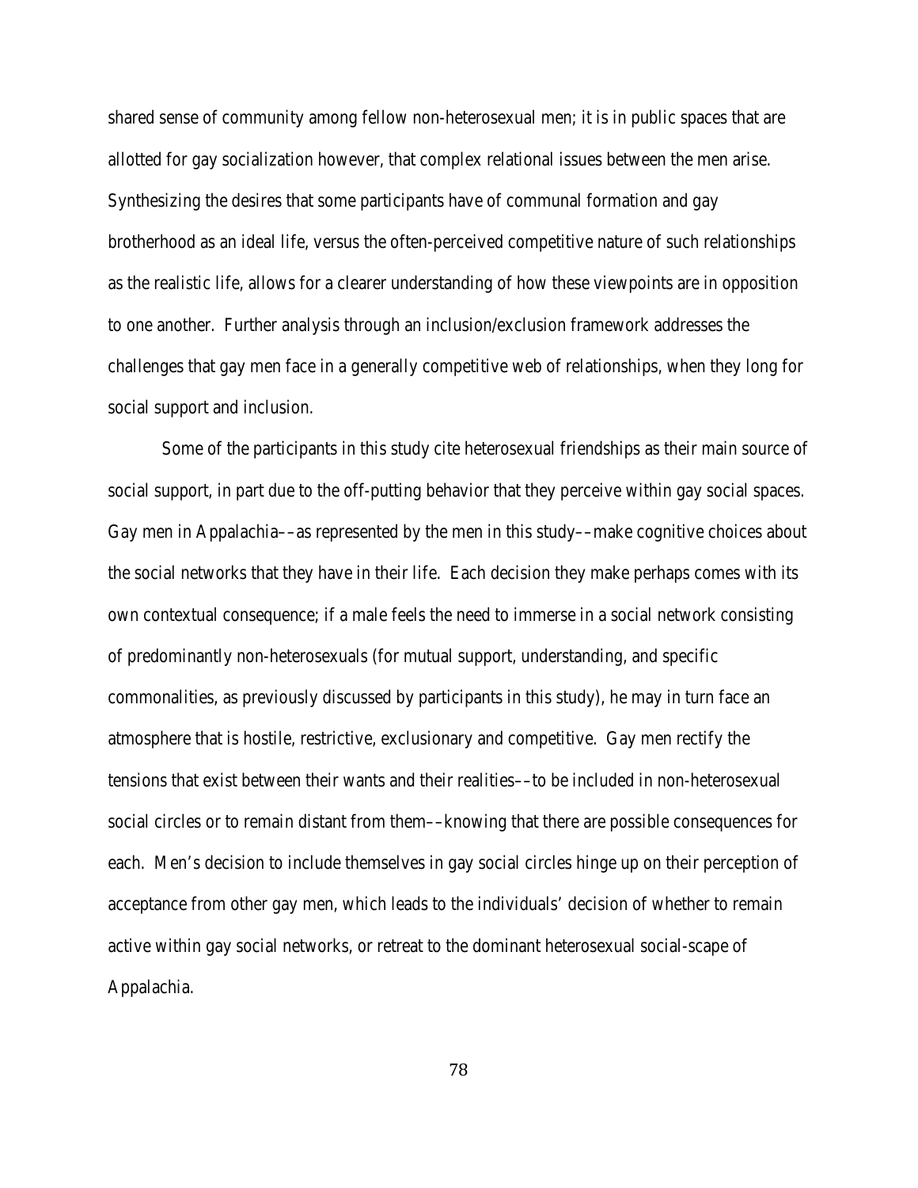shared sense of community among fellow non-heterosexual men; it is in public spaces that are allotted for gay socialization however, that complex relational issues between the men arise. Synthesizing the desires that some participants have of communal formation and gay brotherhood as an ideal life, versus the often-perceived competitive nature of such relationships as the realistic life, allows for a clearer understanding of how these viewpoints are in opposition to one another. Further analysis through an inclusion/exclusion framework addresses the challenges that gay men face in a generally competitive web of relationships, when they long for social support and inclusion.

Some of the participants in this study cite heterosexual friendships as their main source of social support, in part due to the off-putting behavior that they perceive within gay social spaces. Gay men in Appalachia––as represented by the men in this study––make cognitive choices about the social networks that they have in their life. Each decision they make perhaps comes with its own contextual consequence; if a male feels the need to immerse in a social network consisting of predominantly non-heterosexuals (for mutual support, understanding, and specific commonalities, as previously discussed by participants in this study), he may in turn face an atmosphere that is hostile, restrictive, exclusionary and competitive. Gay men rectify the tensions that exist between their wants and their realities––to be included in non-heterosexual social circles or to remain distant from them––knowing that there are possible consequences for each. Men's decision to include themselves in gay social circles hinge up on their perception of acceptance from other gay men, which leads to the individuals' decision of whether to remain active within gay social networks, or retreat to the dominant heterosexual social-scape of Appalachia.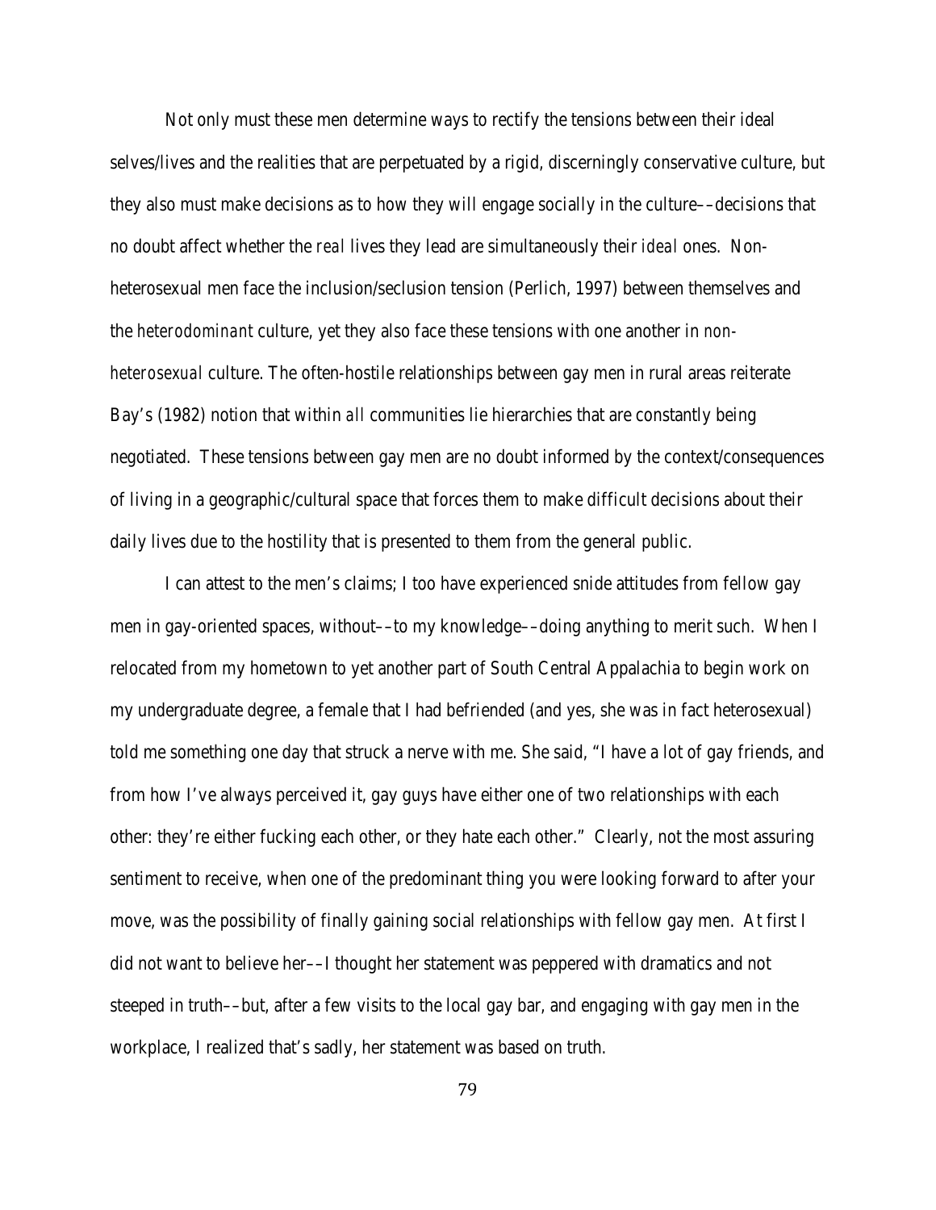Not only must these men determine ways to rectify the tensions between their ideal selves/lives and the realities that are perpetuated by a rigid, discerningly conservative culture, but they also must make decisions as to how they will engage socially in the culture––decisions that no doubt affect whether the *real* lives they lead are simultaneously their *ideal* ones. Non-heterosexual men face the inclusion/seclusion tension (Perlich, 1997) between themselves and the *heterodominant* culture, yet they also face these tensions with one another in *non-heterosexual* culture. The often-hostile relationships between gay men in rural areas reiterate Bay's (1982) notion that within *all* communities lie hierarchies that are constantly being negotiated. These tensions between gay men are no doubt informed by the context/consequences of living in a geographic/cultural space that forces them to make difficult decisions about their daily lives due to the hostility that is presented to them from the general public.

I can attest to the men's claims; I too have experienced snide attitudes from fellow gay men in gay-oriented spaces, without––to my knowledge––doing anything to merit such. When I relocated from my hometown to yet another part of South Central Appalachia to begin work on my undergraduate degree, a female that I had befriended (and yes, she was in fact heterosexual) told me something one day that struck a nerve with me. She said, "I have a lot of gay friends, and from how I've always perceived it, gay guys have either one of two relationships with each other: they're either fucking each other, or they hate each other." Clearly, not the most assuring sentiment to receive, when one of the predominant thing you were looking forward to after your move, was the possibility of finally gaining social relationships with fellow gay men. At first I did not want to believe her––I thought her statement was peppered with dramatics and not steeped in truth––but, after a few visits to the local gay bar, and engaging with gay men in the workplace, I realized that's sadly, her statement was based on truth.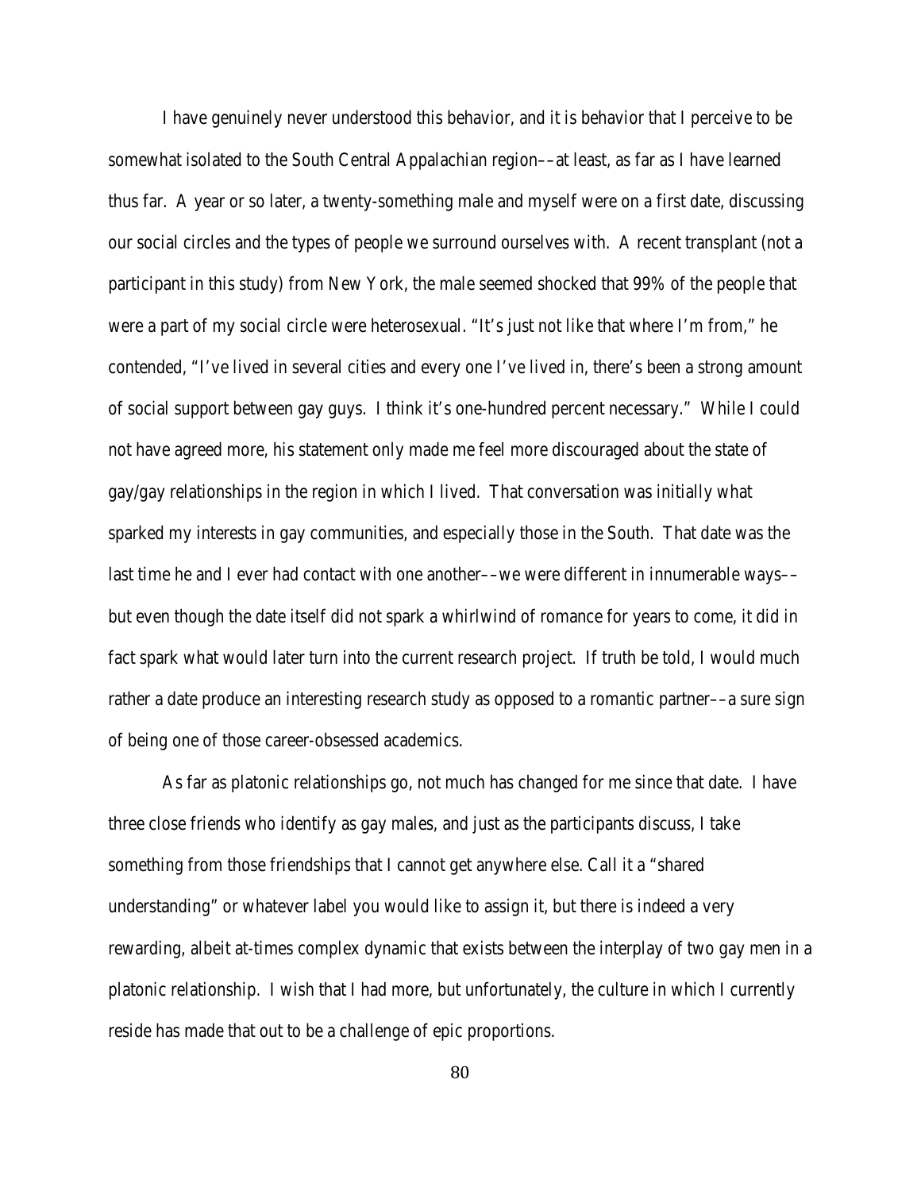I have genuinely never understood this behavior, and it is behavior that I perceive to be somewhat isolated to the South Central Appalachian region––at least, as far as I have learned thus far. A year or so later, a twenty-something male and myself were on a first date, discussing our social circles and the types of people we surround ourselves with. A recent transplant (not a participant in this study) from New York, the male seemed shocked that 99% of the people that were a part of my social circle were heterosexual. "It's just not like that where I'm from," he contended, "I've lived in several cities and every one I've lived in, there's been a strong amount of social support between gay guys. I think it's one-hundred percent necessary." While I could not have agreed more, his statement only made me feel more discouraged about the state of gay/gay relationships in the region in which I lived. That conversation was initially what sparked my interests in gay communities, and especially those in the South. That date was the last time he and I ever had contact with one another––we were different in innumerable ways–– but even though the date itself did not spark a whirlwind of romance for years to come, it did in fact spark what would later turn into the current research project. If truth be told, I would much rather a date produce an interesting research study as opposed to a romantic partner––a sure sign of being one of those career-obsessed academics.

As far as platonic relationships go, not much has changed for me since that date. I have three close friends who identify as gay males, and just as the participants discuss, I take something from those friendships that I cannot get anywhere else. Call it a "shared understanding" or whatever label you would like to assign it, but there is indeed a very rewarding, albeit at-times complex dynamic that exists between the interplay of two gay men in a platonic relationship. I wish that I had more, but unfortunately, the culture in which I currently reside has made that out to be a challenge of epic proportions.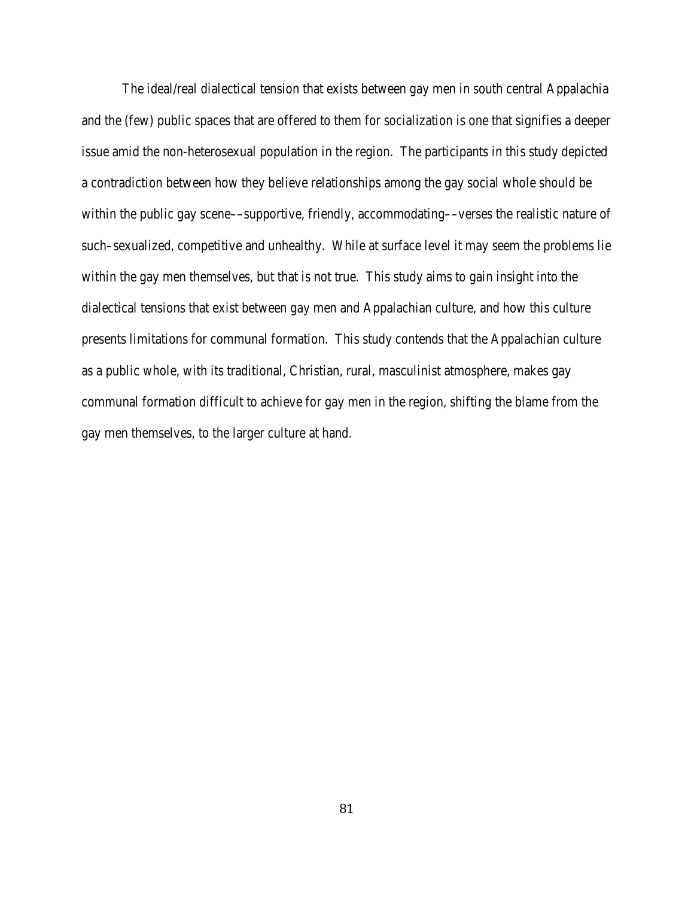The ideal/real dialectical tension that exists between gay men in south central Appalachia and the (few) public spaces that are offered to them for socialization is one that signifies a deeper issue amid the non-heterosexual population in the region. The participants in this study depicted a contradiction between how they believe relationships among the gay social whole should be within the public gay scene––supportive, friendly, accommodating––verses the realistic nature of such–sexualized, competitive and unhealthy. While at surface level it may seem the problems lie within the gay men themselves, but that is not true. This study aims to gain insight into the dialectical tensions that exist between gay men and Appalachian culture, and how this culture presents limitations for communal formation. This study contends that the Appalachian culture as a public whole, with its traditional, Christian, rural, masculinist atmosphere, makes gay communal formation difficult to achieve for gay men in the region, shifting the blame from the gay men themselves, to the larger culture at hand.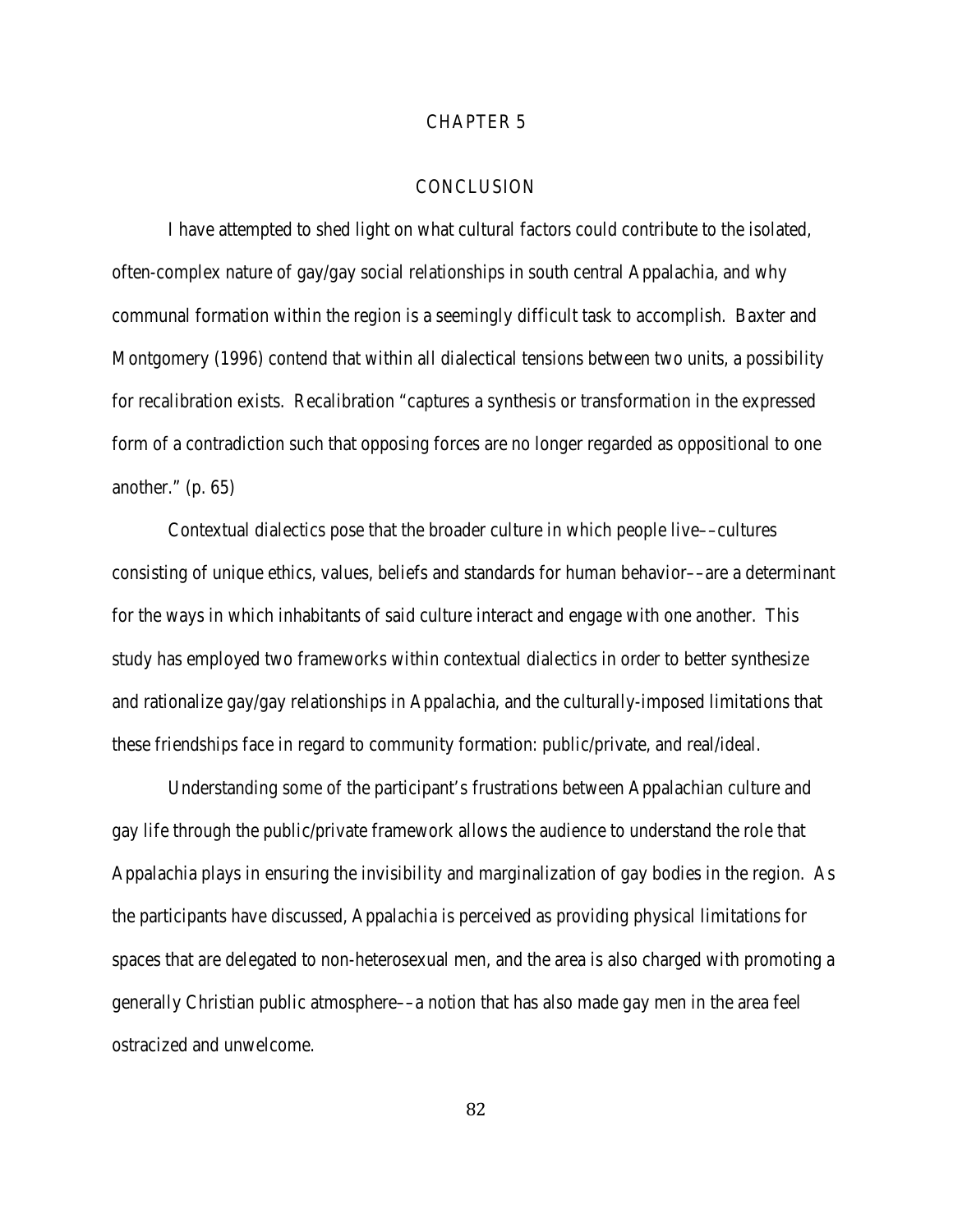# CHAPTER 5

## CONCLUSION

I have attempted to shed light on what cultural factors could contribute to the isolated, often-complex nature of gay/gay social relationships in south central Appalachia, and why communal formation within the region is a seemingly difficult task to accomplish. Baxter and Montgomery (1996) contend that within all dialectical tensions between two units, a possibility for recalibration exists. Recalibration "captures a synthesis or transformation in the expressed form of a contradiction such that opposing forces are no longer regarded as oppositional to one another." (p. 65)

Contextual dialectics pose that the broader culture in which people live––cultures consisting of unique ethics, values, beliefs and standards for human behavior––are a determinant for the ways in which inhabitants of said culture interact and engage with one another. This study has employed two frameworks within contextual dialectics in order to better synthesize and rationalize gay/gay relationships in Appalachia, and the culturally-imposed limitations that these friendships face in regard to community formation: public/private, and real/ideal.

Understanding some of the participant's frustrations between Appalachian culture and gay life through the public/private framework allows the audience to understand the role that Appalachia plays in ensuring the invisibility and marginalization of gay bodies in the region. As the participants have discussed, Appalachia is perceived as providing physical limitations for spaces that are delegated to non-heterosexual men, and the area is also charged with promoting a generally Christian public atmosphere––a notion that has also made gay men in the area feel ostracized and unwelcome.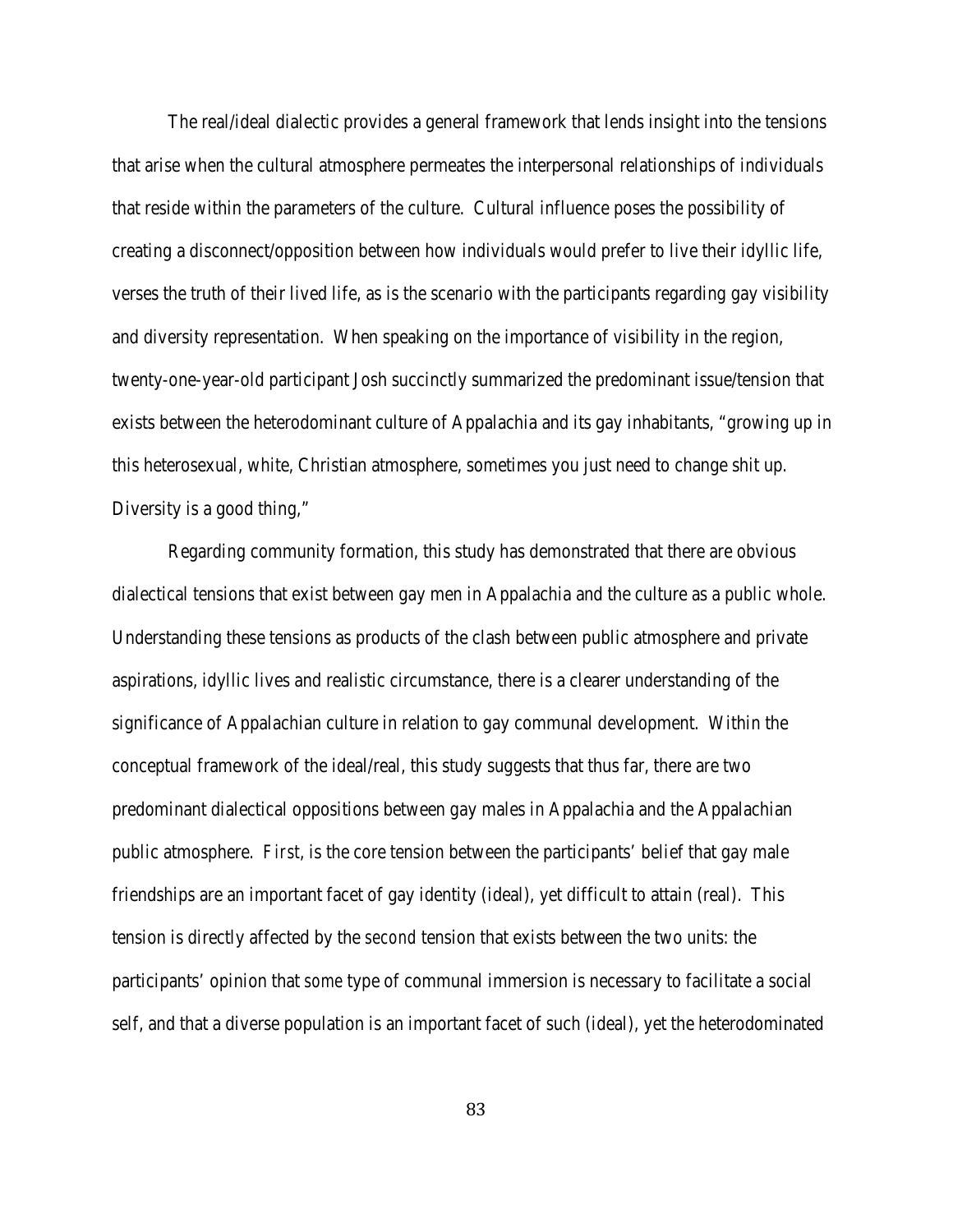The real/ideal dialectic provides a general framework that lends insight into the tensions that arise when the cultural atmosphere permeates the interpersonal relationships of individuals that reside within the parameters of the culture. Cultural influence poses the possibility of creating a disconnect/opposition between how individuals would prefer to live their idyllic life, verses the truth of their lived life, as is the scenario with the participants regarding gay visibility and diversity representation. When speaking on the importance of visibility in the region, twenty-one-year-old participant Josh succinctly summarized the predominant issue/tension that exists between the heterodominant culture of Appalachia and its gay inhabitants, "growing up in this heterosexual, white, Christian atmosphere, sometimes you just need to change shit up. Diversity is a good thing,"

Regarding community formation, this study has demonstrated that there are obvious dialectical tensions that exist between gay men in Appalachia and the culture as a public whole. Understanding these tensions as products of the clash between public atmosphere and private aspirations, idyllic lives and realistic circumstance, there is a clearer understanding of the significance of Appalachian culture in relation to gay communal development. Within the conceptual framework of the ideal/real, this study suggests that thus far, there are two predominant dialectical oppositions between gay males in Appalachia and the Appalachian public atmosphere. *First*, is the core tension between the participants' belief that gay male friendships are an important facet of gay identity (ideal), yet difficult to attain (real). This tension is directly affected by the *second* tension that exists between the two units: the participants' opinion that *some* type of communal immersion is necessary to facilitate a social self, and that a diverse population is an important facet of such (ideal), yet the heterodominated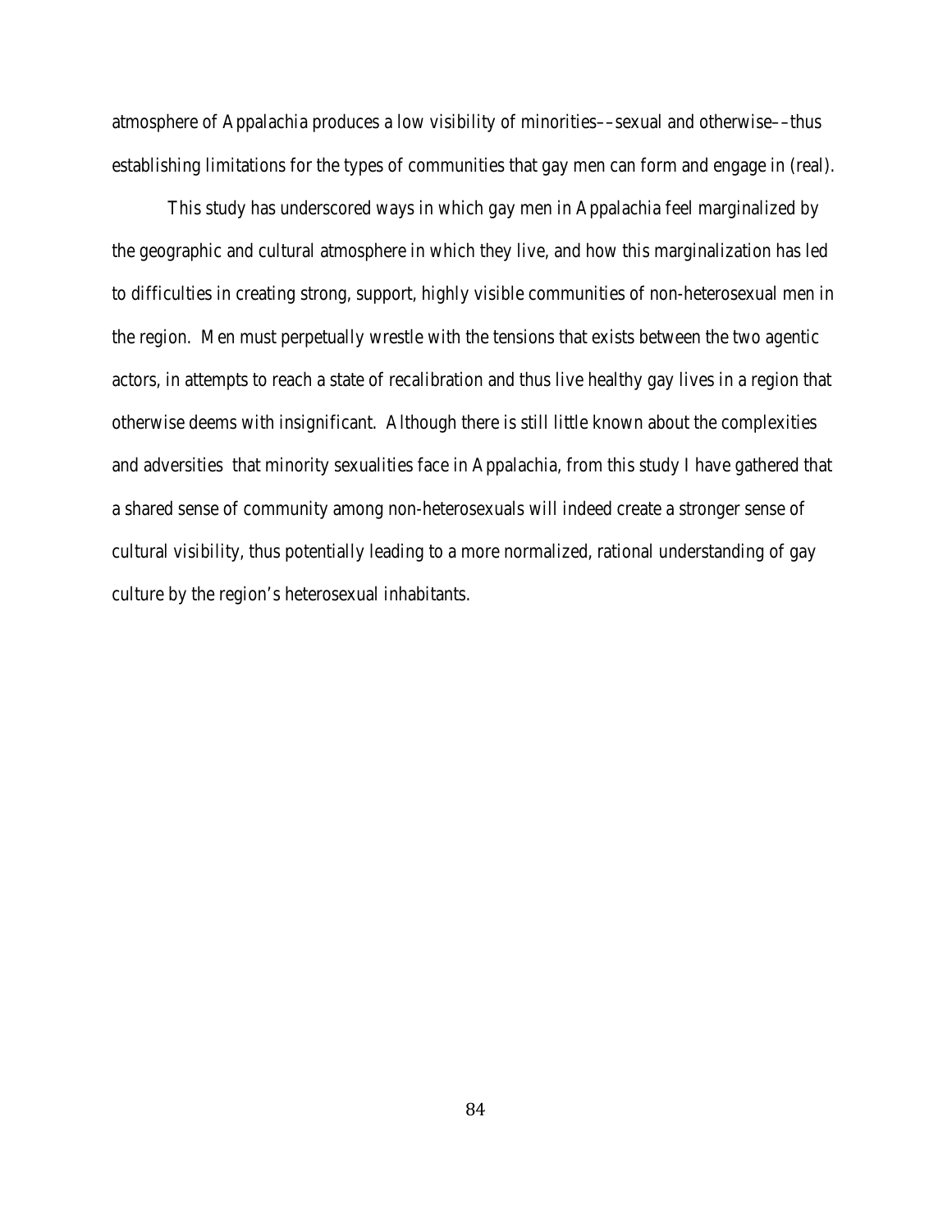atmosphere of Appalachia produces a low visibility of minorities––sexual and otherwise––thus establishing limitations for the types of communities that gay men can form and engage in (real).

This study has underscored ways in which gay men in Appalachia feel marginalized by the geographic and cultural atmosphere in which they live, and how this marginalization has led to difficulties in creating strong, support, highly visible communities of non-heterosexual men in the region. Men must perpetually wrestle with the tensions that exists between the two agentic actors, in attempts to reach a state of recalibration and thus live healthy gay lives in a region that otherwise deems with insignificant. Although there is still little known about the complexities and adversities that minority sexualities face in Appalachia, from this study I have gathered that a shared sense of community among non-heterosexuals will indeed create a stronger sense of cultural visibility, thus potentially leading to a more normalized, rational understanding of gay culture by the region's heterosexual inhabitants.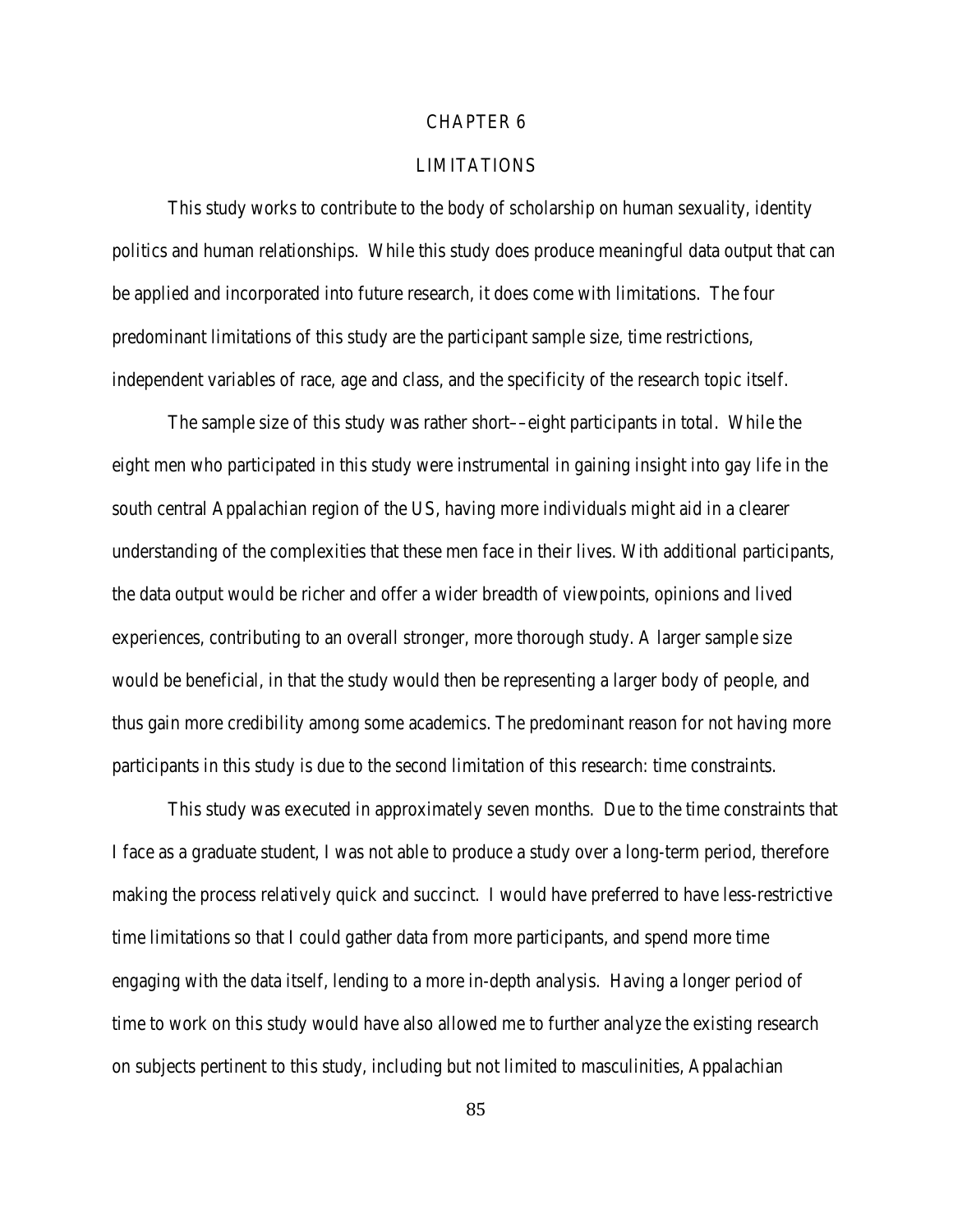# CHAPTER 6

## LIMITATIONS

This study works to contribute to the body of scholarship on human sexuality, identity politics and human relationships. While this study does produce meaningful data output that can be applied and incorporated into future research, it does come with limitations. The four predominant limitations of this study are the participant sample size, time restrictions, independent variables of race, age and class, and the specificity of the research topic itself.

The sample size of this study was rather short––eight participants in total. While the eight men who participated in this study were instrumental in gaining insight into gay life in the south central Appalachian region of the US, having more individuals might aid in a clearer understanding of the complexities that these men face in their lives. With additional participants, the data output would be richer and offer a wider breadth of viewpoints, opinions and lived experiences, contributing to an overall stronger, more thorough study. A larger sample size would be beneficial, in that the study would then be representing a larger body of people, and thus gain more credibility among some academics. The predominant reason for not having more participants in this study is due to the second limitation of this research: time constraints.

This study was executed in approximately seven months. Due to the time constraints that I face as a graduate student, I was not able to produce a study over a long-term period, therefore making the process relatively quick and succinct. I would have preferred to have less-restrictive time limitations so that I could gather data from more participants, and spend more time engaging with the data itself, lending to a more in-depth analysis. Having a longer period of time to work on this study would have also allowed me to further analyze the existing research on subjects pertinent to this study, including but not limited to masculinities, Appalachian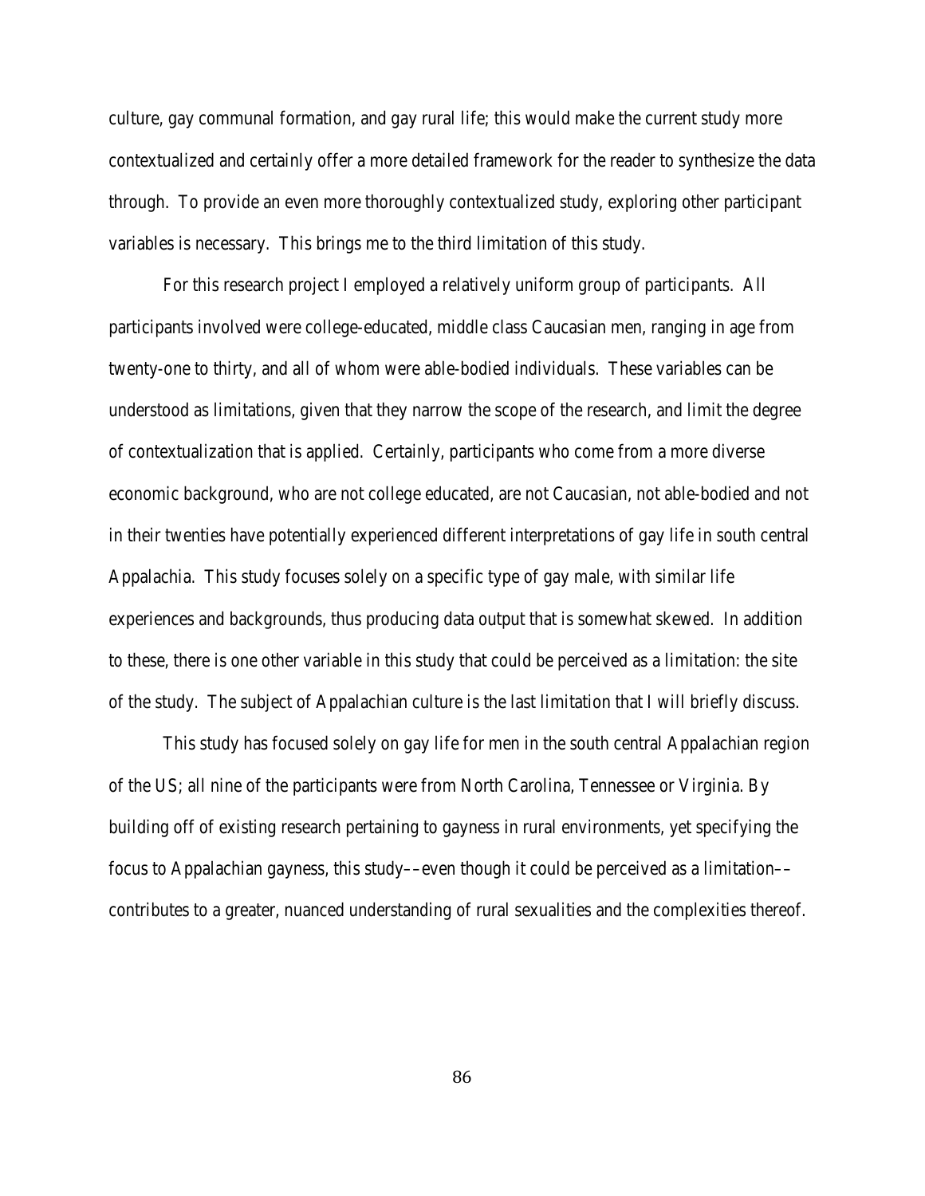culture, gay communal formation, and gay rural life; this would make the current study more contextualized and certainly offer a more detailed framework for the reader to synthesize the data through. To provide an even more thoroughly contextualized study, exploring other participant variables is necessary. This brings me to the third limitation of this study.

For this research project I employed a relatively uniform group of participants. All participants involved were college-educated, middle class Caucasian men, ranging in age from twenty-one to thirty, and all of whom were able-bodied individuals. These variables can be understood as limitations, given that they narrow the scope of the research, and limit the degree of contextualization that is applied. Certainly, participants who come from a more diverse economic background, who are not college educated, are not Caucasian, not able-bodied and not in their twenties have potentially experienced different interpretations of gay life in south central Appalachia. This study focuses solely on a specific type of gay male, with similar life experiences and backgrounds, thus producing data output that is somewhat skewed. In addition to these, there is one other variable in this study that could be perceived as a limitation: the site of the study. The subject of Appalachian culture is the last limitation that I will briefly discuss.

This study has focused solely on gay life for men in the south central Appalachian region of the US; all nine of the participants were from North Carolina, Tennessee or Virginia. By building off of existing research pertaining to gayness in rural environments, yet specifying the focus to Appalachian gayness, this study––even though it could be perceived as a limitation––contributes to a greater, nuanced understanding of rural sexualities and the complexities thereof.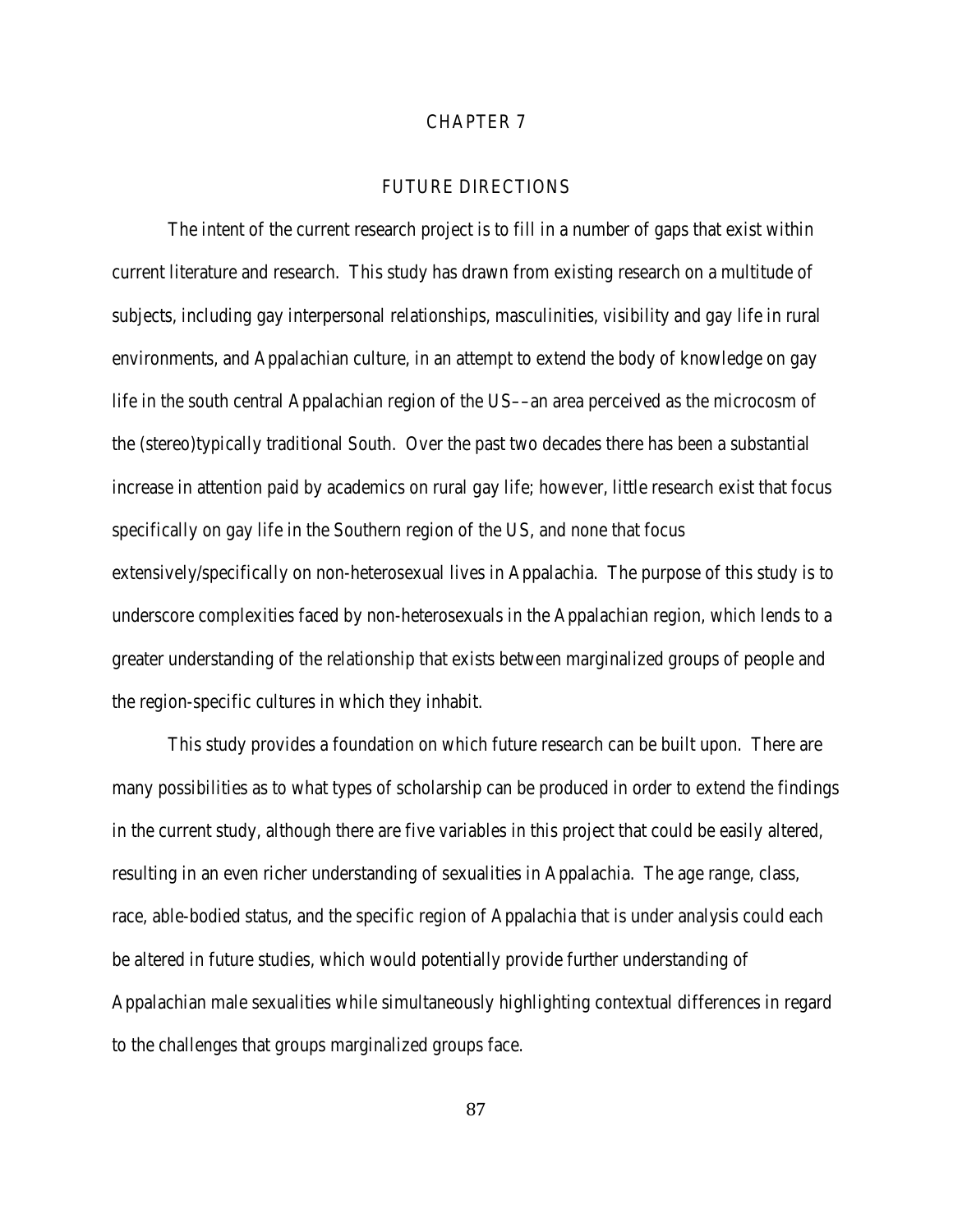# CHAPTER 7

## FUTURE DIRECTIONS

The intent of the current research project is to fill in a number of gaps that exist within current literature and research. This study has drawn from existing research on a multitude of subjects, including gay interpersonal relationships, masculinities, visibility and gay life in rural environments, and Appalachian culture, in an attempt to extend the body of knowledge on gay life in the south central Appalachian region of the US––an area perceived as the microcosm of the (stereo)typically traditional South. Over the past two decades there has been a substantial increase in attention paid by academics on rural gay life; however, little research exist that focus specifically on gay life in the Southern region of the US, and none that focus extensively/specifically on non-heterosexual lives in Appalachia. The purpose of this study is to underscore complexities faced by non-heterosexuals in the Appalachian region, which lends to a greater understanding of the relationship that exists between marginalized groups of people and the region-specific cultures in which they inhabit.

This study provides a foundation on which future research can be built upon. There are many possibilities as to what types of scholarship can be produced in order to extend the findings in the current study, although there are five variables in this project that could be easily altered, resulting in an even richer understanding of sexualities in Appalachia. The age range, class, race, able-bodied status, and the specific region of Appalachia that is under analysis could each be altered in future studies, which would potentially provide further understanding of Appalachian male sexualities while simultaneously highlighting contextual differences in regard to the challenges that groups marginalized groups face.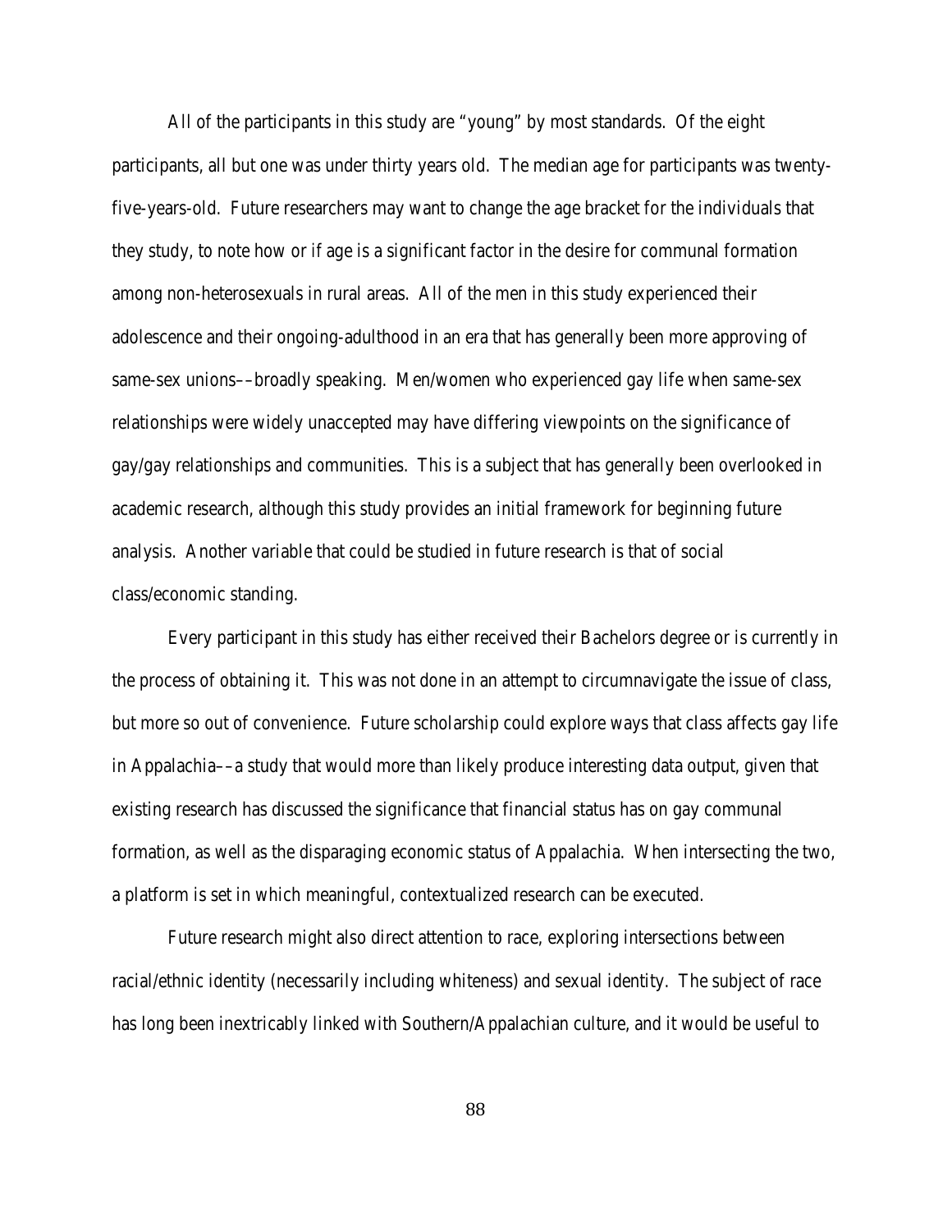All of the participants in this study are "young" by most standards. Of the eight participants, all but one was under thirty years old. The median age for participants was twenty-five-years-old. Future researchers may want to change the age bracket for the individuals that they study, to note how or if age is a significant factor in the desire for communal formation among non-heterosexuals in rural areas. All of the men in this study experienced their adolescence and their ongoing-adulthood in an era that has generally been more approving of same-sex unions––broadly speaking. Men/women who experienced gay life when same-sex relationships were widely unaccepted may have differing viewpoints on the significance of gay/gay relationships and communities. This is a subject that has generally been overlooked in academic research, although this study provides an initial framework for beginning future analysis. Another variable that could be studied in future research is that of social class/economic standing.

Every participant in this study has either received their Bachelors degree or is currently in the process of obtaining it. This was not done in an attempt to circumnavigate the issue of class, but more so out of convenience. Future scholarship could explore ways that class affects gay life in Appalachia––a study that would more than likely produce interesting data output, given that existing research has discussed the significance that financial status has on gay communal formation, as well as the disparaging economic status of Appalachia. When intersecting the two, a platform is set in which meaningful, contextualized research can be executed.

Future research might also direct attention to race, exploring intersections between racial/ethnic identity (necessarily including whiteness) and sexual identity. The subject of race has long been inextricably linked with Southern/Appalachian culture, and it would be useful to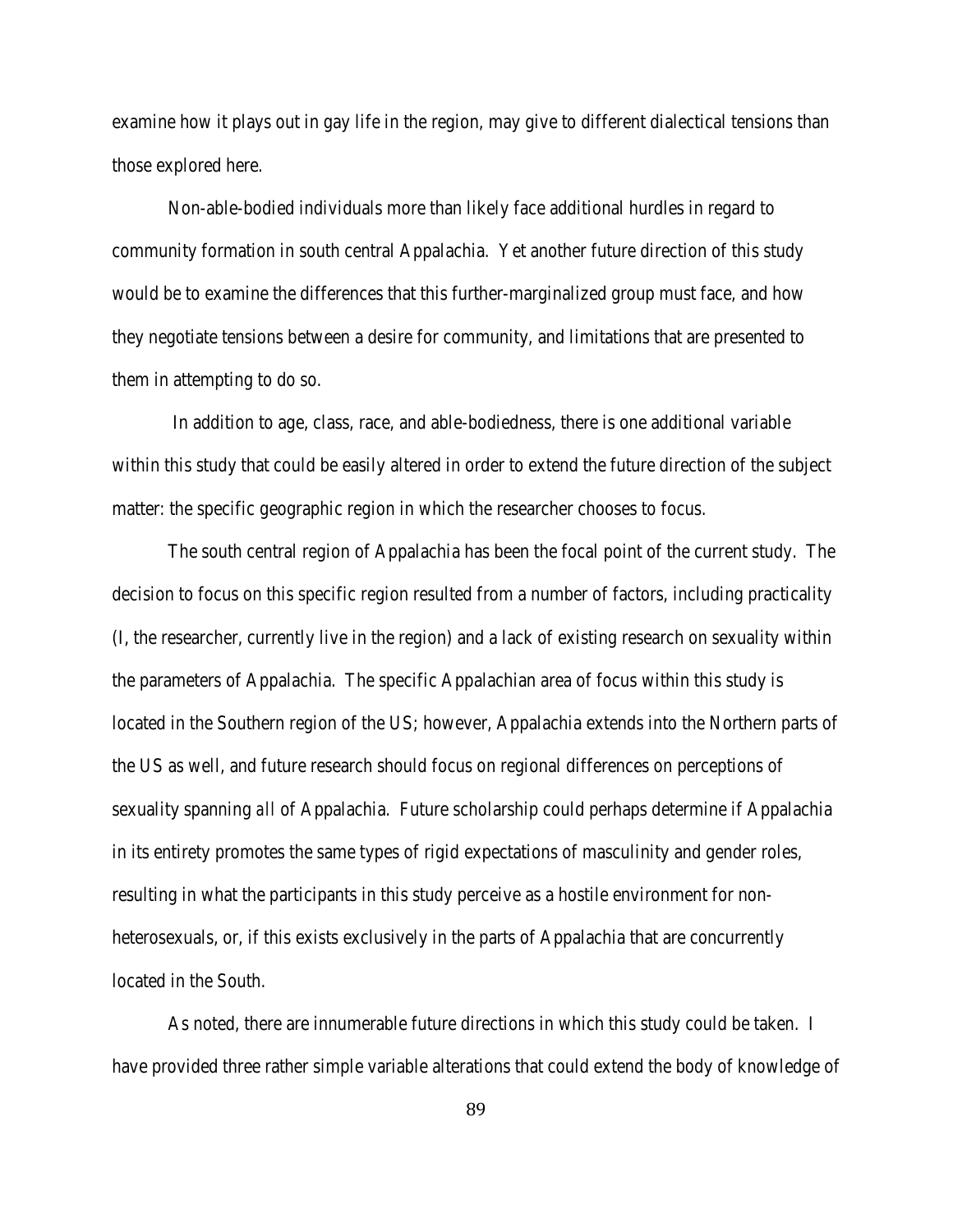examine how it plays out in gay life in the region, may give to different dialectical tensions than those explored here.

Non-able-bodied individuals more than likely face additional hurdles in regard to community formation in south central Appalachia. Yet another future direction of this study would be to examine the differences that this further-marginalized group must face, and how they negotiate tensions between a desire for community, and limitations that are presented to them in attempting to do so.

In addition to age, class, race, and able-bodiedness, there is one additional variable within this study that could be easily altered in order to extend the future direction of the subject matter: the specific geographic region in which the researcher chooses to focus.

The south central region of Appalachia has been the focal point of the current study. The decision to focus on this specific region resulted from a number of factors, including practicality (I, the researcher, currently live in the region) and a lack of existing research on sexuality within the parameters of Appalachia. The specific Appalachian area of focus within this study is located in the Southern region of the US; however, Appalachia extends into the Northern parts of the US as well, and future research should focus on regional differences on perceptions of sexuality spanning *all* of Appalachia. Future scholarship could perhaps determine if Appalachia in its entirety promotes the same types of rigid expectations of masculinity and gender roles, resulting in what the participants in this study perceive as a hostile environment for non-heterosexuals, or, if this exists exclusively in the parts of Appalachia that are concurrently located in the South.

As noted, there are innumerable future directions in which this study could be taken. I have provided three rather simple variable alterations that could extend the body of knowledge of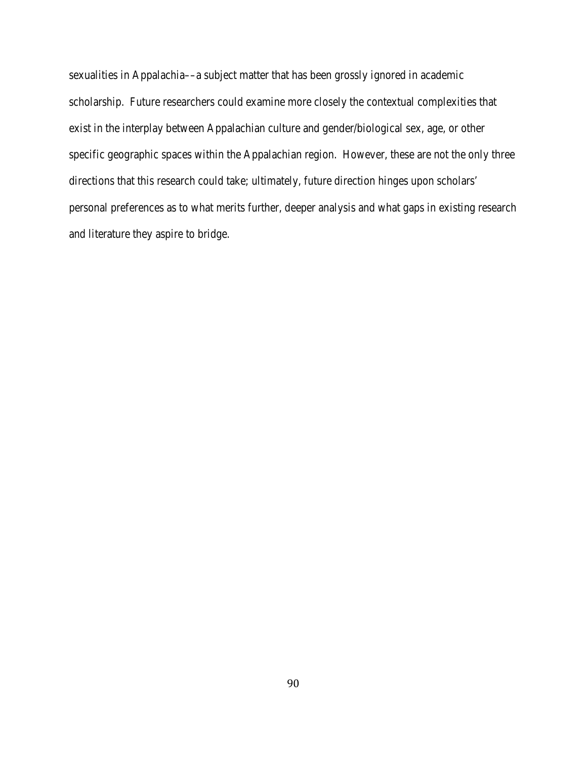sexualities in Appalachia––a subject matter that has been grossly ignored in academic scholarship. Future researchers could examine more closely the contextual complexities that exist in the interplay between Appalachian culture and gender/biological sex, age, or other specific geographic spaces within the Appalachian region. However, these are not the only three directions that this research could take; ultimately, future direction hinges upon scholars' personal preferences as to what merits further, deeper analysis and what gaps in existing research and literature they aspire to bridge.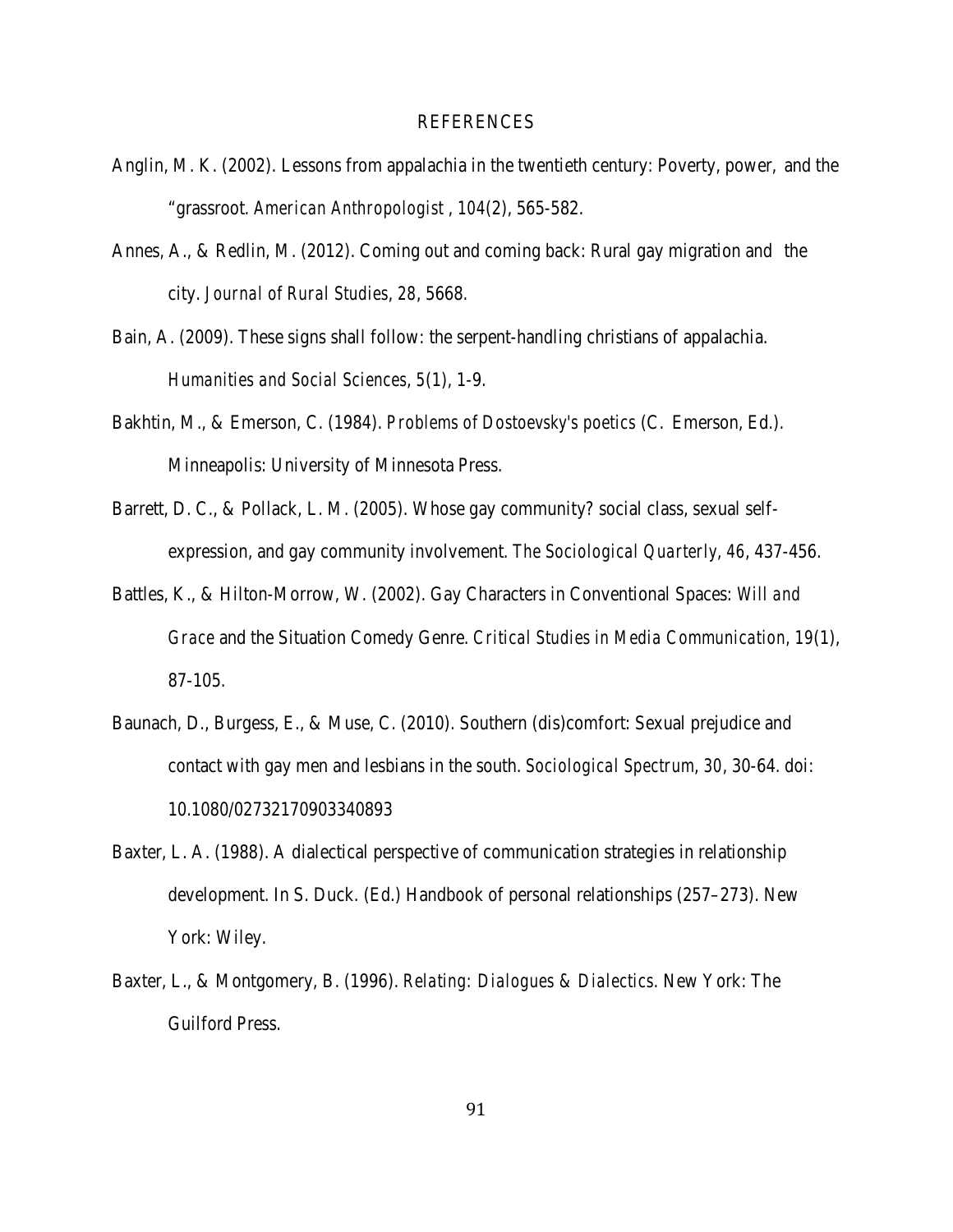# REFERENCES

Anglin, M. K. (2002). Lessons from appalachia in the twentieth century: Poverty, power, and the "grassroot. *American Anthropologist* , *104*(2), 565-582.

Annes, A., & Redlin, M. (2012). Coming out and coming back: Rural gay migration and the city. *Journal of Rural Studies*, *28*, 5668.

Bain, A. (2009). These signs shall follow: the serpent-handling christians of appalachia. *Humanities and Social Sciences*, *5*(1), 1-9.

Bakhtin, M., & Emerson, C. (1984). *Problems of Dostoevsky's poetics* (C. Emerson, Ed.). Minneapolis: University of Minnesota Press.

Barrett, D. C., & Pollack, L. M. (2005). Whose gay community? social class, sexual self-expression, and gay community involvement. *The Sociological Quarterly*, *46*, 437-456.

Battles, K., & Hilton-Morrow, W. (2002). Gay Characters in Conventional Spaces: *Will and Grace* and the Situation Comedy Genre. *Critical Studies in Media Communication*, *19*(1), 87-105.

Baunach, D., Burgess, E., & Muse, C. (2010). Southern (dis)comfort: Sexual prejudice and contact with gay men and lesbians in the south. *Sociological Spectrum*, *30*, 30-64. doi: 10.1080/02732170903340893

Baxter, L. A. (1988). A dialectical perspective of communication strategies in relationship development. In S. Duck. (Ed.) Handbook of personal relationships (257–273). New York: Wiley.

Baxter, L., & Montgomery, B. (1996). *Relating: Dialogues & Dialectics*. New York: The Guilford Press.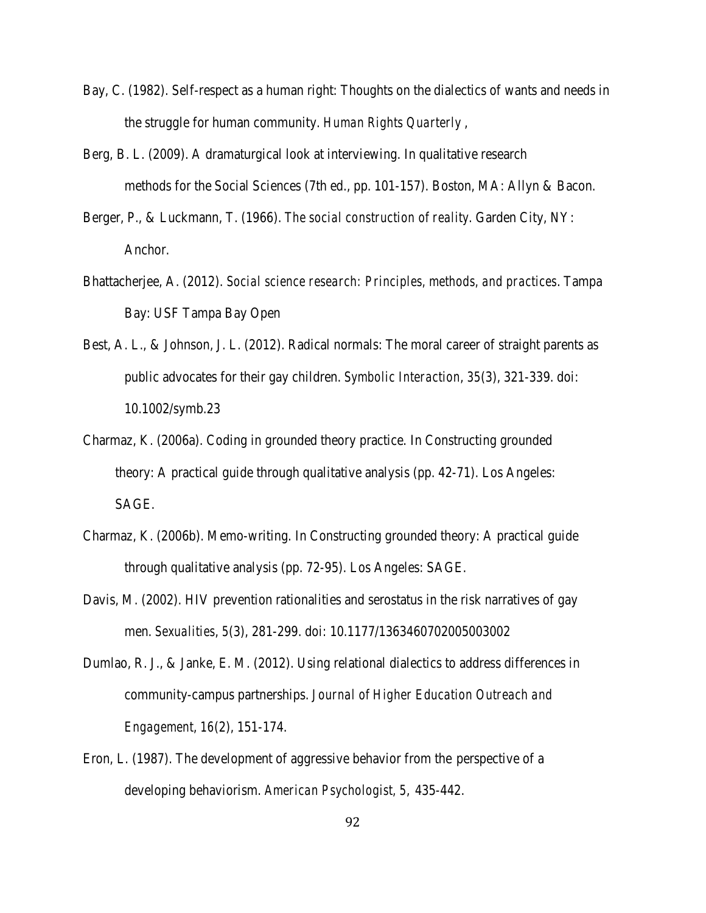Bay, C. (1982). Self-respect as a human right: Thoughts on the dialectics of wants and needs in the struggle for human community. *Human Rights Quarterly*,

Berg, B. L. (2009). A dramaturgical look at interviewing. In qualitative research methods for the Social Sciences (7th ed., pp. 101-157). Boston, MA: Allyn & Bacon.

Berger, P., & Luckmann, T. (1966). *The social construction of reality*. Garden City, NY: Anchor.

Bhattacherjee, A. (2012). *Social science research: Principles, methods, and practices*. Tampa Bay: USF Tampa Bay Open

Best, A. L., & Johnson, J. L. (2012). Radical normals: The moral career of straight parents as public advocates for their gay children. *Symbolic Interaction*, *35*(3), 321-339. doi: 10.1002/symb.23

Charmaz, K. (2006a). Coding in grounded theory practice. In Constructing grounded theory: A practical guide through qualitative analysis (pp. 42-71). Los Angeles: SAGE.

Charmaz, K. (2006b). Memo-writing. In Constructing grounded theory: A practical guide through qualitative analysis (pp. 72-95). Los Angeles: SAGE.

Davis, M. (2002). HIV prevention rationalities and serostatus in the risk narratives of gay men. *Sexualities*, *5*(3), 281-299. doi: 10.1177/1363460702005003002

Dumlao, R. J., & Janke, E. M. (2012). Using relational dialectics to address differences in community-campus partnerships. *Journal of Higher Education Outreach and Engagement*, *16*(2), 151-174.

Eron, L. (1987). The development of aggressive behavior from the perspective of a developing behaviorism. *American Psychologist, 5*, 435-442.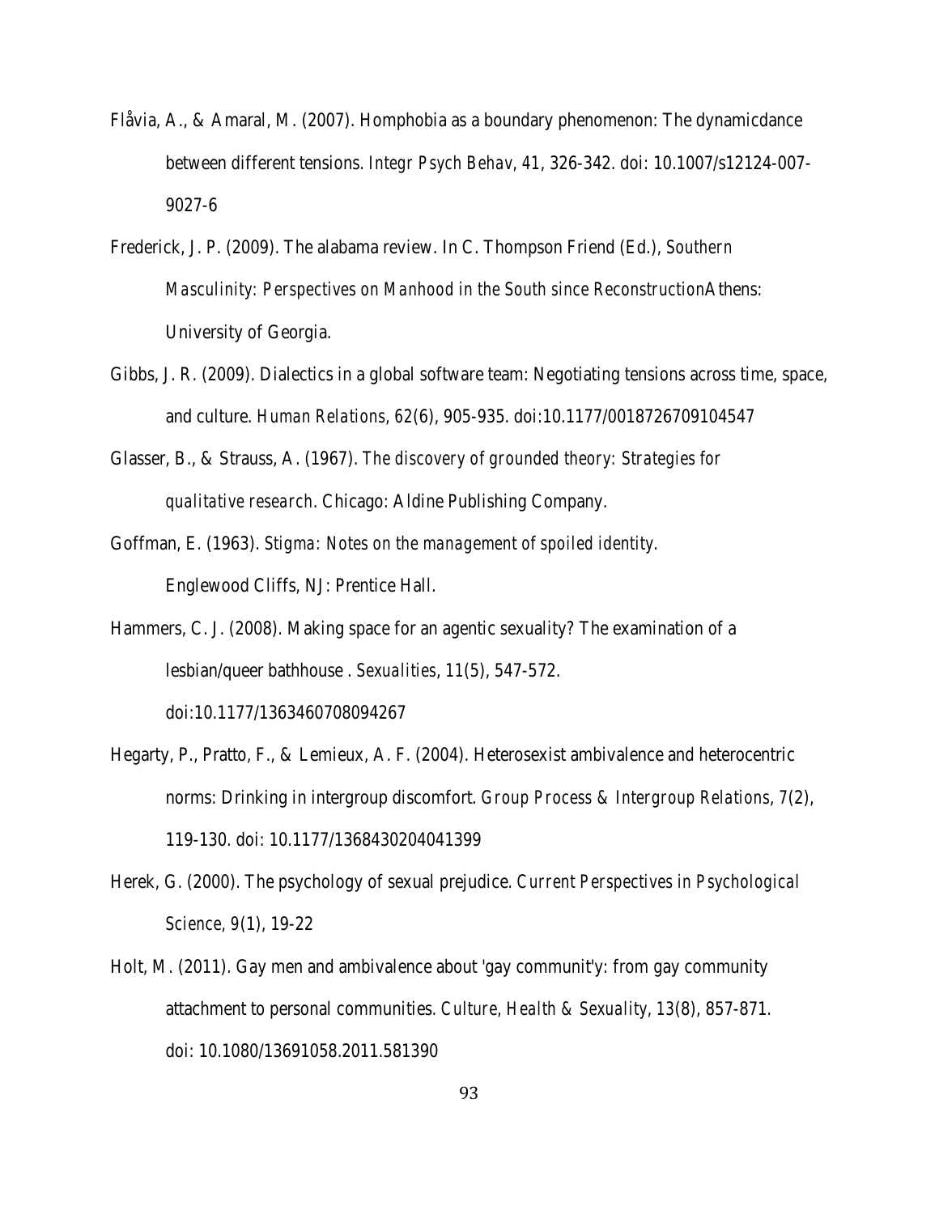Flåvia, A., & Amaral, M. (2007). Homphobia as a boundary phenomenon: The dynamicdance between different tensions. *Integr Psych Behav*, *41*, 326-342. doi: 10.1007/s12124-007-9027-6

Frederick, J. P. (2009). The alabama review. In C. Thompson Friend (Ed.), *Southern Masculinity: Perspectives on Manhood in the South since Reconstruction*Athens: University of Georgia.

Gibbs, J. R. (2009). Dialectics in a global software team: Negotiating tensions across time, space, and culture. *Human Relations*, *62*(6), 905-935. doi:10.1177/0018726709104547

Glasser, B., & Strauss, A. (1967). *The discovery of grounded theory: Strategies for qualitative research*. Chicago: Aldine Publishing Company.

Goffman, E. (1963). *Stigma: Notes on the management of spoiled identity.* Englewood Cliffs, NJ: Prentice Hall.

Hammers, C. J. (2008). Making space for an agentic sexuality? The examination of a lesbian/queer bathhouse . *Sexualities*, *11*(5), 547-572. doi:10.1177/1363460708094267

Hegarty, P., Pratto, F., & Lemieux, A. F. (2004). Heterosexist ambivalence and heterocentric norms: Drinking in intergroup discomfort. *Group Process & Intergroup Relations*, *7*(2), 119-130. doi: 10.1177/1368430204041399

Herek, G. (2000). The psychology of sexual prejudice. *Current Perspectives in Psychological Science*, *9*(1), 19-22

Holt, M. (2011). Gay men and ambivalence about 'gay communit'y: from gay community attachment to personal communities. *Culture, Health & Sexuality*, *13*(8), 857-871. doi: 10.1080/13691058.2011.581390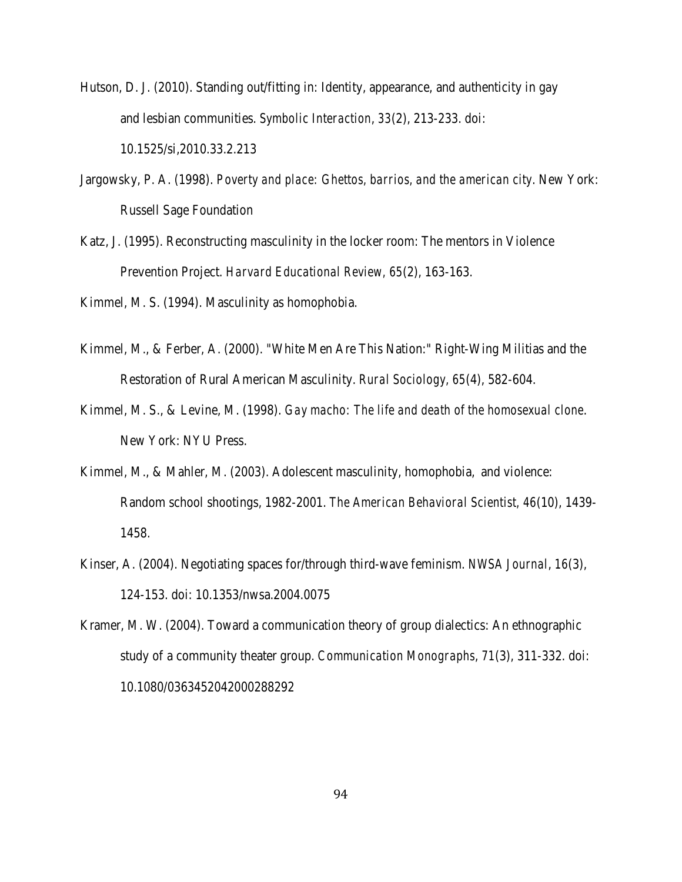Hutson, D. J. (2010). Standing out/fitting in: Identity, appearance, and authenticity in gay and lesbian communities. *Symbolic Interaction*, *33*(2), 213-233. doi: 10.1525/si,2010.33.2.213

Jargowsky, P. A. (1998). *Poverty and place: Ghettos, barrios, and the american city*. New York: Russell Sage Foundation

Katz, J. (1995). Reconstructing masculinity in the locker room: The mentors in Violence Prevention Project. *Harvard Educational Review, 65*(2), 163-163.

Kimmel, M. S. (1994). Masculinity as homophobia.

Kimmel, M., & Ferber, A. (2000). "White Men Are This Nation:" Right-Wing Militias and the Restoration of Rural American Masculinity. *Rural Sociology, 65*(4), 582-604.

Kimmel, M. S., & Levine, M. (1998). *Gay macho: The life and death of the homosexual clone*. New York: NYU Press.

Kimmel, M., & Mahler, M. (2003). Adolescent masculinity, homophobia, and violence: Random school shootings, 1982-2001. *The American Behavioral Scientist, 46*(10), 1439-1458.

Kinser, A. (2004). Negotiating spaces for/through third-wave feminism. *NWSA Journal*, *16*(3), 124-153. doi: 10.1353/nwsa.2004.0075

Kramer, M. W. (2004). Toward a communication theory of group dialectics: An ethnographic study of a community theater group. *Communication Monographs*, *71*(3), 311-332. doi: 10.1080/0363452042000288292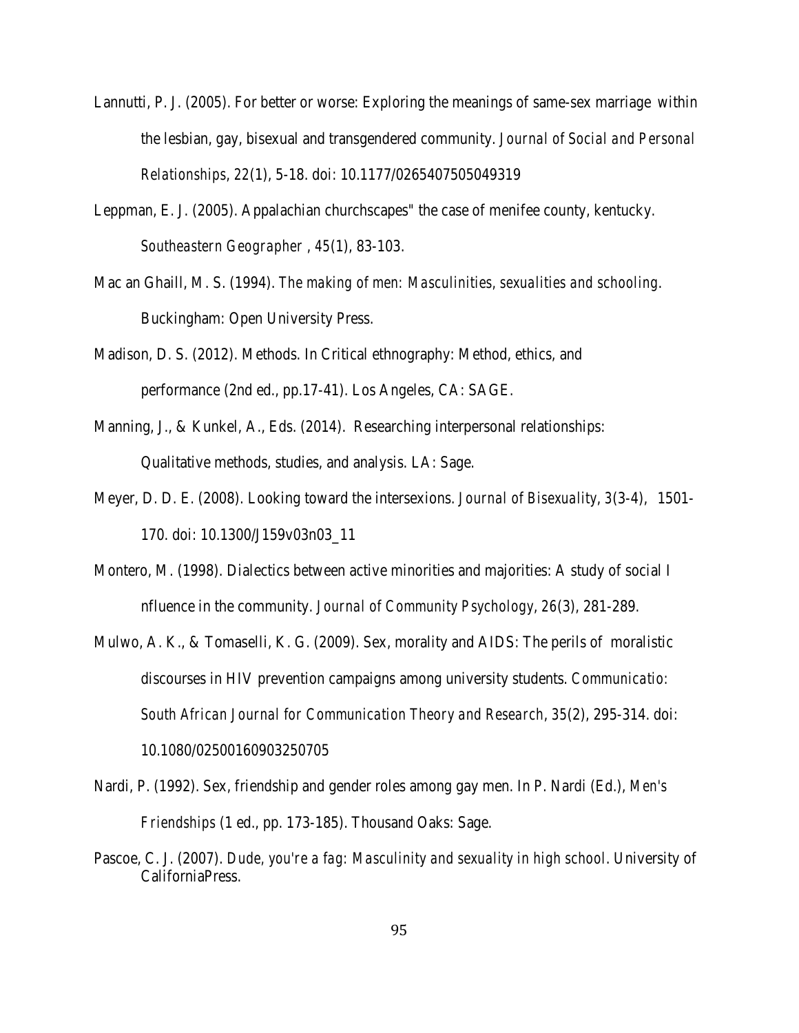Lannutti, P. J. (2005). For better or worse: Exploring the meanings of same-sex marriage within the lesbian, gay, bisexual and transgendered community. *Journal of Social and Personal Relationships, 22*(1), 5-18. doi: 10.1177/0265407505049319

Leppman, E. J. (2005). Appalachian churchscapes" the case of menifee county, kentucky. *Southeastern Geographer* , *45*(1), 83-103.

Mac an Ghaill, M. S. (1994). *The making of men: Masculinities, sexualities and schooling*. Buckingham: Open University Press.

Madison, D. S. (2012). Methods. In Critical ethnography: Method, ethics, and performance (2nd ed., pp.17-41). Los Angeles, CA: SAGE.

Manning, J., & Kunkel, A., Eds. (2014). Researching interpersonal relationships: Qualitative methods, studies, and analysis. LA: Sage.

Meyer, D. D. E. (2008). Looking toward the intersexions. *Journal of Bisexuality, 3*(3-4), 1501-170. doi: 10.1300/J159v03n03_11

Montero, M. (1998). Dialectics between active minorities and majorities: A study of social I nfluence in the community. *Journal of Community Psychology, 26*(3), 281-289.

Mulwo, A. K., & Tomaselli, K. G. (2009). Sex, morality and AIDS: The perils of moralistic discourses in HIV prevention campaigns among university students. *Communicatio: South African Journal for Communication Theory and Research, 35*(2), 295-314. doi: 10.1080/02500160903250705

Nardi, P. (1992). Sex, friendship and gender roles among gay men. In P. Nardi (Ed.), *Men's Friendships* (1 ed., pp. 173-185). Thousand Oaks: Sage.

Pascoe, C. J. (2007). *Dude, you're a fag: Masculinity and sexuality in high school*. University of CaliforniaPress.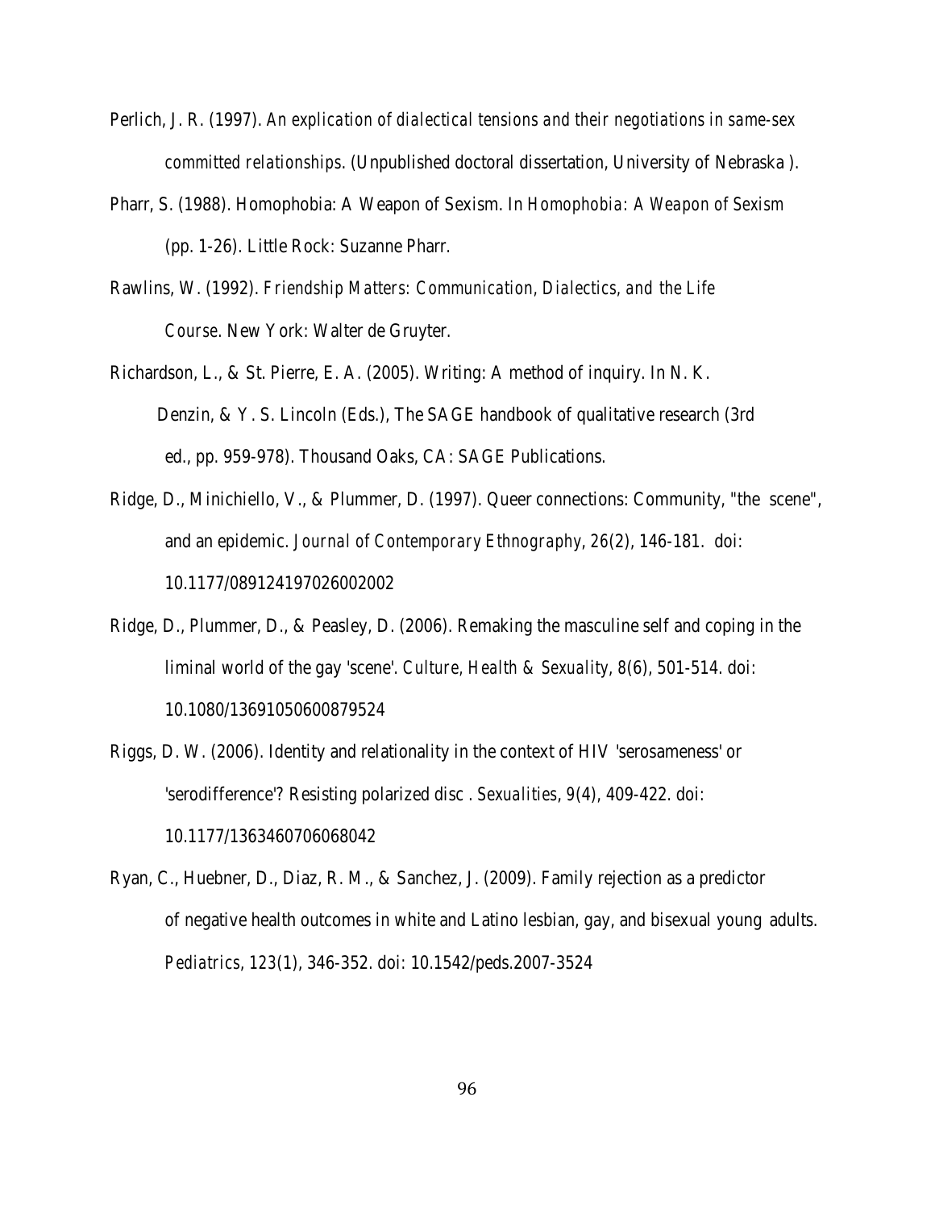Perlich, J. R. (1997). *An explication of dialectical tensions and their negotiations in same-sex committed relationships*. (Unpublished doctoral dissertation, University of Nebraska ).

Pharr, S. (1988). Homophobia: A Weapon of Sexism. In *Homophobia: A Weapon of Sexism* (pp. 1-26). Little Rock: Suzanne Pharr.

Rawlins, W. (1992). *Friendship Matters: Communication, Dialectics, and the Life Course*. New York: Walter de Gruyter.

Richardson, L., & St. Pierre, E. A. (2005). Writing: A method of inquiry. In N. K. Denzin, & Y. S. Lincoln (Eds.), The SAGE handbook of qualitative research (3rd ed., pp. 959-978). Thousand Oaks, CA: SAGE Publications.

Ridge, D., Minichiello, V., & Plummer, D. (1997). Queer connections: Community, "the scene", and an epidemic. *Journal of Contemporary Ethnography*, *26*(2), 146-181. doi: 10.1177/089124197026002002

Ridge, D., Plummer, D., & Peasley, D. (2006). Remaking the masculine self and coping in the liminal world of the gay 'scene'. *Culture, Health & Sexuality*, *8*(6), 501-514. doi: 10.1080/13691050600879524

Riggs, D. W. (2006). Identity and relationality in the context of HIV 'serosameness' or 'serodifference'? Resisting polarized disc . *Sexualities*, *9*(4), 409-422. doi: 10.1177/1363460706068042

Ryan, C., Huebner, D., Diaz, R. M., & Sanchez, J. (2009). Family rejection as a predictor of negative health outcomes in white and Latino lesbian, gay, and bisexual young adults. *Pediatrics*, *123*(1), 346-352. doi: 10.1542/peds.2007-3524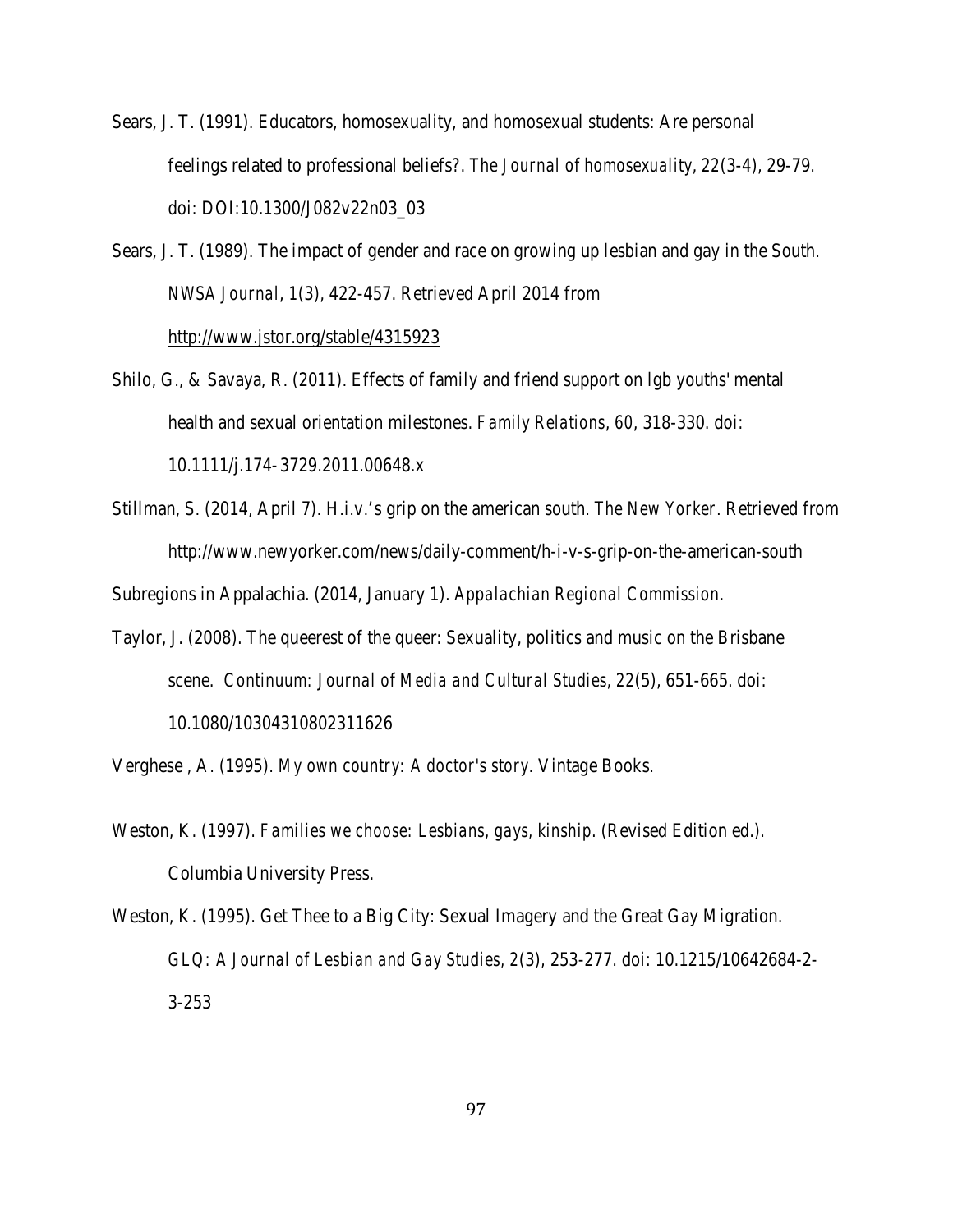Sears, J. T. (1991). Educators, homosexuality, and homosexual students: Are personal feelings related to professional beliefs?. *The Journal of homosexuality*, *22*(3-4), 29-79. doi: DOI:10.1300/J082v22n03_03

Sears, J. T. (1989). The impact of gender and race on growing up lesbian and gay in the South. *NWSA Journal*, *1*(3), 422-457. Retrieved April 2014 from http://www.jstor.org/stable/4315923

Shilo, G., & Savaya, R. (2011). Effects of family and friend support on lgb youths' mental health and sexual orientation milestones. *Family Relations*, *60*, 318-330. doi: 10.1111/j.174-3729.2011.00648.x

Stillman, S. (2014, April 7). H.i.v.'s grip on the american south. *The New Yorker*. Retrieved from http://www.newyorker.com/news/daily-comment/h-i-v-s-grip-on-the-american-south

Subregions in Appalachia. (2014, January 1). *Appalachian Regional Commission*.

Taylor, J. (2008). The queerest of the queer: Sexuality, politics and music on the Brisbane scene. *Continuum: Journal of Media and Cultural Studies*, *22*(5), 651-665. doi: 10.1080/10304310802311626

Verghese , A. (1995). *My own country: A doctor's story*. Vintage Books.

Weston, K. (1997). *Families we choose: Lesbians, gays, kinship*. (Revised Edition ed.). Columbia University Press.

Weston, K. (1995). Get Thee to a Big City: Sexual Imagery and the Great Gay Migration. *GLQ: A Journal of Lesbian and Gay Studies*, *2*(3), 253-277. doi: 10.1215/10642684-2-3-253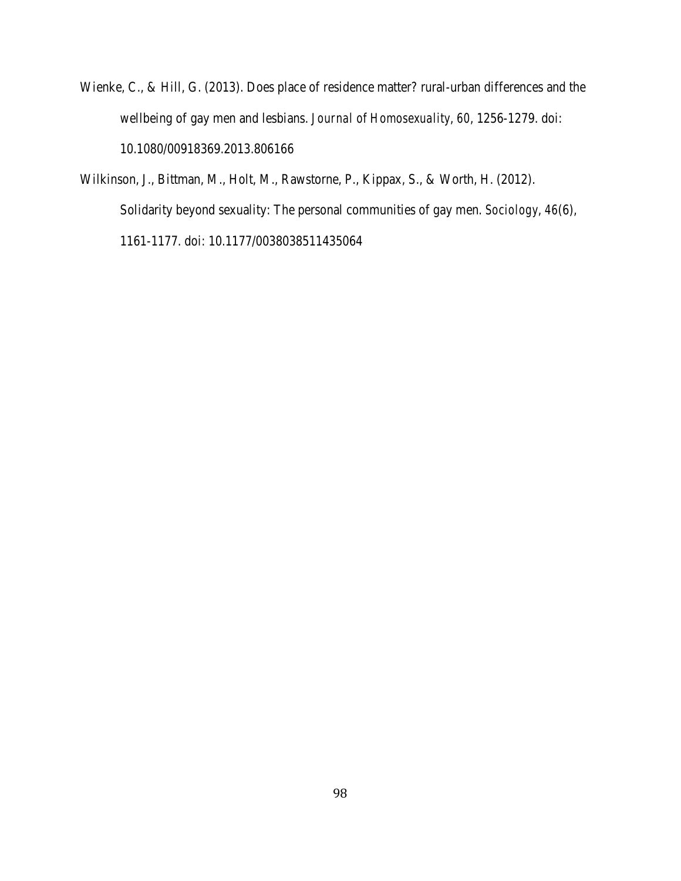Wienke, C., & Hill, G. (2013). Does place of residence matter? rural-urban differences and the wellbeing of gay men and lesbians. *Journal of Homosexuality, 60*, 1256-1279. doi: 10.1080/00918369.2013.806166

Wilkinson, J., Bittman, M., Holt, M., Rawstorne, P., Kippax, S., & Worth, H. (2012). Solidarity beyond sexuality: The personal communities of gay men. *Sociology, 46*(6), 1161-1177. doi: 10.1177/0038038511435064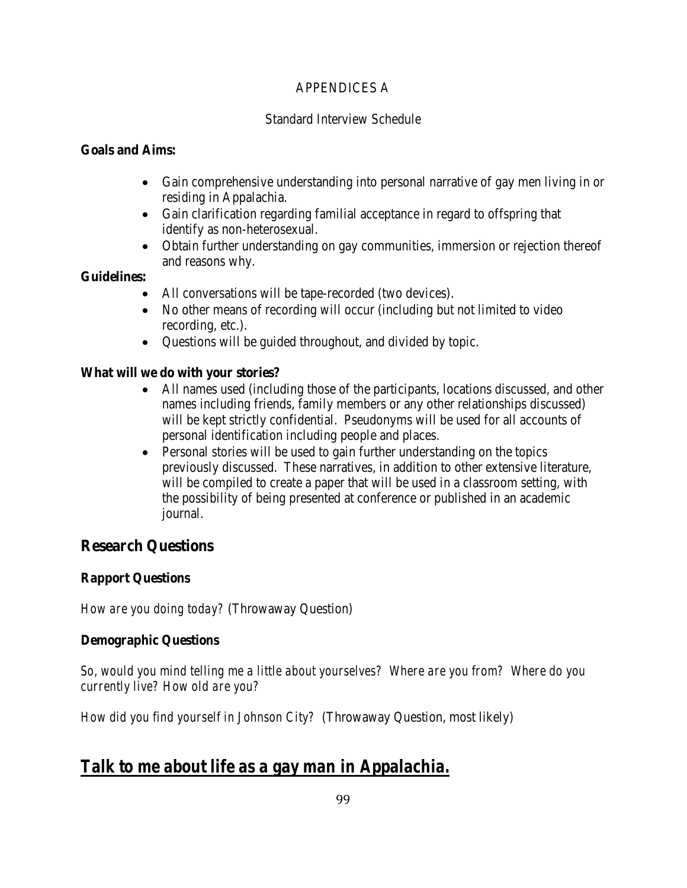APPENDICES A

Standard Interview Schedule

**Goals and Aims:**

- Gain comprehensive understanding into personal narrative of gay men living in or residing in Appalachia.
- Gain clarification regarding familial acceptance in regard to offspring that identify as non-heterosexual.
- Obtain further understanding on gay communities, immersion or rejection thereof and reasons why.

**Guidelines:**

- All conversations will be tape-recorded (two devices).
- No other means of recording will occur (including but not limited to video recording, etc.).
- Questions will be guided throughout, and divided by topic.

**What will we do with your stories?**

- All names used (including those of the participants, locations discussed, and other names including friends, family members or any other relationships discussed) will be kept strictly confidential. Pseudonyms will be used for all accounts of personal identification including people and places.
- Personal stories will be used to gain further understanding on the topics previously discussed. These narratives, in addition to other extensive literature, will be compiled to create a paper that will be used in a classroom setting, with the possibility of being presented at conference or published in an academic journal.

## Research Questions

**Rapport Questions**

*How are you doing today?* (Throwaway Question)

**Demographic Questions**

*So, would you mind telling me a little about yourselves? Where are you from? Where do you currently live? How old are you?*

*How did you find yourself in Johnson City?* (Throwaway Question, most likely)

## Talk to me about life as a gay man in Appalachia.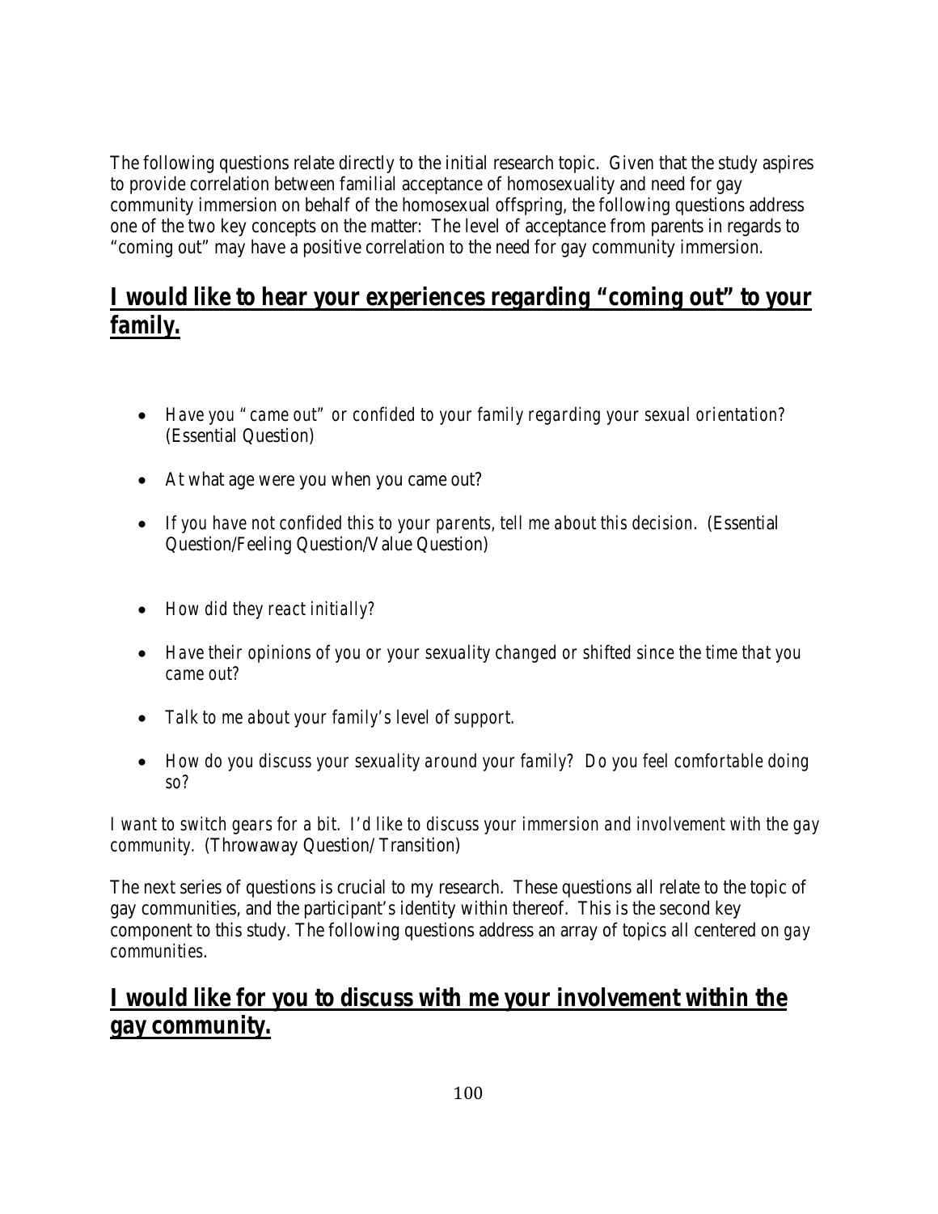The following questions relate directly to the initial research topic. Given that the study aspires to provide correlation between familial acceptance of homosexuality and need for gay community immersion on behalf of the homosexual offspring, the following questions address one of the two key concepts on the matter: The level of acceptance from parents in regards to "coming out" may have a positive correlation to the need for gay community immersion.

## I would like to hear your experiences regarding "coming out" to your family.

- *Have you "came out" or confided to your family regarding your sexual orientation?* (Essential Question)
- At what age were you when you came out?
- *If you have not confided this to your parents, tell me about this decision.* (Essential Question/Feeling Question/Value Question)
- *How did they react initially?*
- *Have their opinions of you or your sexuality changed or shifted since the time that you came out?*
- *Talk to me about your family's level of support.*
- *How do you discuss your sexuality around your family? Do you feel comfortable doing so?*

*I want to switch gears for a bit. I'd like to discuss your immersion and involvement with the gay community.* (Throwaway Question/ Transition)

The next series of questions is crucial to my research. These questions all relate to the topic of gay communities, and the participant's identity within thereof. This is the second key component to this study. The following questions address an array of topics all centered on *gay communities.*

## I would like for you to discuss with me your involvement within the gay community.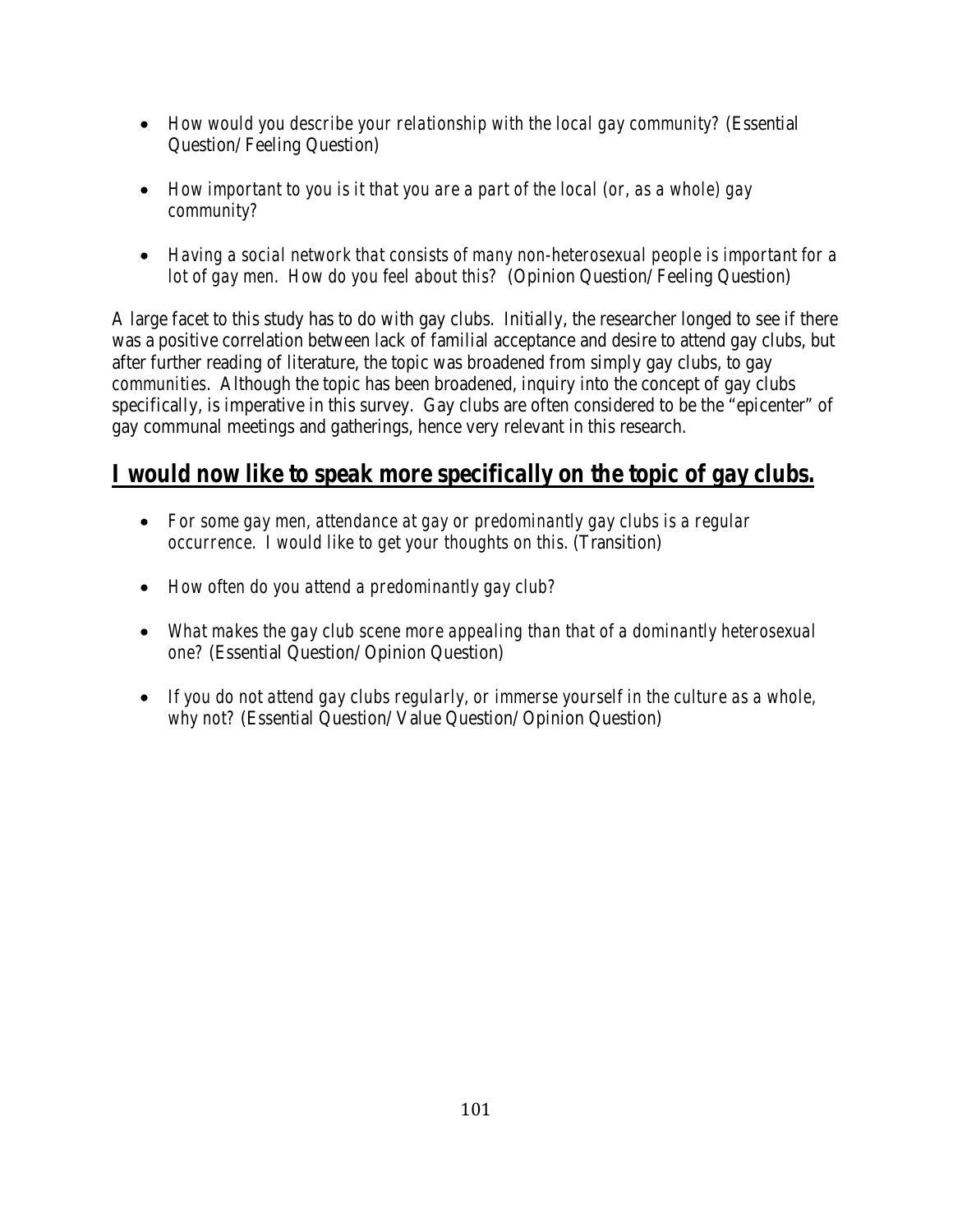- *How would you describe your relationship with the local gay community?* (Essential Question/Feeling Question)

- *How important to you is it that you are a part of the local (or, as a whole) gay community?*

- *Having a social network that consists of many non-heterosexual people is important for a lot of gay men. How do you feel about this?* (Opinion Question/Feeling Question)

A large facet to this study has to do with gay clubs. Initially, the researcher longed to see if there was a positive correlation between lack of familial acceptance and desire to attend gay clubs, but after further reading of literature, the topic was broadened from simply gay clubs, to gay *communities*. Although the topic has been broadened, inquiry into the concept of gay clubs specifically, is imperative in this survey. Gay clubs are often considered to be the "epicenter" of gay communal meetings and gatherings, hence very relevant in this research.

## I would now like to speak more specifically on the topic of gay clubs.

- *For some gay men, attendance at gay or predominantly gay clubs is a regular occurrence. I would like to get your thoughts on this.* (Transition)

- *How often do you attend a predominantly gay club?*

- *What makes the gay club scene more appealing than that of a dominantly heterosexual one?* (Essential Question/Opinion Question)

- *If you do not attend gay clubs regularly, or immerse yourself in the culture as a whole, why not?* (Essential Question/Value Question/Opinion Question)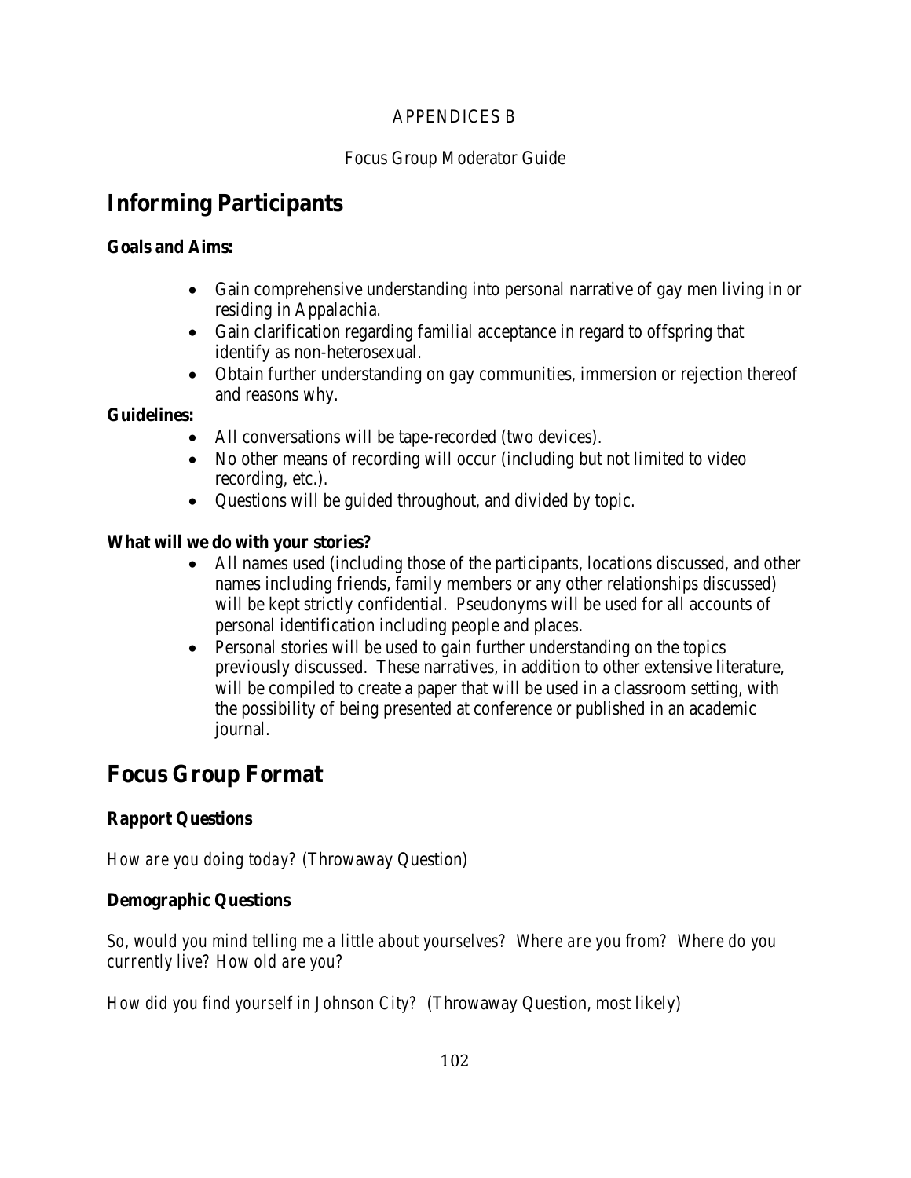APPENDICES B

Focus Group Moderator Guide

# Informing Participants

**Goals and Aims:**

- Gain comprehensive understanding into personal narrative of gay men living in or residing in Appalachia.
- Gain clarification regarding familial acceptance in regard to offspring that identify as non-heterosexual.
- Obtain further understanding on gay communities, immersion or rejection thereof and reasons why.

**Guidelines:**

- All conversations will be tape-recorded (two devices).
- No other means of recording will occur (including but not limited to video recording, etc.).
- Questions will be guided throughout, and divided by topic.

**What will we do with your stories?**

- All names used (including those of the participants, locations discussed, and other names including friends, family members or any other relationships discussed) will be kept strictly confidential. Pseudonyms will be used for all accounts of personal identification including people and places.
- Personal stories will be used to gain further understanding on the topics previously discussed. These narratives, in addition to other extensive literature, will be compiled to create a paper that will be used in a classroom setting, with the possibility of being presented at conference or published in an academic journal.

# Focus Group Format

**Rapport Questions**

*How are you doing today?* (Throwaway Question)

**Demographic Questions**

*So, would you mind telling me a little about yourselves? Where are you from? Where do you currently live? How old are you?*

*How did you find yourself in Johnson City?* (Throwaway Question, most likely)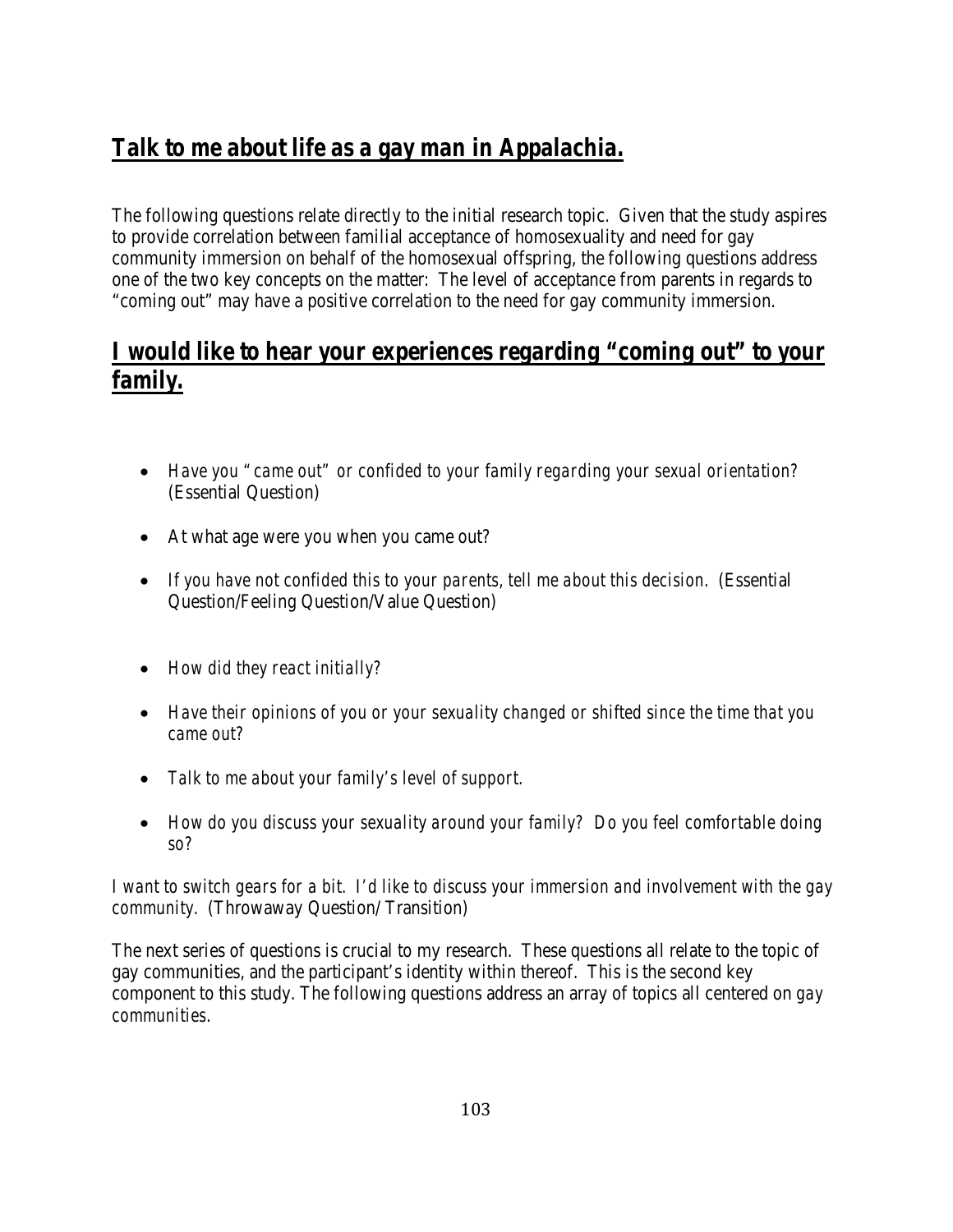## **Talk to me about life as a gay man in Appalachia.**

The following questions relate directly to the initial research topic. Given that the study aspires to provide correlation between familial acceptance of homosexuality and need for gay community immersion on behalf of the homosexual offspring, the following questions address one of the two key concepts on the matter: The level of acceptance from parents in regards to "coming out" may have a positive correlation to the need for gay community immersion.

## **I would like to hear your experiences regarding "coming out" to your family.**

- *Have you "came out" or confided to your family regarding your sexual orientation?* (Essential Question)
- At what age were you when you came out?
- *If you have not confided this to your parents, tell me about this decision.* (Essential Question/Feeling Question/Value Question)
- *How did they react initially?*
- *Have their opinions of you or your sexuality changed or shifted since the time that you came out?*
- *Talk to me about your family's level of support.*
- *How do you discuss your sexuality around your family? Do you feel comfortable doing so?*

*I want to switch gears for a bit. I'd like to discuss your immersion and involvement with the gay community.* (Throwaway Question/ Transition)

The next series of questions is crucial to my research. These questions all relate to the topic of gay communities, and the participant's identity within thereof. This is the second key component to this study. The following questions address an array of topics all centered on *gay communities.*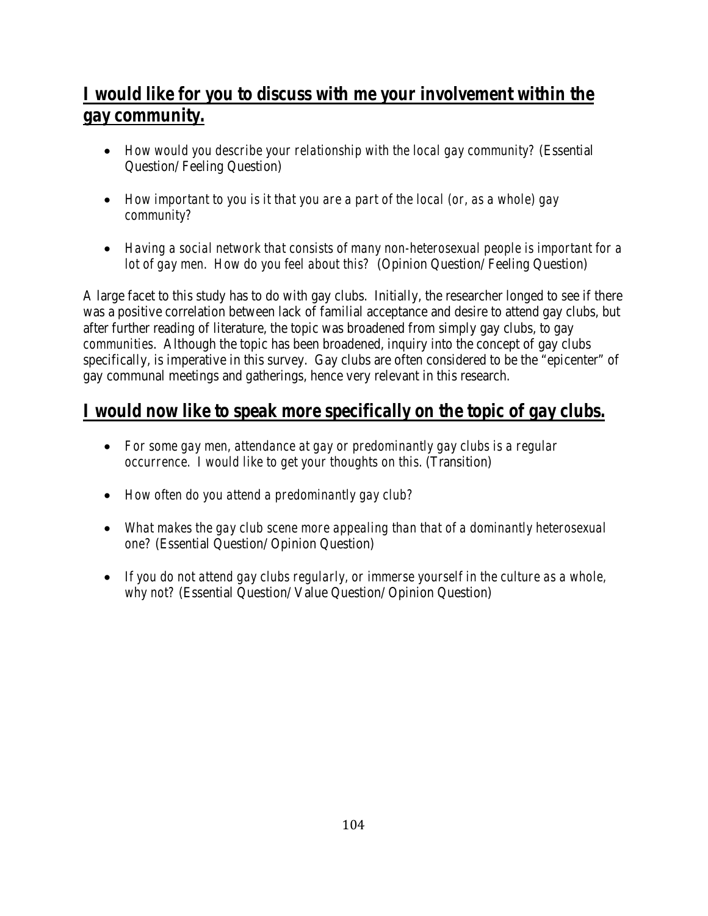## I would like for you to discuss with me your involvement within the gay community.

- *How would you describe your relationship with the local gay community?* (Essential Question/Feeling Question)

- *How important to you is it that you are a part of the local (or, as a whole) gay community?*

- *Having a social network that consists of many non-heterosexual people is important for a lot of gay men. How do you feel about this?* (Opinion Question/Feeling Question)

A large facet to this study has to do with gay clubs. Initially, the researcher longed to see if there was a positive correlation between lack of familial acceptance and desire to attend gay clubs, but after further reading of literature, the topic was broadened from simply gay clubs, to gay *communities*. Although the topic has been broadened, inquiry into the concept of gay clubs specifically, is imperative in this survey. Gay clubs are often considered to be the "epicenter" of gay communal meetings and gatherings, hence very relevant in this research.

## I would now like to speak more specifically on the topic of gay clubs.

- *For some gay men, attendance at gay or predominantly gay clubs is a regular occurrence. I would like to get your thoughts on this.* (Transition)

- *How often do you attend a predominantly gay club?*

- *What makes the gay club scene more appealing than that of a dominantly heterosexual one?* (Essential Question/Opinion Question)

- *If you do not attend gay clubs regularly, or immerse yourself in the culture as a whole, why not?* (Essential Question/Value Question/Opinion Question)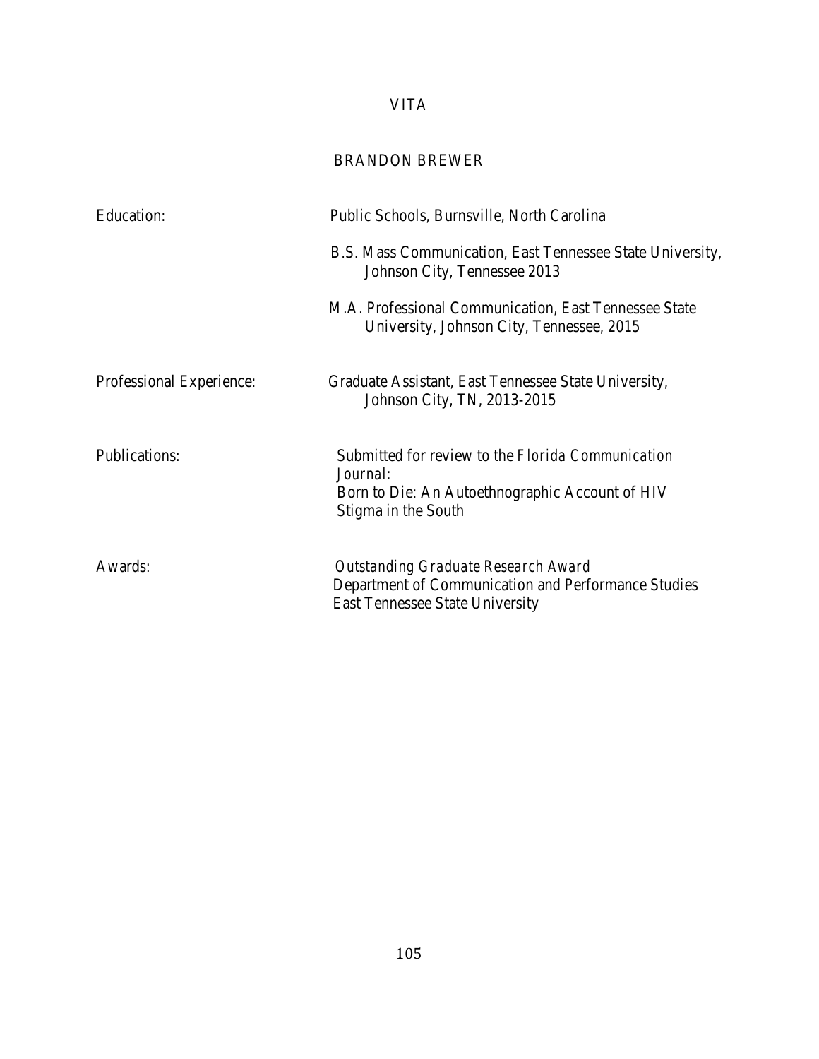# VITA

## BRANDON BREWER

| | |
|---|---|
| Education: | Public Schools, Burnsville, North Carolina |
| | B.S. Mass Communication, East Tennessee State University, Johnson City, Tennessee 2013 |
| | M.A. Professional Communication, East Tennessee State University, Johnson City, Tennessee, 2015 |
| Professional Experience: | Graduate Assistant, East Tennessee State University, Johnson City, TN, 2013-2015 |
| Publications: | Submitted for review to the *Florida Communication Journal*: Born to Die: An Autoethnographic Account of HIV Stigma in the South |
| Awards: | *Outstanding Graduate Research Award* Department of Communication and Performance Studies East Tennessee State University |